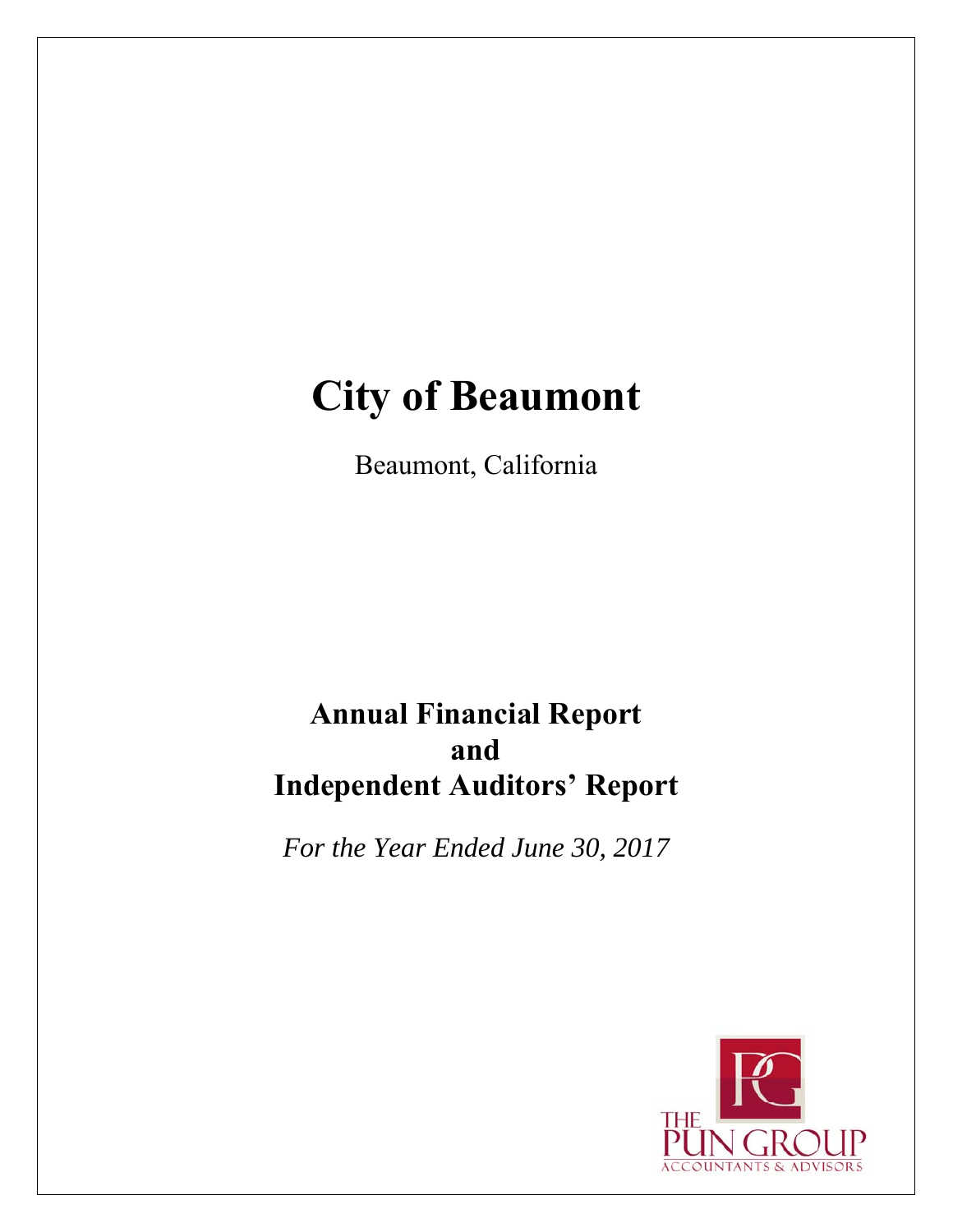# City of Beaumont

Beaumont, California

## Annual Financial Report
## and
## Independent Auditors' Report

*For the Year Ended June 30, 2017*

THE PUN GROUP
ACCOUNTANTS & ADVISORS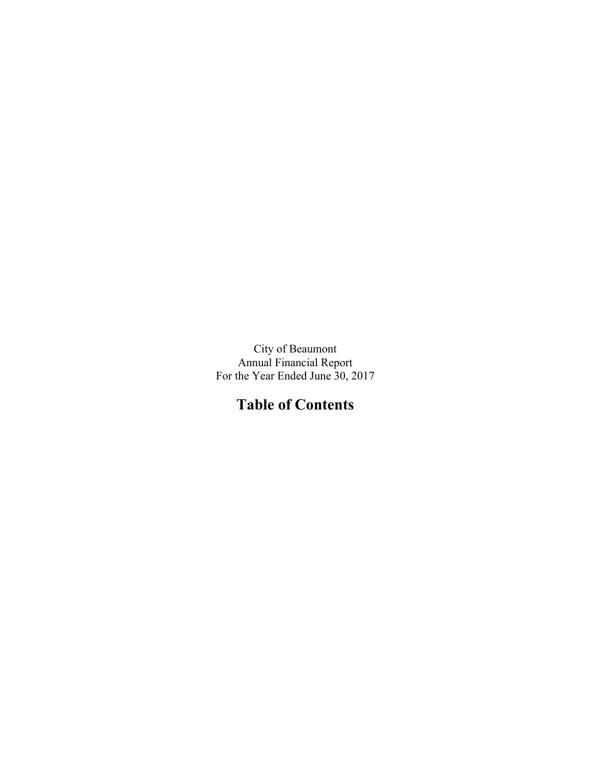City of Beaumont
Annual Financial Report
For the Year Ended June 30, 2017

# Table of Contents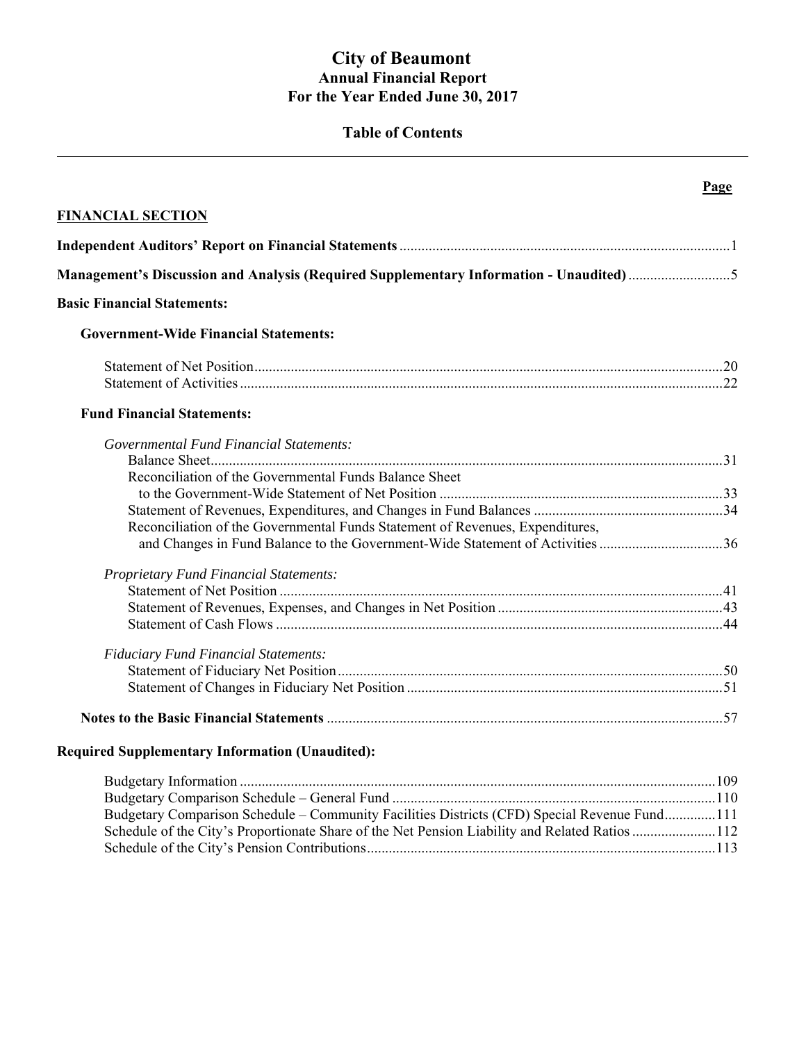# City of Beaumont
## Annual Financial Report
## For the Year Ended June 30, 2017

### Table of Contents

| | Page |
|---|---|
| **FINANCIAL SECTION** | |
| **Independent Auditors' Report on Financial Statements** | 1 |
| **Management's Discussion and Analysis (Required Supplementary Information - Unaudited)** | 5 |
| **Basic Financial Statements:** | |
| **Government-Wide Financial Statements:** | |
| Statement of Net Position | 20 |
| Statement of Activities | 22 |
| **Fund Financial Statements:** | |
| *Governmental Fund Financial Statements:* | |
| Balance Sheet | 31 |
| Reconciliation of the Governmental Funds Balance Sheet to the Government-Wide Statement of Net Position | 33 |
| Statement of Revenues, Expenditures, and Changes in Fund Balances | 34 |
| Reconciliation of the Governmental Funds Statement of Revenues, Expenditures, and Changes in Fund Balance to the Government-Wide Statement of Activities | 36 |
| *Proprietary Fund Financial Statements:* | |
| Statement of Net Position | 41 |
| Statement of Revenues, Expenses, and Changes in Net Position | 43 |
| Statement of Cash Flows | 44 |
| *Fiduciary Fund Financial Statements:* | |
| Statement of Fiduciary Net Position | 50 |
| Statement of Changes in Fiduciary Net Position | 51 |
| **Notes to the Basic Financial Statements** | 57 |
| **Required Supplementary Information (Unaudited):** | |
| Budgetary Information | 109 |
| Budgetary Comparison Schedule – General Fund | 110 |
| Budgetary Comparison Schedule – Community Facilities Districts (CFD) Special Revenue Fund | 111 |
| Schedule of the City's Proportionate Share of the Net Pension Liability and Related Ratios | 112 |
| Schedule of the City's Pension Contributions | 113 |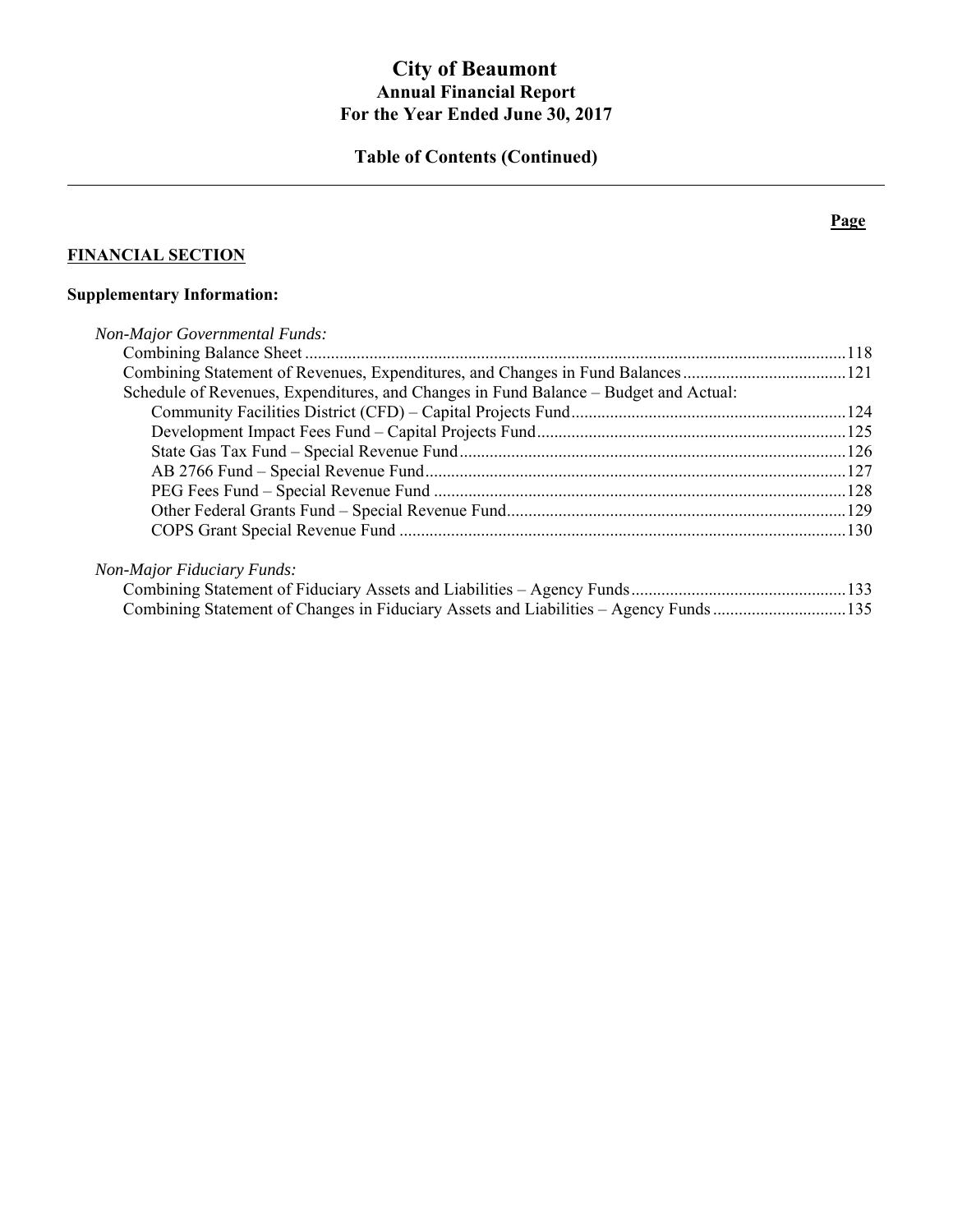# City of Beaumont
## Annual Financial Report
## For the Year Ended June 30, 2017

## Table of Contents (Continued)

**Page**

**FINANCIAL SECTION**

**Supplementary Information:**

*Non-Major Governmental Funds:*

| | Page |
|---|---|
| Combining Balance Sheet | 118 |
| Combining Statement of Revenues, Expenditures, and Changes in Fund Balances | 121 |
| Schedule of Revenues, Expenditures, and Changes in Fund Balance – Budget and Actual: | |
| Community Facilities District (CFD) – Capital Projects Fund | 124 |
| Development Impact Fees Fund – Capital Projects Fund | 125 |
| State Gas Tax Fund – Special Revenue Fund | 126 |
| AB 2766 Fund – Special Revenue Fund | 127 |
| PEG Fees Fund – Special Revenue Fund | 128 |
| Other Federal Grants Fund – Special Revenue Fund | 129 |
| COPS Grant Special Revenue Fund | 130 |

*Non-Major Fiduciary Funds:*

| | Page |
|---|---|
| Combining Statement of Fiduciary Assets and Liabilities – Agency Funds | 133 |
| Combining Statement of Changes in Fiduciary Assets and Liabilities – Agency Funds | 135 |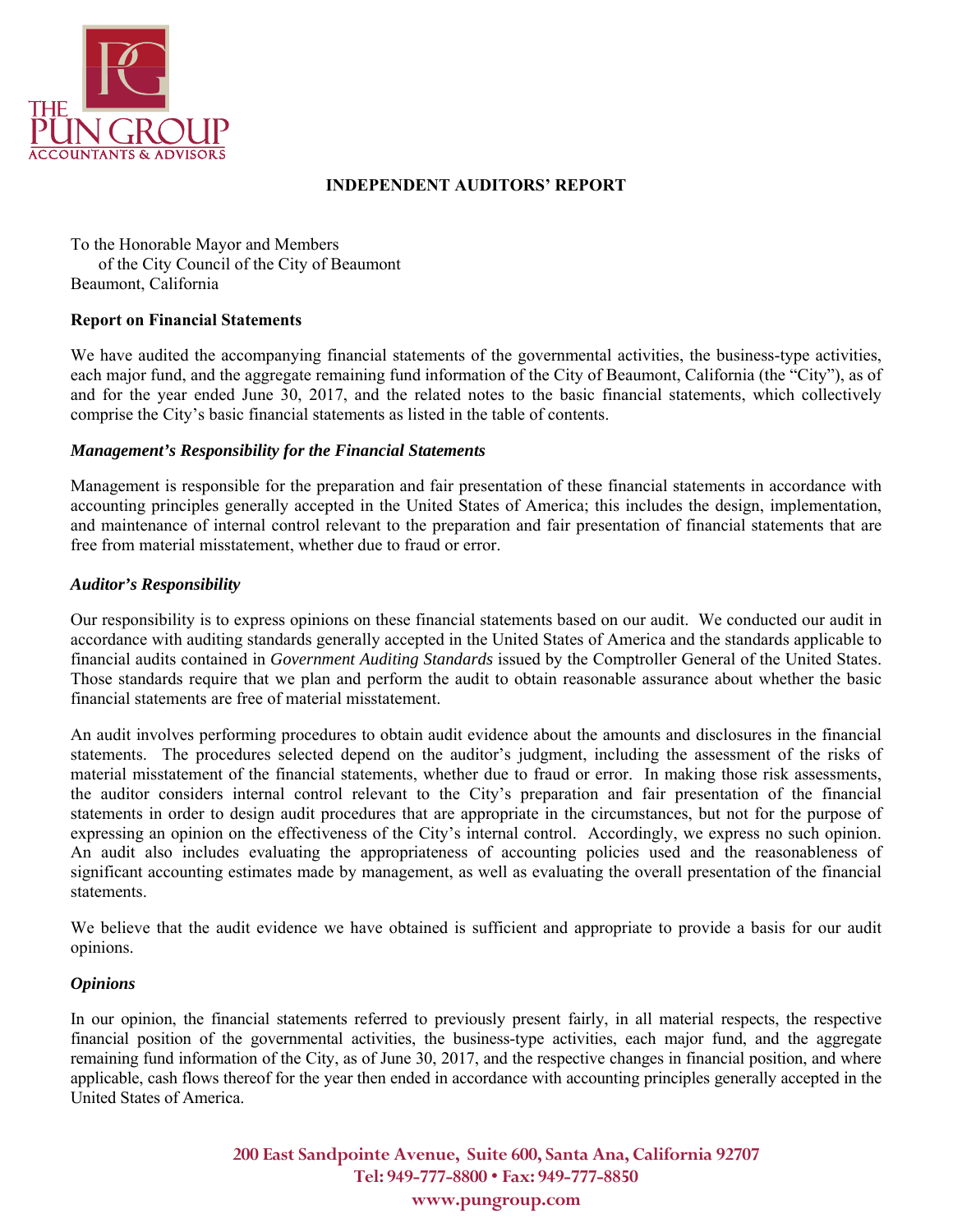THE PUN GROUP
ACCOUNTANTS & ADVISORS

# INDEPENDENT AUDITORS' REPORT

To the Honorable Mayor and Members
of the City Council of the City of Beaumont
Beaumont, California

## Report on Financial Statements

We have audited the accompanying financial statements of the governmental activities, the business-type activities, each major fund, and the aggregate remaining fund information of the City of Beaumont, California (the "City"), as of and for the year ended June 30, 2017, and the related notes to the basic financial statements, which collectively comprise the City's basic financial statements as listed in the table of contents.

### *Management's Responsibility for the Financial Statements*

Management is responsible for the preparation and fair presentation of these financial statements in accordance with accounting principles generally accepted in the United States of America; this includes the design, implementation, and maintenance of internal control relevant to the preparation and fair presentation of financial statements that are free from material misstatement, whether due to fraud or error.

### *Auditor's Responsibility*

Our responsibility is to express opinions on these financial statements based on our audit. We conducted our audit in accordance with auditing standards generally accepted in the United States of America and the standards applicable to financial audits contained in *Government Auditing Standards* issued by the Comptroller General of the United States. Those standards require that we plan and perform the audit to obtain reasonable assurance about whether the basic financial statements are free of material misstatement.

An audit involves performing procedures to obtain audit evidence about the amounts and disclosures in the financial statements. The procedures selected depend on the auditor's judgment, including the assessment of the risks of material misstatement of the financial statements, whether due to fraud or error. In making those risk assessments, the auditor considers internal control relevant to the City's preparation and fair presentation of the financial statements in order to design audit procedures that are appropriate in the circumstances, but not for the purpose of expressing an opinion on the effectiveness of the City's internal control. Accordingly, we express no such opinion. An audit also includes evaluating the appropriateness of accounting policies used and the reasonableness of significant accounting estimates made by management, as well as evaluating the overall presentation of the financial statements.

We believe that the audit evidence we have obtained is sufficient and appropriate to provide a basis for our audit opinions.

### *Opinions*

In our opinion, the financial statements referred to previously present fairly, in all material respects, the respective financial position of the governmental activities, the business-type activities, each major fund, and the aggregate remaining fund information of the City, as of June 30, 2017, and the respective changes in financial position, and where applicable, cash flows thereof for the year then ended in accordance with accounting principles generally accepted in the United States of America.

200 East Sandpointe Avenue, Suite 600, Santa Ana, California 92707
Tel: 949-777-8800 • Fax: 949-777-8850
www.pungroup.com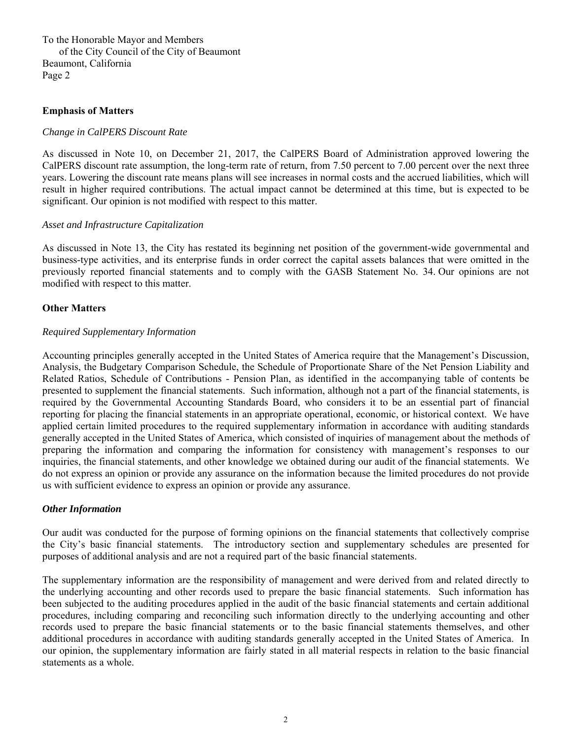To the Honorable Mayor and Members
of the City Council of the City of Beaumont
Beaumont, California
Page 2

**Emphasis of Matters**

*Change in CalPERS Discount Rate*

As discussed in Note 10, on December 21, 2017, the CalPERS Board of Administration approved lowering the CalPERS discount rate assumption, the long-term rate of return, from 7.50 percent to 7.00 percent over the next three years. Lowering the discount rate means plans will see increases in normal costs and the accrued liabilities, which will result in higher required contributions. The actual impact cannot be determined at this time, but is expected to be significant. Our opinion is not modified with respect to this matter.

*Asset and Infrastructure Capitalization*

As discussed in Note 13, the City has restated its beginning net position of the government-wide governmental and business-type activities, and its enterprise funds in order correct the capital assets balances that were omitted in the previously reported financial statements and to comply with the GASB Statement No. 34. Our opinions are not modified with respect to this matter.

**Other Matters**

*Required Supplementary Information*

Accounting principles generally accepted in the United States of America require that the Management's Discussion, Analysis, the Budgetary Comparison Schedule, the Schedule of Proportionate Share of the Net Pension Liability and Related Ratios, Schedule of Contributions - Pension Plan, as identified in the accompanying table of contents be presented to supplement the financial statements. Such information, although not a part of the financial statements, is required by the Governmental Accounting Standards Board, who considers it to be an essential part of financial reporting for placing the financial statements in an appropriate operational, economic, or historical context. We have applied certain limited procedures to the required supplementary information in accordance with auditing standards generally accepted in the United States of America, which consisted of inquiries of management about the methods of preparing the information and comparing the information for consistency with management's responses to our inquiries, the financial statements, and other knowledge we obtained during our audit of the financial statements. We do not express an opinion or provide any assurance on the information because the limited procedures do not provide us with sufficient evidence to express an opinion or provide any assurance.

***Other Information***

Our audit was conducted for the purpose of forming opinions on the financial statements that collectively comprise the City's basic financial statements. The introductory section and supplementary schedules are presented for purposes of additional analysis and are not a required part of the basic financial statements.

The supplementary information are the responsibility of management and were derived from and related directly to the underlying accounting and other records used to prepare the basic financial statements. Such information has been subjected to the auditing procedures applied in the audit of the basic financial statements and certain additional procedures, including comparing and reconciling such information directly to the underlying accounting and other records used to prepare the basic financial statements or to the basic financial statements themselves, and other additional procedures in accordance with auditing standards generally accepted in the United States of America. In our opinion, the supplementary information are fairly stated in all material respects in relation to the basic financial statements as a whole.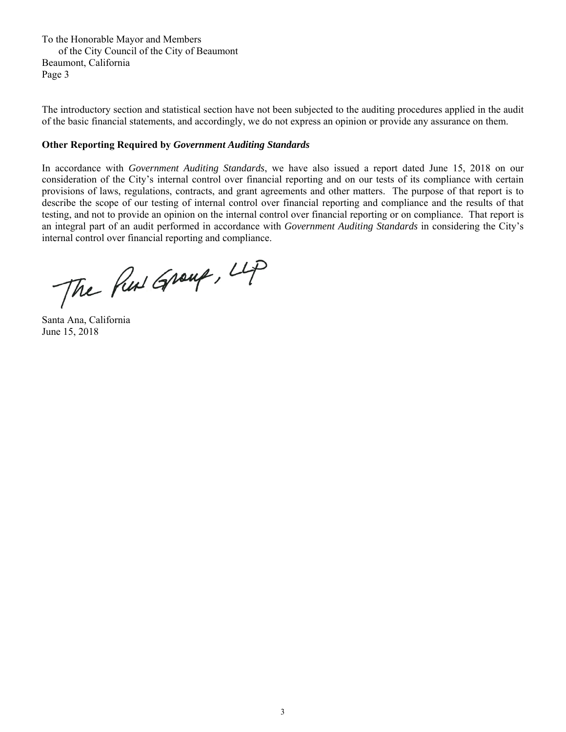To the Honorable Mayor and Members
of the City Council of the City of Beaumont
Beaumont, California
Page 3

The introductory section and statistical section have not been subjected to the auditing procedures applied in the audit of the basic financial statements, and accordingly, we do not express an opinion or provide any assurance on them.

**Other Reporting Required by *Government Auditing Standards***

In accordance with *Government Auditing Standards*, we have also issued a report dated June 15, 2018 on our consideration of the City's internal control over financial reporting and on our tests of its compliance with certain provisions of laws, regulations, contracts, and grant agreements and other matters. The purpose of that report is to describe the scope of our testing of internal control over financial reporting and compliance and the results of that testing, and not to provide an opinion on the internal control over financial reporting or on compliance. That report is an integral part of an audit performed in accordance with *Government Auditing Standards* in considering the City's internal control over financial reporting and compliance.

The Pun Group, LLP

Santa Ana, California
June 15, 2018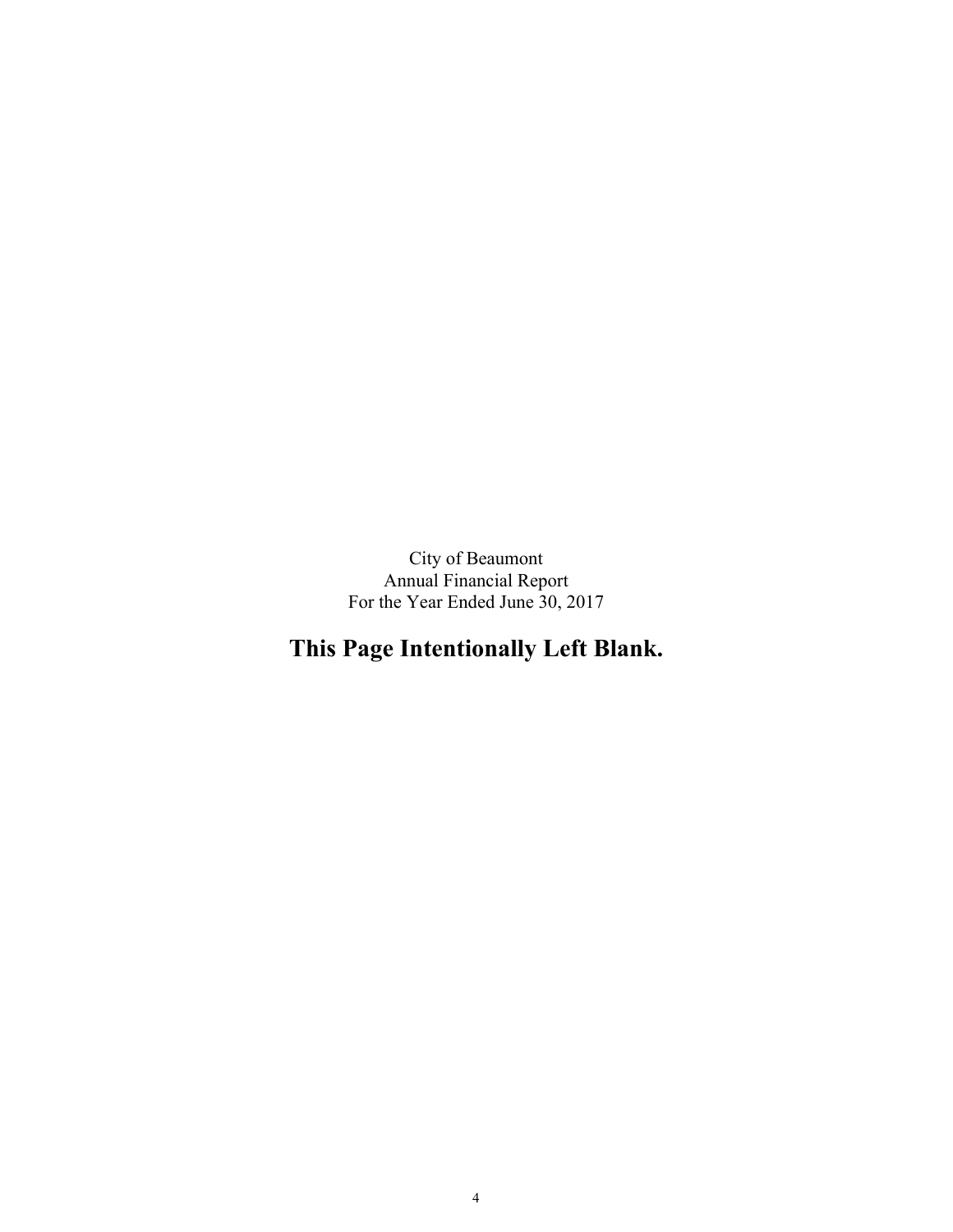City of Beaumont
Annual Financial Report
For the Year Ended June 30, 2017

**This Page Intentionally Left Blank.**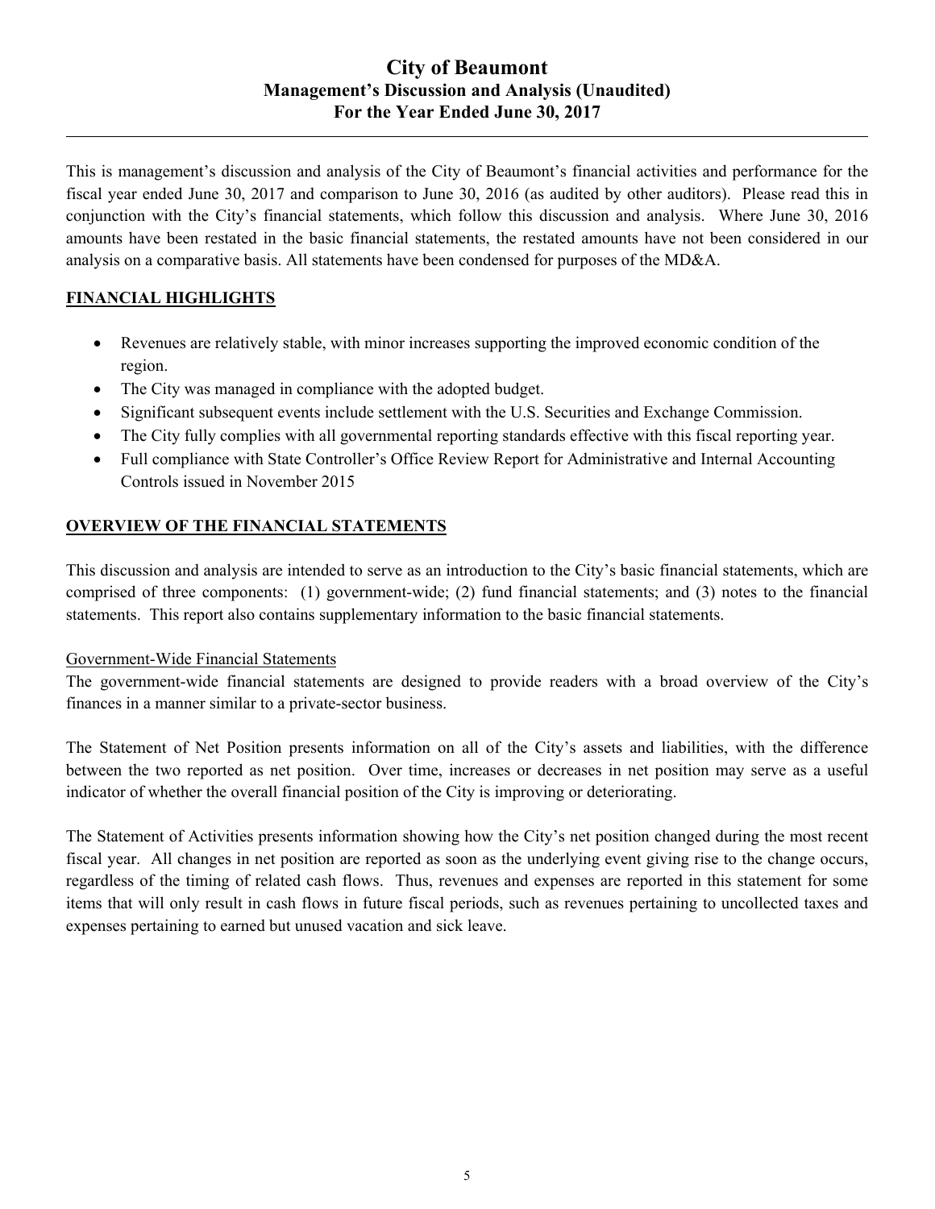# City of Beaumont
## Management's Discussion and Analysis (Unaudited)
## For the Year Ended June 30, 2017

This is management's discussion and analysis of the City of Beaumont's financial activities and performance for the fiscal year ended June 30, 2017 and comparison to June 30, 2016 (as audited by other auditors). Please read this in conjunction with the City's financial statements, which follow this discussion and analysis. Where June 30, 2016 amounts have been restated in the basic financial statements, the restated amounts have not been considered in our analysis on a comparative basis. All statements have been condensed for purposes of the MD&A.

**FINANCIAL HIGHLIGHTS**

- Revenues are relatively stable, with minor increases supporting the improved economic condition of the region.
- The City was managed in compliance with the adopted budget.
- Significant subsequent events include settlement with the U.S. Securities and Exchange Commission.
- The City fully complies with all governmental reporting standards effective with this fiscal reporting year.
- Full compliance with State Controller's Office Review Report for Administrative and Internal Accounting Controls issued in November 2015

**OVERVIEW OF THE FINANCIAL STATEMENTS**

This discussion and analysis are intended to serve as an introduction to the City's basic financial statements, which are comprised of three components: (1) government-wide; (2) fund financial statements; and (3) notes to the financial statements. This report also contains supplementary information to the basic financial statements.

Government-Wide Financial Statements

The government-wide financial statements are designed to provide readers with a broad overview of the City's finances in a manner similar to a private-sector business.

The Statement of Net Position presents information on all of the City's assets and liabilities, with the difference between the two reported as net position. Over time, increases or decreases in net position may serve as a useful indicator of whether the overall financial position of the City is improving or deteriorating.

The Statement of Activities presents information showing how the City's net position changed during the most recent fiscal year. All changes in net position are reported as soon as the underlying event giving rise to the change occurs, regardless of the timing of related cash flows. Thus, revenues and expenses are reported in this statement for some items that will only result in cash flows in future fiscal periods, such as revenues pertaining to uncollected taxes and expenses pertaining to earned but unused vacation and sick leave.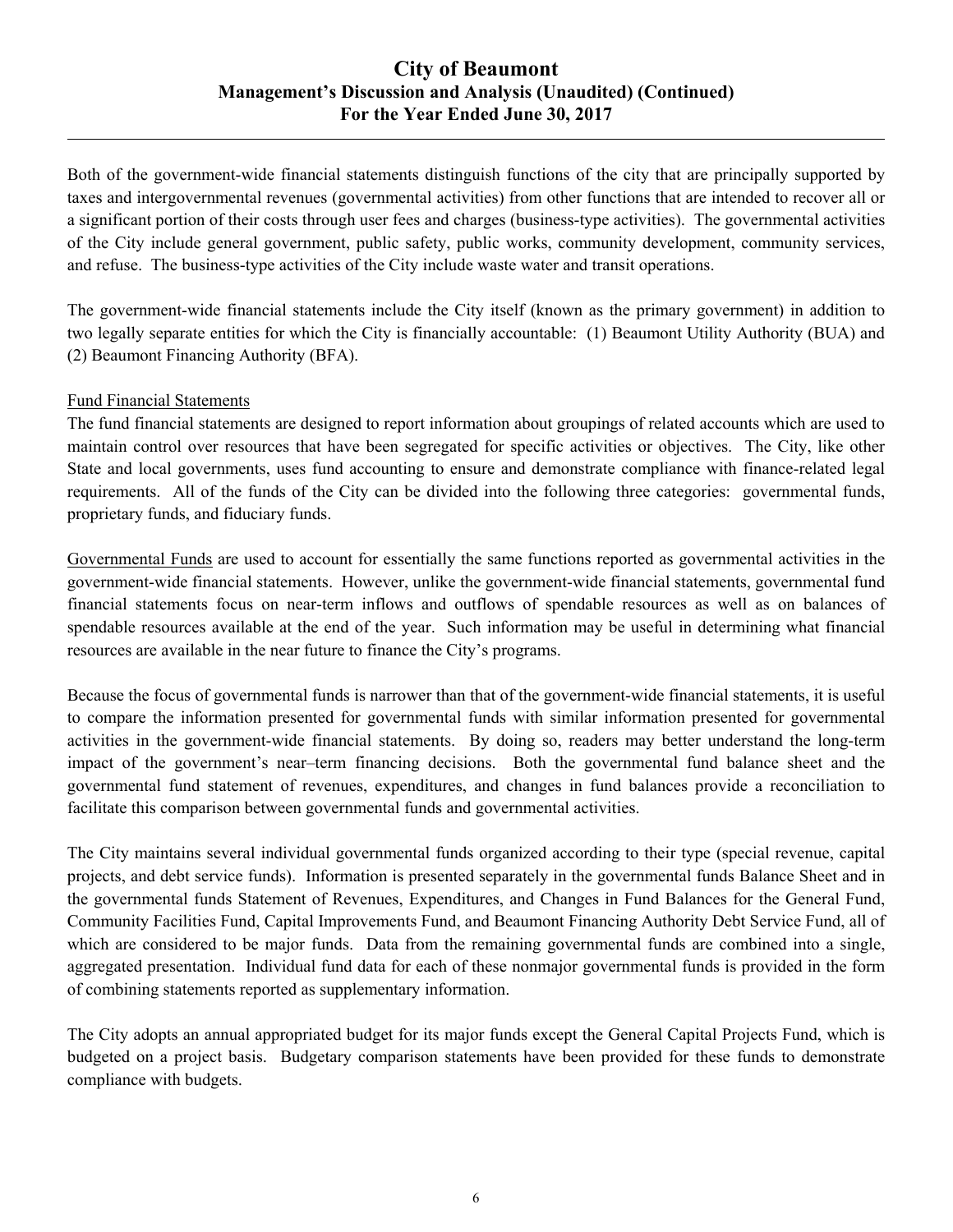Both of the government-wide financial statements distinguish functions of the city that are principally supported by taxes and intergovernmental revenues (governmental activities) from other functions that are intended to recover all or a significant portion of their costs through user fees and charges (business-type activities). The governmental activities of the City include general government, public safety, public works, community development, community services, and refuse. The business-type activities of the City include waste water and transit operations.

The government-wide financial statements include the City itself (known as the primary government) in addition to two legally separate entities for which the City is financially accountable: (1) Beaumont Utility Authority (BUA) and (2) Beaumont Financing Authority (BFA).

Fund Financial Statements

The fund financial statements are designed to report information about groupings of related accounts which are used to maintain control over resources that have been segregated for specific activities or objectives. The City, like other State and local governments, uses fund accounting to ensure and demonstrate compliance with finance-related legal requirements. All of the funds of the City can be divided into the following three categories: governmental funds, proprietary funds, and fiduciary funds.

Governmental Funds are used to account for essentially the same functions reported as governmental activities in the government-wide financial statements. However, unlike the government-wide financial statements, governmental fund financial statements focus on near-term inflows and outflows of spendable resources as well as on balances of spendable resources available at the end of the year. Such information may be useful in determining what financial resources are available in the near future to finance the City's programs.

Because the focus of governmental funds is narrower than that of the government-wide financial statements, it is useful to compare the information presented for governmental funds with similar information presented for governmental activities in the government-wide financial statements. By doing so, readers may better understand the long-term impact of the government's near–term financing decisions. Both the governmental fund balance sheet and the governmental fund statement of revenues, expenditures, and changes in fund balances provide a reconciliation to facilitate this comparison between governmental funds and governmental activities.

The City maintains several individual governmental funds organized according to their type (special revenue, capital projects, and debt service funds). Information is presented separately in the governmental funds Balance Sheet and in the governmental funds Statement of Revenues, Expenditures, and Changes in Fund Balances for the General Fund, Community Facilities Fund, Capital Improvements Fund, and Beaumont Financing Authority Debt Service Fund, all of which are considered to be major funds. Data from the remaining governmental funds are combined into a single, aggregated presentation. Individual fund data for each of these nonmajor governmental funds is provided in the form of combining statements reported as supplementary information.

The City adopts an annual appropriated budget for its major funds except the General Capital Projects Fund, which is budgeted on a project basis. Budgetary comparison statements have been provided for these funds to demonstrate compliance with budgets.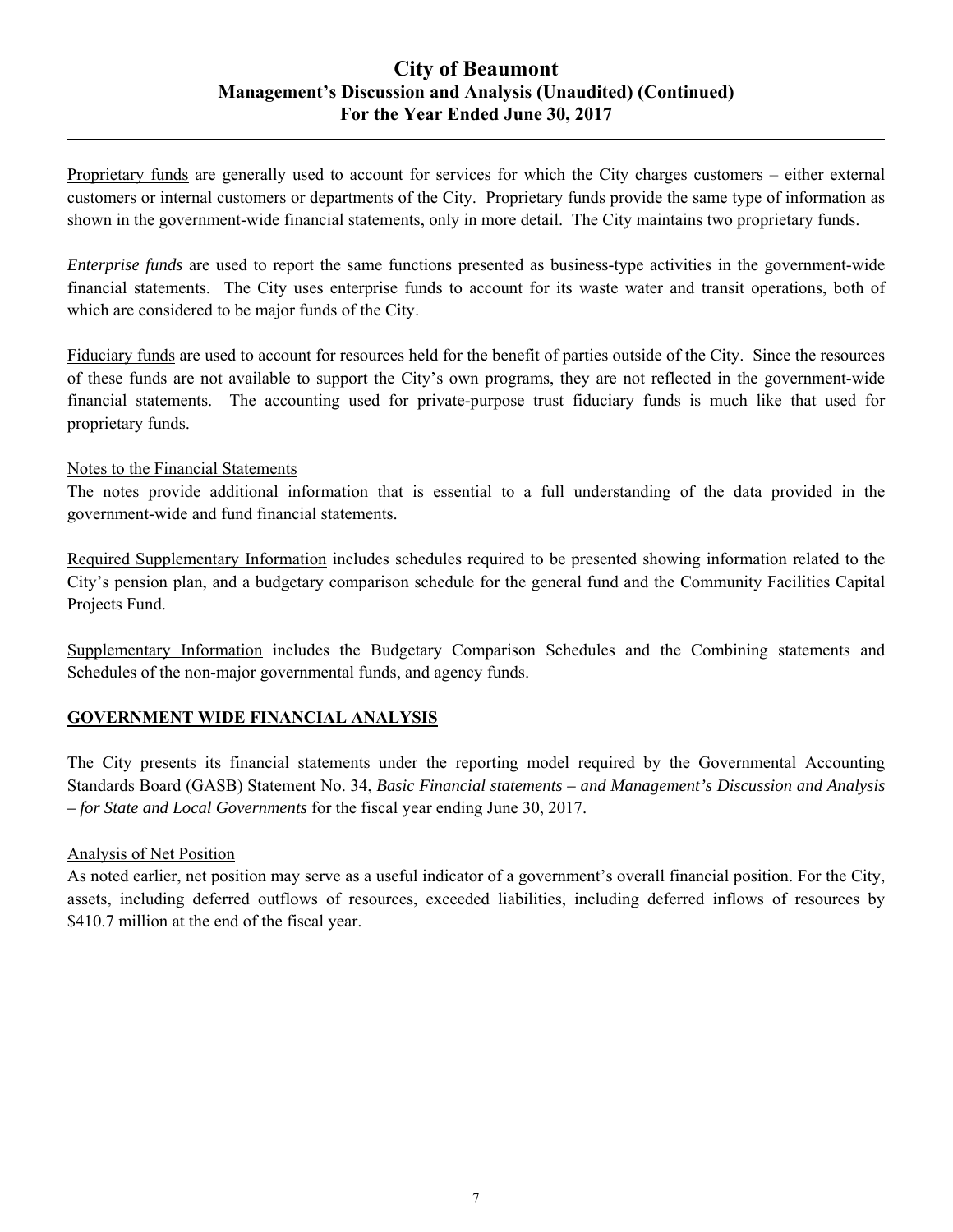Proprietary funds are generally used to account for services for which the City charges customers – either external customers or internal customers or departments of the City. Proprietary funds provide the same type of information as shown in the government-wide financial statements, only in more detail. The City maintains two proprietary funds.

*Enterprise funds* are used to report the same functions presented as business-type activities in the government-wide financial statements. The City uses enterprise funds to account for its waste water and transit operations, both of which are considered to be major funds of the City.

Fiduciary funds are used to account for resources held for the benefit of parties outside of the City. Since the resources of these funds are not available to support the City's own programs, they are not reflected in the government-wide financial statements. The accounting used for private-purpose trust fiduciary funds is much like that used for proprietary funds.

Notes to the Financial Statements

The notes provide additional information that is essential to a full understanding of the data provided in the government-wide and fund financial statements.

Required Supplementary Information includes schedules required to be presented showing information related to the City's pension plan, and a budgetary comparison schedule for the general fund and the Community Facilities Capital Projects Fund.

Supplementary Information includes the Budgetary Comparison Schedules and the Combining statements and Schedules of the non-major governmental funds, and agency funds.

## GOVERNMENT WIDE FINANCIAL ANALYSIS

The City presents its financial statements under the reporting model required by the Governmental Accounting Standards Board (GASB) Statement No. 34, *Basic Financial statements – and Management's Discussion and Analysis – for State and Local Governments* for the fiscal year ending June 30, 2017.

Analysis of Net Position

As noted earlier, net position may serve as a useful indicator of a government's overall financial position. For the City, assets, including deferred outflows of resources, exceeded liabilities, including deferred inflows of resources by $410.7 million at the end of the fiscal year.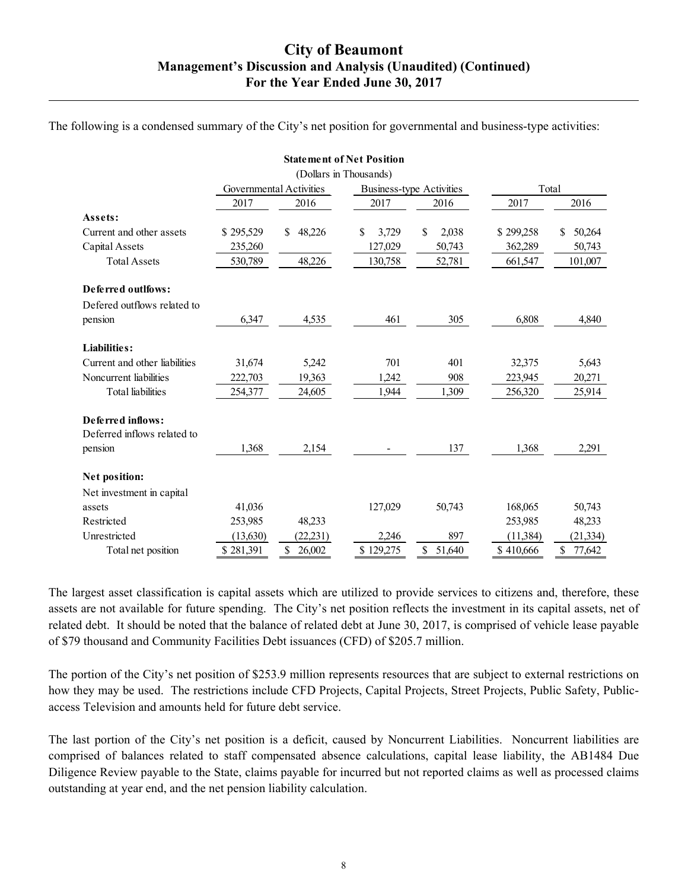The following is a condensed summary of the City's net position for governmental and business-type activities:

**Statement of Net Position**
(Dollars in Thousands)

| | Governmental Activities | | Business-type Activities | | Total | |
|---|---|---|---|---|---|---|
| | 2017 | 2016 | 2017 | 2016 | 2017 | 2016 |
| **Assets:** | | | | | | |
| Current and other assets | $ 295,529 | $ 48,226 | $ 3,729 | $ 2,038 | $ 299,258 | $ 50,264 |
| Capital Assets | 235,260 | | 127,029 | 50,743 | 362,289 | 50,743 |
| Total Assets | 530,789 | 48,226 | 130,758 | 52,781 | 661,547 | 101,007 |
| **Deferred outlfows:** | | | | | | |
| Defered outflows related to pension | 6,347 | 4,535 | 461 | 305 | 6,808 | 4,840 |
| **Liabilities:** | | | | | | |
| Current and other liabilities | 31,674 | 5,242 | 701 | 401 | 32,375 | 5,643 |
| Noncurrent liabilities | 222,703 | 19,363 | 1,242 | 908 | 223,945 | 20,271 |
| Total liabilities | 254,377 | 24,605 | 1,944 | 1,309 | 256,320 | 25,914 |
| **Deferred inflows:** | | | | | | |
| Deferred inflows related to pension | 1,368 | 2,154 | - | 137 | 1,368 | 2,291 |
| **Net position:** | | | | | | |
| Net investment in capital assets | 41,036 | | 127,029 | 50,743 | 168,065 | 50,743 |
| Restricted | 253,985 | 48,233 | | | 253,985 | 48,233 |
| Unrestricted | (13,630) | (22,231) | 2,246 | 897 | (11,384) | (21,334) |
| Total net position | $ 281,391 | $ 26,002 | $ 129,275 | $ 51,640 | $ 410,666 | $ 77,642 |

The largest asset classification is capital assets which are utilized to provide services to citizens and, therefore, these assets are not available for future spending. The City's net position reflects the investment in its capital assets, net of related debt. It should be noted that the balance of related debt at June 30, 2017, is comprised of vehicle lease payable of $79 thousand and Community Facilities Debt issuances (CFD) of $205.7 million.

The portion of the City's net position of $253.9 million represents resources that are subject to external restrictions on how they may be used. The restrictions include CFD Projects, Capital Projects, Street Projects, Public Safety, Public-access Television and amounts held for future debt service.

The last portion of the City's net position is a deficit, caused by Noncurrent Liabilities. Noncurrent liabilities are comprised of balances related to staff compensated absence calculations, capital lease liability, the AB1484 Due Diligence Review payable to the State, claims payable for incurred but not reported claims as well as processed claims outstanding at year end, and the net pension liability calculation.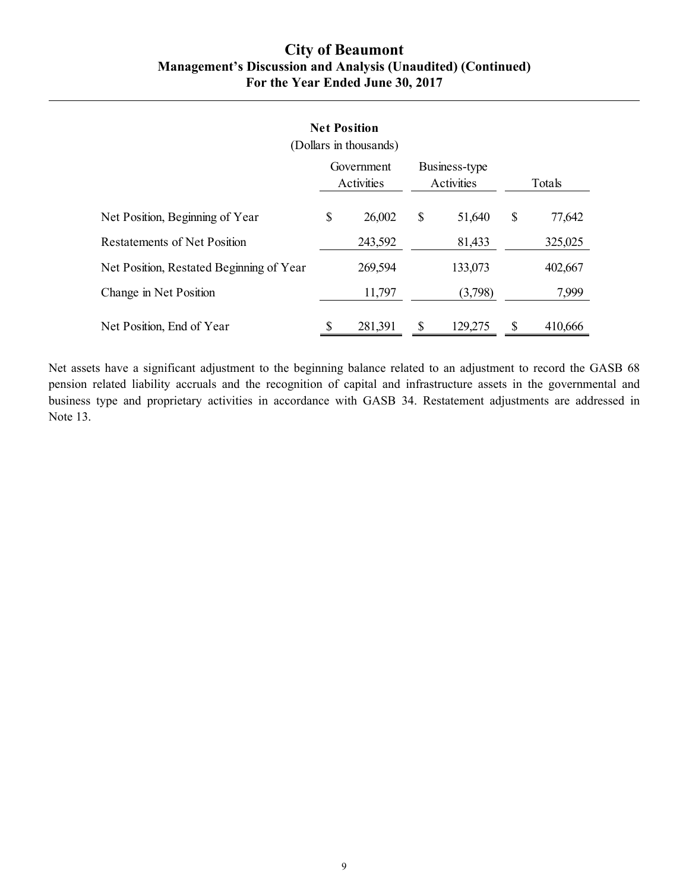**Net Position**

(Dollars in thousands)

| | Government Activities | Business-type Activities | Totals |
|---|---|---|---|
| Net Position, Beginning of Year | $ 26,002 | $ 51,640 | $ 77,642 |
| Restatements of Net Position | 243,592 | 81,433 | 325,025 |
| Net Position, Restated Beginning of Year | 269,594 | 133,073 | 402,667 |
| Change in Net Position | 11,797 | (3,798) | 7,999 |
| Net Position, End of Year | $ 281,391 | $ 129,275 | $ 410,666 |

Net assets have a significant adjustment to the beginning balance related to an adjustment to record the GASB 68 pension related liability accruals and the recognition of capital and infrastructure assets in the governmental and business type and proprietary activities in accordance with GASB 34. Restatement adjustments are addressed in Note 13.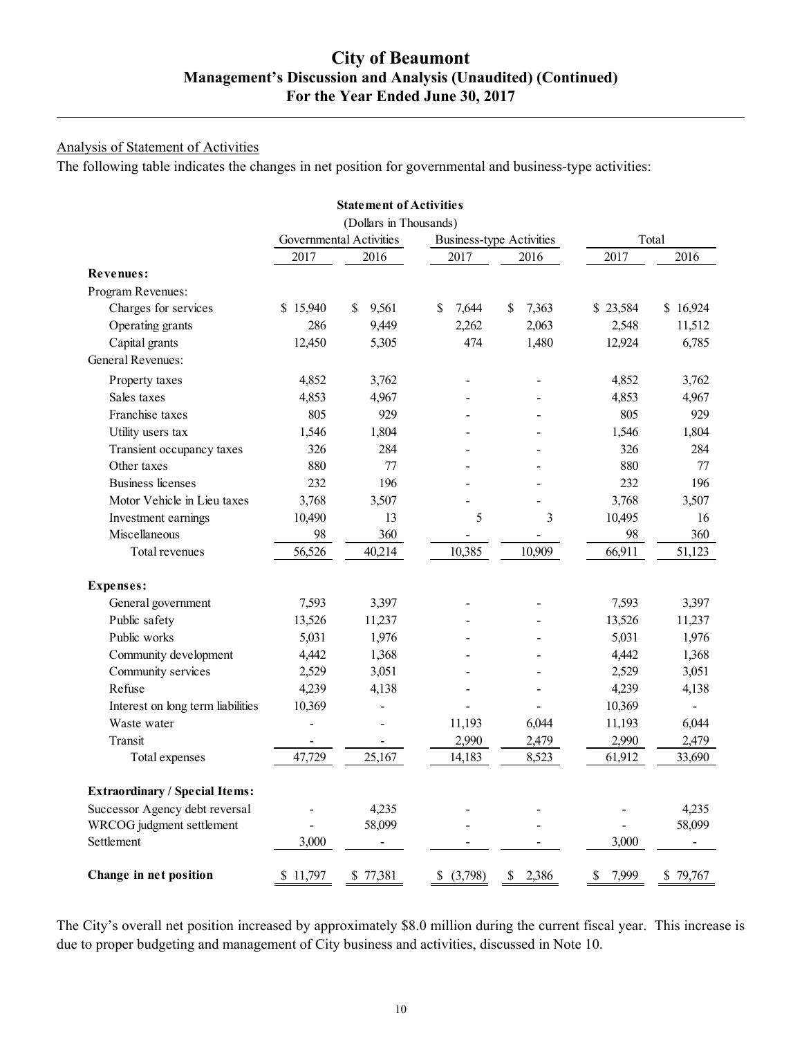## Analysis of Statement of Activities

The following table indicates the changes in net position for governmental and business-type activities:

**Statement of Activities**
(Dollars in Thousands)

| | Governmental Activities | | Business-type Activities | | Total | |
|---|---|---|---|---|---|---|
| | 2017 | 2016 | 2017 | 2016 | 2017 | 2016 |
| **Revenues:** | | | | | | |
| Program Revenues: | | | | | | |
| Charges for services | $ 15,940 | $ 9,561 | $ 7,644 | $ 7,363 | $ 23,584 | $ 16,924 |
| Operating grants | 286 | 9,449 | 2,262 | 2,063 | 2,548 | 11,512 |
| Capital grants | 12,450 | 5,305 | 474 | 1,480 | 12,924 | 6,785 |
| General Revenues: | | | | | | |
| Property taxes | 4,852 | 3,762 | - | - | 4,852 | 3,762 |
| Sales taxes | 4,853 | 4,967 | - | - | 4,853 | 4,967 |
| Franchise taxes | 805 | 929 | - | - | 805 | 929 |
| Utility users tax | 1,546 | 1,804 | - | - | 1,546 | 1,804 |
| Transient occupancy taxes | 326 | 284 | - | - | 326 | 284 |
| Other taxes | 880 | 77 | - | - | 880 | 77 |
| Business licenses | 232 | 196 | - | - | 232 | 196 |
| Motor Vehicle in Lieu taxes | 3,768 | 3,507 | - | - | 3,768 | 3,507 |
| Investment earnings | 10,490 | 13 | 5 | 3 | 10,495 | 16 |
| Miscellaneous | 98 | 360 | - | - | 98 | 360 |
| Total revenues | 56,526 | 40,214 | 10,385 | 10,909 | 66,911 | 51,123 |
| **Expenses:** | | | | | | |
| General government | 7,593 | 3,397 | - | - | 7,593 | 3,397 |
| Public safety | 13,526 | 11,237 | - | - | 13,526 | 11,237 |
| Public works | 5,031 | 1,976 | - | - | 5,031 | 1,976 |
| Community development | 4,442 | 1,368 | - | - | 4,442 | 1,368 |
| Community services | 2,529 | 3,051 | - | - | 2,529 | 3,051 |
| Refuse | 4,239 | 4,138 | - | - | 4,239 | 4,138 |
| Interest on long term liabilities | 10,369 | - | - | - | 10,369 | - |
| Waste water | - | - | 11,193 | 6,044 | 11,193 | 6,044 |
| Transit | - | - | 2,990 | 2,479 | 2,990 | 2,479 |
| Total expenses | 47,729 | 25,167 | 14,183 | 8,523 | 61,912 | 33,690 |
| **Extraordinary / Special Items:** | | | | | | |
| Successor Agency debt reversal | - | 4,235 | - | - | - | 4,235 |
| WRCOG judgment settlement | - | 58,099 | - | - | - | 58,099 |
| Settlement | 3,000 | - | - | - | 3,000 | - |
| **Change in net position** | $ 11,797 | $ 77,381 | $ (3,798) | $ 2,386 | $ 7,999 | $ 79,767 |

The City's overall net position increased by approximately $8.0 million during the current fiscal year. This increase is due to proper budgeting and management of City business and activities, discussed in Note 10.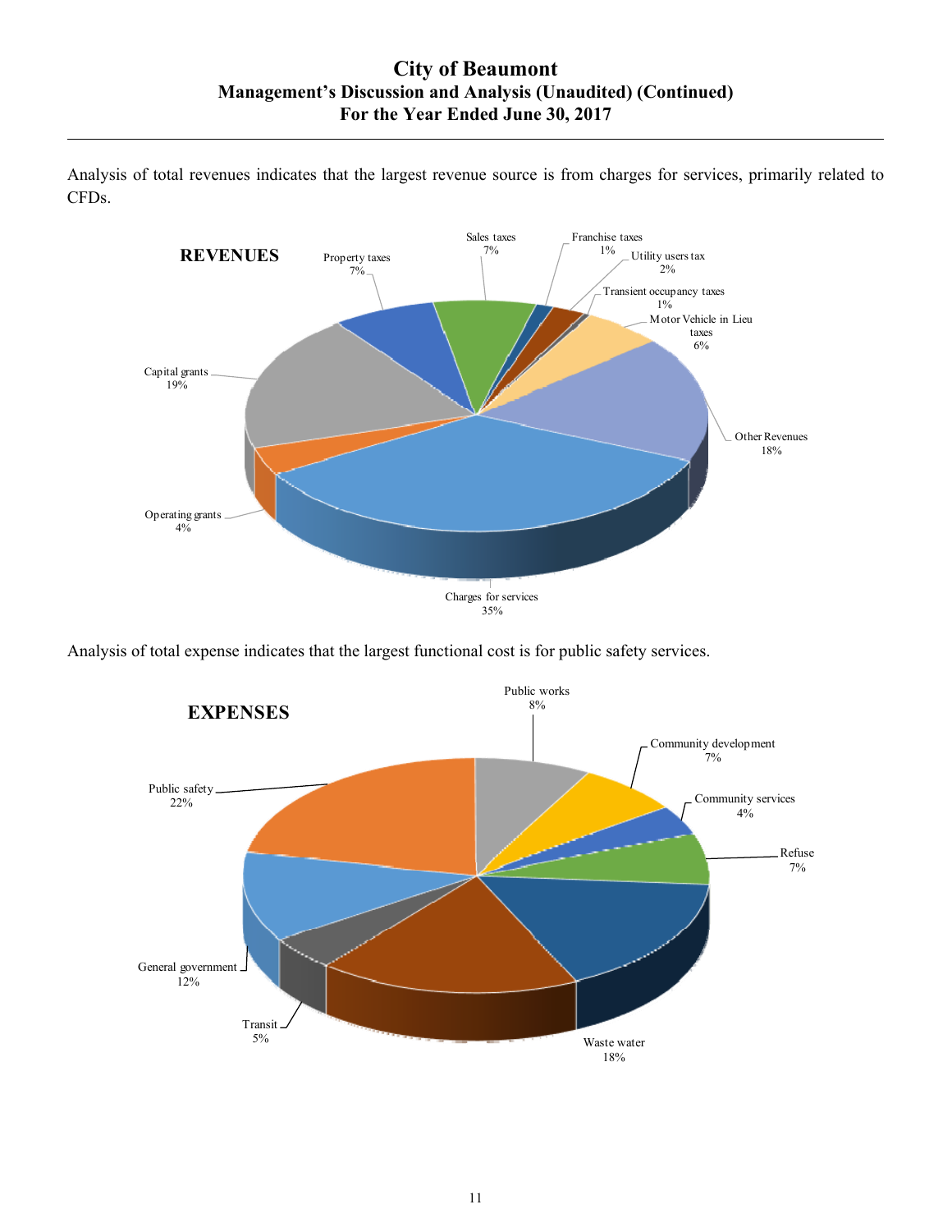Analysis of total revenues indicates that the largest revenue source is from charges for services, primarily related to CFDs.

**REVENUES**

| Revenue Source | Percentage |
|---|---|
| Property taxes | 7% |
| Sales taxes | 7% |
| Franchise taxes | 1% |
| Utility users tax | 2% |
| Transient occupancy taxes | 1% |
| Motor Vehicle in Lieu taxes | 6% |
| Other Revenues | 18% |
| Charges for services | 35% |
| Operating grants | 4% |
| Capital grants | 19% |

Analysis of total expense indicates that the largest functional cost is for public safety services.

**EXPENSES**

| Function | Percentage |
|---|---|
| Public works | 8% |
| Community development | 7% |
| Community services | 4% |
| Refuse | 7% |
| Waste water | 18% |
| Transit | 5% |
| General government | 12% |
| Public safety | 22% |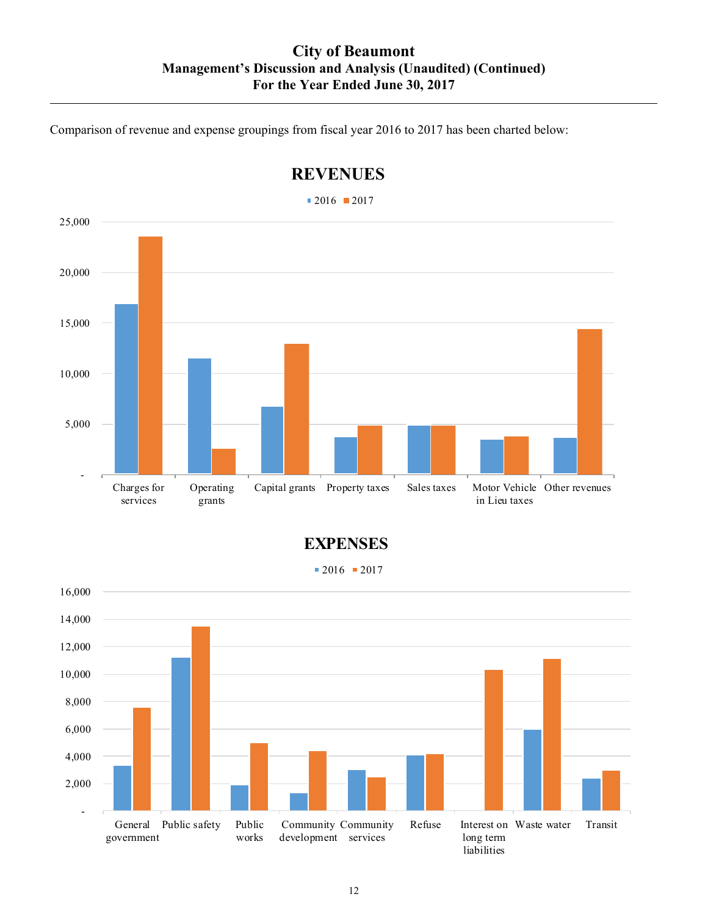Comparison of revenue and expense groupings from fiscal year 2016 to 2017 has been charted below:

## REVENUES

2016 ■ 2017 ■

25,000
20,000
15,000
10,000
5,000
-

Charges for services | Operating grants | Capital grants | Property taxes | Sales taxes | Motor Vehicle in Lieu taxes | Other revenues

## EXPENSES

2016 ■ 2017 ■

16,000
14,000
12,000
10,000
8,000
6,000
4,000
2,000
-

General government | Public safety | Public works | Community development | Community services | Refuse | Interest on long term liabilities | Waste water | Transit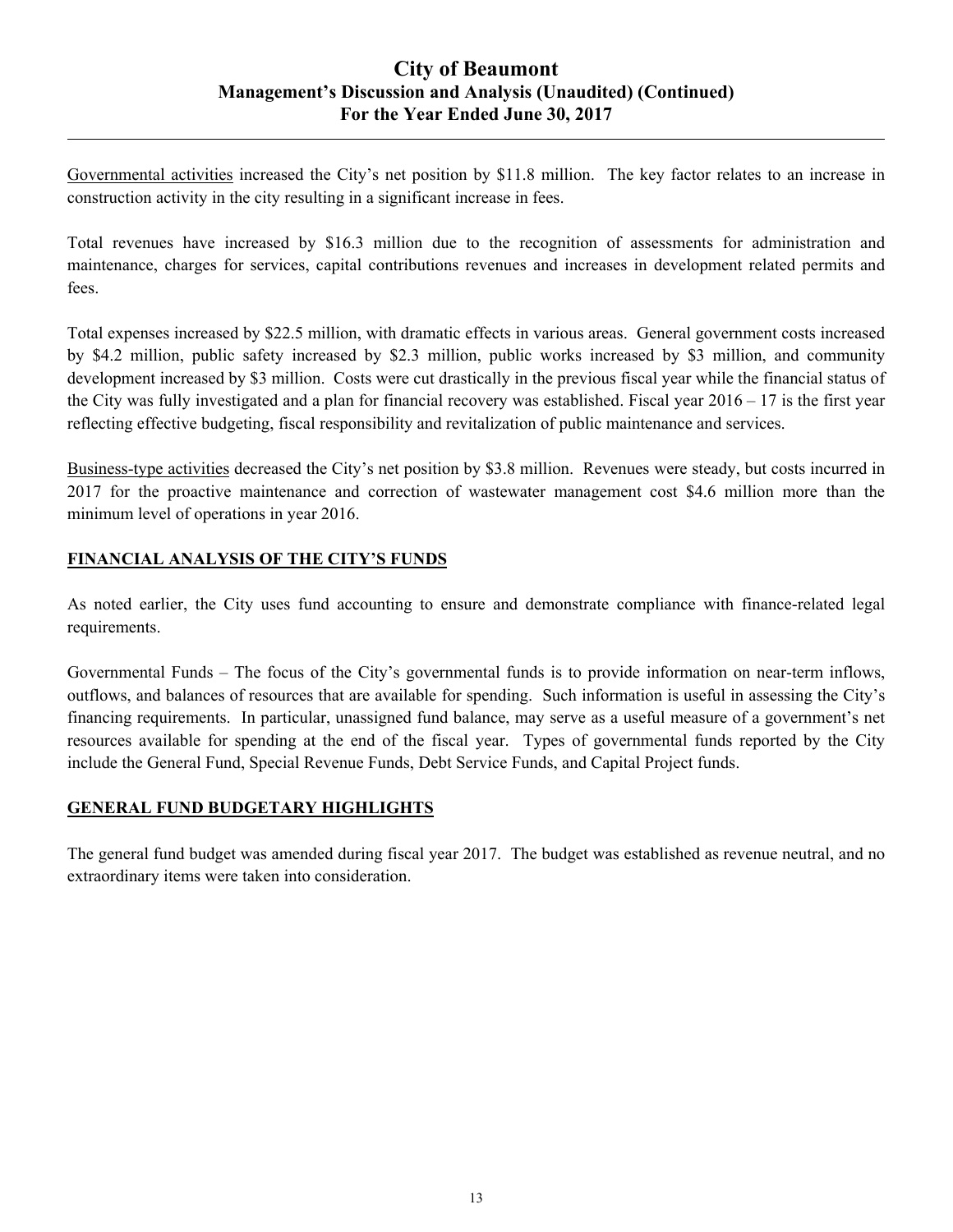Governmental activities increased the City's net position by $11.8 million. The key factor relates to an increase in construction activity in the city resulting in a significant increase in fees.

Total revenues have increased by $16.3 million due to the recognition of assessments for administration and maintenance, charges for services, capital contributions revenues and increases in development related permits and fees.

Total expenses increased by $22.5 million, with dramatic effects in various areas. General government costs increased by $4.2 million, public safety increased by $2.3 million, public works increased by $3 million, and community development increased by $3 million. Costs were cut drastically in the previous fiscal year while the financial status of the City was fully investigated and a plan for financial recovery was established. Fiscal year 2016 – 17 is the first year reflecting effective budgeting, fiscal responsibility and revitalization of public maintenance and services.

Business-type activities decreased the City's net position by $3.8 million. Revenues were steady, but costs incurred in 2017 for the proactive maintenance and correction of wastewater management cost $4.6 million more than the minimum level of operations in year 2016.

## FINANCIAL ANALYSIS OF THE CITY'S FUNDS

As noted earlier, the City uses fund accounting to ensure and demonstrate compliance with finance-related legal requirements.

Governmental Funds – The focus of the City's governmental funds is to provide information on near-term inflows, outflows, and balances of resources that are available for spending. Such information is useful in assessing the City's financing requirements. In particular, unassigned fund balance, may serve as a useful measure of a government's net resources available for spending at the end of the fiscal year. Types of governmental funds reported by the City include the General Fund, Special Revenue Funds, Debt Service Funds, and Capital Project funds.

## GENERAL FUND BUDGETARY HIGHLIGHTS

The general fund budget was amended during fiscal year 2017. The budget was established as revenue neutral, and no extraordinary items were taken into consideration.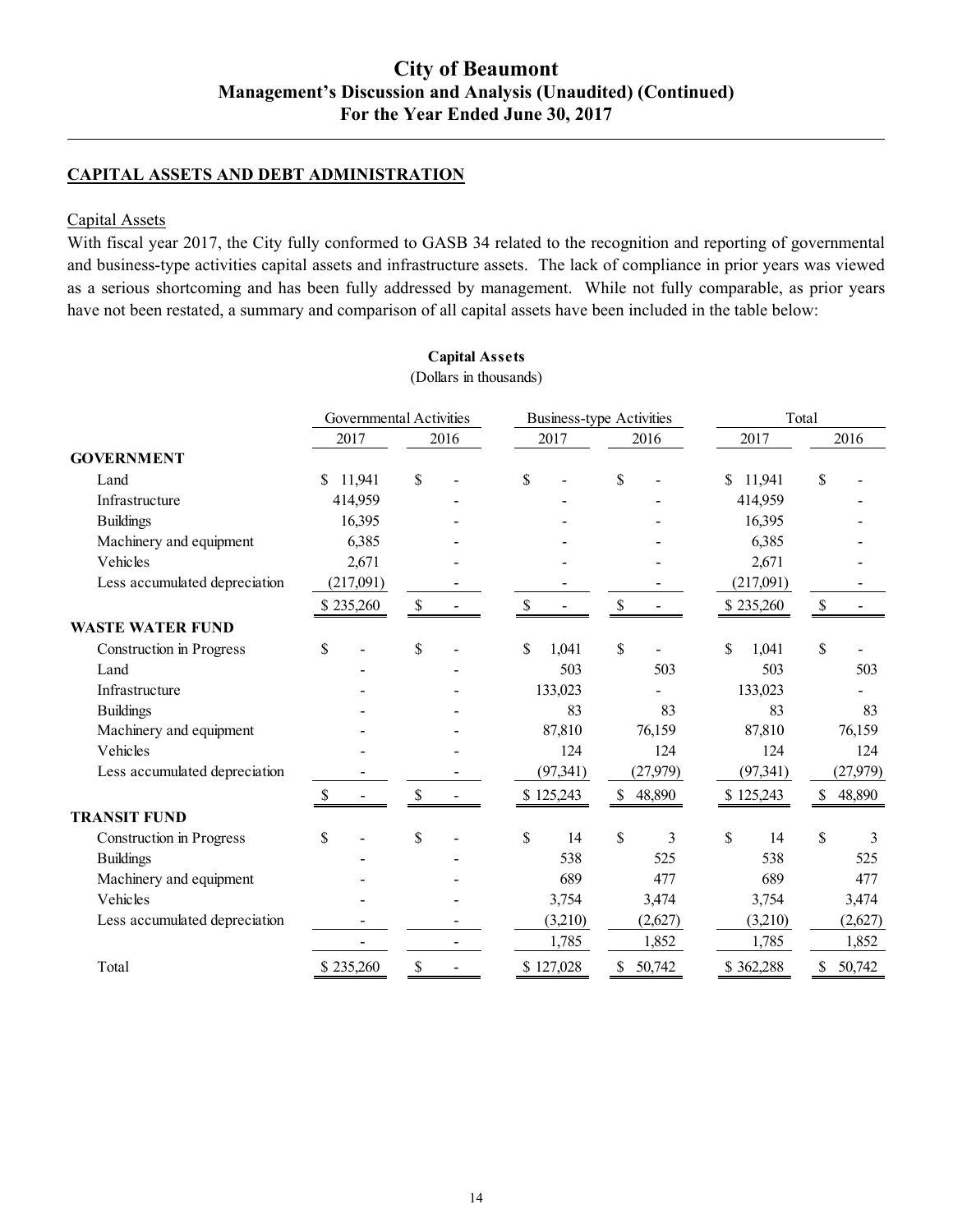## CAPITAL ASSETS AND DEBT ADMINISTRATION

Capital Assets

With fiscal year 2017, the City fully conformed to GASB 34 related to the recognition and reporting of governmental and business-type activities capital assets and infrastructure assets. The lack of compliance in prior years was viewed as a serious shortcoming and has been fully addressed by management. While not fully comparable, as prior years have not been restated, a summary and comparison of all capital assets have been included in the table below:

**Capital Assets**

(Dollars in thousands)

| | Governmental Activities | | Business-type Activities | | Total | |
|---|---|---|---|---|---|---|
| | 2017 | 2016 | 2017 | 2016 | 2017 | 2016 |
| **GOVERNMENT** | | | | | | |
| Land | $ 11,941 | $ - | $ - | $ - | $ 11,941 | $ - |
| Infrastructure | 414,959 | - | - | - | 414,959 | - |
| Buildings | 16,395 | - | - | - | 16,395 | - |
| Machinery and equipment | 6,385 | - | - | - | 6,385 | - |
| Vehicles | 2,671 | - | - | - | 2,671 | - |
| Less accumulated depreciation | (217,091) | - | - | - | (217,091) | - |
| | $ 235,260 | $ - | $ - | $ - | $ 235,260 | $ - |
| **WASTE WATER FUND** | | | | | | |
| Construction in Progress | $ - | $ - | $ 1,041 | $ - | $ 1,041 | $ - |
| Land | - | - | 503 | 503 | 503 | 503 |
| Infrastructure | - | - | 133,023 | - | 133,023 | - |
| Buildings | - | - | 83 | 83 | 83 | 83 |
| Machinery and equipment | - | - | 87,810 | 76,159 | 87,810 | 76,159 |
| Vehicles | - | - | 124 | 124 | 124 | 124 |
| Less accumulated depreciation | - | - | (97,341) | (27,979) | (97,341) | (27,979) |
| | $ - | $ - | $ 125,243 | $ 48,890 | $ 125,243 | $ 48,890 |
| **TRANSIT FUND** | | | | | | |
| Construction in Progress | $ - | $ - | $ 14 | $ 3 | $ 14 | $ 3 |
| Buildings | - | - | 538 | 525 | 538 | 525 |
| Machinery and equipment | - | - | 689 | 477 | 689 | 477 |
| Vehicles | - | - | 3,754 | 3,474 | 3,754 | 3,474 |
| Less accumulated depreciation | - | - | (3,210) | (2,627) | (3,210) | (2,627) |
| | - | - | 1,785 | 1,852 | 1,785 | 1,852 |
| Total | $ 235,260 | $ - | $ 127,028 | $ 50,742 | $ 362,288 | $ 50,742 |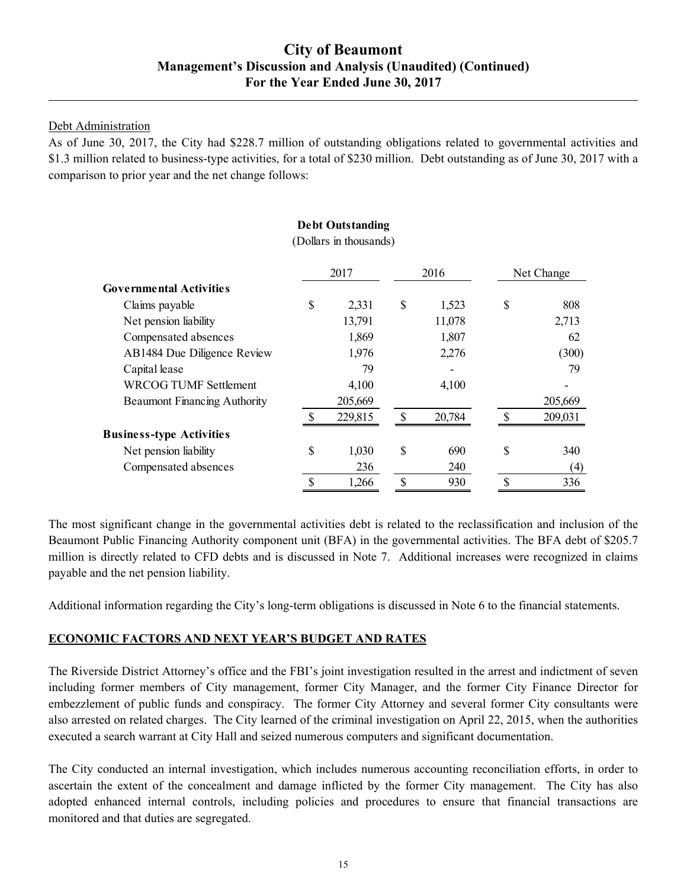Debt Administration

As of June 30, 2017, the City had $228.7 million of outstanding obligations related to governmental activities and $1.3 million related to business-type activities, for a total of $230 million. Debt outstanding as of June 30, 2017 with a comparison to prior year and the net change follows:

**Debt Outstanding**
(Dollars in thousands)

| | 2017 | 2016 | Net Change |
|---|---|---|---|
| **Governmental Activities** | | | |
| Claims payable | $ 2,331 | $ 1,523 | $ 808 |
| Net pension liability | 13,791 | 11,078 | 2,713 |
| Compensated absences | 1,869 | 1,807 | 62 |
| AB1484 Due Diligence Review | 1,976 | 2,276 | (300) |
| Capital lease | 79 | - | 79 |
| WRCOG TUMF Settlement | 4,100 | 4,100 | - |
| Beaumont Financing Authority | 205,669 | | 205,669 |
| | $ 229,815 | $ 20,784 | $ 209,031 |
| **Business-type Activities** | | | |
| Net pension liability | $ 1,030 | $ 690 | $ 340 |
| Compensated absences | 236 | 240 | (4) |
| | $ 1,266 | $ 930 | $ 336 |

The most significant change in the governmental activities debt is related to the reclassification and inclusion of the Beaumont Public Financing Authority component unit (BFA) in the governmental activities. The BFA debt of $205.7 million is directly related to CFD debts and is discussed in Note 7. Additional increases were recognized in claims payable and the net pension liability.

Additional information regarding the City's long-term obligations is discussed in Note 6 to the financial statements.

## ECONOMIC FACTORS AND NEXT YEAR'S BUDGET AND RATES

The Riverside District Attorney's office and the FBI's joint investigation resulted in the arrest and indictment of seven including former members of City management, former City Manager, and the former City Finance Director for embezzlement of public funds and conspiracy. The former City Attorney and several former City consultants were also arrested on related charges. The City learned of the criminal investigation on April 22, 2015, when the authorities executed a search warrant at City Hall and seized numerous computers and significant documentation.

The City conducted an internal investigation, which includes numerous accounting reconciliation efforts, in order to ascertain the extent of the concealment and damage inflicted by the former City management. The City has also adopted enhanced internal controls, including policies and procedures to ensure that financial transactions are monitored and that duties are segregated.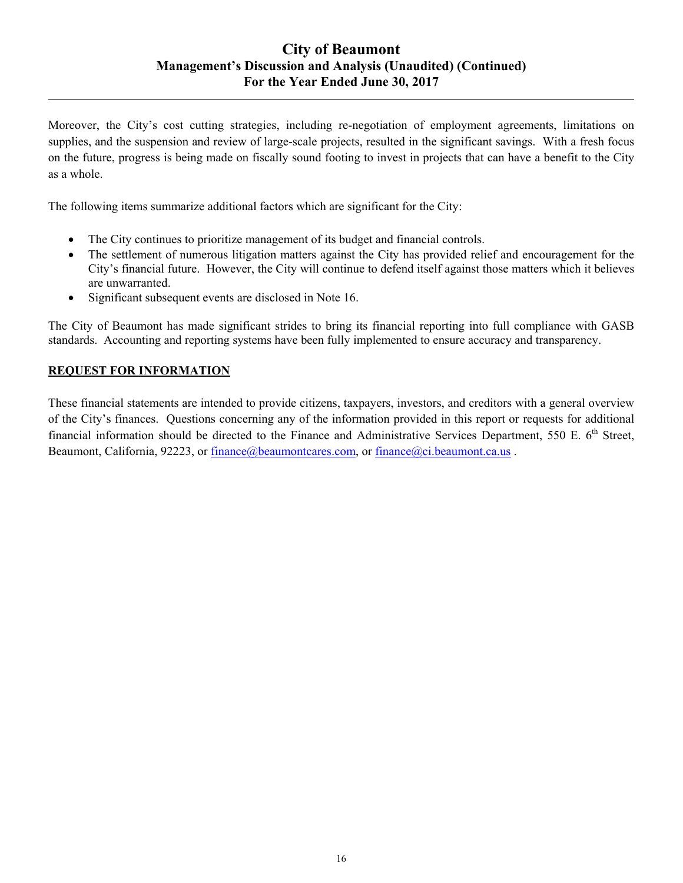Moreover, the City's cost cutting strategies, including re-negotiation of employment agreements, limitations on supplies, and the suspension and review of large-scale projects, resulted in the significant savings. With a fresh focus on the future, progress is being made on fiscally sound footing to invest in projects that can have a benefit to the City as a whole.

The following items summarize additional factors which are significant for the City:

- The City continues to prioritize management of its budget and financial controls.
- The settlement of numerous litigation matters against the City has provided relief and encouragement for the City's financial future. However, the City will continue to defend itself against those matters which it believes are unwarranted.
- Significant subsequent events are disclosed in Note 16.

The City of Beaumont has made significant strides to bring its financial reporting into full compliance with GASB standards. Accounting and reporting systems have been fully implemented to ensure accuracy and transparency.

## REQUEST FOR INFORMATION

These financial statements are intended to provide citizens, taxpayers, investors, and creditors with a general overview of the City's finances. Questions concerning any of the information provided in this report or requests for additional financial information should be directed to the Finance and Administrative Services Department, 550 E. 6th Street, Beaumont, California, 92223, or finance@beaumontcares.com, or finance@ci.beaumont.ca.us .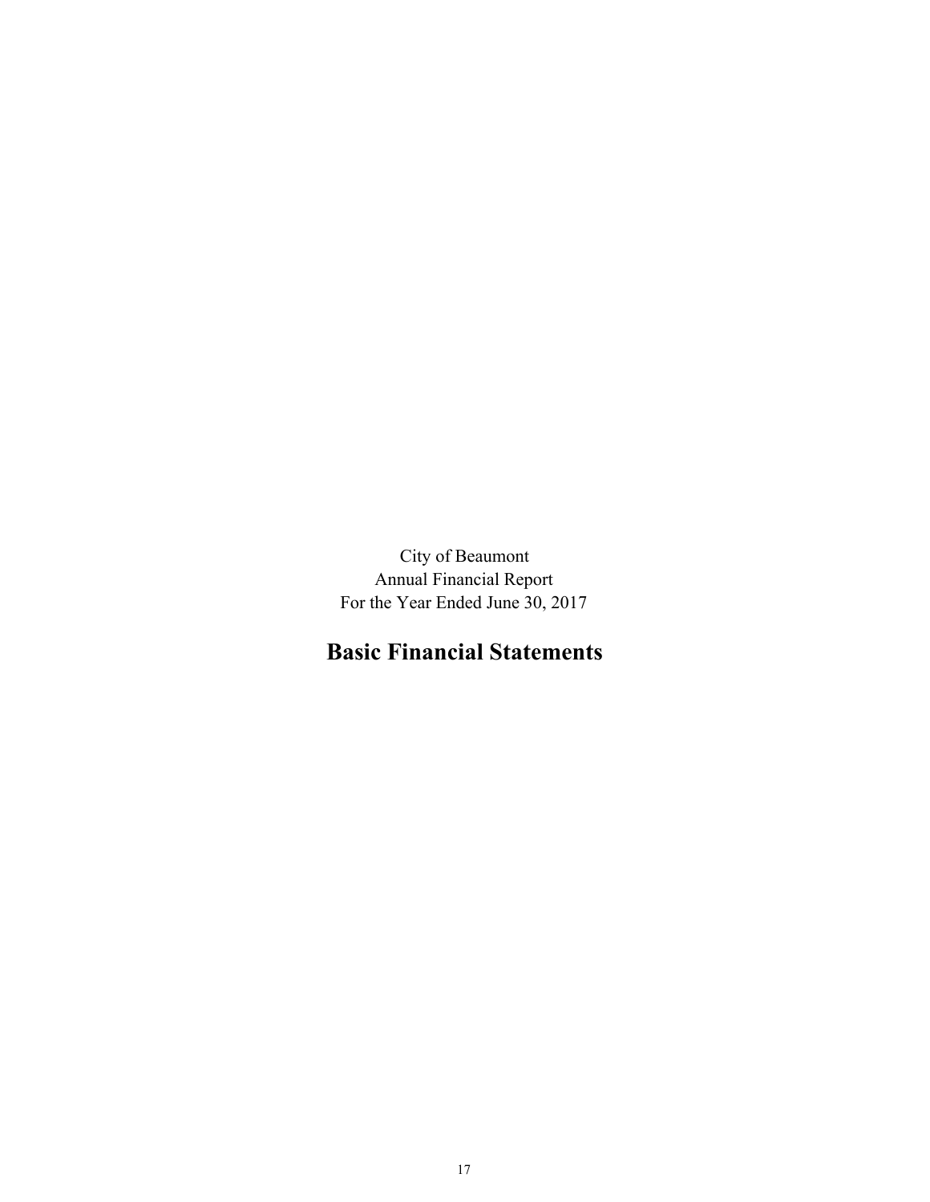City of Beaumont
Annual Financial Report
For the Year Ended June 30, 2017

# Basic Financial Statements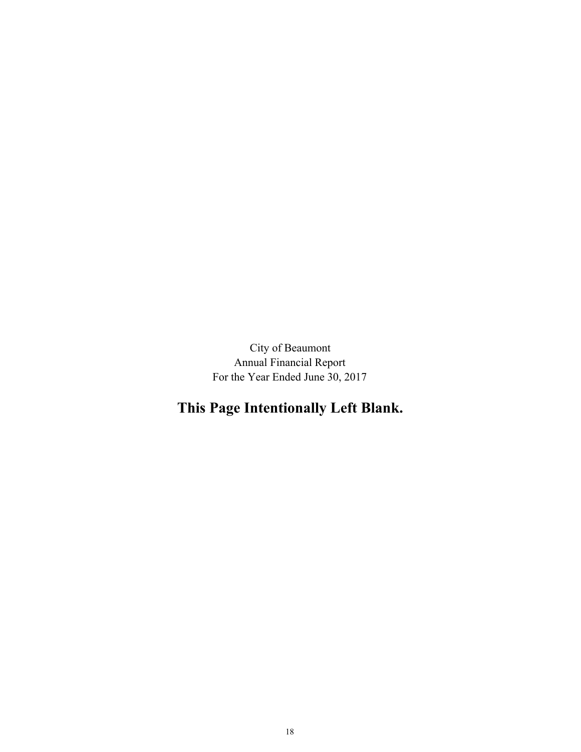City of Beaumont
Annual Financial Report
For the Year Ended June 30, 2017

**This Page Intentionally Left Blank.**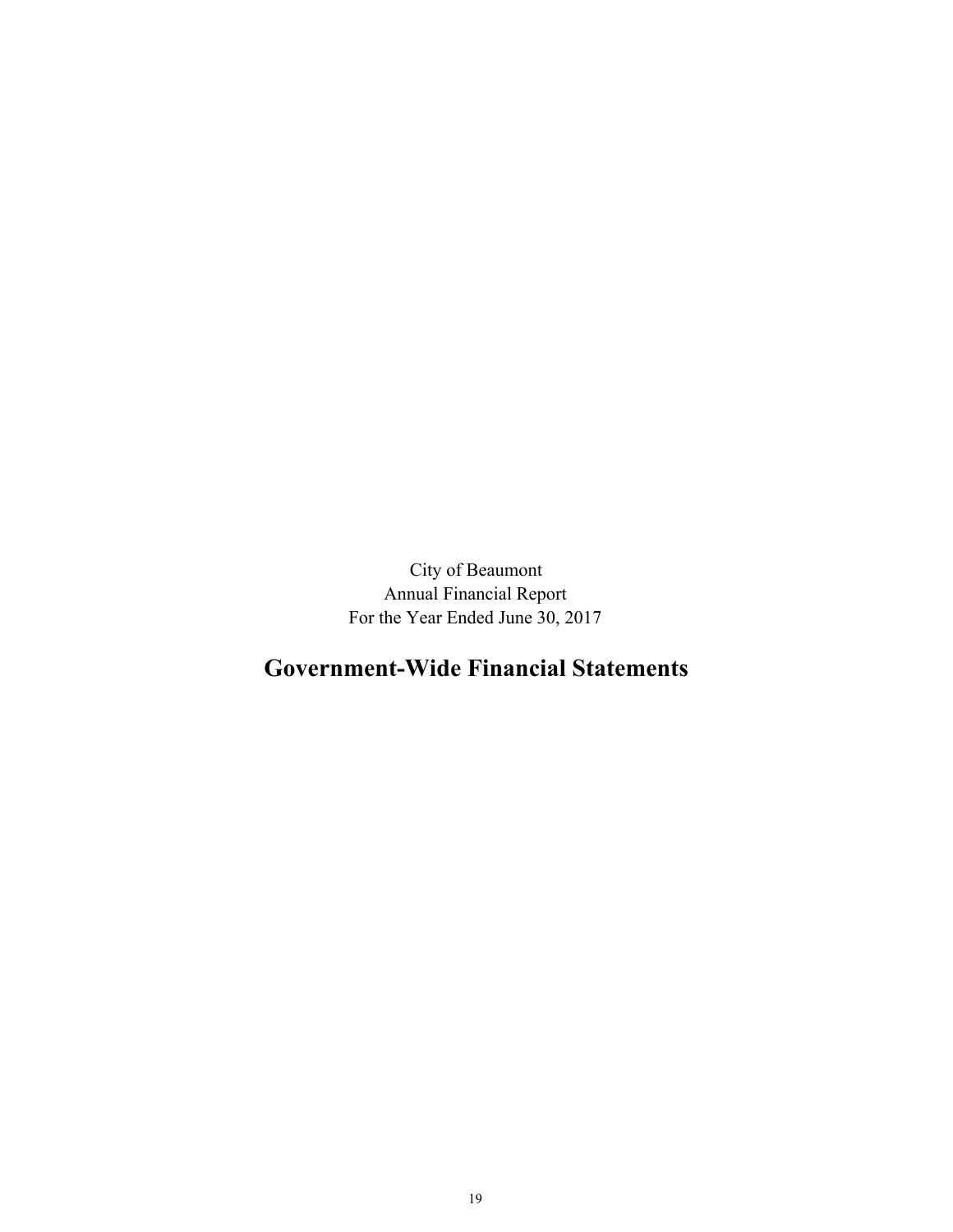City of Beaumont
Annual Financial Report
For the Year Ended June 30, 2017

# Government-Wide Financial Statements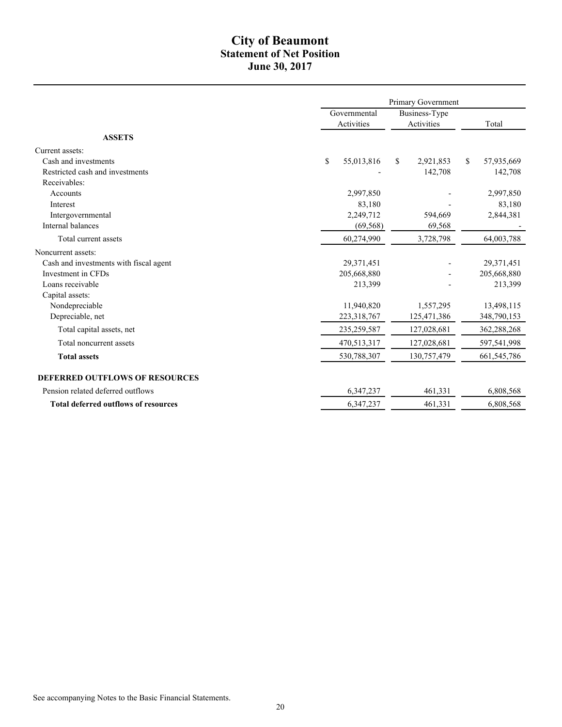# City of Beaumont
## Statement of Net Position
### June 30, 2017

| | Primary Government | | |
|---|---|---|---|
| | Governmental Activities | Business-Type Activities | Total |
| **ASSETS** | | | |
| Current assets: | | | |
| Cash and investments | $ 55,013,816 | $ 2,921,853 | $ 57,935,669 |
| Restricted cash and investments | - | 142,708 | 142,708 |
| Receivables: | | | |
| Accounts | 2,997,850 | - | 2,997,850 |
| Interest | 83,180 | - | 83,180 |
| Intergovernmental | 2,249,712 | 594,669 | 2,844,381 |
| Internal balances | (69,568) | 69,568 | - |
| Total current assets | 60,274,990 | 3,728,798 | 64,003,788 |
| Noncurrent assets: | | | |
| Cash and investments with fiscal agent | 29,371,451 | - | 29,371,451 |
| Investment in CFDs | 205,668,880 | - | 205,668,880 |
| Loans receivable | 213,399 | - | 213,399 |
| Capital assets: | | | |
| Nondepreciable | 11,940,820 | 1,557,295 | 13,498,115 |
| Depreciable, net | 223,318,767 | 125,471,386 | 348,790,153 |
| Total capital assets, net | 235,259,587 | 127,028,681 | 362,288,268 |
| Total noncurrent assets | 470,513,317 | 127,028,681 | 597,541,998 |
| **Total assets** | 530,788,307 | 130,757,479 | 661,545,786 |
| **DEFERRED OUTFLOWS OF RESOURCES** | | | |
| Pension related deferred outflows | 6,347,237 | 461,331 | 6,808,568 |
| **Total deferred outflows of resources** | 6,347,237 | 461,331 | 6,808,568 |

See accompanying Notes to the Basic Financial Statements.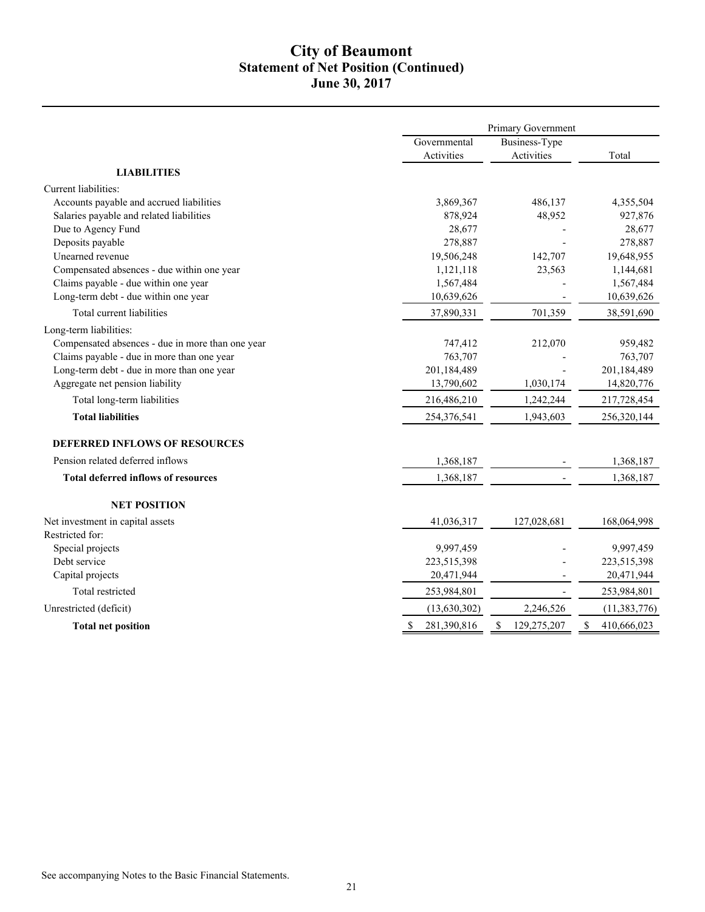# City of Beaumont
## Statement of Net Position (Continued)
### June 30, 2017

| | Primary Government | | |
|---|---|---|---|
| | Governmental Activities | Business-Type Activities | Total |
| **LIABILITIES** | | | |
| Current liabilities: | | | |
| Accounts payable and accrued liabilities | 3,869,367 | 486,137 | 4,355,504 |
| Salaries payable and related liabilities | 878,924 | 48,952 | 927,876 |
| Due to Agency Fund | 28,677 | - | 28,677 |
| Deposits payable | 278,887 | - | 278,887 |
| Unearned revenue | 19,506,248 | 142,707 | 19,648,955 |
| Compensated absences - due within one year | 1,121,118 | 23,563 | 1,144,681 |
| Claims payable - due within one year | 1,567,484 | - | 1,567,484 |
| Long-term debt - due within one year | 10,639,626 | - | 10,639,626 |
| Total current liabilities | 37,890,331 | 701,359 | 38,591,690 |
| Long-term liabilities: | | | |
| Compensated absences - due in more than one year | 747,412 | 212,070 | 959,482 |
| Claims payable - due in more than one year | 763,707 | - | 763,707 |
| Long-term debt - due in more than one year | 201,184,489 | - | 201,184,489 |
| Aggregate net pension liability | 13,790,602 | 1,030,174 | 14,820,776 |
| Total long-term liabilities | 216,486,210 | 1,242,244 | 217,728,454 |
| **Total liabilities** | 254,376,541 | 1,943,603 | 256,320,144 |
| **DEFERRED INFLOWS OF RESOURCES** | | | |
| Pension related deferred inflows | 1,368,187 | - | 1,368,187 |
| **Total deferred inflows of resources** | 1,368,187 | - | 1,368,187 |
| **NET POSITION** | | | |
| Net investment in capital assets | 41,036,317 | 127,028,681 | 168,064,998 |
| Restricted for: | | | |
| Special projects | 9,997,459 | - | 9,997,459 |
| Debt service | 223,515,398 | - | 223,515,398 |
| Capital projects | 20,471,944 | - | 20,471,944 |
| Total restricted | 253,984,801 | - | 253,984,801 |
| Unrestricted (deficit) | (13,630,302) | 2,246,526 | (11,383,776) |
| **Total net position** | $ 281,390,816 | $ 129,275,207 | $ 410,666,023 |

See accompanying Notes to the Basic Financial Statements.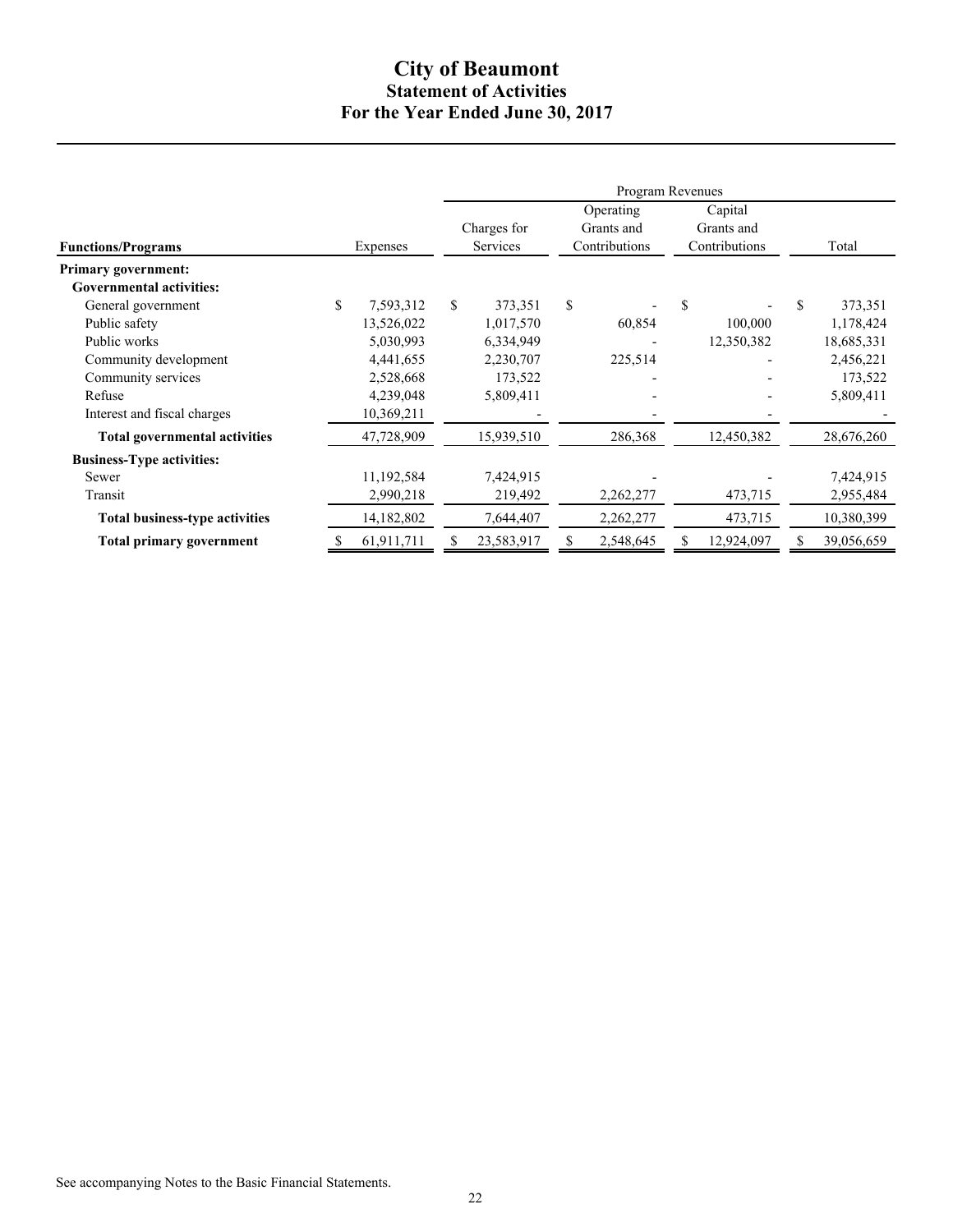# City of Beaumont
## Statement of Activities
## For the Year Ended June 30, 2017

| Functions/Programs | Expenses | Program Revenues | | | |
|---|---|---|---|---|---|
| | | Charges for Services | Operating Grants and Contributions | Capital Grants and Contributions | Total |
| **Primary government:** | | | | | |
| **Governmental activities:** | | | | | |
| General government | $ 7,593,312 | $ 373,351 | $ - | $ - | $ 373,351 |
| Public safety | 13,526,022 | 1,017,570 | 60,854 | 100,000 | 1,178,424 |
| Public works | 5,030,993 | 6,334,949 | - | 12,350,382 | 18,685,331 |
| Community development | 4,441,655 | 2,230,707 | 225,514 | - | 2,456,221 |
| Community services | 2,528,668 | 173,522 | - | - | 173,522 |
| Refuse | 4,239,048 | 5,809,411 | - | - | 5,809,411 |
| Interest and fiscal charges | 10,369,211 | - | - | - | - |
| **Total governmental activities** | 47,728,909 | 15,939,510 | 286,368 | 12,450,382 | 28,676,260 |
| **Business-Type activities:** | | | | | |
| Sewer | 11,192,584 | 7,424,915 | - | - | 7,424,915 |
| Transit | 2,990,218 | 219,492 | 2,262,277 | 473,715 | 2,955,484 |
| **Total business-type activities** | 14,182,802 | 7,644,407 | 2,262,277 | 473,715 | 10,380,399 |
| **Total primary government** | $ 61,911,711 | $ 23,583,917 | $ 2,548,645 | $ 12,924,097 | $ 39,056,659 |

See accompanying Notes to the Basic Financial Statements.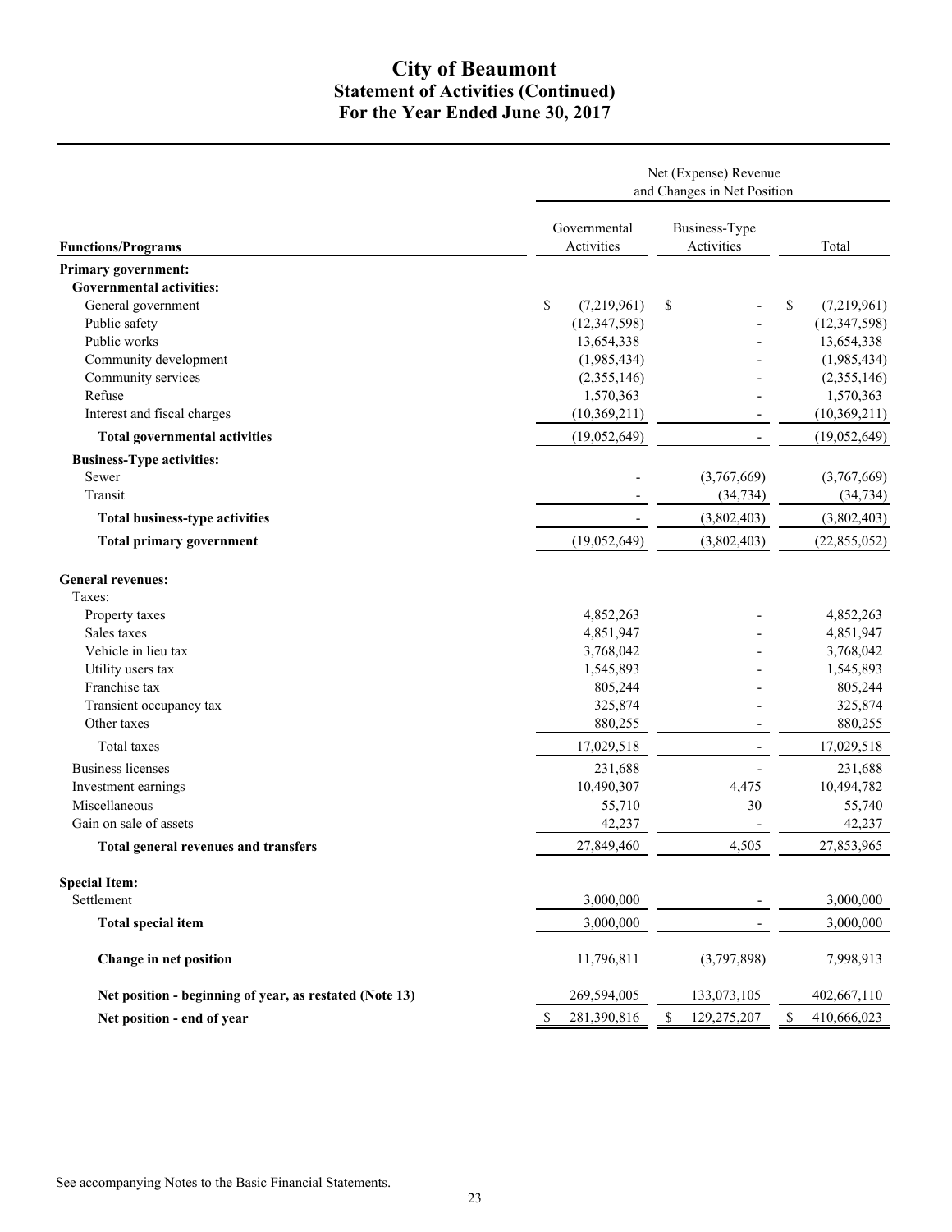# City of Beaumont
## Statement of Activities (Continued)
## For the Year Ended June 30, 2017

| Functions/Programs | Net (Expense) Revenue and Changes in Net Position | | |
|---|---|---|---|
| | Governmental Activities | Business-Type Activities | Total |
| **Primary government:** | | | |
| **Governmental activities:** | | | |
| General government | $ (7,219,961) | $ - | $ (7,219,961) |
| Public safety | (12,347,598) | - | (12,347,598) |
| Public works | 13,654,338 | - | 13,654,338 |
| Community development | (1,985,434) | - | (1,985,434) |
| Community services | (2,355,146) | - | (2,355,146) |
| Refuse | 1,570,363 | - | 1,570,363 |
| Interest and fiscal charges | (10,369,211) | - | (10,369,211) |
| **Total governmental activities** | (19,052,649) | - | (19,052,649) |
| **Business-Type activities:** | | | |
| Sewer | - | (3,767,669) | (3,767,669) |
| Transit | - | (34,734) | (34,734) |
| **Total business-type activities** | - | (3,802,403) | (3,802,403) |
| **Total primary government** | (19,052,649) | (3,802,403) | (22,855,052) |
| **General revenues:** | | | |
| Taxes: | | | |
| Property taxes | 4,852,263 | - | 4,852,263 |
| Sales taxes | 4,851,947 | - | 4,851,947 |
| Vehicle in lieu tax | 3,768,042 | - | 3,768,042 |
| Utility users tax | 1,545,893 | - | 1,545,893 |
| Franchise tax | 805,244 | - | 805,244 |
| Transient occupancy tax | 325,874 | - | 325,874 |
| Other taxes | 880,255 | - | 880,255 |
| Total taxes | 17,029,518 | - | 17,029,518 |
| Business licenses | 231,688 | - | 231,688 |
| Investment earnings | 10,490,307 | 4,475 | 10,494,782 |
| Miscellaneous | 55,710 | 30 | 55,740 |
| Gain on sale of assets | 42,237 | - | 42,237 |
| **Total general revenues and transfers** | 27,849,460 | 4,505 | 27,853,965 |
| **Special Item:** | | | |
| Settlement | 3,000,000 | - | 3,000,000 |
| **Total special item** | 3,000,000 | - | 3,000,000 |
| **Change in net position** | 11,796,811 | (3,797,898) | 7,998,913 |
| **Net position - beginning of year, as restated (Note 13)** | 269,594,005 | 133,073,105 | 402,667,110 |
| **Net position - end of year** | $ 281,390,816 | $ 129,275,207 | $ 410,666,023 |

See accompanying Notes to the Basic Financial Statements.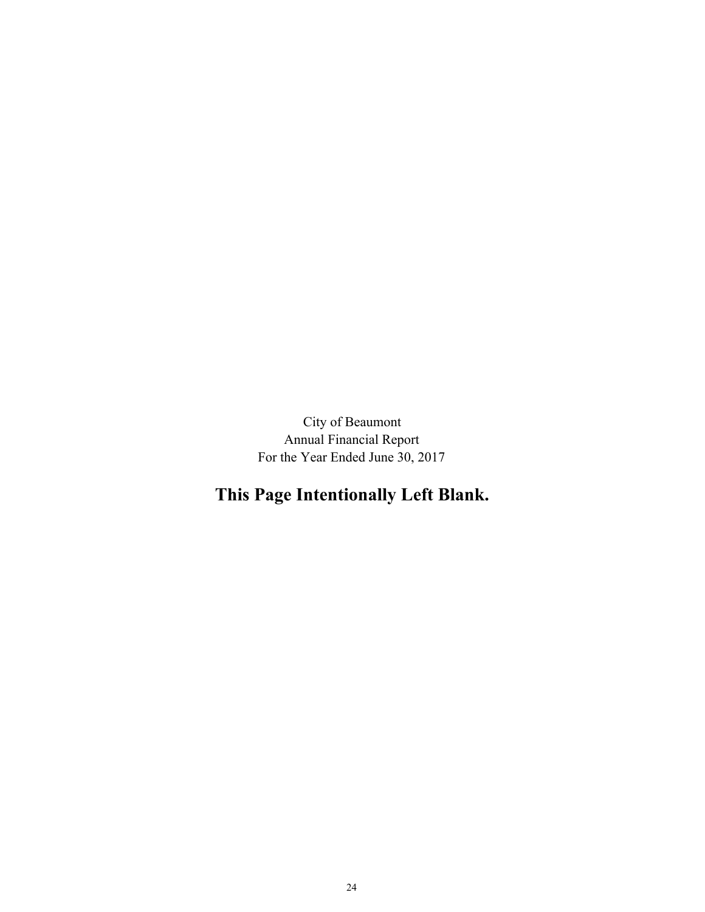City of Beaumont
Annual Financial Report
For the Year Ended June 30, 2017

**This Page Intentionally Left Blank.**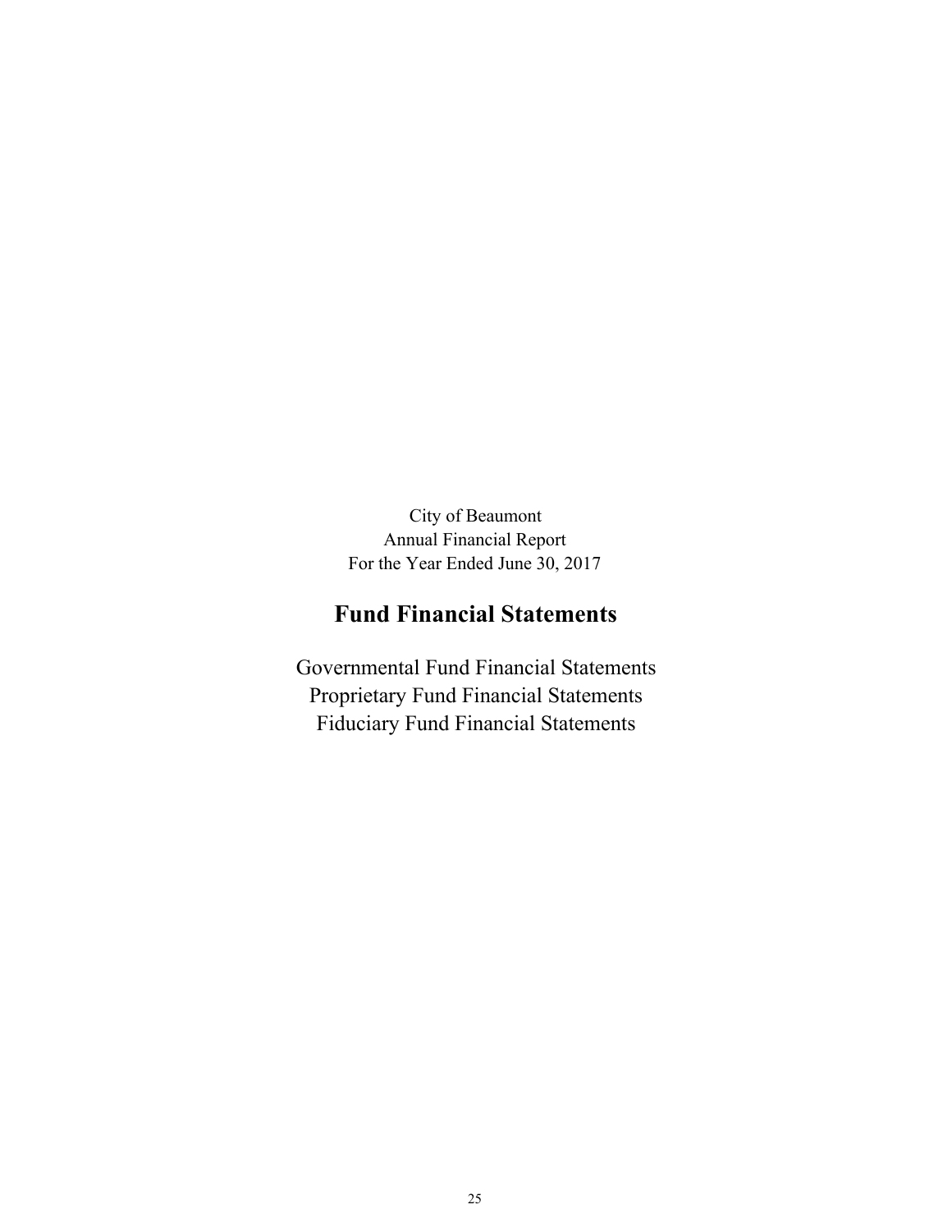City of Beaumont
Annual Financial Report
For the Year Ended June 30, 2017

# Fund Financial Statements

Governmental Fund Financial Statements
Proprietary Fund Financial Statements
Fiduciary Fund Financial Statements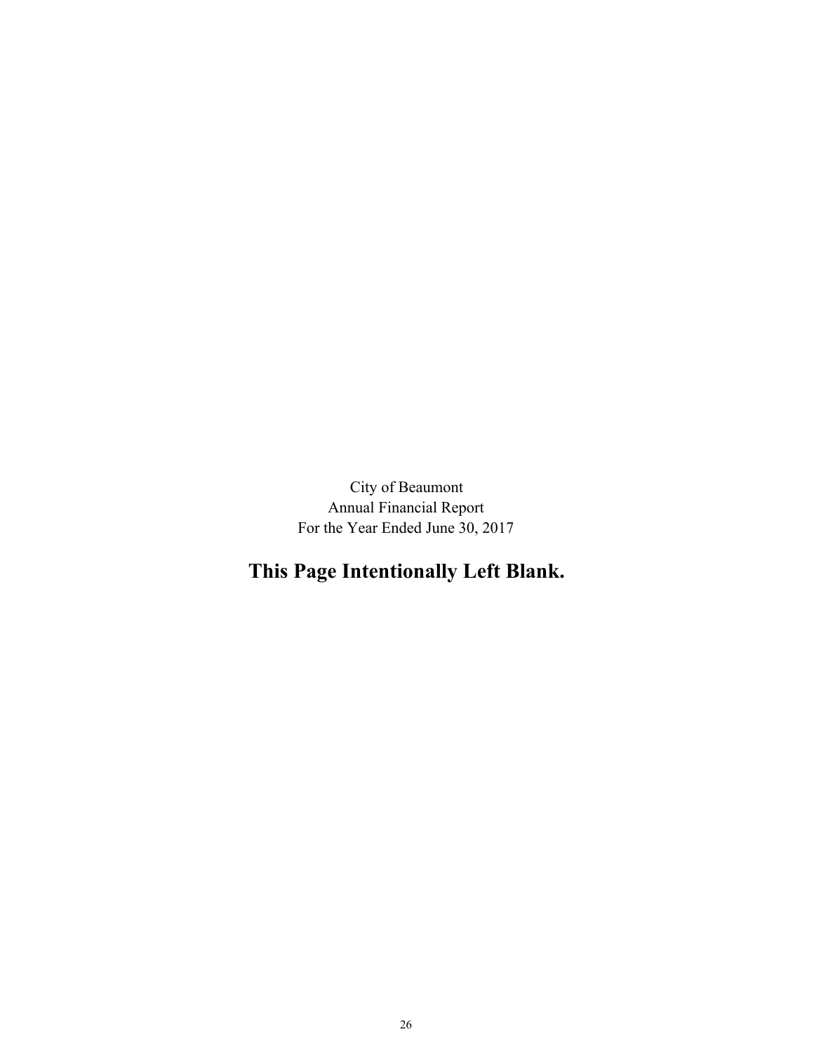City of Beaumont
Annual Financial Report
For the Year Ended June 30, 2017

**This Page Intentionally Left Blank.**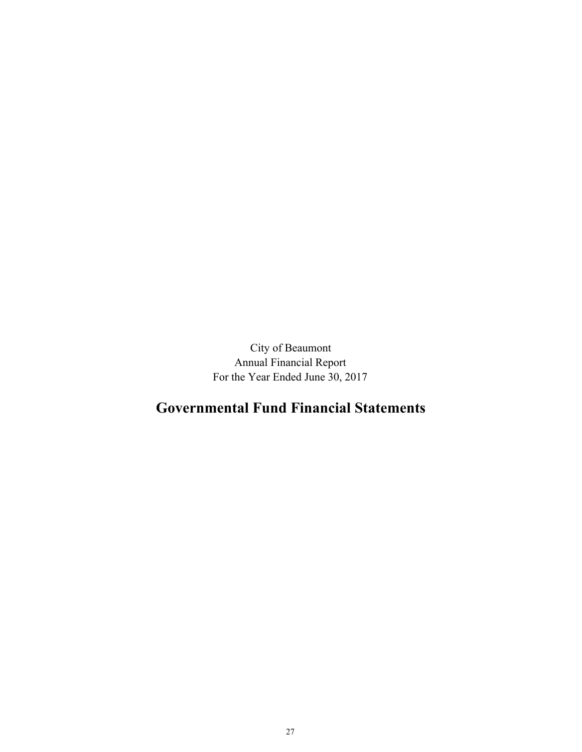City of Beaumont
Annual Financial Report
For the Year Ended June 30, 2017

# Governmental Fund Financial Statements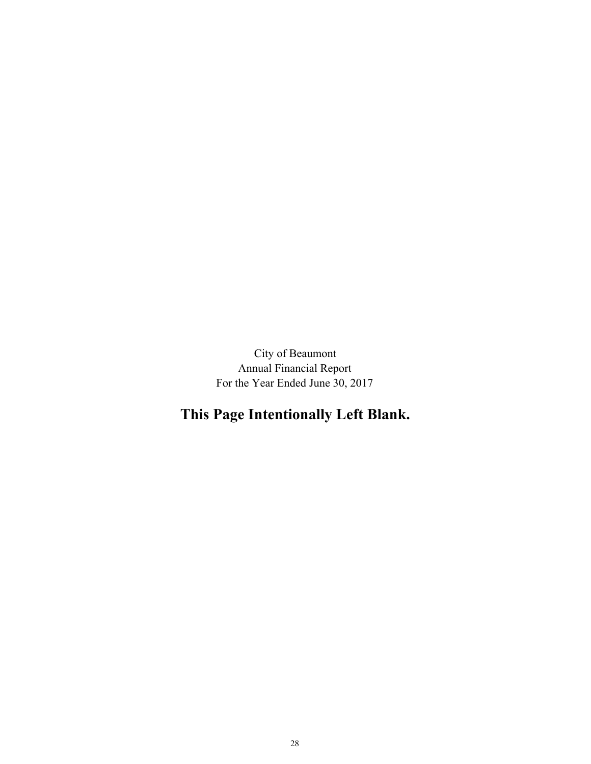City of Beaumont
Annual Financial Report
For the Year Ended June 30, 2017

**This Page Intentionally Left Blank.**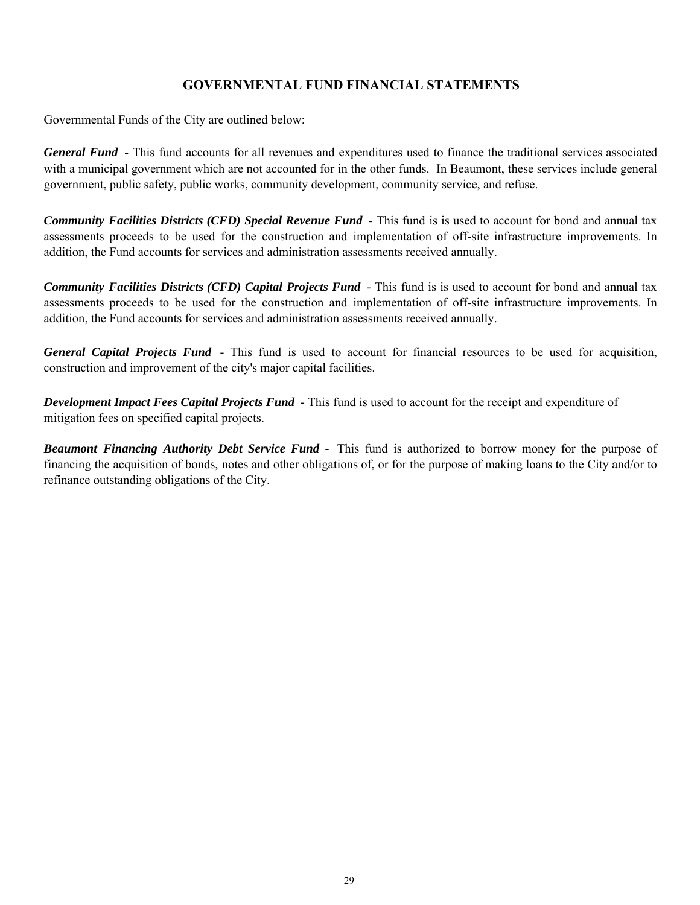## GOVERNMENTAL FUND FINANCIAL STATEMENTS

Governmental Funds of the City are outlined below:

***General Fund*** - This fund accounts for all revenues and expenditures used to finance the traditional services associated with a municipal government which are not accounted for in the other funds. In Beaumont, these services include general government, public safety, public works, community development, community service, and refuse.

***Community Facilities Districts (CFD) Special Revenue Fund*** - This fund is is used to account for bond and annual tax assessments proceeds to be used for the construction and implementation of off-site infrastructure improvements. In addition, the Fund accounts for services and administration assessments received annually.

***Community Facilities Districts (CFD) Capital Projects Fund*** - This fund is is used to account for bond and annual tax assessments proceeds to be used for the construction and implementation of off-site infrastructure improvements. In addition, the Fund accounts for services and administration assessments received annually.

***General Capital Projects Fund*** - This fund is used to account for financial resources to be used for acquisition, construction and improvement of the city's major capital facilities.

***Development Impact Fees Capital Projects Fund*** - This fund is used to account for the receipt and expenditure of mitigation fees on specified capital projects.

***Beaumont Financing Authority Debt Service Fund*** - This fund is authorized to borrow money for the purpose of financing the acquisition of bonds, notes and other obligations of, or for the purpose of making loans to the City and/or to refinance outstanding obligations of the City.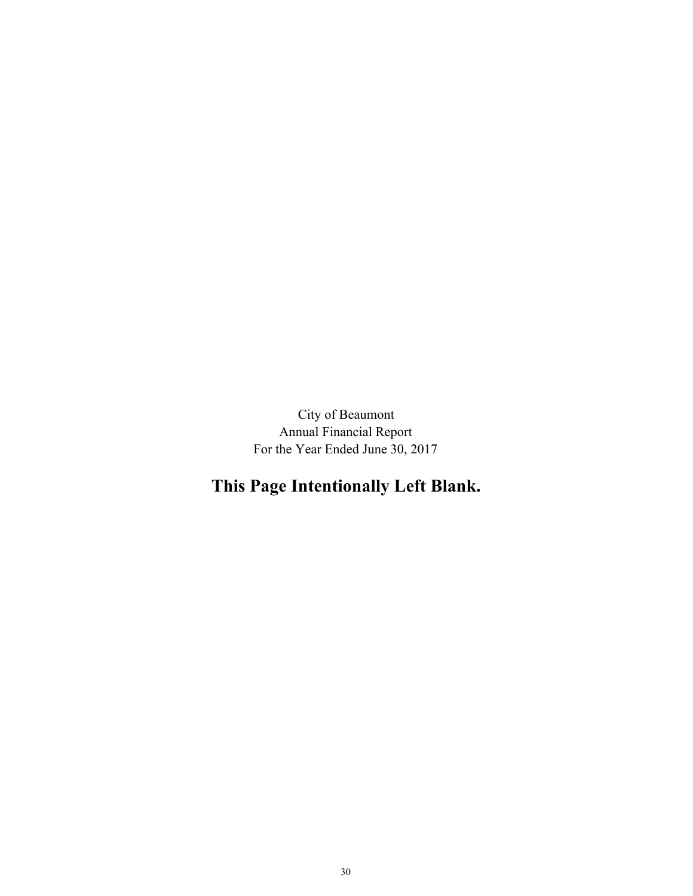City of Beaumont
Annual Financial Report
For the Year Ended June 30, 2017

**This Page Intentionally Left Blank.**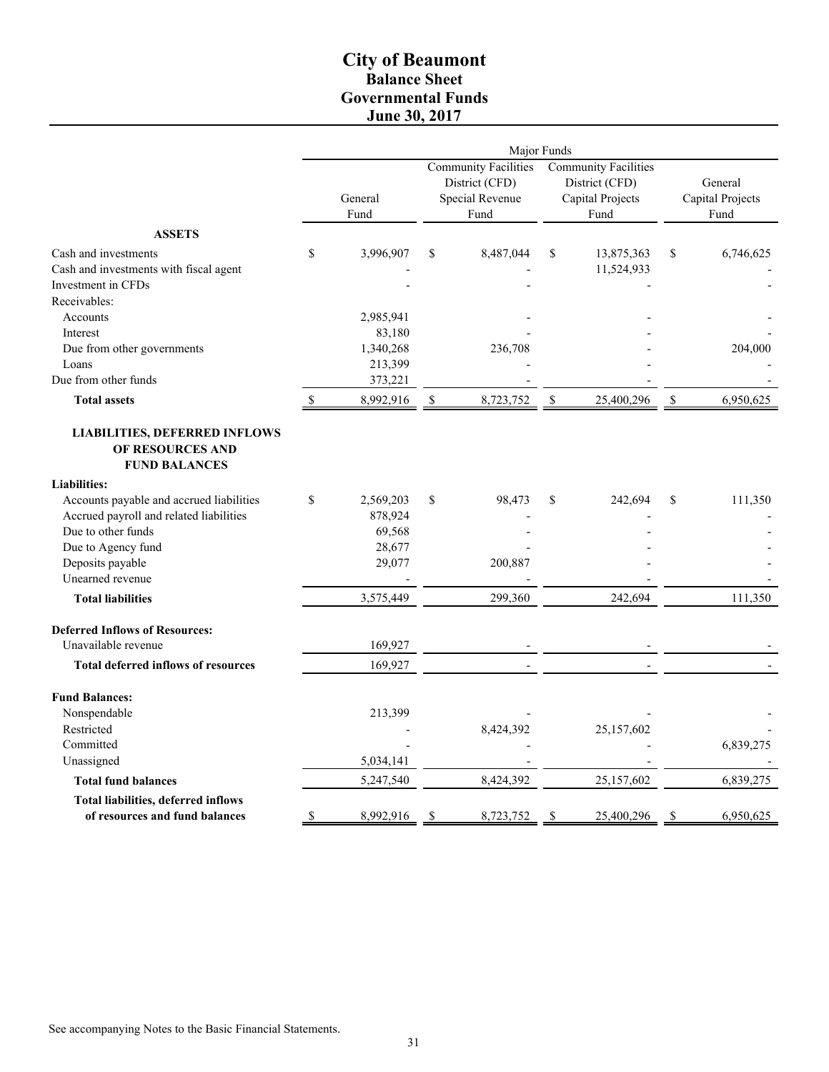# City of Beaumont
## Balance Sheet
## Governmental Funds
## June 30, 2017

| | Major Funds | | | |
|---|---|---|---|---|
| | General Fund | Community Facilities District (CFD) Special Revenue Fund | Community Facilities District (CFD) Capital Projects Fund | General Capital Projects Fund |
| **ASSETS** | | | | |
| Cash and investments | $ 3,996,907 | $ 8,487,044 | $ 13,875,363 | $ 6,746,625 |
| Cash and investments with fiscal agent | - | - | 11,524,933 | - |
| Investment in CFDs | - | - | - | - |
| Receivables: | | | | |
| Accounts | 2,985,941 | - | - | - |
| Interest | 83,180 | - | - | - |
| Due from other governments | 1,340,268 | 236,708 | - | 204,000 |
| Loans | 213,399 | - | - | - |
| Due from other funds | 373,221 | - | - | - |
| **Total assets** | $ 8,992,916 | $ 8,723,752 | $ 25,400,296 | $ 6,950,625 |
| **LIABILITIES, DEFERRED INFLOWS OF RESOURCES AND FUND BALANCES** | | | | |
| **Liabilities:** | | | | |
| Accounts payable and accrued liabilities | $ 2,569,203 | $ 98,473 | $ 242,694 | $ 111,350 |
| Accrued payroll and related liabilities | 878,924 | - | - | - |
| Due to other funds | 69,568 | - | - | - |
| Due to Agency fund | 28,677 | - | - | - |
| Deposits payable | 29,077 | 200,887 | - | - |
| Unearned revenue | - | - | - | - |
| **Total liabilities** | 3,575,449 | 299,360 | 242,694 | 111,350 |
| **Deferred Inflows of Resources:** | | | | |
| Unavailable revenue | 169,927 | - | - | - |
| **Total deferred inflows of resources** | 169,927 | - | - | - |
| **Fund Balances:** | | | | |
| Nonspendable | 213,399 | - | - | - |
| Restricted | - | 8,424,392 | 25,157,602 | - |
| Committed | - | - | - | 6,839,275 |
| Unassigned | 5,034,141 | - | - | - |
| **Total fund balances** | 5,247,540 | 8,424,392 | 25,157,602 | 6,839,275 |
| **Total liabilities, deferred inflows of resources and fund balances** | $ 8,992,916 | $ 8,723,752 | $ 25,400,296 | $ 6,950,625 |

See accompanying Notes to the Basic Financial Statements.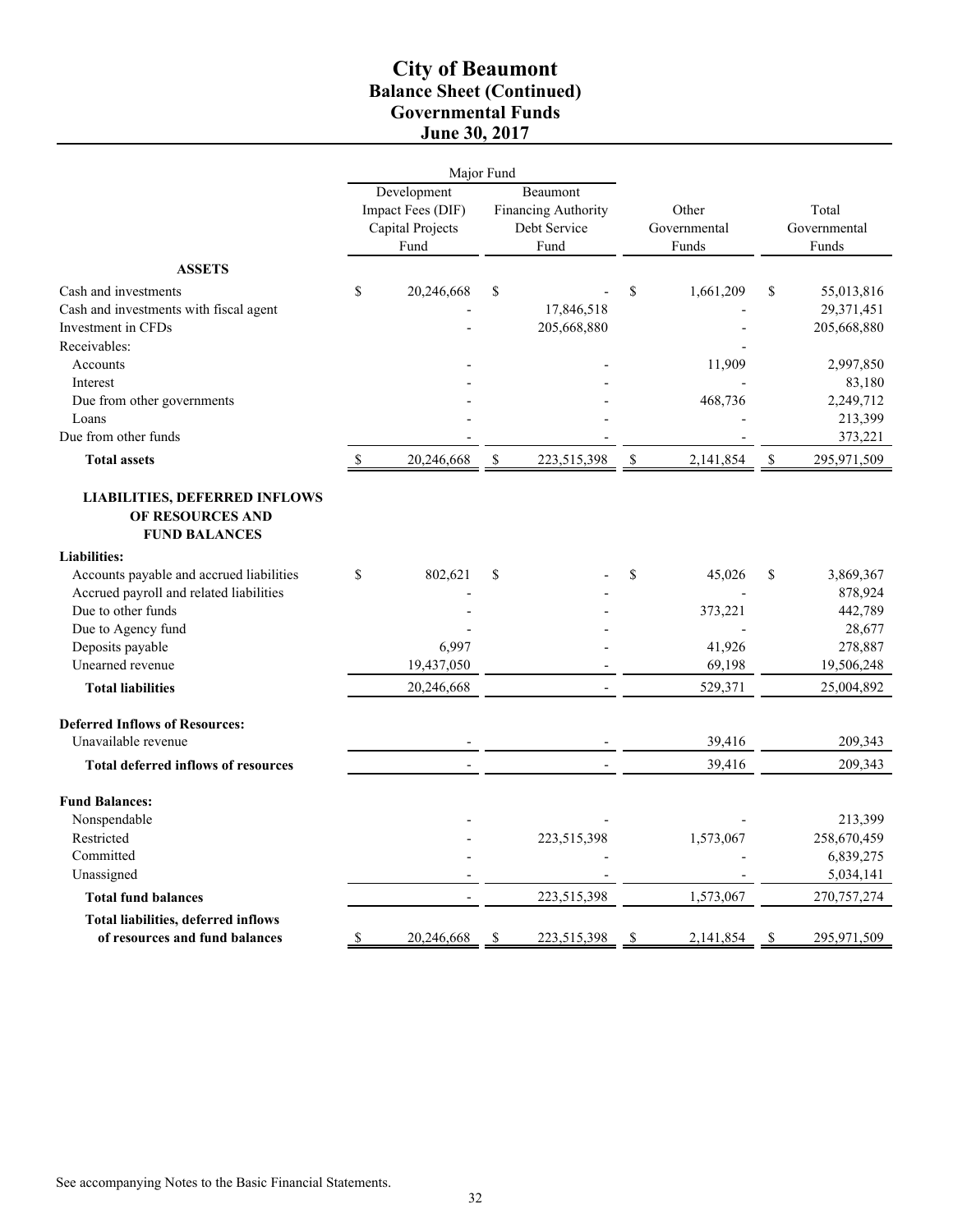# City of Beaumont
## Balance Sheet (Continued)
## Governmental Funds
## June 30, 2017

| | Major Fund | | | |
|---|---|---|---|---|
| | Development Impact Fees (DIF) Capital Projects Fund | Beaumont Financing Authority Debt Service Fund | Other Governmental Funds | Total Governmental Funds |
| **ASSETS** | | | | |
| Cash and investments | $ 20,246,668 | $ - | $ 1,661,209 | $ 55,013,816 |
| Cash and investments with fiscal agent | - | 17,846,518 | - | 29,371,451 |
| Investment in CFDs | - | 205,668,880 | - | 205,668,880 |
| Receivables: | | | - | |
| Accounts | - | - | 11,909 | 2,997,850 |
| Interest | - | - | - | 83,180 |
| Due from other governments | - | - | 468,736 | 2,249,712 |
| Loans | - | - | - | 213,399 |
| Due from other funds | - | - | - | 373,221 |
| **Total assets** | $ 20,246,668 | $ 223,515,398 | $ 2,141,854 | $ 295,971,509 |
| **LIABILITIES, DEFERRED INFLOWS OF RESOURCES AND FUND BALANCES** | | | | |
| **Liabilities:** | | | | |
| Accounts payable and accrued liabilities | $ 802,621 | $ - | $ 45,026 | $ 3,869,367 |
| Accrued payroll and related liabilities | - | - | - | 878,924 |
| Due to other funds | - | - | 373,221 | 442,789 |
| Due to Agency fund | - | - | - | 28,677 |
| Deposits payable | 6,997 | - | 41,926 | 278,887 |
| Unearned revenue | 19,437,050 | - | 69,198 | 19,506,248 |
| **Total liabilities** | 20,246,668 | - | 529,371 | 25,004,892 |
| **Deferred Inflows of Resources:** | | | | |
| Unavailable revenue | - | - | 39,416 | 209,343 |
| **Total deferred inflows of resources** | - | - | 39,416 | 209,343 |
| **Fund Balances:** | | | | |
| Nonspendable | - | - | - | 213,399 |
| Restricted | - | 223,515,398 | 1,573,067 | 258,670,459 |
| Committed | - | - | - | 6,839,275 |
| Unassigned | - | - | - | 5,034,141 |
| **Total fund balances** | - | 223,515,398 | 1,573,067 | 270,757,274 |
| **Total liabilities, deferred inflows of resources and fund balances** | $ 20,246,668 | $ 223,515,398 | $ 2,141,854 | $ 295,971,509 |

See accompanying Notes to the Basic Financial Statements.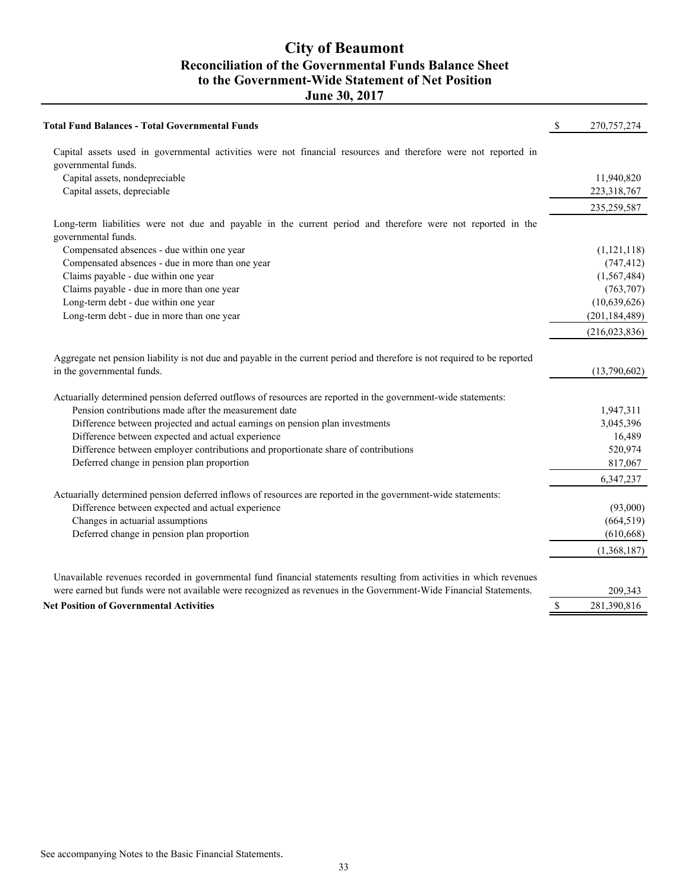# City of Beaumont
## Reconciliation of the Governmental Funds Balance Sheet to the Government-Wide Statement of Net Position
## June 30, 2017

| | |
|---|---|
| **Total Fund Balances - Total Governmental Funds** | $ 270,757,274 |
| Capital assets used in governmental activities were not financial resources and therefore were not reported in governmental funds. | |
| Capital assets, nondepreciable | 11,940,820 |
| Capital assets, depreciable | 223,318,767 |
| | 235,259,587 |
| Long-term liabilities were not due and payable in the current period and therefore were not reported in the governmental funds. | |
| Compensated absences - due within one year | (1,121,118) |
| Compensated absences - due in more than one year | (747,412) |
| Claims payable - due within one year | (1,567,484) |
| Claims payable - due in more than one year | (763,707) |
| Long-term debt - due within one year | (10,639,626) |
| Long-term debt - due in more than one year | (201,184,489) |
| | (216,023,836) |
| Aggregate net pension liability is not due and payable in the current period and therefore is not required to be reported in the governmental funds. | (13,790,602) |
| Actuarially determined pension deferred outflows of resources are reported in the government-wide statements: | |
| Pension contributions made after the measurement date | 1,947,311 |
| Difference between projected and actual earnings on pension plan investments | 3,045,396 |
| Difference between expected and actual experience | 16,489 |
| Difference between employer contributions and proportionate share of contributions | 520,974 |
| Deferred change in pension plan proportion | 817,067 |
| | 6,347,237 |
| Actuarially determined pension deferred inflows of resources are reported in the government-wide statements: | |
| Difference between expected and actual experience | (93,000) |
| Changes in actuarial assumptions | (664,519) |
| Deferred change in pension plan proportion | (610,668) |
| | (1,368,187) |
| Unavailable revenues recorded in governmental fund financial statements resulting from activities in which revenues were earned but funds were not available were recognized as revenues in the Government-Wide Financial Statements. | 209,343 |
| **Net Position of Governmental Activities** | $ 281,390,816 |

See accompanying Notes to the Basic Financial Statements.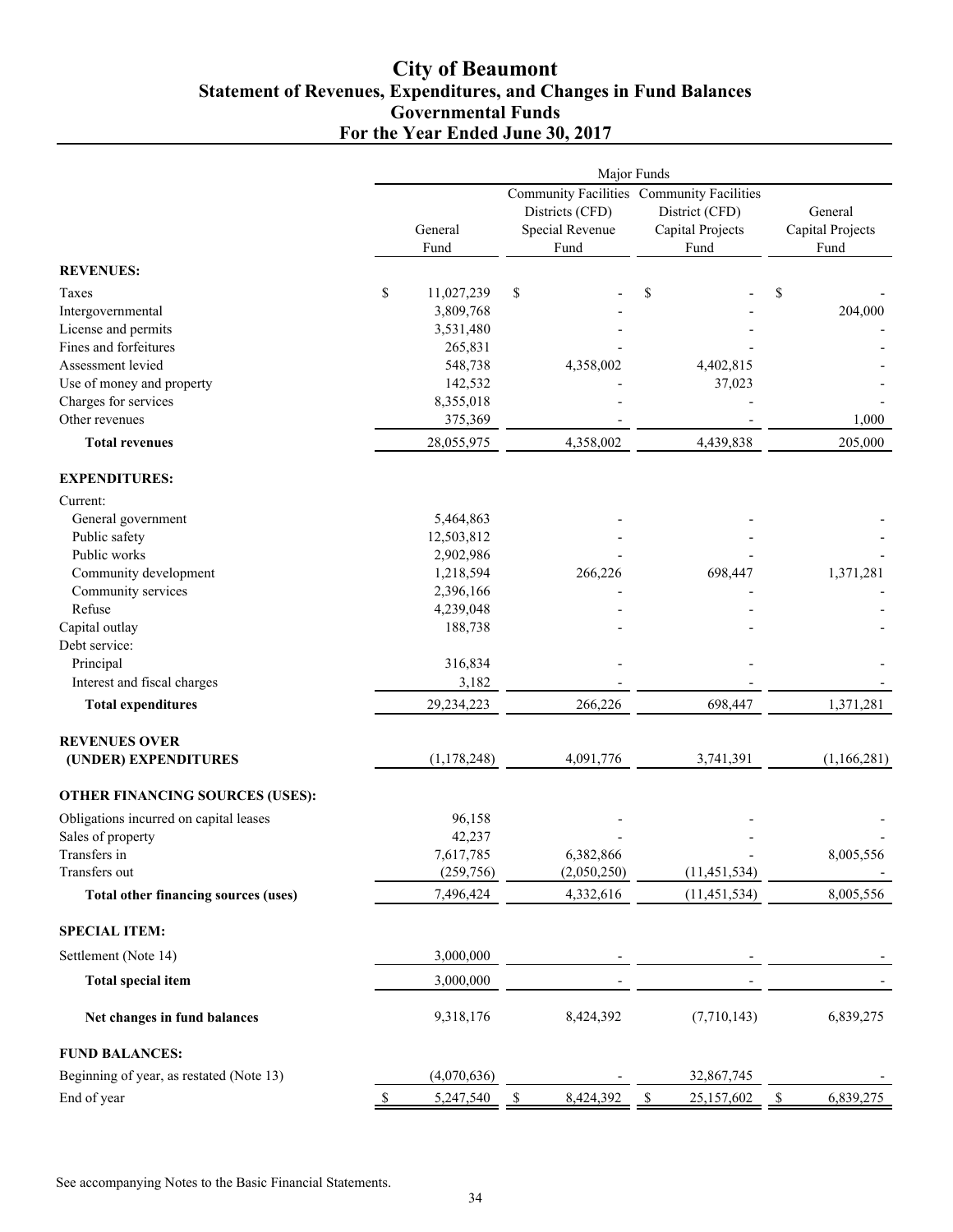# City of Beaumont
## Statement of Revenues, Expenditures, and Changes in Fund Balances
## Governmental Funds
## For the Year Ended June 30, 2017

| | Major Funds | | | |
|---|---|---|---|---|
| | General Fund | Community Facilities Districts (CFD) Special Revenue Fund | Community Facilities District (CFD) Capital Projects Fund | General Capital Projects Fund |
| **REVENUES:** | | | | |
| Taxes | $ 11,027,239 | $ - | $ - | $ - |
| Intergovernmental | 3,809,768 | - | - | 204,000 |
| License and permits | 3,531,480 | - | - | - |
| Fines and forfeitures | 265,831 | - | - | - |
| Assessment levied | 548,738 | 4,358,002 | 4,402,815 | - |
| Use of money and property | 142,532 | - | 37,023 | - |
| Charges for services | 8,355,018 | - | - | - |
| Other revenues | 375,369 | - | - | 1,000 |
| **Total revenues** | 28,055,975 | 4,358,002 | 4,439,838 | 205,000 |
| **EXPENDITURES:** | | | | |
| Current: | | | | |
| General government | 5,464,863 | - | - | - |
| Public safety | 12,503,812 | - | - | - |
| Public works | 2,902,986 | - | - | - |
| Community development | 1,218,594 | 266,226 | 698,447 | 1,371,281 |
| Community services | 2,396,166 | - | - | - |
| Refuse | 4,239,048 | - | - | - |
| Capital outlay | 188,738 | - | - | - |
| Debt service: | | | | |
| Principal | 316,834 | - | - | - |
| Interest and fiscal charges | 3,182 | - | - | - |
| **Total expenditures** | 29,234,223 | 266,226 | 698,447 | 1,371,281 |
| **REVENUES OVER (UNDER) EXPENDITURES** | (1,178,248) | 4,091,776 | 3,741,391 | (1,166,281) |
| **OTHER FINANCING SOURCES (USES):** | | | | |
| Obligations incurred on capital leases | 96,158 | - | - | - |
| Sales of property | 42,237 | - | - | - |
| Transfers in | 7,617,785 | 6,382,866 | - | 8,005,556 |
| Transfers out | (259,756) | (2,050,250) | (11,451,534) | - |
| **Total other financing sources (uses)** | 7,496,424 | 4,332,616 | (11,451,534) | 8,005,556 |
| **SPECIAL ITEM:** | | | | |
| Settlement (Note 14) | 3,000,000 | - | - | - |
| **Total special item** | 3,000,000 | - | - | - |
| **Net changes in fund balances** | 9,318,176 | 8,424,392 | (7,710,143) | 6,839,275 |
| **FUND BALANCES:** | | | | |
| Beginning of year, as restated (Note 13) | (4,070,636) | - | 32,867,745 | - |
| End of year | $ 5,247,540 | $ 8,424,392 | $ 25,157,602 | $ 6,839,275 |

See accompanying Notes to the Basic Financial Statements.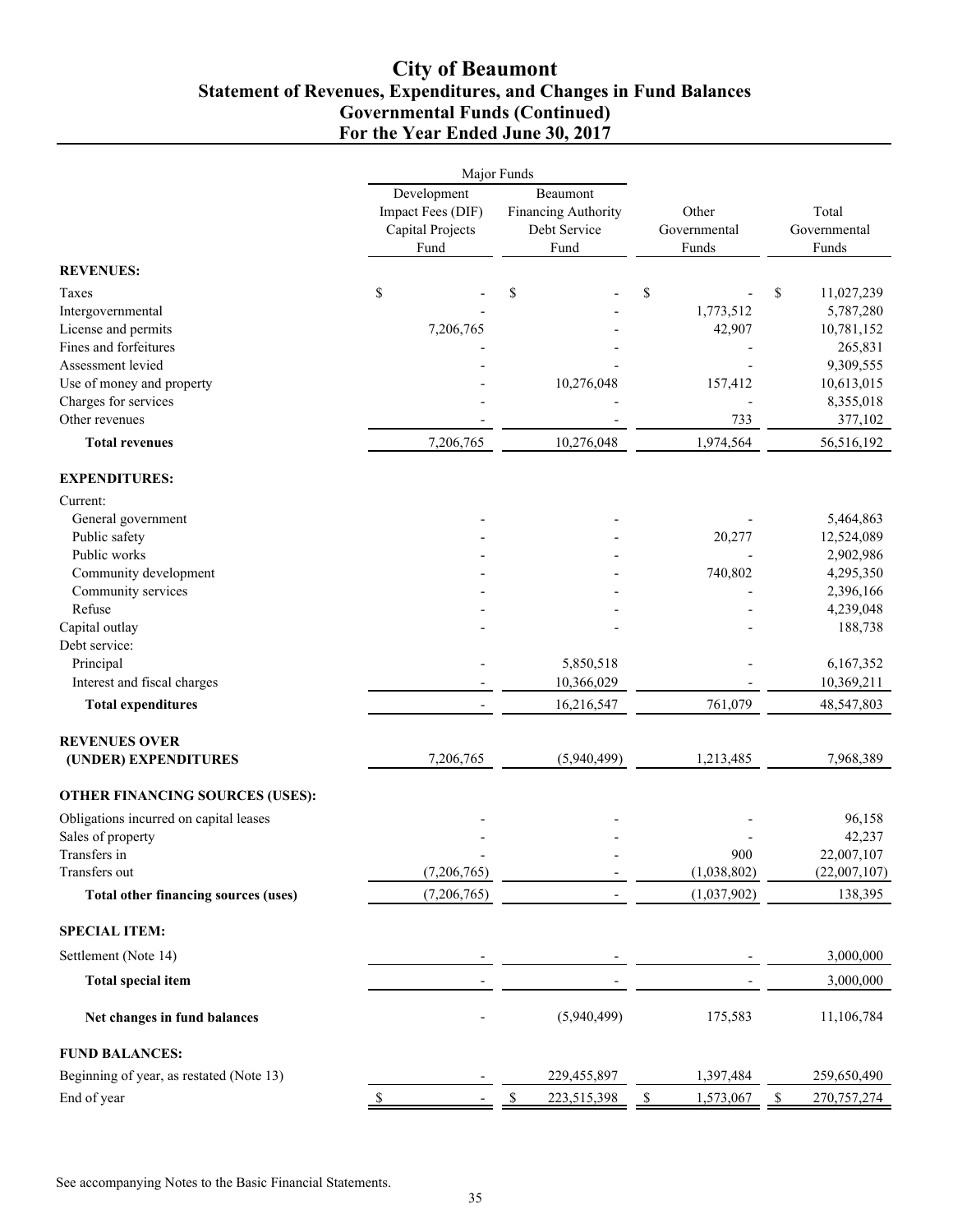# City of Beaumont
## Statement of Revenues, Expenditures, and Changes in Fund Balances
## Governmental Funds (Continued)
## For the Year Ended June 30, 2017

| | Major Funds | | | |
|---|---|---|---|---|
| | Development Impact Fees (DIF) Capital Projects Fund | Beaumont Financing Authority Debt Service Fund | Other Governmental Funds | Total Governmental Funds |
| **REVENUES:** | | | | |
| Taxes | $ - | $ - | $ - | $ 11,027,239 |
| Intergovernmental | - | - | 1,773,512 | 5,787,280 |
| License and permits | 7,206,765 | - | 42,907 | 10,781,152 |
| Fines and forfeitures | - | - | - | 265,831 |
| Assessment levied | - | - | - | 9,309,555 |
| Use of money and property | - | 10,276,048 | 157,412 | 10,613,015 |
| Charges for services | - | - | - | 8,355,018 |
| Other revenues | - | - | 733 | 377,102 |
| **Total revenues** | 7,206,765 | 10,276,048 | 1,974,564 | 56,516,192 |
| **EXPENDITURES:** | | | | |
| Current: | | | | |
| General government | - | - | - | 5,464,863 |
| Public safety | - | - | 20,277 | 12,524,089 |
| Public works | - | - | - | 2,902,986 |
| Community development | - | - | 740,802 | 4,295,350 |
| Community services | - | - | - | 2,396,166 |
| Refuse | - | - | - | 4,239,048 |
| Capital outlay | - | - | - | 188,738 |
| Debt service: | | | | |
| Principal | - | 5,850,518 | - | 6,167,352 |
| Interest and fiscal charges | - | 10,366,029 | - | 10,369,211 |
| **Total expenditures** | - | 16,216,547 | 761,079 | 48,547,803 |
| **REVENUES OVER (UNDER) EXPENDITURES** | 7,206,765 | (5,940,499) | 1,213,485 | 7,968,389 |
| **OTHER FINANCING SOURCES (USES):** | | | | |
| Obligations incurred on capital leases | - | - | - | 96,158 |
| Sales of property | - | - | - | 42,237 |
| Transfers in | - | - | 900 | 22,007,107 |
| Transfers out | (7,206,765) | - | (1,038,802) | (22,007,107) |
| **Total other financing sources (uses)** | (7,206,765) | - | (1,037,902) | 138,395 |
| **SPECIAL ITEM:** | | | | |
| Settlement (Note 14) | - | - | - | 3,000,000 |
| **Total special item** | - | - | - | 3,000,000 |
| **Net changes in fund balances** | - | (5,940,499) | 175,583 | 11,106,784 |
| **FUND BALANCES:** | | | | |
| Beginning of year, as restated (Note 13) | - | 229,455,897 | 1,397,484 | 259,650,490 |
| End of year | $ - | $ 223,515,398 | $ 1,573,067 | $ 270,757,274 |

See accompanying Notes to the Basic Financial Statements.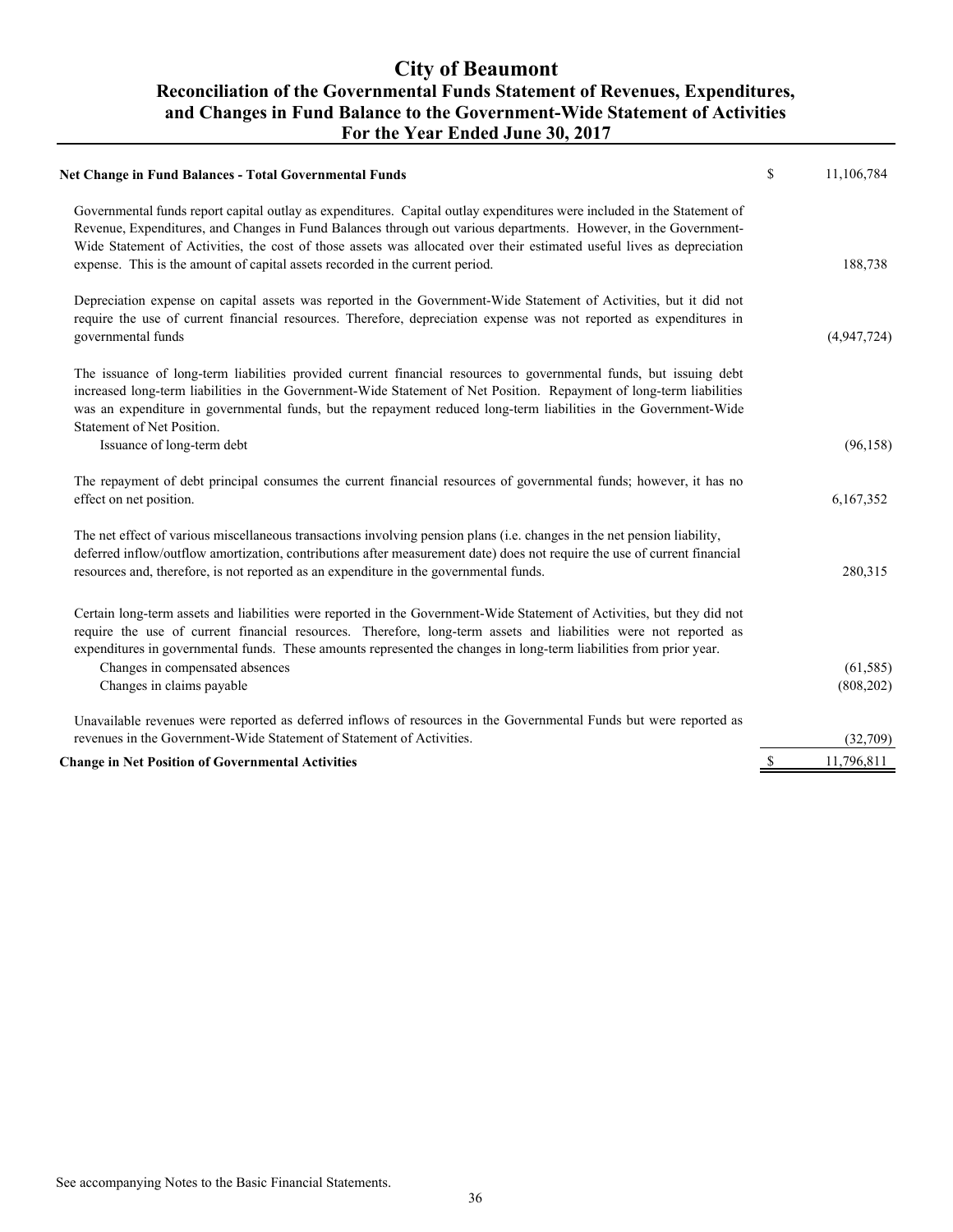# City of Beaumont

## Reconciliation of the Governmental Funds Statement of Revenues, Expenditures, and Changes in Fund Balance to the Government-Wide Statement of Activities

## For the Year Ended June 30, 2017

| | |
|---|---|
| **Net Change in Fund Balances - Total Governmental Funds** | $ 11,106,784 |
| Governmental funds report capital outlay as expenditures. Capital outlay expenditures were included in the Statement of Revenue, Expenditures, and Changes in Fund Balances through out various departments. However, in the Government-Wide Statement of Activities, the cost of those assets was allocated over their estimated useful lives as depreciation expense. This is the amount of capital assets recorded in the current period. | 188,738 |
| Depreciation expense on capital assets was reported in the Government-Wide Statement of Activities, but it did not require the use of current financial resources. Therefore, depreciation expense was not reported as expenditures in governmental funds | (4,947,724) |
| The issuance of long-term liabilities provided current financial resources to governmental funds, but issuing debt increased long-term liabilities in the Government-Wide Statement of Net Position. Repayment of long-term liabilities was an expenditure in governmental funds, but the repayment reduced long-term liabilities in the Government-Wide Statement of Net Position. | |
| Issuance of long-term debt | (96,158) |
| The repayment of debt principal consumes the current financial resources of governmental funds; however, it has no effect on net position. | 6,167,352 |
| The net effect of various miscellaneous transactions involving pension plans (i.e. changes in the net pension liability, deferred inflow/outflow amortization, contributions after measurement date) does not require the use of current financial resources and, therefore, is not reported as an expenditure in the governmental funds. | 280,315 |
| Certain long-term assets and liabilities were reported in the Government-Wide Statement of Activities, but they did not require the use of current financial resources. Therefore, long-term assets and liabilities were not reported as expenditures in governmental funds. These amounts represented the changes in long-term liabilities from prior year. | |
| Changes in compensated absences | (61,585) |
| Changes in claims payable | (808,202) |
| Unavailable revenues were reported as deferred inflows of resources in the Governmental Funds but were reported as revenues in the Government-Wide Statement of Statement of Activities. | (32,709) |
| **Change in Net Position of Governmental Activities** | $ 11,796,811 |

See accompanying Notes to the Basic Financial Statements.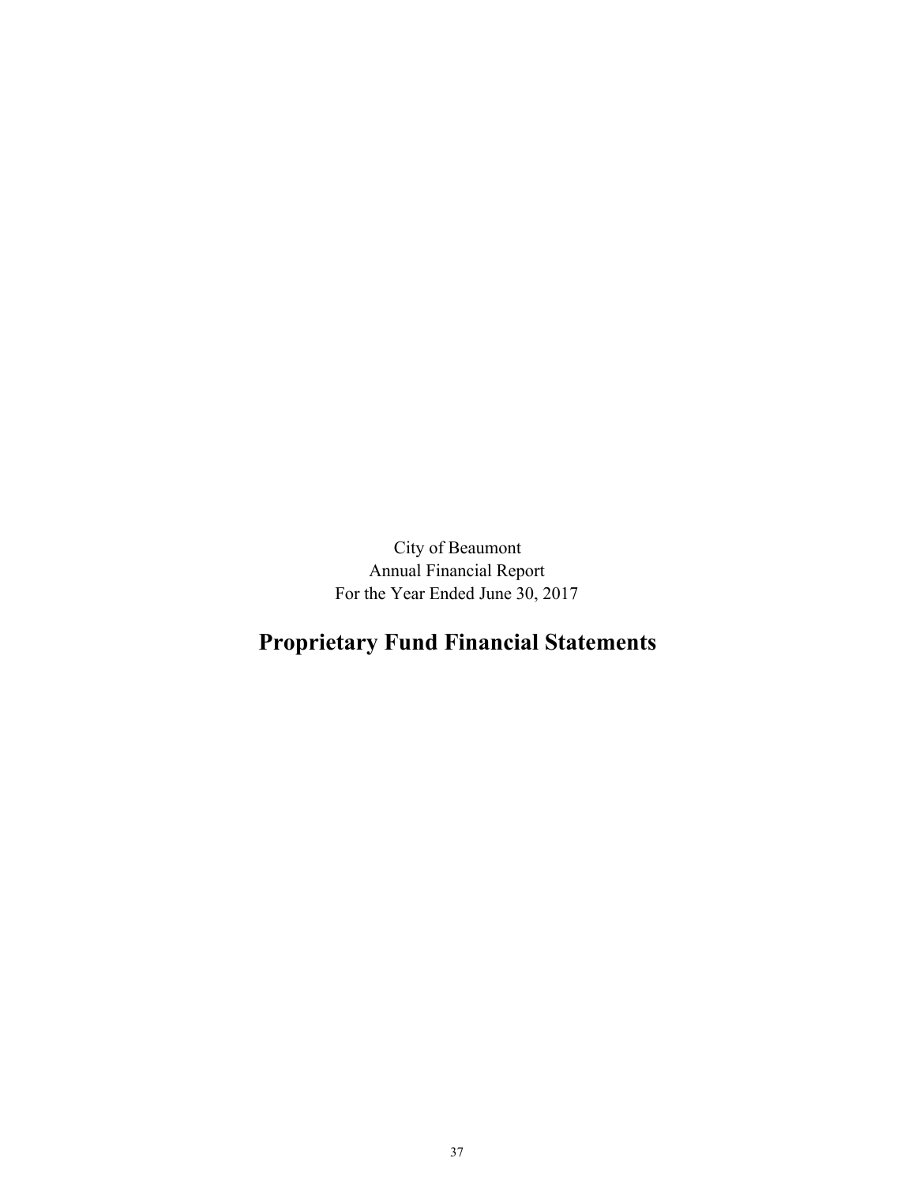City of Beaumont
Annual Financial Report
For the Year Ended June 30, 2017

# Proprietary Fund Financial Statements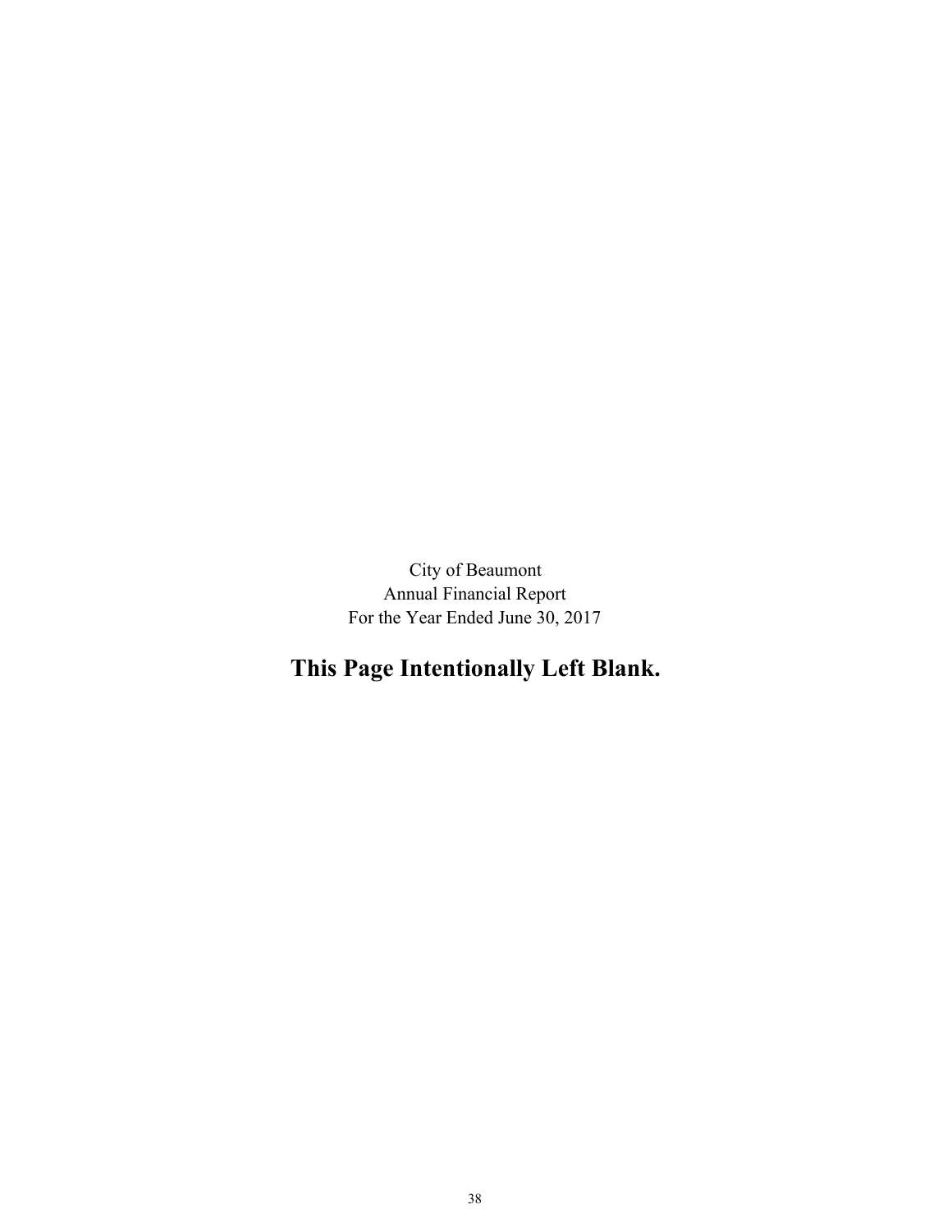City of Beaumont
Annual Financial Report
For the Year Ended June 30, 2017

**This Page Intentionally Left Blank.**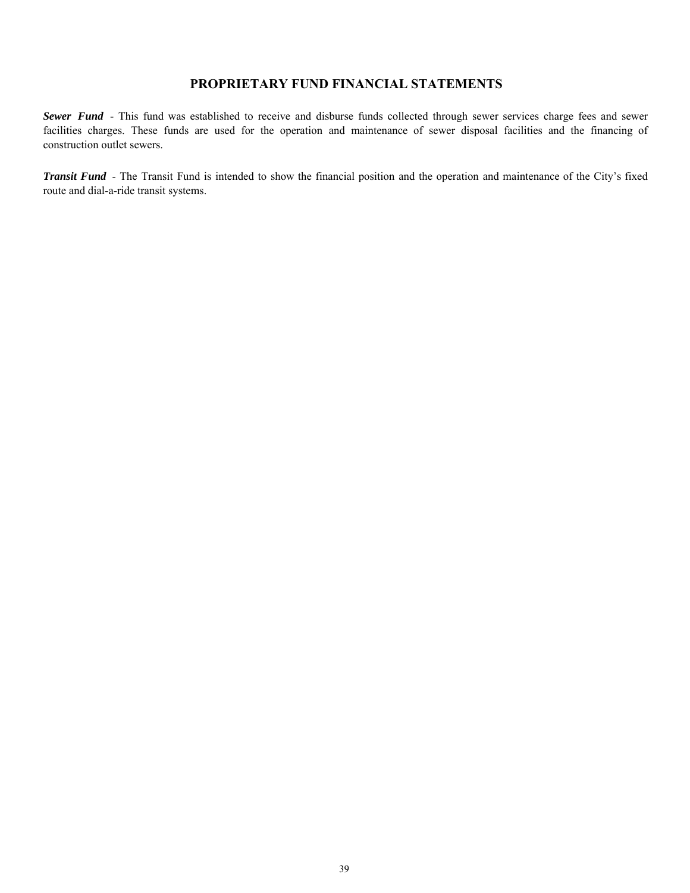# PROPRIETARY FUND FINANCIAL STATEMENTS

***Sewer Fund*** - This fund was established to receive and disburse funds collected through sewer services charge fees and sewer facilities charges. These funds are used for the operation and maintenance of sewer disposal facilities and the financing of construction outlet sewers.

***Transit Fund*** - The Transit Fund is intended to show the financial position and the operation and maintenance of the City's fixed route and dial-a-ride transit systems.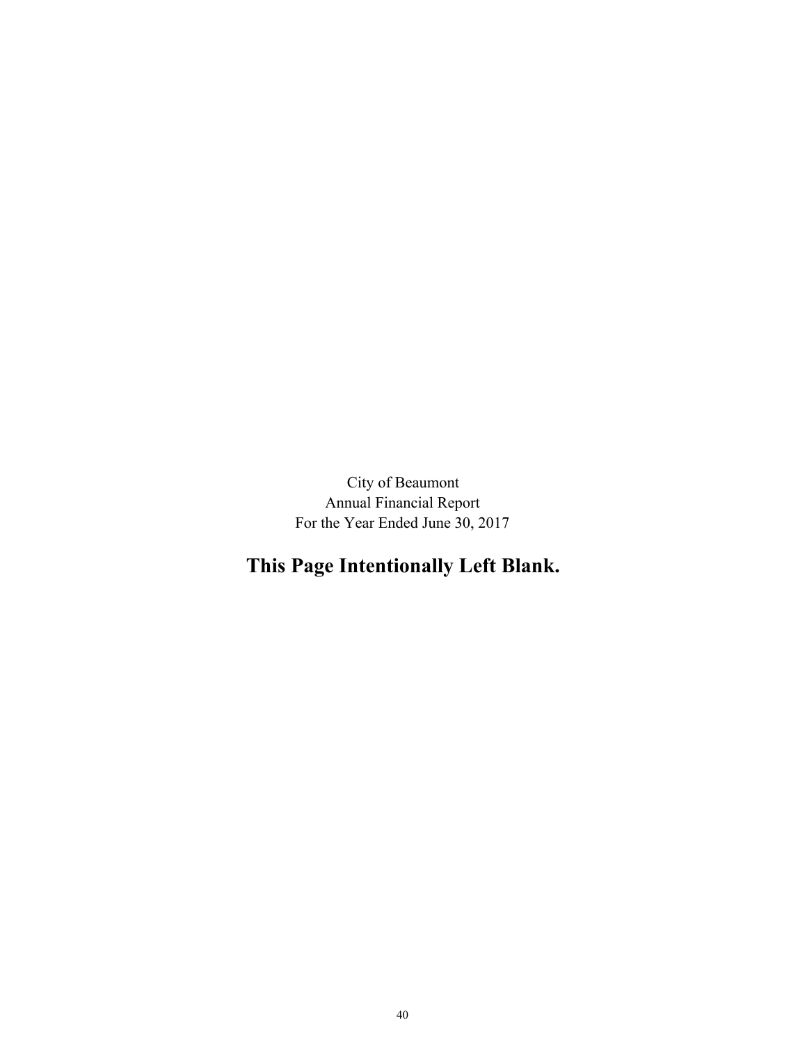City of Beaumont
Annual Financial Report
For the Year Ended June 30, 2017

**This Page Intentionally Left Blank.**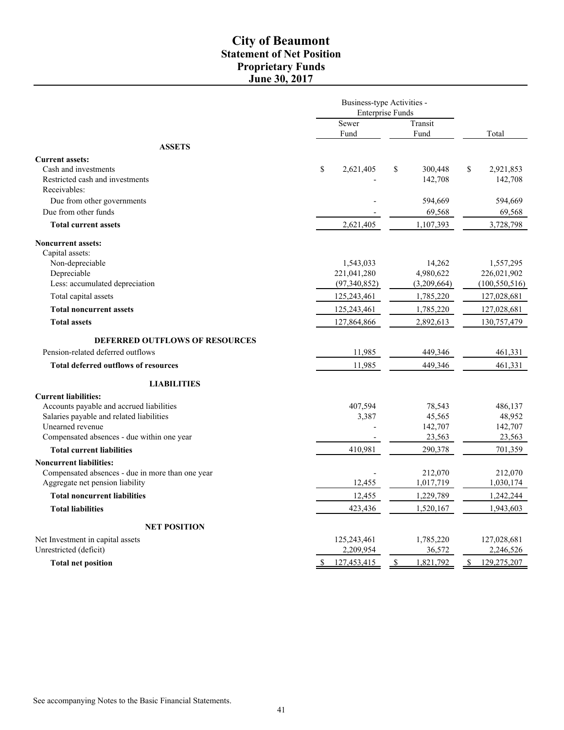# City of Beaumont
## Statement of Net Position
## Proprietary Funds
## June 30, 2017

| | Business-type Activities - Enterprise Funds | | |
|---|---|---|---|
| | Sewer Fund | Transit Fund | Total |
| **ASSETS** | | | |
| **Current assets:** | | | |
| Cash and investments | $ 2,621,405 | $ 300,448 | $ 2,921,853 |
| Restricted cash and investments | - | 142,708 | 142,708 |
| Receivables: | | | |
| Due from other governments | - | 594,669 | 594,669 |
| Due from other funds | - | 69,568 | 69,568 |
| **Total current assets** | 2,621,405 | 1,107,393 | 3,728,798 |
| **Noncurrent assets:** | | | |
| Capital assets: | | | |
| Non-depreciable | 1,543,033 | 14,262 | 1,557,295 |
| Depreciable | 221,041,280 | 4,980,622 | 226,021,902 |
| Less: accumulated depreciation | (97,340,852) | (3,209,664) | (100,550,516) |
| Total capital assets | 125,243,461 | 1,785,220 | 127,028,681 |
| **Total noncurrent assets** | 125,243,461 | 1,785,220 | 127,028,681 |
| **Total assets** | 127,864,866 | 2,892,613 | 130,757,479 |
| **DEFERRED OUTFLOWS OF RESOURCES** | | | |
| Pension-related deferred outflows | 11,985 | 449,346 | 461,331 |
| **Total deferred outflows of resources** | 11,985 | 449,346 | 461,331 |
| **LIABILITIES** | | | |
| **Current liabilities:** | | | |
| Accounts payable and accrued liabilities | 407,594 | 78,543 | 486,137 |
| Salaries payable and related liabilities | 3,387 | 45,565 | 48,952 |
| Unearned revenue | - | 142,707 | 142,707 |
| Compensated absences - due within one year | - | 23,563 | 23,563 |
| **Total current liabilities** | 410,981 | 290,378 | 701,359 |
| **Noncurrent liabilities:** | | | |
| Compensated absences - due in more than one year | - | 212,070 | 212,070 |
| Aggregate net pension liability | 12,455 | 1,017,719 | 1,030,174 |
| **Total noncurrent liabilities** | 12,455 | 1,229,789 | 1,242,244 |
| **Total liabilities** | 423,436 | 1,520,167 | 1,943,603 |
| **NET POSITION** | | | |
| Net Investment in capital assets | 125,243,461 | 1,785,220 | 127,028,681 |
| Unrestricted (deficit) | 2,209,954 | 36,572 | 2,246,526 |
| **Total net position** | $ 127,453,415 | $ 1,821,792 | $ 129,275,207 |

See accompanying Notes to the Basic Financial Statements.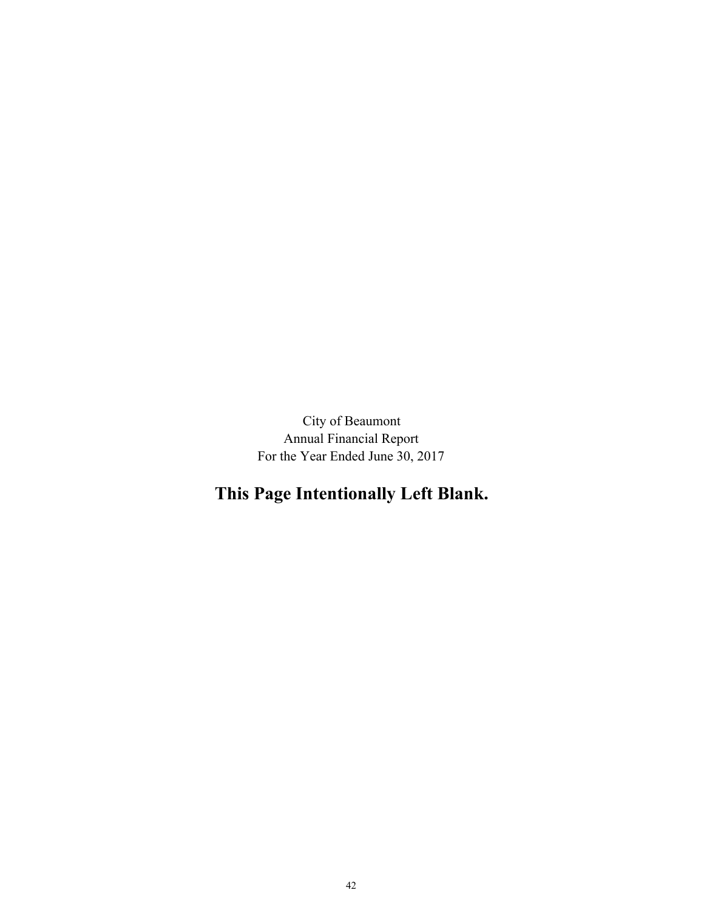City of Beaumont
Annual Financial Report
For the Year Ended June 30, 2017

**This Page Intentionally Left Blank.**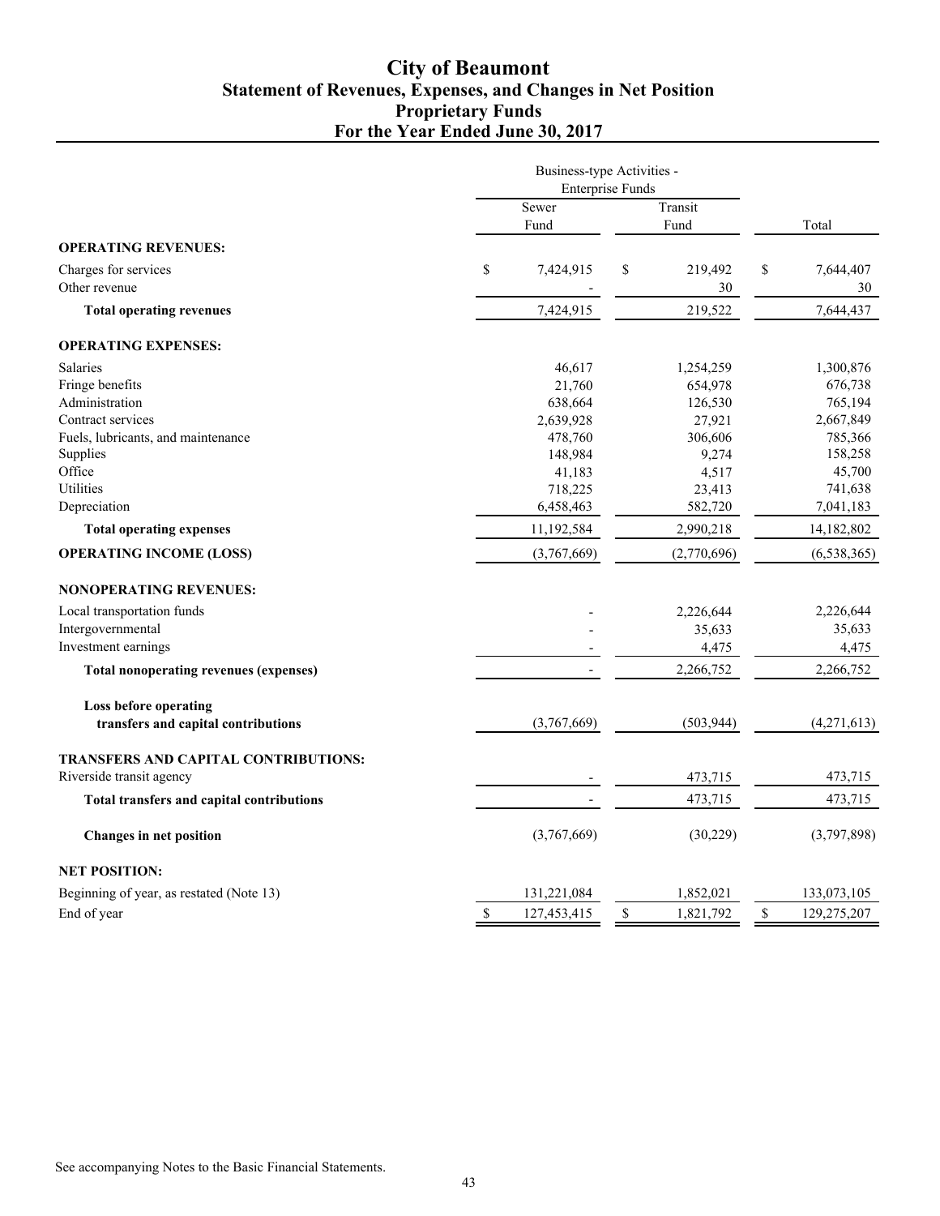# City of Beaumont
## Statement of Revenues, Expenses, and Changes in Net Position
## Proprietary Funds
## For the Year Ended June 30, 2017

| | Business-type Activities - Enterprise Funds | | |
|---|---|---|---|
| | Sewer Fund | Transit Fund | Total |
| **OPERATING REVENUES:** | | | |
| Charges for services | $ 7,424,915 | $ 219,492 | $ 7,644,407 |
| Other revenue | - | 30 | 30 |
| **Total operating revenues** | 7,424,915 | 219,522 | 7,644,437 |
| **OPERATING EXPENSES:** | | | |
| Salaries | 46,617 | 1,254,259 | 1,300,876 |
| Fringe benefits | 21,760 | 654,978 | 676,738 |
| Administration | 638,664 | 126,530 | 765,194 |
| Contract services | 2,639,928 | 27,921 | 2,667,849 |
| Fuels, lubricants, and maintenance | 478,760 | 306,606 | 785,366 |
| Supplies | 148,984 | 9,274 | 158,258 |
| Office | 41,183 | 4,517 | 45,700 |
| Utilities | 718,225 | 23,413 | 741,638 |
| Depreciation | 6,458,463 | 582,720 | 7,041,183 |
| **Total operating expenses** | 11,192,584 | 2,990,218 | 14,182,802 |
| **OPERATING INCOME (LOSS)** | (3,767,669) | (2,770,696) | (6,538,365) |
| **NONOPERATING REVENUES:** | | | |
| Local transportation funds | - | 2,226,644 | 2,226,644 |
| Intergovernmental | - | 35,633 | 35,633 |
| Investment earnings | - | 4,475 | 4,475 |
| **Total nonoperating revenues (expenses)** | - | 2,266,752 | 2,266,752 |
| **Loss before operating transfers and capital contributions** | (3,767,669) | (503,944) | (4,271,613) |
| **TRANSFERS AND CAPITAL CONTRIBUTIONS:** | | | |
| Riverside transit agency | - | 473,715 | 473,715 |
| **Total transfers and capital contributions** | - | 473,715 | 473,715 |
| **Changes in net position** | (3,767,669) | (30,229) | (3,797,898) |
| **NET POSITION:** | | | |
| Beginning of year, as restated (Note 13) | 131,221,084 | 1,852,021 | 133,073,105 |
| End of year | $ 127,453,415 | $ 1,821,792 | $ 129,275,207 |

See accompanying Notes to the Basic Financial Statements.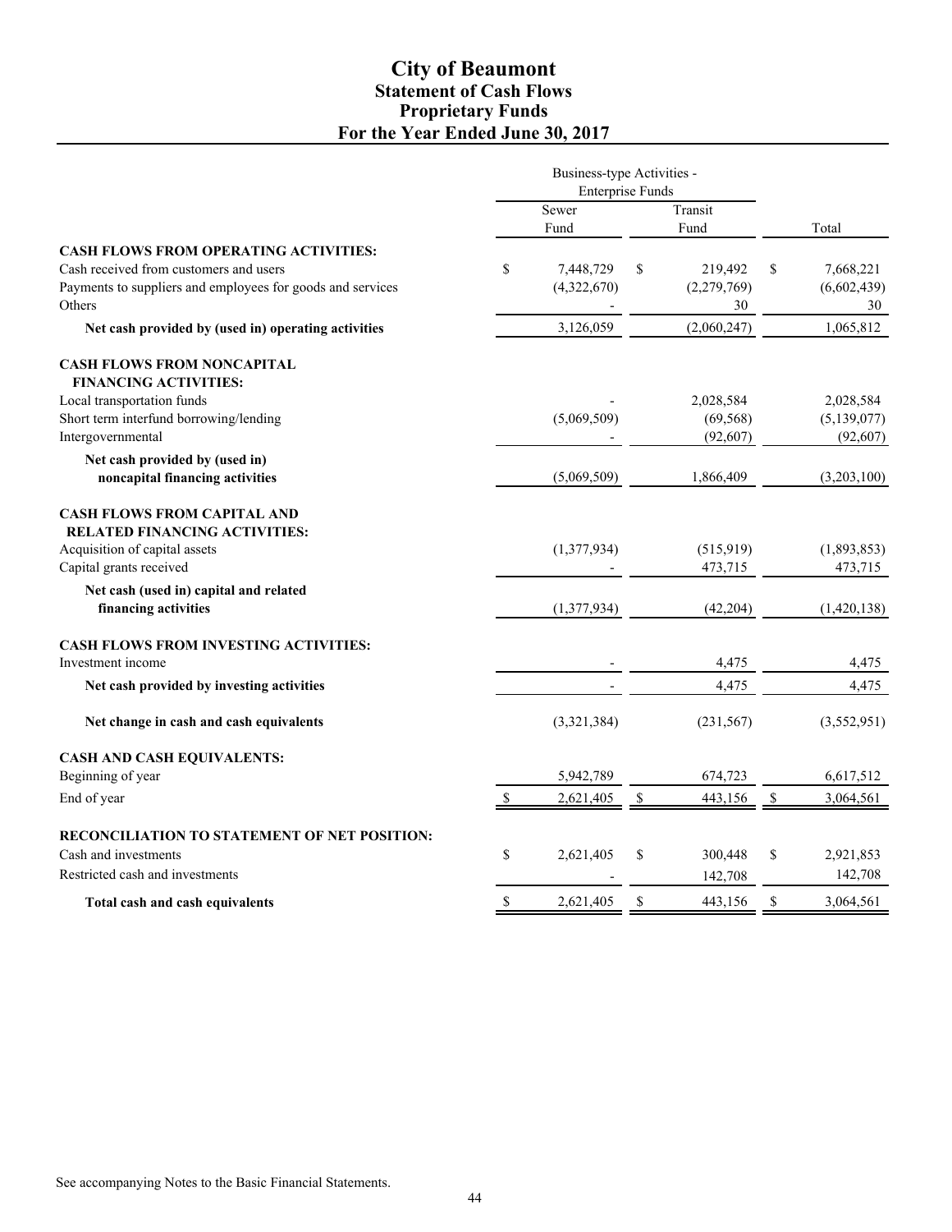# City of Beaumont
## Statement of Cash Flows
## Proprietary Funds
## For the Year Ended June 30, 2017

| | Business-type Activities - Enterprise Funds | | |
|---|---|---|---|
| | Sewer Fund | Transit Fund | Total |
| **CASH FLOWS FROM OPERATING ACTIVITIES:** | | | |
| Cash received from customers and users | $ 7,448,729 | $ 219,492 | $ 7,668,221 |
| Payments to suppliers and employees for goods and services | (4,322,670) | (2,279,769) | (6,602,439) |
| Others | - | 30 | 30 |
| **Net cash provided by (used in) operating activities** | 3,126,059 | (2,060,247) | 1,065,812 |
| **CASH FLOWS FROM NONCAPITAL FINANCING ACTIVITIES:** | | | |
| Local transportation funds | - | 2,028,584 | 2,028,584 |
| Short term interfund borrowing/lending | (5,069,509) | (69,568) | (5,139,077) |
| Intergovernmental | - | (92,607) | (92,607) |
| **Net cash provided by (used in) noncapital financing activities** | (5,069,509) | 1,866,409 | (3,203,100) |
| **CASH FLOWS FROM CAPITAL AND RELATED FINANCING ACTIVITIES:** | | | |
| Acquisition of capital assets | (1,377,934) | (515,919) | (1,893,853) |
| Capital grants received | - | 473,715 | 473,715 |
| **Net cash (used in) capital and related financing activities** | (1,377,934) | (42,204) | (1,420,138) |
| **CASH FLOWS FROM INVESTING ACTIVITIES:** | | | |
| Investment income | - | 4,475 | 4,475 |
| **Net cash provided by investing activities** | - | 4,475 | 4,475 |
| **Net change in cash and cash equivalents** | (3,321,384) | (231,567) | (3,552,951) |
| **CASH AND CASH EQUIVALENTS:** | | | |
| Beginning of year | 5,942,789 | 674,723 | 6,617,512 |
| End of year | $ 2,621,405 | $ 443,156 | $ 3,064,561 |
| **RECONCILIATION TO STATEMENT OF NET POSITION:** | | | |
| Cash and investments | $ 2,621,405 | $ 300,448 | $ 2,921,853 |
| Restricted cash and investments | - | 142,708 | 142,708 |
| **Total cash and cash equivalents** | $ 2,621,405 | $ 443,156 | $ 3,064,561 |

See accompanying Notes to the Basic Financial Statements.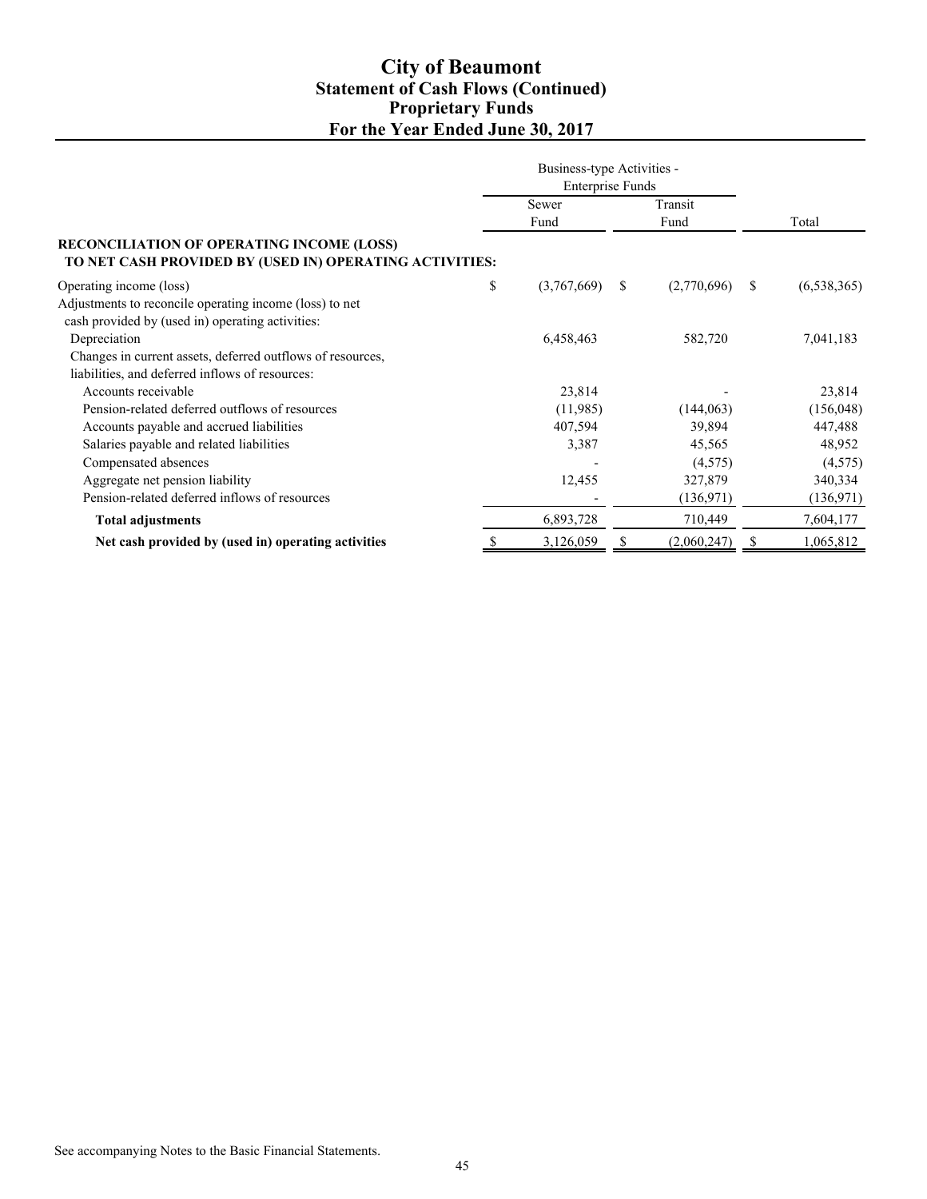# City of Beaumont
## Statement of Cash Flows (Continued)
## Proprietary Funds
## For the Year Ended June 30, 2017

| | Business-type Activities - Enterprise Funds | | |
|---|---|---|---|
| | Sewer Fund | Transit Fund | Total |
| **RECONCILIATION OF OPERATING INCOME (LOSS) TO NET CASH PROVIDED BY (USED IN) OPERATING ACTIVITIES:** | | | |
| Operating income (loss) | $ (3,767,669) | $ (2,770,696) | $ (6,538,365) |
| Adjustments to reconcile operating income (loss) to net cash provided by (used in) operating activities: | | | |
| Depreciation | 6,458,463 | 582,720 | 7,041,183 |
| Changes in current assets, deferred outflows of resources, liabilities, and deferred inflows of resources: | | | |
| Accounts receivable | 23,814 | - | 23,814 |
| Pension-related deferred outflows of resources | (11,985) | (144,063) | (156,048) |
| Accounts payable and accrued liabilities | 407,594 | 39,894 | 447,488 |
| Salaries payable and related liabilities | 3,387 | 45,565 | 48,952 |
| Compensated absences | - | (4,575) | (4,575) |
| Aggregate net pension liability | 12,455 | 327,879 | 340,334 |
| Pension-related deferred inflows of resources | - | (136,971) | (136,971) |
| **Total adjustments** | 6,893,728 | 710,449 | 7,604,177 |
| **Net cash provided by (used in) operating activities** | $ 3,126,059 | $ (2,060,247) | $ 1,065,812 |

See accompanying Notes to the Basic Financial Statements.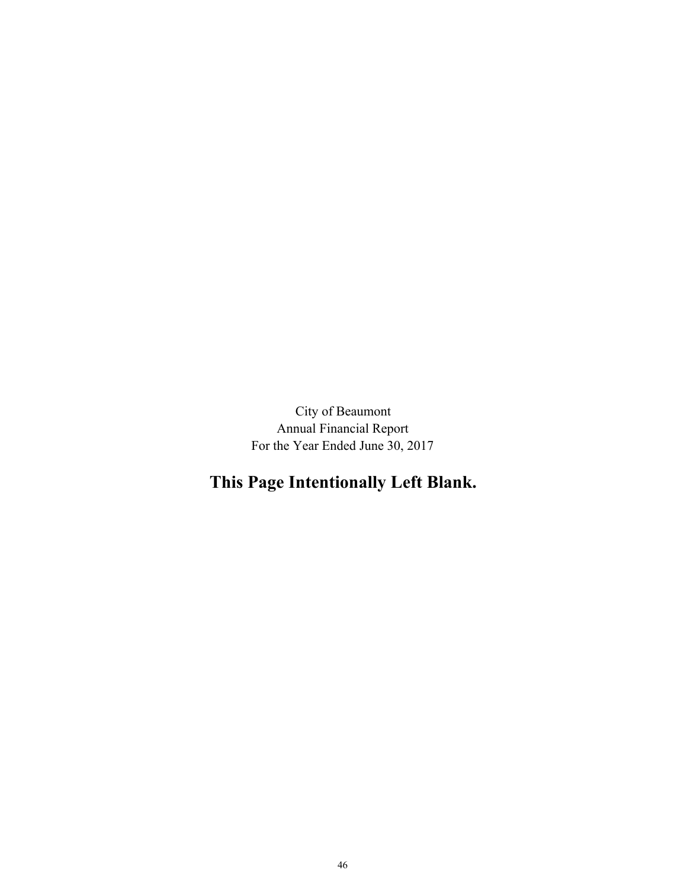City of Beaumont
Annual Financial Report
For the Year Ended June 30, 2017

**This Page Intentionally Left Blank.**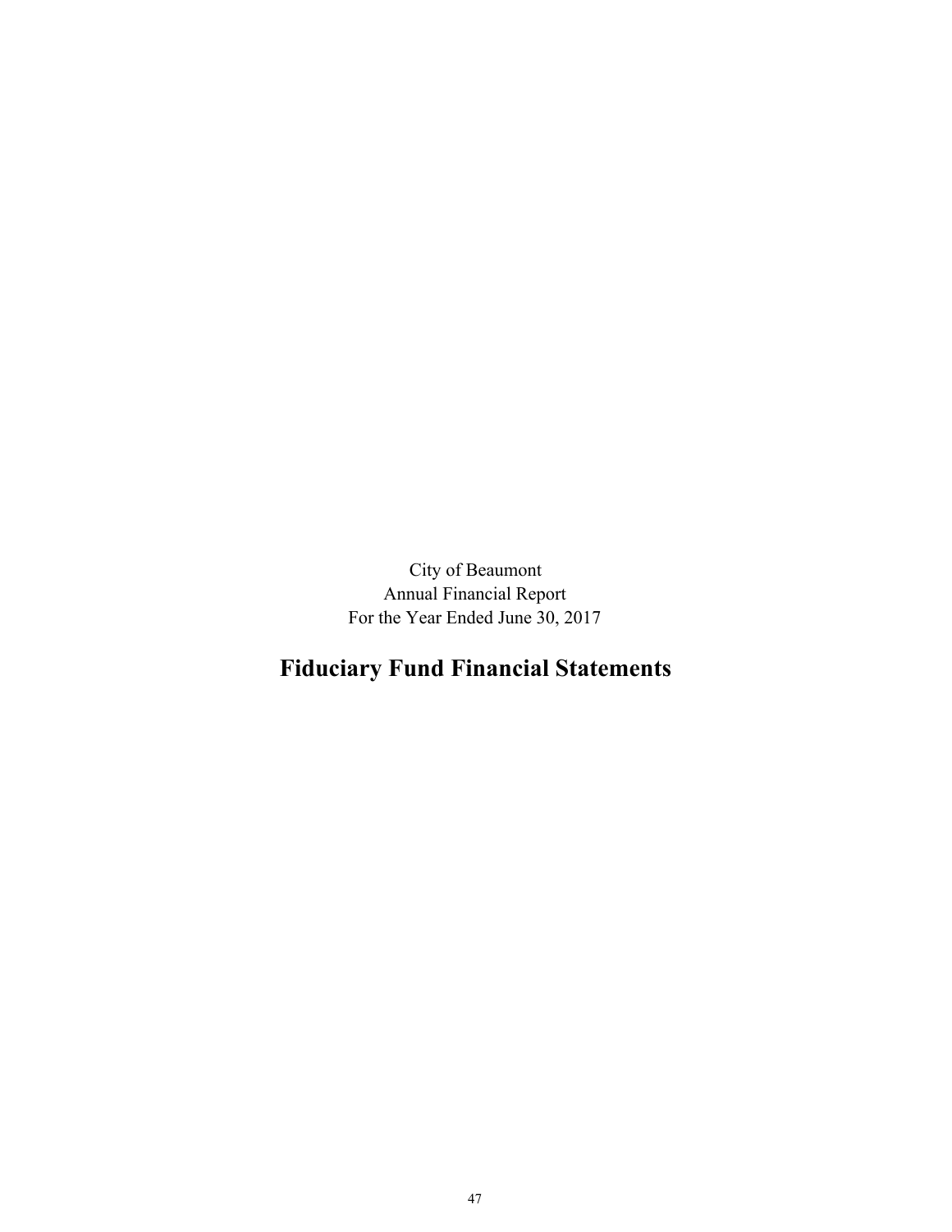City of Beaumont
Annual Financial Report
For the Year Ended June 30, 2017

# Fiduciary Fund Financial Statements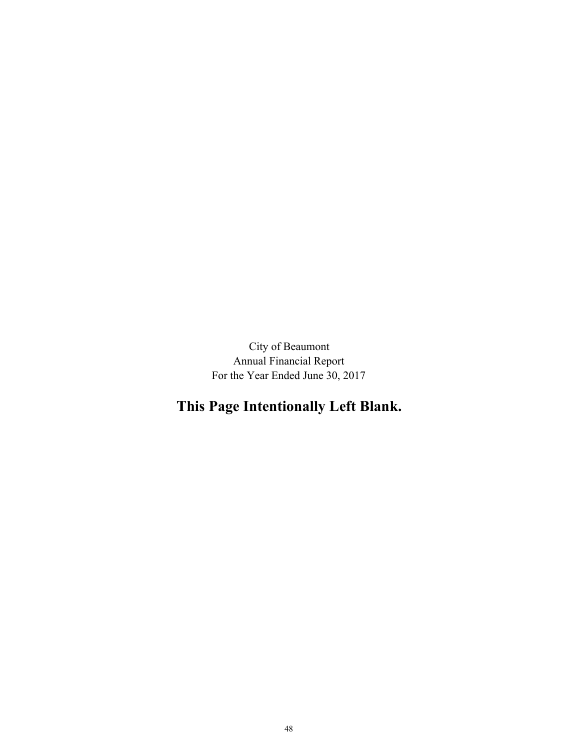City of Beaumont
Annual Financial Report
For the Year Ended June 30, 2017

**This Page Intentionally Left Blank.**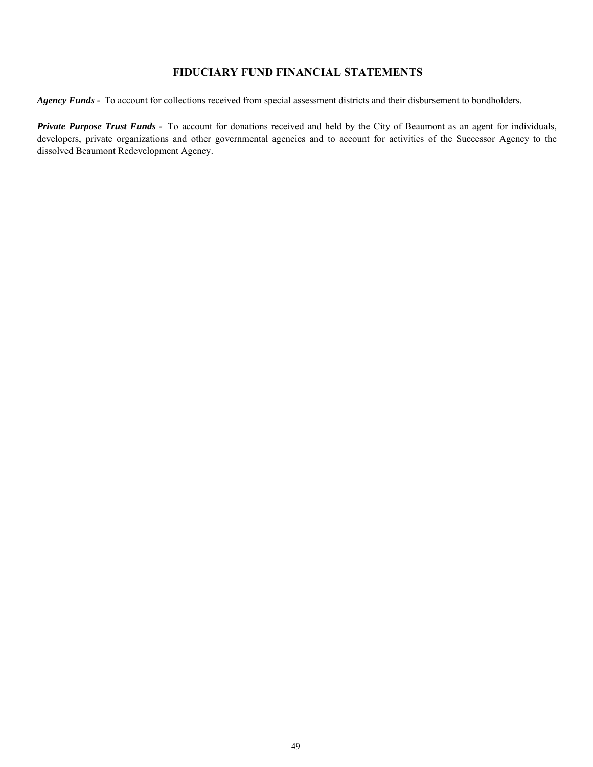# FIDUCIARY FUND FINANCIAL STATEMENTS

***Agency Funds*** - To account for collections received from special assessment districts and their disbursement to bondholders.

***Private Purpose Trust Funds*** - To account for donations received and held by the City of Beaumont as an agent for individuals, developers, private organizations and other governmental agencies and to account for activities of the Successor Agency to the dissolved Beaumont Redevelopment Agency.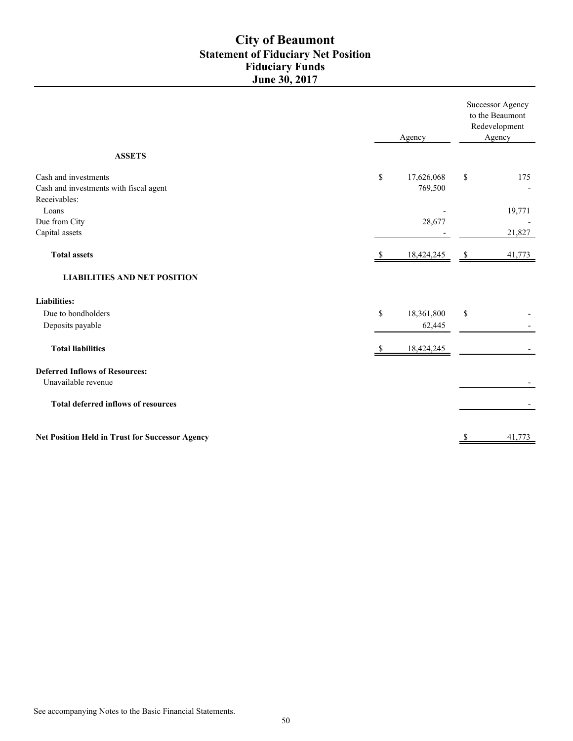# City of Beaumont
## Statement of Fiduciary Net Position
## Fiduciary Funds
## June 30, 2017

| | Agency | Successor Agency to the Beaumont Redevelopment Agency |
|---|---|---|
| **ASSETS** | | |
| Cash and investments | $ 17,626,068 | $ 175 |
| Cash and investments with fiscal agent | 769,500 | - |
| Receivables: | | |
| Loans | - | 19,771 |
| Due from City | 28,677 | - |
| Capital assets | - | 21,827 |
| **Total assets** | $ 18,424,245 | $ 41,773 |
| **LIABILITIES AND NET POSITION** | | |
| **Liabilities:** | | |
| Due to bondholders | $ 18,361,800 | $ - |
| Deposits payable | 62,445 | - |
| **Total liabilities** | $ 18,424,245 | - |
| **Deferred Inflows of Resources:** | | |
| Unavailable revenue | | - |
| **Total deferred inflows of resources** | | - |
| **Net Position Held in Trust for Successor Agency** | | $ 41,773 |

See accompanying Notes to the Basic Financial Statements.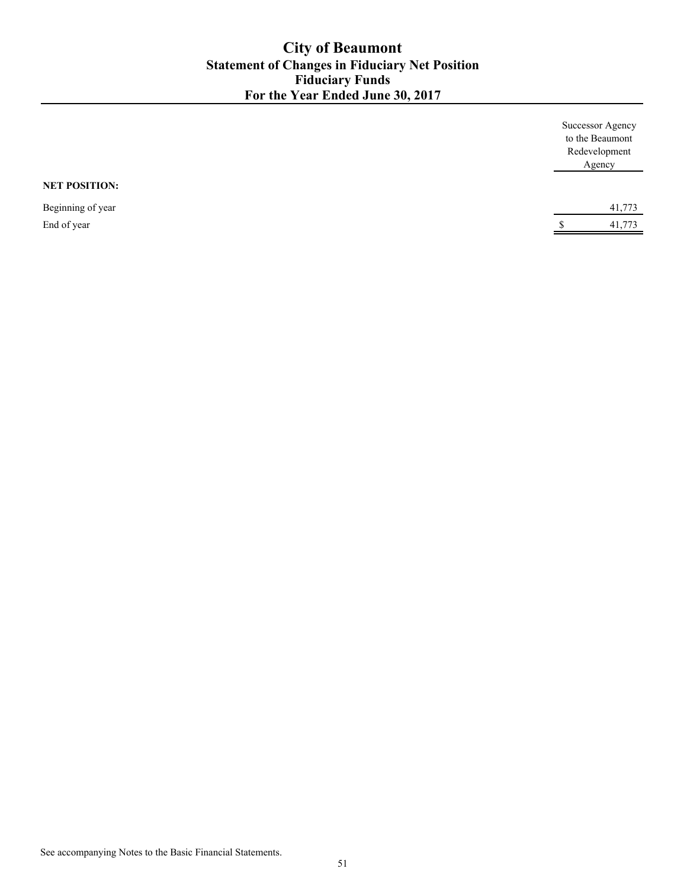# City of Beaumont
## Statement of Changes in Fiduciary Net Position
## Fiduciary Funds
## For the Year Ended June 30, 2017

| | Successor Agency to the Beaumont Redevelopment Agency |
|---|---|
| **NET POSITION:** | |
| Beginning of year | 41,773 |
| End of year | $ 41,773 |

See accompanying Notes to the Basic Financial Statements.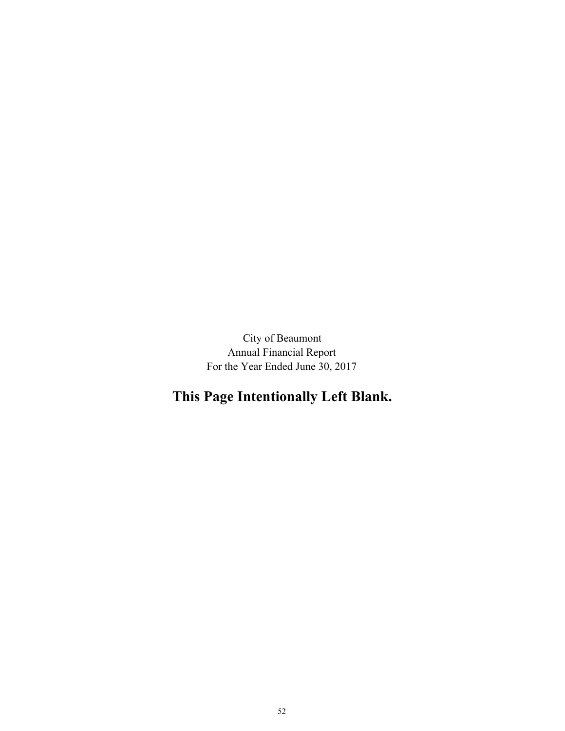City of Beaumont
Annual Financial Report
For the Year Ended June 30, 2017

**This Page Intentionally Left Blank.**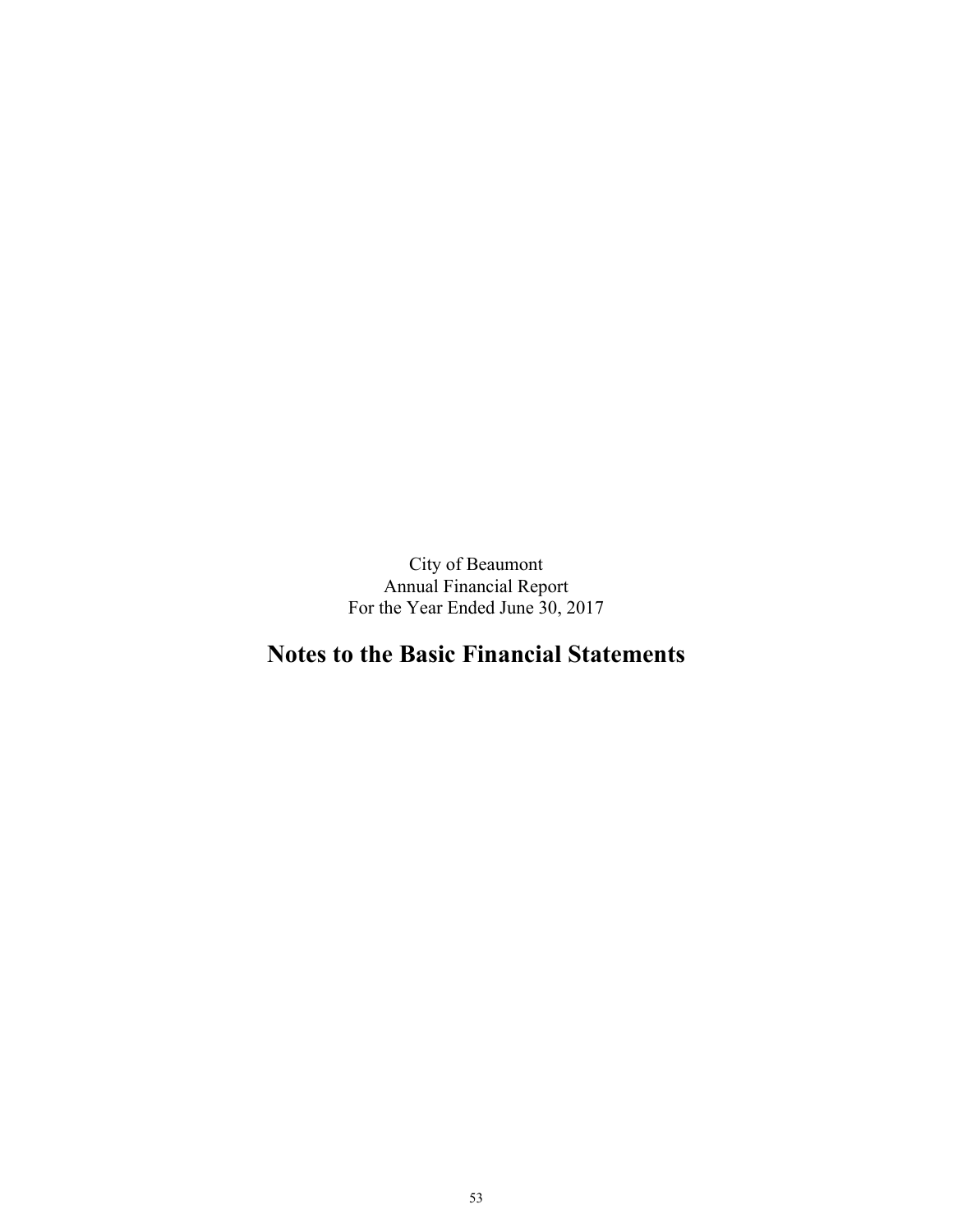City of Beaumont
Annual Financial Report
For the Year Ended June 30, 2017

# Notes to the Basic Financial Statements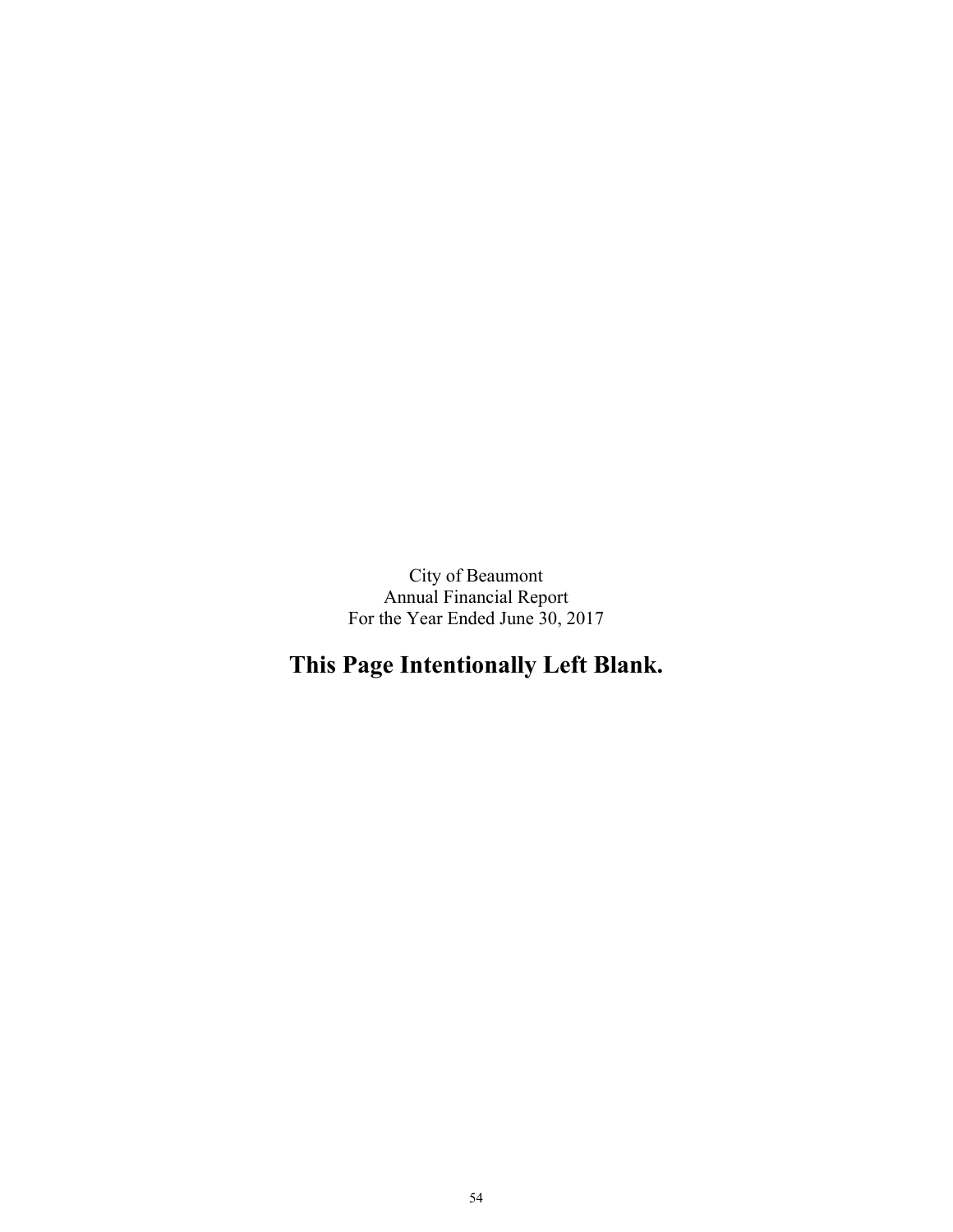City of Beaumont
Annual Financial Report
For the Year Ended June 30, 2017

**This Page Intentionally Left Blank.**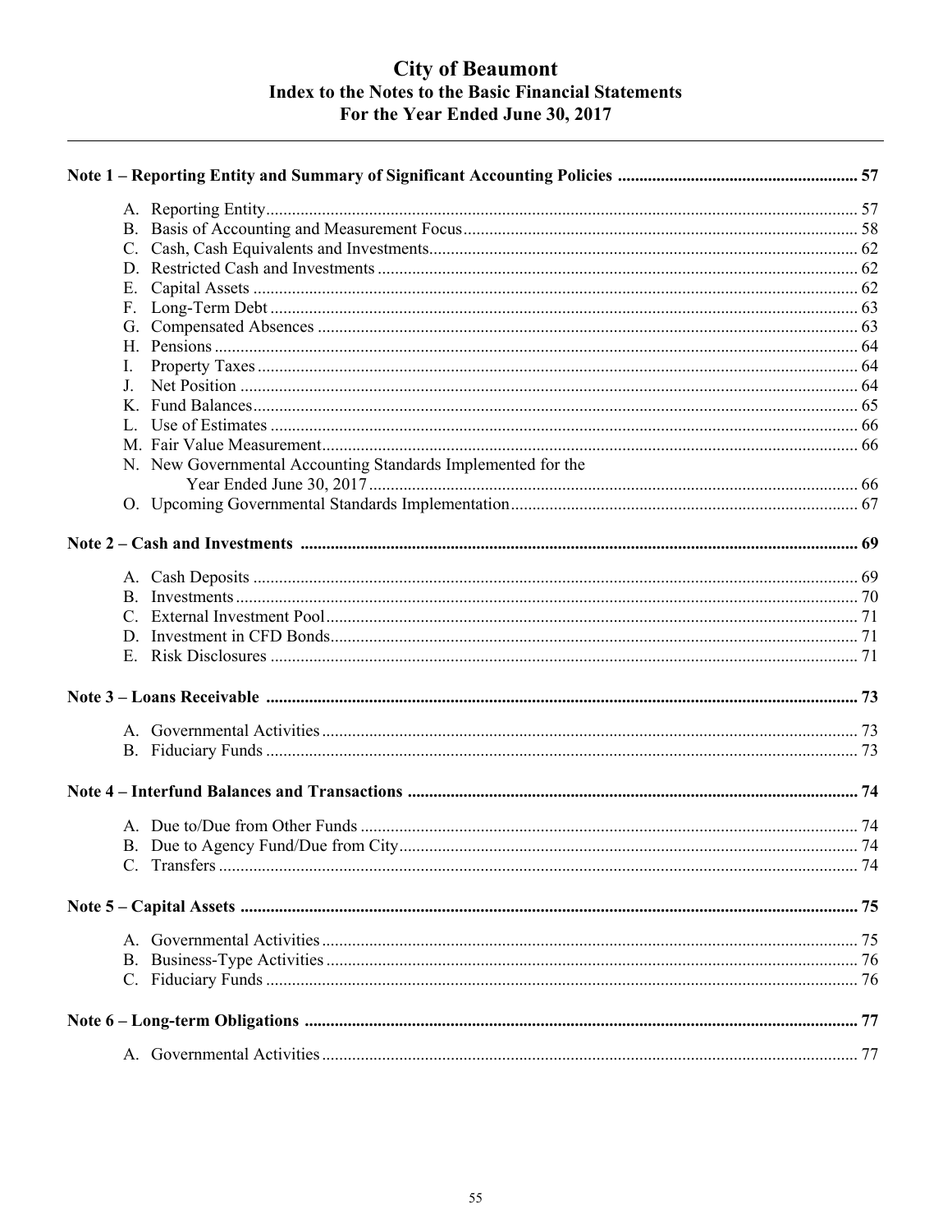# City of Beaumont
## Index to the Notes to the Basic Financial Statements
## For the Year Ended June 30, 2017

**Note 1 – Reporting Entity and Summary of Significant Accounting Policies .......... 57**

A. Reporting Entity .......... 57
B. Basis of Accounting and Measurement Focus .......... 58
C. Cash, Cash Equivalents and Investments .......... 62
D. Restricted Cash and Investments .......... 62
E. Capital Assets .......... 62
F. Long-Term Debt .......... 63
G. Compensated Absences .......... 63
H. Pensions .......... 64
I. Property Taxes .......... 64
J. Net Position .......... 64
K. Fund Balances .......... 65
L. Use of Estimates .......... 66
M. Fair Value Measurement .......... 66
N. New Governmental Accounting Standards Implemented for the Year Ended June 30, 2017 .......... 66
O. Upcoming Governmental Standards Implementation .......... 67

**Note 2 – Cash and Investments .......... 69**

A. Cash Deposits .......... 69
B. Investments .......... 70
C. External Investment Pool .......... 71
D. Investment in CFD Bonds .......... 71
E. Risk Disclosures .......... 71

**Note 3 – Loans Receivable .......... 73**

A. Governmental Activities .......... 73
B. Fiduciary Funds .......... 73

**Note 4 – Interfund Balances and Transactions .......... 74**

A. Due to/Due from Other Funds .......... 74
B. Due to Agency Fund/Due from City .......... 74
C. Transfers .......... 74

**Note 5 – Capital Assets .......... 75**

A. Governmental Activities .......... 75
B. Business-Type Activities .......... 76
C. Fiduciary Funds .......... 76

**Note 6 – Long-term Obligations .......... 77**

A. Governmental Activities .......... 77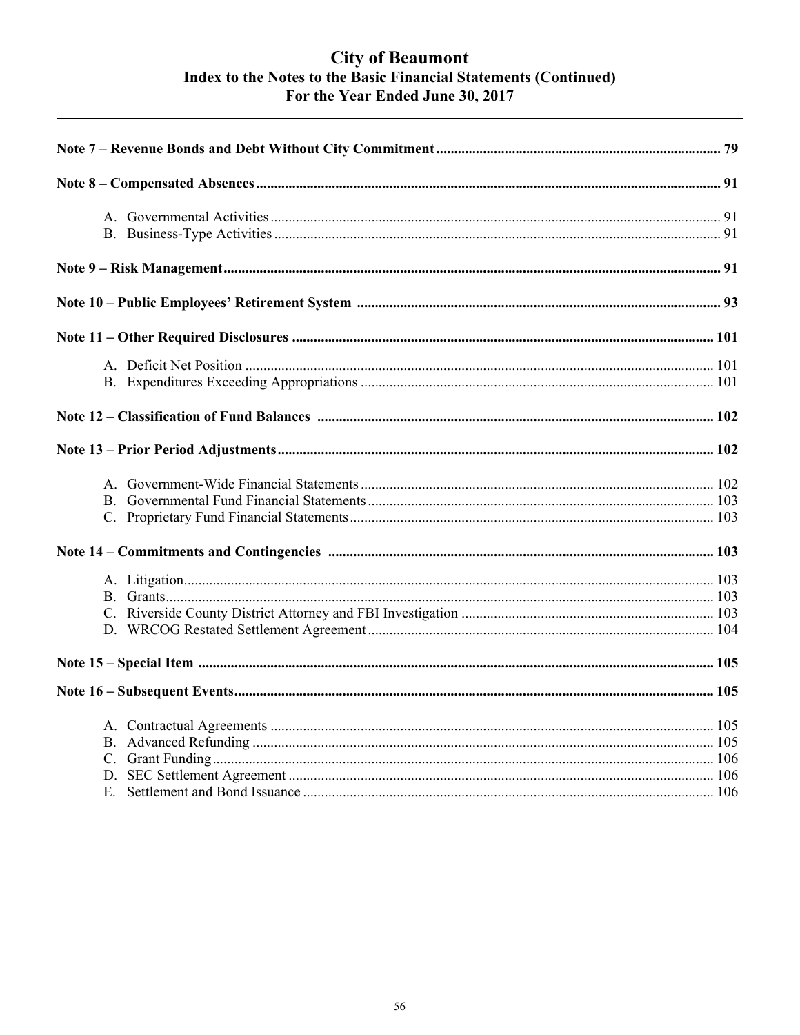# City of Beaumont
## Index to the Notes to the Basic Financial Statements (Continued)
## For the Year Ended June 30, 2017

**Note 7 – Revenue Bonds and Debt Without City Commitment** .......... 79

**Note 8 – Compensated Absences** .......... 91

- A. Governmental Activities .......... 91
- B. Business-Type Activities .......... 91

**Note 9 – Risk Management** .......... 91

**Note 10 – Public Employees' Retirement System** .......... 93

**Note 11 – Other Required Disclosures** .......... 101

- A. Deficit Net Position .......... 101
- B. Expenditures Exceeding Appropriations .......... 101

**Note 12 – Classification of Fund Balances** .......... 102

**Note 13 – Prior Period Adjustments** .......... 102

- A. Government-Wide Financial Statements .......... 102
- B. Governmental Fund Financial Statements .......... 103
- C. Proprietary Fund Financial Statements .......... 103

**Note 14 – Commitments and Contingencies** .......... 103

- A. Litigation .......... 103
- B. Grants .......... 103
- C. Riverside County District Attorney and FBI Investigation .......... 103
- D. WRCOG Restated Settlement Agreement .......... 104

**Note 15 – Special Item** .......... 105

**Note 16 – Subsequent Events** .......... 105

- A. Contractual Agreements .......... 105
- B. Advanced Refunding .......... 105
- C. Grant Funding .......... 106
- D. SEC Settlement Agreement .......... 106
- E. Settlement and Bond Issuance .......... 106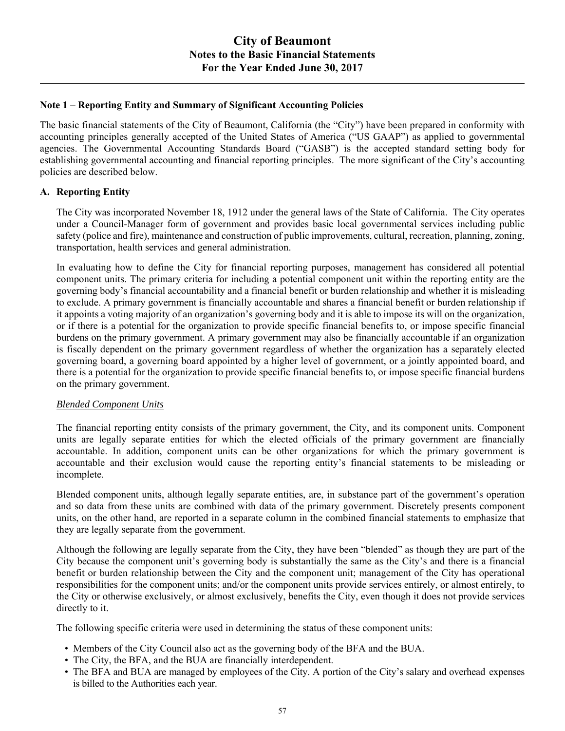## Note 1 – Reporting Entity and Summary of Significant Accounting Policies

The basic financial statements of the City of Beaumont, California (the "City") have been prepared in conformity with accounting principles generally accepted of the United States of America ("US GAAP") as applied to governmental agencies. The Governmental Accounting Standards Board ("GASB") is the accepted standard setting body for establishing governmental accounting and financial reporting principles. The more significant of the City's accounting policies are described below.

### A. Reporting Entity

The City was incorporated November 18, 1912 under the general laws of the State of California. The City operates under a Council-Manager form of government and provides basic local governmental services including public safety (police and fire), maintenance and construction of public improvements, cultural, recreation, planning, zoning, transportation, health services and general administration.

In evaluating how to define the City for financial reporting purposes, management has considered all potential component units. The primary criteria for including a potential component unit within the reporting entity are the governing body's financial accountability and a financial benefit or burden relationship and whether it is misleading to exclude. A primary government is financially accountable and shares a financial benefit or burden relationship if it appoints a voting majority of an organization's governing body and it is able to impose its will on the organization, or if there is a potential for the organization to provide specific financial benefits to, or impose specific financial burdens on the primary government. A primary government may also be financially accountable if an organization is fiscally dependent on the primary government regardless of whether the organization has a separately elected governing board, a governing board appointed by a higher level of government, or a jointly appointed board, and there is a potential for the organization to provide specific financial benefits to, or impose specific financial burdens on the primary government.

*Blended Component Units*

The financial reporting entity consists of the primary government, the City, and its component units. Component units are legally separate entities for which the elected officials of the primary government are financially accountable. In addition, component units can be other organizations for which the primary government is accountable and their exclusion would cause the reporting entity's financial statements to be misleading or incomplete.

Blended component units, although legally separate entities, are, in substance part of the government's operation and so data from these units are combined with data of the primary government. Discretely presents component units, on the other hand, are reported in a separate column in the combined financial statements to emphasize that they are legally separate from the government.

Although the following are legally separate from the City, they have been "blended" as though they are part of the City because the component unit's governing body is substantially the same as the City's and there is a financial benefit or burden relationship between the City and the component unit; management of the City has operational responsibilities for the component units; and/or the component units provide services entirely, or almost entirely, to the City or otherwise exclusively, or almost exclusively, benefits the City, even though it does not provide services directly to it.

The following specific criteria were used in determining the status of these component units:

- Members of the City Council also act as the governing body of the BFA and the BUA.
- The City, the BFA, and the BUA are financially interdependent.
- The BFA and BUA are managed by employees of the City. A portion of the City's salary and overhead expenses is billed to the Authorities each year.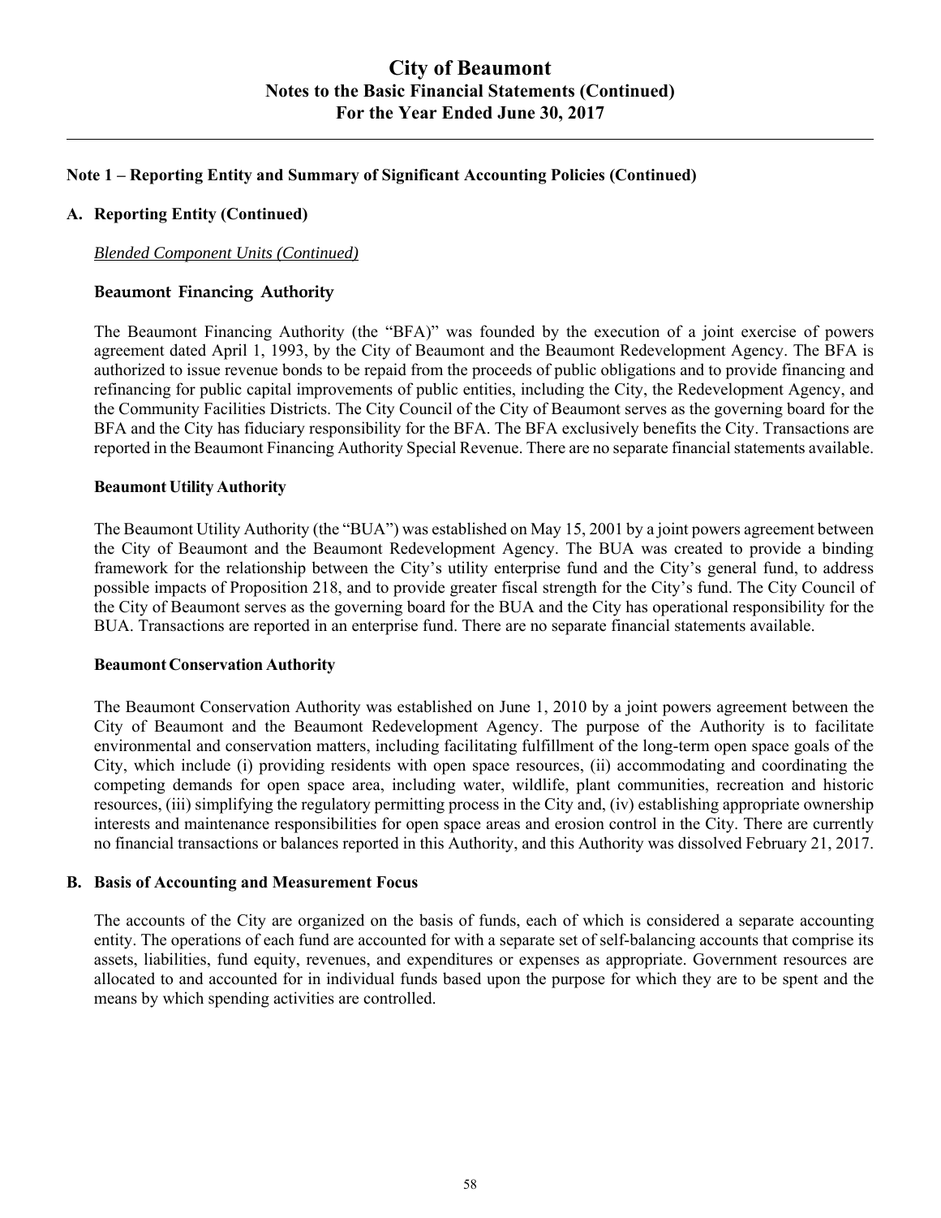## Note 1 – Reporting Entity and Summary of Significant Accounting Policies (Continued)

### A. Reporting Entity (Continued)

*Blended Component Units (Continued)*

**Beaumont Financing Authority**

The Beaumont Financing Authority (the "BFA)" was founded by the execution of a joint exercise of powers agreement dated April 1, 1993, by the City of Beaumont and the Beaumont Redevelopment Agency. The BFA is authorized to issue revenue bonds to be repaid from the proceeds of public obligations and to provide financing and refinancing for public capital improvements of public entities, including the City, the Redevelopment Agency, and the Community Facilities Districts. The City Council of the City of Beaumont serves as the governing board for the BFA and the City has fiduciary responsibility for the BFA. The BFA exclusively benefits the City. Transactions are reported in the Beaumont Financing Authority Special Revenue. There are no separate financial statements available.

**Beaumont Utility Authority**

The Beaumont Utility Authority (the "BUA") was established on May 15, 2001 by a joint powers agreement between the City of Beaumont and the Beaumont Redevelopment Agency. The BUA was created to provide a binding framework for the relationship between the City's utility enterprise fund and the City's general fund, to address possible impacts of Proposition 218, and to provide greater fiscal strength for the City's fund. The City Council of the City of Beaumont serves as the governing board for the BUA and the City has operational responsibility for the BUA. Transactions are reported in an enterprise fund. There are no separate financial statements available.

**Beaumont Conservation Authority**

The Beaumont Conservation Authority was established on June 1, 2010 by a joint powers agreement between the City of Beaumont and the Beaumont Redevelopment Agency. The purpose of the Authority is to facilitate environmental and conservation matters, including facilitating fulfillment of the long-term open space goals of the City, which include (i) providing residents with open space resources, (ii) accommodating and coordinating the competing demands for open space area, including water, wildlife, plant communities, recreation and historic resources, (iii) simplifying the regulatory permitting process in the City and, (iv) establishing appropriate ownership interests and maintenance responsibilities for open space areas and erosion control in the City. There are currently no financial transactions or balances reported in this Authority, and this Authority was dissolved February 21, 2017.

### B. Basis of Accounting and Measurement Focus

The accounts of the City are organized on the basis of funds, each of which is considered a separate accounting entity. The operations of each fund are accounted for with a separate set of self-balancing accounts that comprise its assets, liabilities, fund equity, revenues, and expenditures or expenses as appropriate. Government resources are allocated to and accounted for in individual funds based upon the purpose for which they are to be spent and the means by which spending activities are controlled.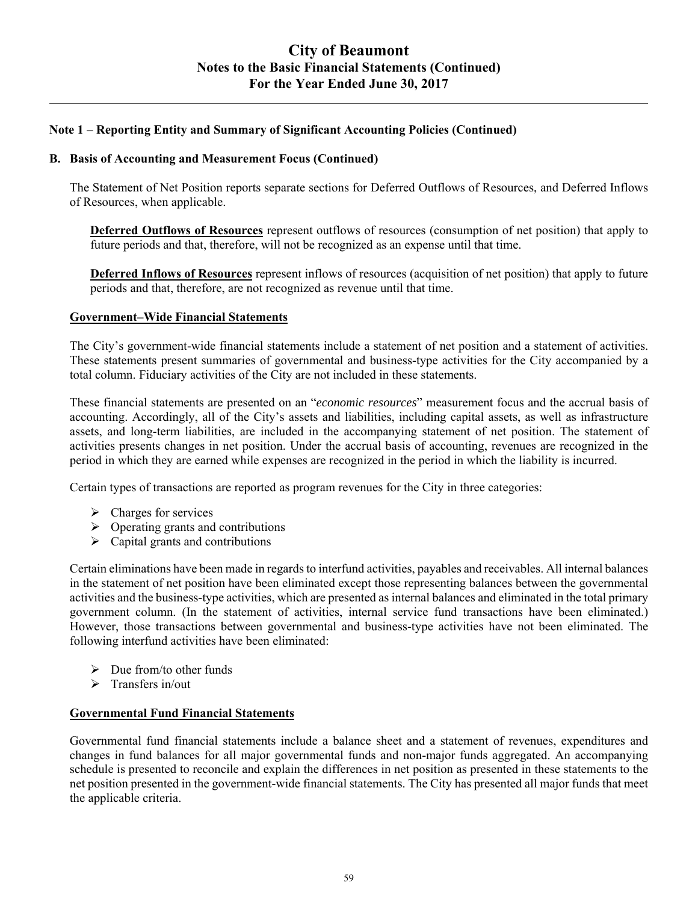# City of Beaumont
## Notes to the Basic Financial Statements (Continued)
## For the Year Ended June 30, 2017

### Note 1 – Reporting Entity and Summary of Significant Accounting Policies (Continued)

#### B. Basis of Accounting and Measurement Focus (Continued)

The Statement of Net Position reports separate sections for Deferred Outflows of Resources, and Deferred Inflows of Resources, when applicable.

**Deferred Outflows of Resources** represent outflows of resources (consumption of net position) that apply to future periods and that, therefore, will not be recognized as an expense until that time.

**Deferred Inflows of Resources** represent inflows of resources (acquisition of net position) that apply to future periods and that, therefore, are not recognized as revenue until that time.

**Government–Wide Financial Statements**

The City's government-wide financial statements include a statement of net position and a statement of activities. These statements present summaries of governmental and business-type activities for the City accompanied by a total column. Fiduciary activities of the City are not included in these statements.

These financial statements are presented on an "*economic resources*" measurement focus and the accrual basis of accounting. Accordingly, all of the City's assets and liabilities, including capital assets, as well as infrastructure assets, and long-term liabilities, are included in the accompanying statement of net position. The statement of activities presents changes in net position. Under the accrual basis of accounting, revenues are recognized in the period in which they are earned while expenses are recognized in the period in which the liability is incurred.

Certain types of transactions are reported as program revenues for the City in three categories:

- Charges for services
- Operating grants and contributions
- Capital grants and contributions

Certain eliminations have been made in regards to interfund activities, payables and receivables. All internal balances in the statement of net position have been eliminated except those representing balances between the governmental activities and the business-type activities, which are presented as internal balances and eliminated in the total primary government column. (In the statement of activities, internal service fund transactions have been eliminated.) However, those transactions between governmental and business-type activities have not been eliminated. The following interfund activities have been eliminated:

- Due from/to other funds
- Transfers in/out

**Governmental Fund Financial Statements**

Governmental fund financial statements include a balance sheet and a statement of revenues, expenditures and changes in fund balances for all major governmental funds and non-major funds aggregated. An accompanying schedule is presented to reconcile and explain the differences in net position as presented in these statements to the net position presented in the government-wide financial statements. The City has presented all major funds that meet the applicable criteria.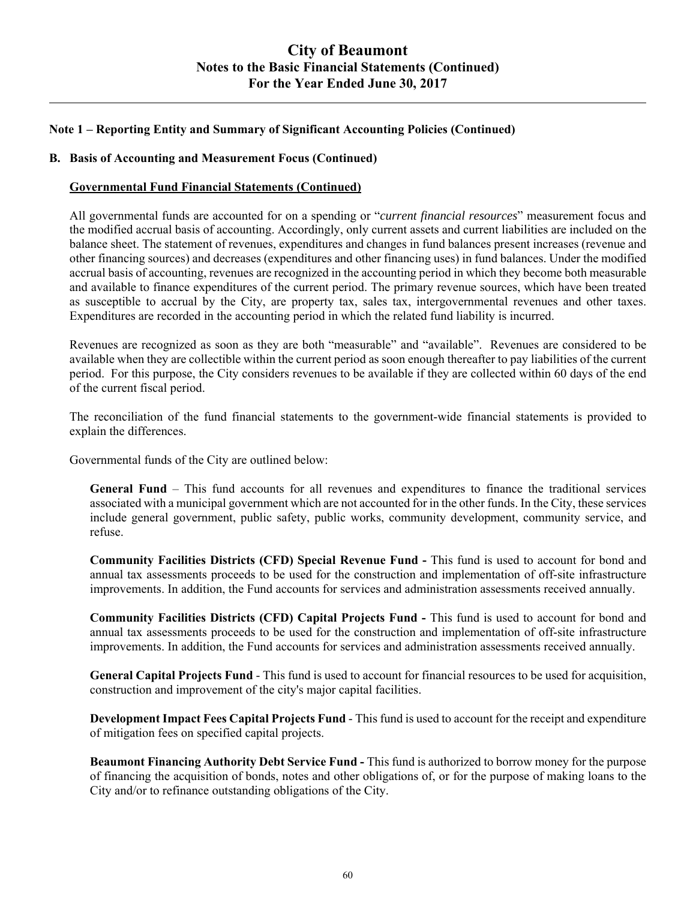**Note 1 – Reporting Entity and Summary of Significant Accounting Policies (Continued)**

**B. Basis of Accounting and Measurement Focus (Continued)**

**Governmental Fund Financial Statements (Continued)**

All governmental funds are accounted for on a spending or "*current financial resources*" measurement focus and the modified accrual basis of accounting. Accordingly, only current assets and current liabilities are included on the balance sheet. The statement of revenues, expenditures and changes in fund balances present increases (revenue and other financing sources) and decreases (expenditures and other financing uses) in fund balances. Under the modified accrual basis of accounting, revenues are recognized in the accounting period in which they become both measurable and available to finance expenditures of the current period. The primary revenue sources, which have been treated as susceptible to accrual by the City, are property tax, sales tax, intergovernmental revenues and other taxes. Expenditures are recorded in the accounting period in which the related fund liability is incurred.

Revenues are recognized as soon as they are both "measurable" and "available". Revenues are considered to be available when they are collectible within the current period as soon enough thereafter to pay liabilities of the current period. For this purpose, the City considers revenues to be available if they are collected within 60 days of the end of the current fiscal period.

The reconciliation of the fund financial statements to the government-wide financial statements is provided to explain the differences.

Governmental funds of the City are outlined below:

**General Fund** – This fund accounts for all revenues and expenditures to finance the traditional services associated with a municipal government which are not accounted for in the other funds. In the City, these services include general government, public safety, public works, community development, community service, and refuse.

**Community Facilities Districts (CFD) Special Revenue Fund -** This fund is used to account for bond and annual tax assessments proceeds to be used for the construction and implementation of off-site infrastructure improvements. In addition, the Fund accounts for services and administration assessments received annually.

**Community Facilities Districts (CFD) Capital Projects Fund -** This fund is used to account for bond and annual tax assessments proceeds to be used for the construction and implementation of off-site infrastructure improvements. In addition, the Fund accounts for services and administration assessments received annually.

**General Capital Projects Fund** - This fund is used to account for financial resources to be used for acquisition, construction and improvement of the city's major capital facilities.

**Development Impact Fees Capital Projects Fund** - This fund is used to account for the receipt and expenditure of mitigation fees on specified capital projects.

**Beaumont Financing Authority Debt Service Fund -** This fund is authorized to borrow money for the purpose of financing the acquisition of bonds, notes and other obligations of, or for the purpose of making loans to the City and/or to refinance outstanding obligations of the City.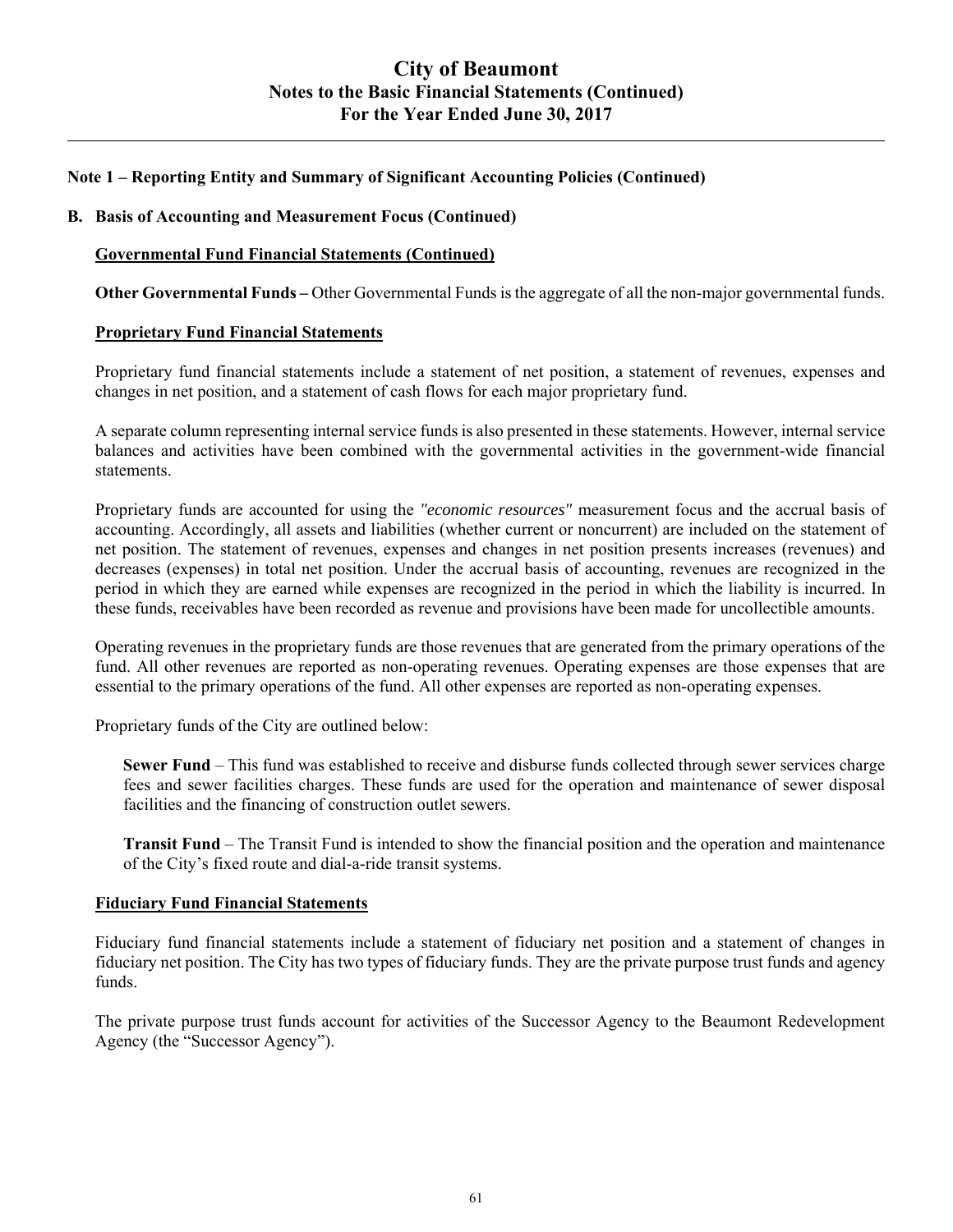## Note 1 – Reporting Entity and Summary of Significant Accounting Policies (Continued)

### B. Basis of Accounting and Measurement Focus (Continued)

**Governmental Fund Financial Statements (Continued)**

**Other Governmental Funds –** Other Governmental Funds is the aggregate of all the non-major governmental funds.

**Proprietary Fund Financial Statements**

Proprietary fund financial statements include a statement of net position, a statement of revenues, expenses and changes in net position, and a statement of cash flows for each major proprietary fund.

A separate column representing internal service funds is also presented in these statements. However, internal service balances and activities have been combined with the governmental activities in the government-wide financial statements.

Proprietary funds are accounted for using the *"economic resources"* measurement focus and the accrual basis of accounting. Accordingly, all assets and liabilities (whether current or noncurrent) are included on the statement of net position. The statement of revenues, expenses and changes in net position presents increases (revenues) and decreases (expenses) in total net position. Under the accrual basis of accounting, revenues are recognized in the period in which they are earned while expenses are recognized in the period in which the liability is incurred. In these funds, receivables have been recorded as revenue and provisions have been made for uncollectible amounts.

Operating revenues in the proprietary funds are those revenues that are generated from the primary operations of the fund. All other revenues are reported as non-operating revenues. Operating expenses are those expenses that are essential to the primary operations of the fund. All other expenses are reported as non-operating expenses.

Proprietary funds of the City are outlined below:

**Sewer Fund** – This fund was established to receive and disburse funds collected through sewer services charge fees and sewer facilities charges. These funds are used for the operation and maintenance of sewer disposal facilities and the financing of construction outlet sewers.

**Transit Fund** – The Transit Fund is intended to show the financial position and the operation and maintenance of the City's fixed route and dial-a-ride transit systems.

**Fiduciary Fund Financial Statements**

Fiduciary fund financial statements include a statement of fiduciary net position and a statement of changes in fiduciary net position. The City has two types of fiduciary funds. They are the private purpose trust funds and agency funds.

The private purpose trust funds account for activities of the Successor Agency to the Beaumont Redevelopment Agency (the "Successor Agency").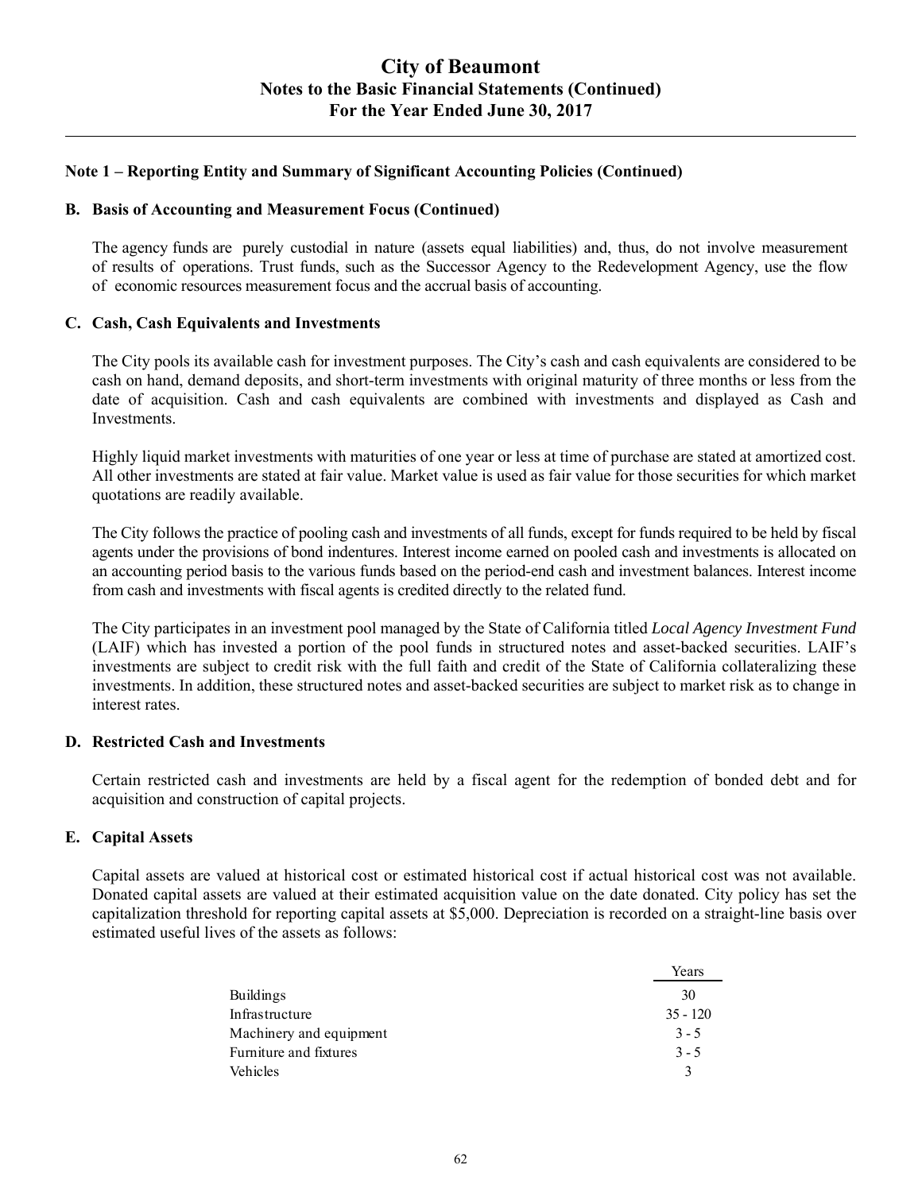## Note 1 – Reporting Entity and Summary of Significant Accounting Policies (Continued)

### B. Basis of Accounting and Measurement Focus (Continued)

The agency funds are purely custodial in nature (assets equal liabilities) and, thus, do not involve measurement of results of operations. Trust funds, such as the Successor Agency to the Redevelopment Agency, use the flow of economic resources measurement focus and the accrual basis of accounting.

### C. Cash, Cash Equivalents and Investments

The City pools its available cash for investment purposes. The City's cash and cash equivalents are considered to be cash on hand, demand deposits, and short-term investments with original maturity of three months or less from the date of acquisition. Cash and cash equivalents are combined with investments and displayed as Cash and Investments.

Highly liquid market investments with maturities of one year or less at time of purchase are stated at amortized cost. All other investments are stated at fair value. Market value is used as fair value for those securities for which market quotations are readily available.

The City follows the practice of pooling cash and investments of all funds, except for funds required to be held by fiscal agents under the provisions of bond indentures. Interest income earned on pooled cash and investments is allocated on an accounting period basis to the various funds based on the period-end cash and investment balances. Interest income from cash and investments with fiscal agents is credited directly to the related fund.

The City participates in an investment pool managed by the State of California titled *Local Agency Investment Fund* (LAIF) which has invested a portion of the pool funds in structured notes and asset-backed securities. LAIF's investments are subject to credit risk with the full faith and credit of the State of California collateralizing these investments. In addition, these structured notes and asset-backed securities are subject to market risk as to change in interest rates.

### D. Restricted Cash and Investments

Certain restricted cash and investments are held by a fiscal agent for the redemption of bonded debt and for acquisition and construction of capital projects.

### E. Capital Assets

Capital assets are valued at historical cost or estimated historical cost if actual historical cost was not available. Donated capital assets are valued at their estimated acquisition value on the date donated. City policy has set the capitalization threshold for reporting capital assets at $5,000. Depreciation is recorded on a straight-line basis over estimated useful lives of the assets as follows:

| | Years |
|---|---|
| Buildings | 30 |
| Infrastructure | 35 - 120 |
| Machinery and equipment | 3 - 5 |
| Furniture and fixtures | 3 - 5 |
| Vehicles | 3 |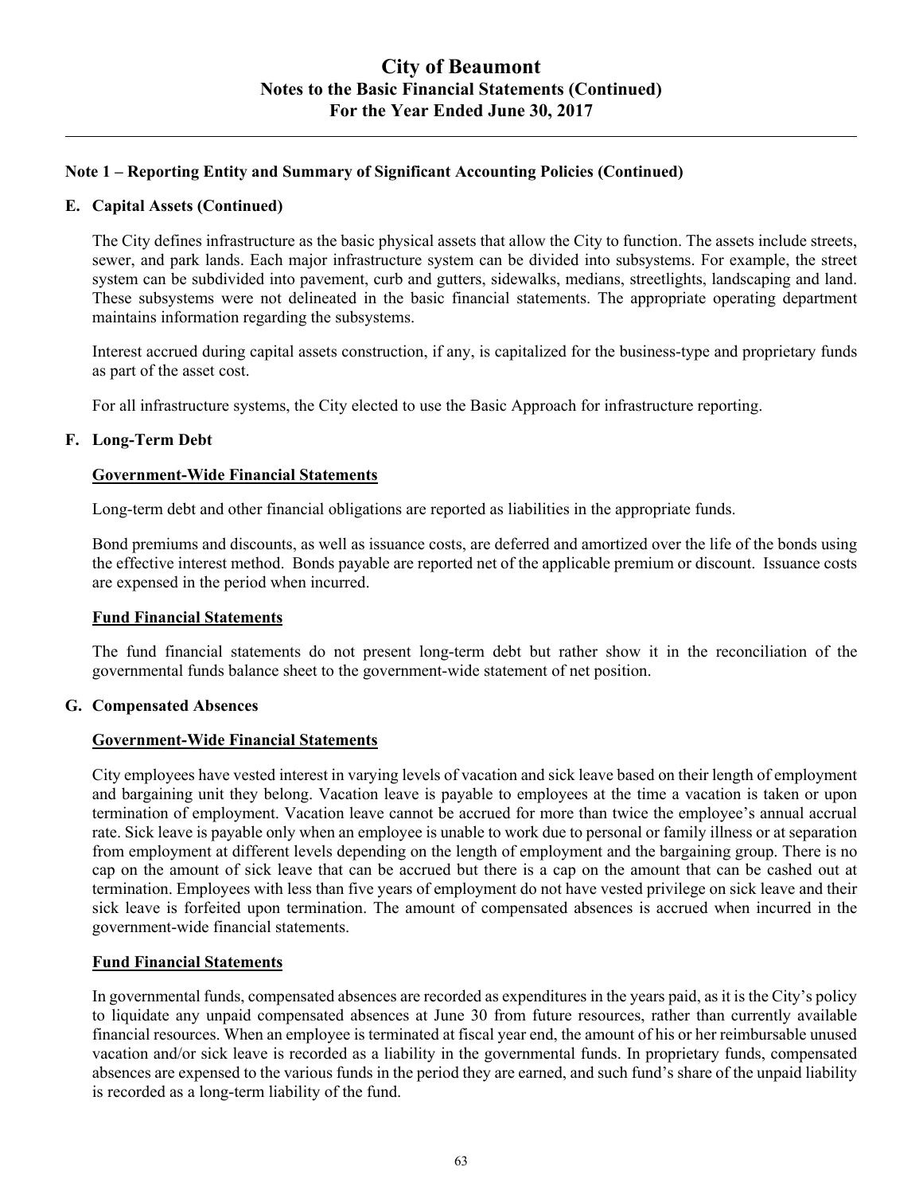## Note 1 – Reporting Entity and Summary of Significant Accounting Policies (Continued)

### E. Capital Assets (Continued)

The City defines infrastructure as the basic physical assets that allow the City to function. The assets include streets, sewer, and park lands. Each major infrastructure system can be divided into subsystems. For example, the street system can be subdivided into pavement, curb and gutters, sidewalks, medians, streetlights, landscaping and land. These subsystems were not delineated in the basic financial statements. The appropriate operating department maintains information regarding the subsystems.

Interest accrued during capital assets construction, if any, is capitalized for the business-type and proprietary funds as part of the asset cost.

For all infrastructure systems, the City elected to use the Basic Approach for infrastructure reporting.

### F. Long-Term Debt

**Government-Wide Financial Statements**

Long-term debt and other financial obligations are reported as liabilities in the appropriate funds.

Bond premiums and discounts, as well as issuance costs, are deferred and amortized over the life of the bonds using the effective interest method. Bonds payable are reported net of the applicable premium or discount. Issuance costs are expensed in the period when incurred.

**Fund Financial Statements**

The fund financial statements do not present long-term debt but rather show it in the reconciliation of the governmental funds balance sheet to the government-wide statement of net position.

### G. Compensated Absences

**Government-Wide Financial Statements**

City employees have vested interest in varying levels of vacation and sick leave based on their length of employment and bargaining unit they belong. Vacation leave is payable to employees at the time a vacation is taken or upon termination of employment. Vacation leave cannot be accrued for more than twice the employee's annual accrual rate. Sick leave is payable only when an employee is unable to work due to personal or family illness or at separation from employment at different levels depending on the length of employment and the bargaining group. There is no cap on the amount of sick leave that can be accrued but there is a cap on the amount that can be cashed out at termination. Employees with less than five years of employment do not have vested privilege on sick leave and their sick leave is forfeited upon termination. The amount of compensated absences is accrued when incurred in the government-wide financial statements.

**Fund Financial Statements**

In governmental funds, compensated absences are recorded as expenditures in the years paid, as it is the City's policy to liquidate any unpaid compensated absences at June 30 from future resources, rather than currently available financial resources. When an employee is terminated at fiscal year end, the amount of his or her reimbursable unused vacation and/or sick leave is recorded as a liability in the governmental funds. In proprietary funds, compensated absences are expensed to the various funds in the period they are earned, and such fund's share of the unpaid liability is recorded as a long-term liability of the fund.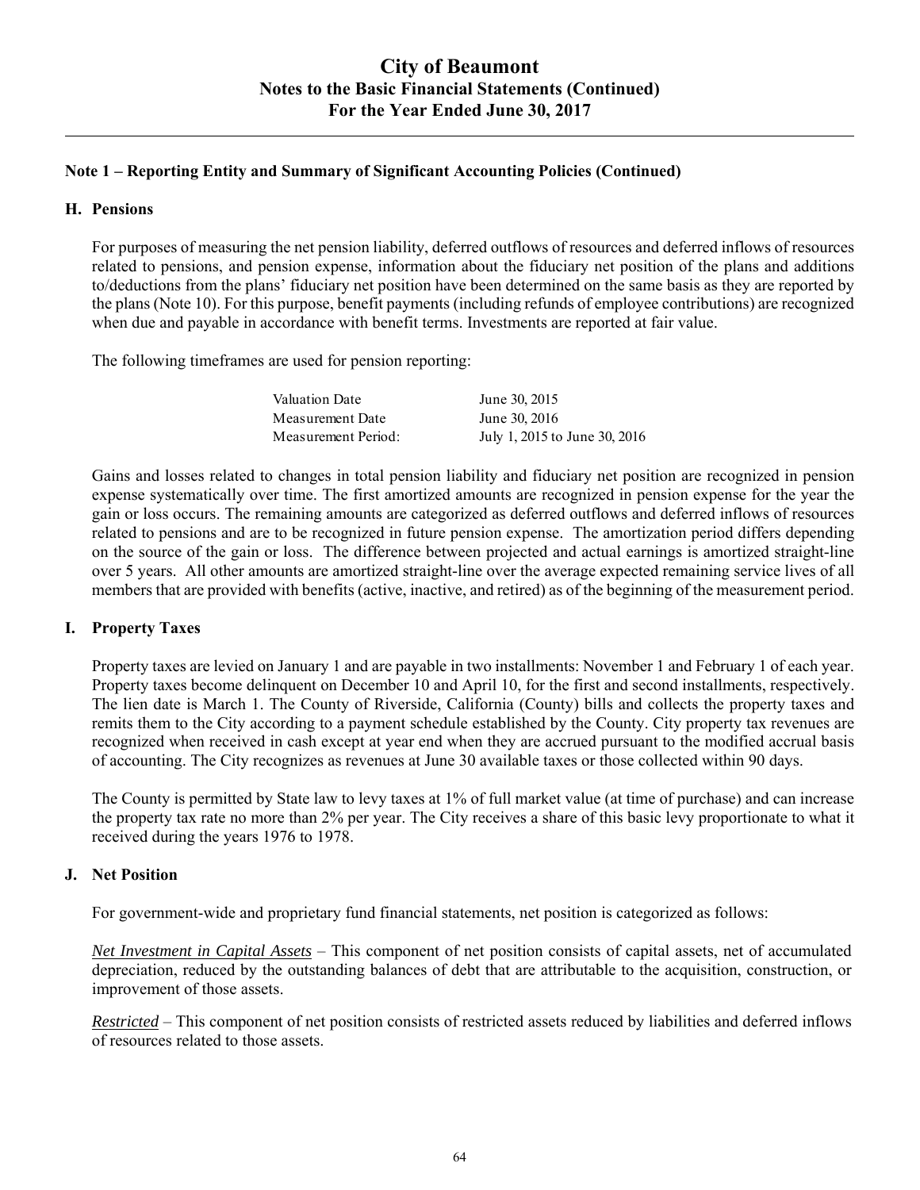## Note 1 – Reporting Entity and Summary of Significant Accounting Policies (Continued)

### H. Pensions

For purposes of measuring the net pension liability, deferred outflows of resources and deferred inflows of resources related to pensions, and pension expense, information about the fiduciary net position of the plans and additions to/deductions from the plans' fiduciary net position have been determined on the same basis as they are reported by the plans (Note 10). For this purpose, benefit payments (including refunds of employee contributions) are recognized when due and payable in accordance with benefit terms. Investments are reported at fair value.

The following timeframes are used for pension reporting:

| | |
|---|---|
| Valuation Date | June 30, 2015 |
| Measurement Date | June 30, 2016 |
| Measurement Period: | July 1, 2015 to June 30, 2016 |

Gains and losses related to changes in total pension liability and fiduciary net position are recognized in pension expense systematically over time. The first amortized amounts are recognized in pension expense for the year the gain or loss occurs. The remaining amounts are categorized as deferred outflows and deferred inflows of resources related to pensions and are to be recognized in future pension expense. The amortization period differs depending on the source of the gain or loss. The difference between projected and actual earnings is amortized straight-line over 5 years. All other amounts are amortized straight-line over the average expected remaining service lives of all members that are provided with benefits (active, inactive, and retired) as of the beginning of the measurement period.

### I. Property Taxes

Property taxes are levied on January 1 and are payable in two installments: November 1 and February 1 of each year. Property taxes become delinquent on December 10 and April 10, for the first and second installments, respectively. The lien date is March 1. The County of Riverside, California (County) bills and collects the property taxes and remits them to the City according to a payment schedule established by the County. City property tax revenues are recognized when received in cash except at year end when they are accrued pursuant to the modified accrual basis of accounting. The City recognizes as revenues at June 30 available taxes or those collected within 90 days.

The County is permitted by State law to levy taxes at 1% of full market value (at time of purchase) and can increase the property tax rate no more than 2% per year. The City receives a share of this basic levy proportionate to what it received during the years 1976 to 1978.

### J. Net Position

For government-wide and proprietary fund financial statements, net position is categorized as follows:

*Net Investment in Capital Assets* – This component of net position consists of capital assets, net of accumulated depreciation, reduced by the outstanding balances of debt that are attributable to the acquisition, construction, or improvement of those assets.

*Restricted* – This component of net position consists of restricted assets reduced by liabilities and deferred inflows of resources related to those assets.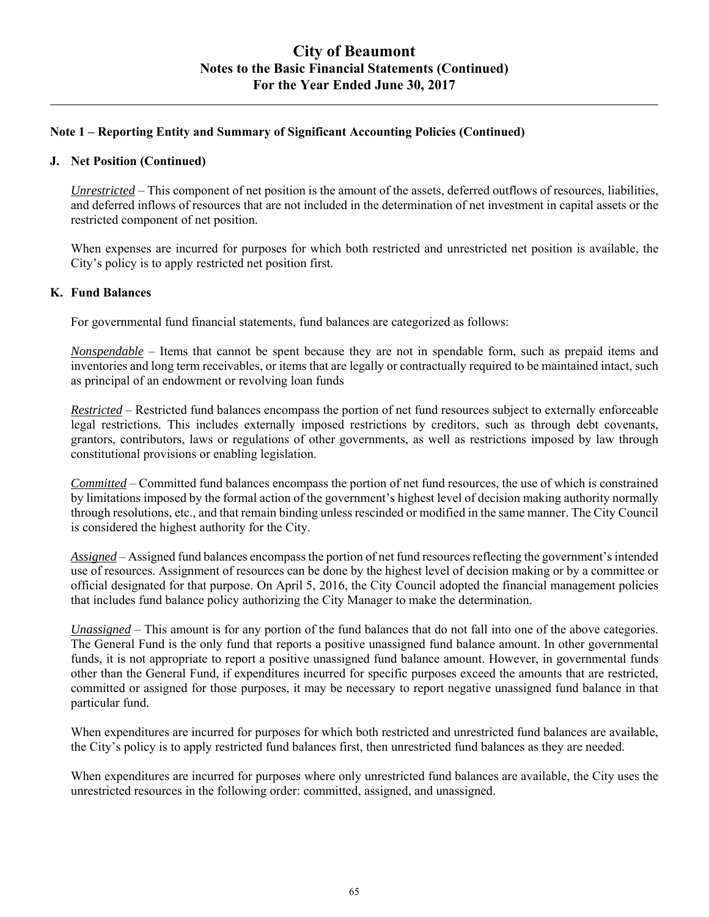## Note 1 – Reporting Entity and Summary of Significant Accounting Policies (Continued)

### J. Net Position (Continued)

*Unrestricted* – This component of net position is the amount of the assets, deferred outflows of resources, liabilities, and deferred inflows of resources that are not included in the determination of net investment in capital assets or the restricted component of net position.

When expenses are incurred for purposes for which both restricted and unrestricted net position is available, the City's policy is to apply restricted net position first.

### K. Fund Balances

For governmental fund financial statements, fund balances are categorized as follows:

*Nonspendable* – Items that cannot be spent because they are not in spendable form, such as prepaid items and inventories and long term receivables, or items that are legally or contractually required to be maintained intact, such as principal of an endowment or revolving loan funds

*Restricted* – Restricted fund balances encompass the portion of net fund resources subject to externally enforceable legal restrictions. This includes externally imposed restrictions by creditors, such as through debt covenants, grantors, contributors, laws or regulations of other governments, as well as restrictions imposed by law through constitutional provisions or enabling legislation.

*Committed* – Committed fund balances encompass the portion of net fund resources, the use of which is constrained by limitations imposed by the formal action of the government's highest level of decision making authority normally through resolutions, etc., and that remain binding unless rescinded or modified in the same manner. The City Council is considered the highest authority for the City.

*Assigned* – Assigned fund balances encompass the portion of net fund resources reflecting the government's intended use of resources. Assignment of resources can be done by the highest level of decision making or by a committee or official designated for that purpose. On April 5, 2016, the City Council adopted the financial management policies that includes fund balance policy authorizing the City Manager to make the determination.

*Unassigned* – This amount is for any portion of the fund balances that do not fall into one of the above categories. The General Fund is the only fund that reports a positive unassigned fund balance amount. In other governmental funds, it is not appropriate to report a positive unassigned fund balance amount. However, in governmental funds other than the General Fund, if expenditures incurred for specific purposes exceed the amounts that are restricted, committed or assigned for those purposes, it may be necessary to report negative unassigned fund balance in that particular fund.

When expenditures are incurred for purposes for which both restricted and unrestricted fund balances are available, the City's policy is to apply restricted fund balances first, then unrestricted fund balances as they are needed.

When expenditures are incurred for purposes where only unrestricted fund balances are available, the City uses the unrestricted resources in the following order: committed, assigned, and unassigned.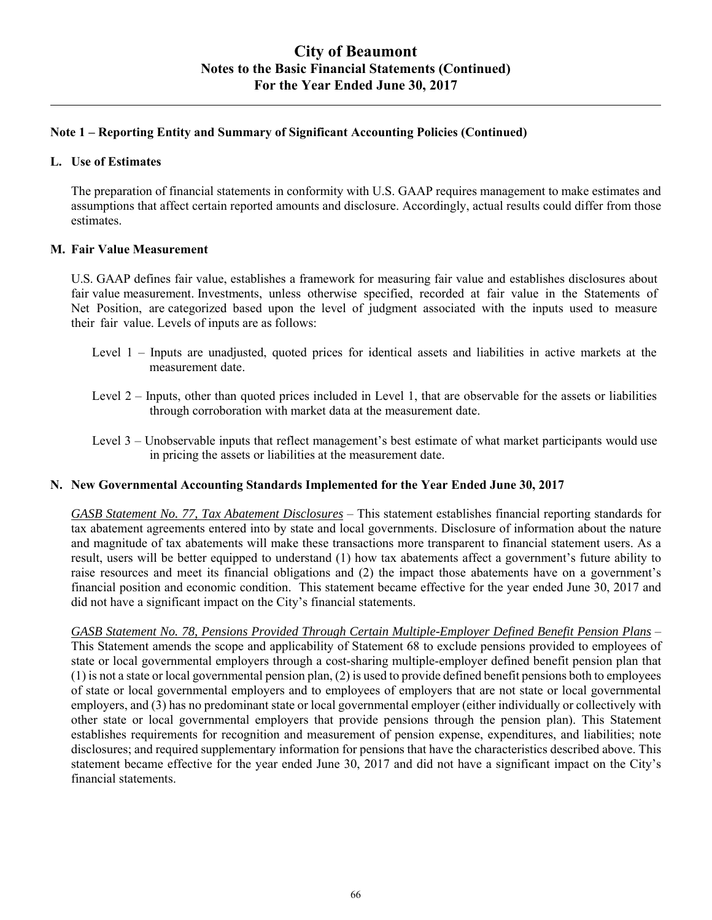## Note 1 – Reporting Entity and Summary of Significant Accounting Policies (Continued)

### L. Use of Estimates

The preparation of financial statements in conformity with U.S. GAAP requires management to make estimates and assumptions that affect certain reported amounts and disclosure. Accordingly, actual results could differ from those estimates.

### M. Fair Value Measurement

U.S. GAAP defines fair value, establishes a framework for measuring fair value and establishes disclosures about fair value measurement. Investments, unless otherwise specified, recorded at fair value in the Statements of Net Position, are categorized based upon the level of judgment associated with the inputs used to measure their fair value. Levels of inputs are as follows:

Level 1 – Inputs are unadjusted, quoted prices for identical assets and liabilities in active markets at the measurement date.

Level 2 – Inputs, other than quoted prices included in Level 1, that are observable for the assets or liabilities through corroboration with market data at the measurement date.

Level 3 – Unobservable inputs that reflect management's best estimate of what market participants would use in pricing the assets or liabilities at the measurement date.

### N. New Governmental Accounting Standards Implemented for the Year Ended June 30, 2017

*GASB Statement No. 77, Tax Abatement Disclosures* – This statement establishes financial reporting standards for tax abatement agreements entered into by state and local governments. Disclosure of information about the nature and magnitude of tax abatements will make these transactions more transparent to financial statement users. As a result, users will be better equipped to understand (1) how tax abatements affect a government's future ability to raise resources and meet its financial obligations and (2) the impact those abatements have on a government's financial position and economic condition. This statement became effective for the year ended June 30, 2017 and did not have a significant impact on the City's financial statements.

*GASB Statement No. 78, Pensions Provided Through Certain Multiple-Employer Defined Benefit Pension Plans* – This Statement amends the scope and applicability of Statement 68 to exclude pensions provided to employees of state or local governmental employers through a cost-sharing multiple-employer defined benefit pension plan that (1) is not a state or local governmental pension plan, (2) is used to provide defined benefit pensions both to employees of state or local governmental employers and to employees of employers that are not state or local governmental employers, and (3) has no predominant state or local governmental employer (either individually or collectively with other state or local governmental employers that provide pensions through the pension plan). This Statement establishes requirements for recognition and measurement of pension expense, expenditures, and liabilities; note disclosures; and required supplementary information for pensions that have the characteristics described above. This statement became effective for the year ended June 30, 2017 and did not have a significant impact on the City's financial statements.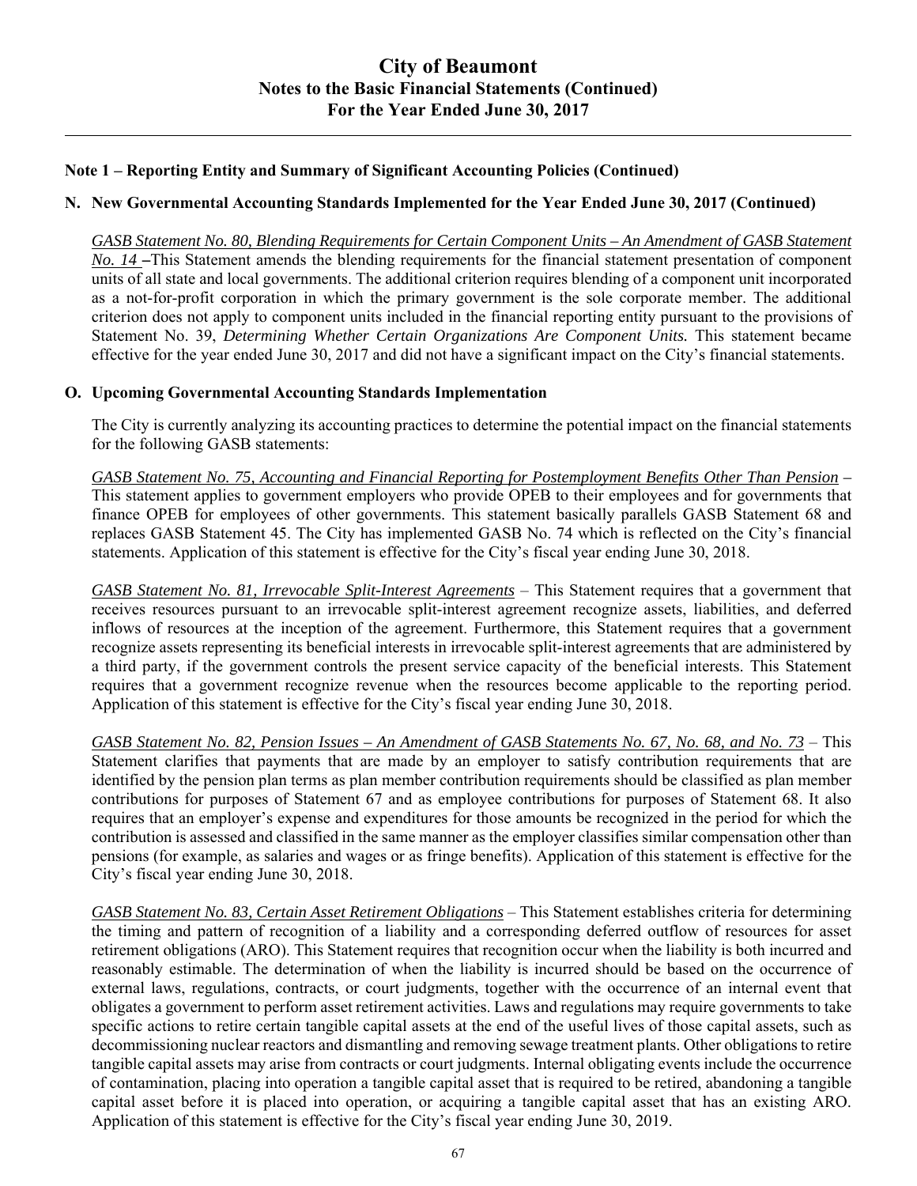## Note 1 – Reporting Entity and Summary of Significant Accounting Policies (Continued)

### N. New Governmental Accounting Standards Implemented for the Year Ended June 30, 2017 (Continued)

*GASB Statement No. 80, Blending Requirements for Certain Component Units – An Amendment of GASB Statement No. 14* **–**This Statement amends the blending requirements for the financial statement presentation of component units of all state and local governments. The additional criterion requires blending of a component unit incorporated as a not-for-profit corporation in which the primary government is the sole corporate member. The additional criterion does not apply to component units included in the financial reporting entity pursuant to the provisions of Statement No. 39, *Determining Whether Certain Organizations Are Component Units.* This statement became effective for the year ended June 30, 2017 and did not have a significant impact on the City's financial statements.

### O. Upcoming Governmental Accounting Standards Implementation

The City is currently analyzing its accounting practices to determine the potential impact on the financial statements for the following GASB statements:

*GASB Statement No. 75, Accounting and Financial Reporting for Postemployment Benefits Other Than Pension* **–** This statement applies to government employers who provide OPEB to their employees and for governments that finance OPEB for employees of other governments. This statement basically parallels GASB Statement 68 and replaces GASB Statement 45. The City has implemented GASB No. 74 which is reflected on the City's financial statements. Application of this statement is effective for the City's fiscal year ending June 30, 2018.

*GASB Statement No. 81, Irrevocable Split-Interest Agreements* – This Statement requires that a government that receives resources pursuant to an irrevocable split-interest agreement recognize assets, liabilities, and deferred inflows of resources at the inception of the agreement. Furthermore, this Statement requires that a government recognize assets representing its beneficial interests in irrevocable split-interest agreements that are administered by a third party, if the government controls the present service capacity of the beneficial interests. This Statement requires that a government recognize revenue when the resources become applicable to the reporting period. Application of this statement is effective for the City's fiscal year ending June 30, 2018.

*GASB Statement No. 82, Pension Issues – An Amendment of GASB Statements No. 67, No. 68, and No. 73* – This Statement clarifies that payments that are made by an employer to satisfy contribution requirements that are identified by the pension plan terms as plan member contribution requirements should be classified as plan member contributions for purposes of Statement 67 and as employee contributions for purposes of Statement 68. It also requires that an employer's expense and expenditures for those amounts be recognized in the period for which the contribution is assessed and classified in the same manner as the employer classifies similar compensation other than pensions (for example, as salaries and wages or as fringe benefits). Application of this statement is effective for the City's fiscal year ending June 30, 2018.

*GASB Statement No. 83, Certain Asset Retirement Obligations* – This Statement establishes criteria for determining the timing and pattern of recognition of a liability and a corresponding deferred outflow of resources for asset retirement obligations (ARO). This Statement requires that recognition occur when the liability is both incurred and reasonably estimable. The determination of when the liability is incurred should be based on the occurrence of external laws, regulations, contracts, or court judgments, together with the occurrence of an internal event that obligates a government to perform asset retirement activities. Laws and regulations may require governments to take specific actions to retire certain tangible capital assets at the end of the useful lives of those capital assets, such as decommissioning nuclear reactors and dismantling and removing sewage treatment plants. Other obligations to retire tangible capital assets may arise from contracts or court judgments. Internal obligating events include the occurrence of contamination, placing into operation a tangible capital asset that is required to be retired, abandoning a tangible capital asset before it is placed into operation, or acquiring a tangible capital asset that has an existing ARO. Application of this statement is effective for the City's fiscal year ending June 30, 2019.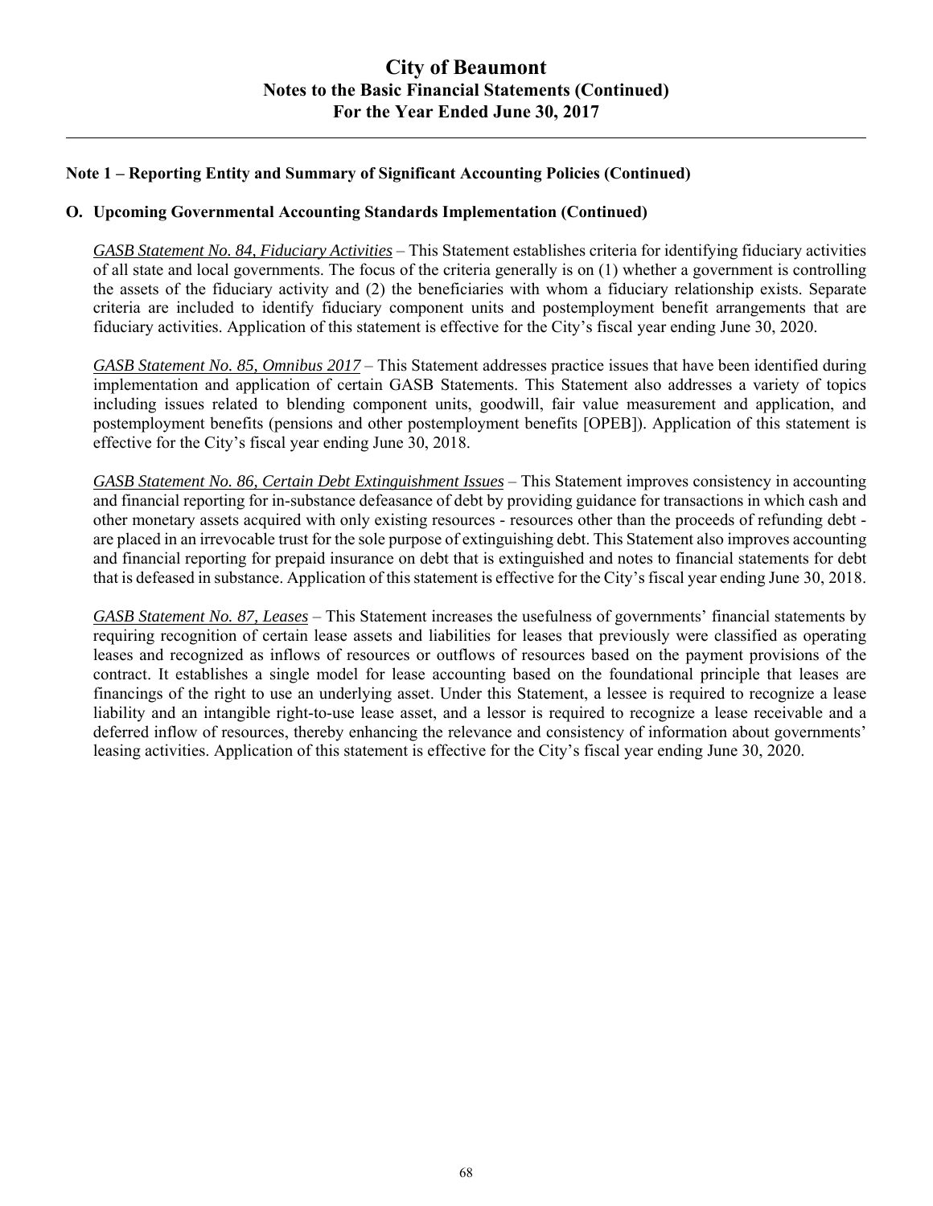## Note 1 – Reporting Entity and Summary of Significant Accounting Policies (Continued)

### O. Upcoming Governmental Accounting Standards Implementation (Continued)

*GASB Statement No. 84, Fiduciary Activities* – This Statement establishes criteria for identifying fiduciary activities of all state and local governments. The focus of the criteria generally is on (1) whether a government is controlling the assets of the fiduciary activity and (2) the beneficiaries with whom a fiduciary relationship exists. Separate criteria are included to identify fiduciary component units and postemployment benefit arrangements that are fiduciary activities. Application of this statement is effective for the City's fiscal year ending June 30, 2020.

*GASB Statement No. 85, Omnibus 2017* – This Statement addresses practice issues that have been identified during implementation and application of certain GASB Statements. This Statement also addresses a variety of topics including issues related to blending component units, goodwill, fair value measurement and application, and postemployment benefits (pensions and other postemployment benefits [OPEB]). Application of this statement is effective for the City's fiscal year ending June 30, 2018.

*GASB Statement No. 86, Certain Debt Extinguishment Issues* – This Statement improves consistency in accounting and financial reporting for in-substance defeasance of debt by providing guidance for transactions in which cash and other monetary assets acquired with only existing resources - resources other than the proceeds of refunding debt - are placed in an irrevocable trust for the sole purpose of extinguishing debt. This Statement also improves accounting and financial reporting for prepaid insurance on debt that is extinguished and notes to financial statements for debt that is defeased in substance. Application of this statement is effective for the City's fiscal year ending June 30, 2018.

*GASB Statement No. 87, Leases* – This Statement increases the usefulness of governments' financial statements by requiring recognition of certain lease assets and liabilities for leases that previously were classified as operating leases and recognized as inflows of resources or outflows of resources based on the payment provisions of the contract. It establishes a single model for lease accounting based on the foundational principle that leases are financings of the right to use an underlying asset. Under this Statement, a lessee is required to recognize a lease liability and an intangible right-to-use lease asset, and a lessor is required to recognize a lease receivable and a deferred inflow of resources, thereby enhancing the relevance and consistency of information about governments' leasing activities. Application of this statement is effective for the City's fiscal year ending June 30, 2020.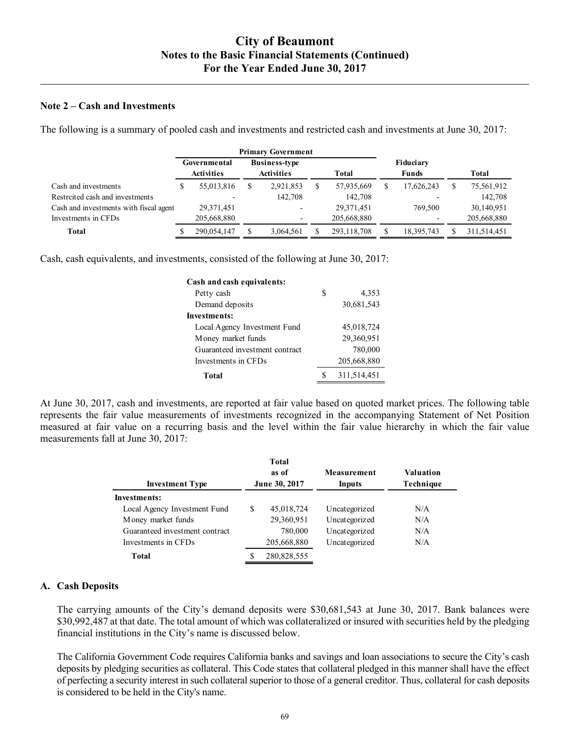### Note 2 – Cash and Investments

The following is a summary of pooled cash and investments and restricted cash and investments at June 30, 2017:

| | Primary Government | | | | |
|---|---|---|---|---|---|
| | Governmental Activities | Business-type Activities | Total | Fiduciary Funds | Total |
| Cash and investments | $ 55,013,816 | $ 2,921,853 | $ 57,935,669 | $ 17,626,243 | $ 75,561,912 |
| Restrcited cash and investments | - | 142,708 | 142,708 | - | 142,708 |
| Cash and investments with fiscal agent | 29,371,451 | - | 29,371,451 | 769,500 | 30,140,951 |
| Investments in CFDs | 205,668,880 | - | 205,668,880 | - | 205,668,880 |
| **Total** | $ 290,054,147 | $ 3,064,561 | $ 293,118,708 | $ 18,395,743 | $ 311,514,451 |

Cash, cash equivalents, and investments, consisted of the following at June 30, 2017:

| | |
|---|---|
| **Cash and cash equivalents:** | |
| Petty cash | $ 4,353 |
| Demand deposits | 30,681,543 |
| **Investments:** | |
| Local Agency Investment Fund | 45,018,724 |
| Money market funds | 29,360,951 |
| Guaranteed investment contract | 780,000 |
| Investments in CFDs | 205,668,880 |
| **Total** | $ 311,514,451 |

At June 30, 2017, cash and investments, are reported at fair value based on quoted market prices. The following table represents the fair value measurements of investments recognized in the accompanying Statement of Net Position measured at fair value on a recurring basis and the level within the fair value hierarchy in which the fair value measurements fall at June 30, 2017:

| Investment Type | Total as of June 30, 2017 | Measurement Inputs | Valuation Technique |
|---|---|---|---|
| **Investments:** | | | |
| Local Agency Investment Fund | $ 45,018,724 | Uncategorized | N/A |
| Money market funds | 29,360,951 | Uncategorized | N/A |
| Guaranteed investment contract | 780,000 | Uncategorized | N/A |
| Investments in CFDs | 205,668,880 | Uncategorized | N/A |
| **Total** | $ 280,828,555 | | |

### A. Cash Deposits

The carrying amounts of the City's demand deposits were $30,681,543 at June 30, 2017. Bank balances were $30,992,487 at that date. The total amount of which was collateralized or insured with securities held by the pledging financial institutions in the City's name is discussed below.

The California Government Code requires California banks and savings and loan associations to secure the City's cash deposits by pledging securities as collateral. This Code states that collateral pledged in this manner shall have the effect of perfecting a security interest in such collateral superior to those of a general creditor. Thus, collateral for cash deposits is considered to be held in the City's name.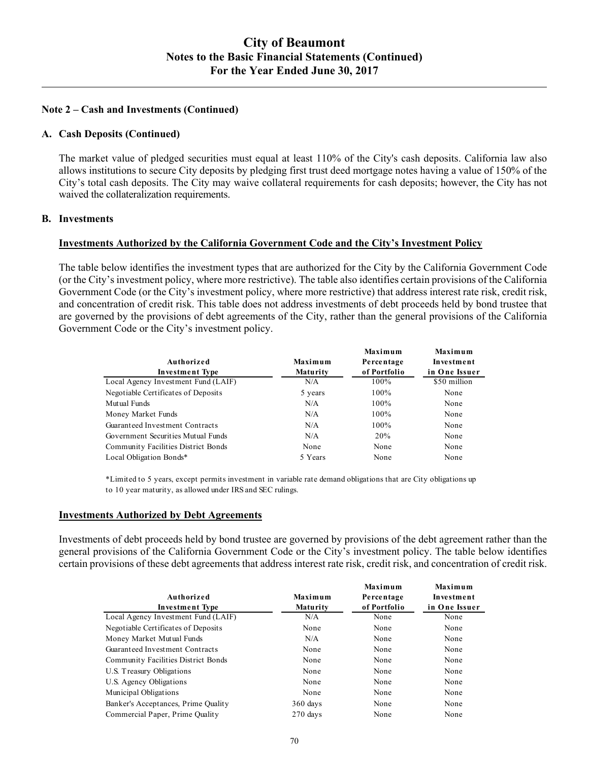## Note 2 – Cash and Investments (Continued)

### A. Cash Deposits (Continued)

The market value of pledged securities must equal at least 110% of the City's cash deposits. California law also allows institutions to secure City deposits by pledging first trust deed mortgage notes having a value of 150% of the City's total cash deposits. The City may waive collateral requirements for cash deposits; however, the City has not waived the collateralization requirements.

### B. Investments

**Investments Authorized by the California Government Code and the City's Investment Policy**

The table below identifies the investment types that are authorized for the City by the California Government Code (or the City's investment policy, where more restrictive). The table also identifies certain provisions of the California Government Code (or the City's investment policy, where more restrictive) that address interest rate risk, credit risk, and concentration of credit risk. This table does not address investments of debt proceeds held by bond trustee that are governed by the provisions of debt agreements of the City, rather than the general provisions of the California Government Code or the City's investment policy.

| Authorized Investment Type | Maximum Maturity | Maximum Percentage of Portfolio | Maximum Investment in One Issuer |
|---|---|---|---|
| Local Agency Investment Fund (LAIF) | N/A | 100% | $50 million |
| Negotiable Certificates of Deposits | 5 years | 100% | None |
| Mutual Funds | N/A | 100% | None |
| Money Market Funds | N/A | 100% | None |
| Guaranteed Investment Contracts | N/A | 100% | None |
| Government Securities Mutual Funds | N/A | 20% | None |
| Community Facilities District Bonds | None | None | None |
| Local Obligation Bonds* | 5 Years | None | None |

*Limited to 5 years, except permits investment in variable rate demand obligations that are City obligations up to 10 year maturity, as allowed under IRS and SEC rulings.

**Investments Authorized by Debt Agreements**

Investments of debt proceeds held by bond trustee are governed by provisions of the debt agreement rather than the general provisions of the California Government Code or the City's investment policy. The table below identifies certain provisions of these debt agreements that address interest rate risk, credit risk, and concentration of credit risk.

| Authorized Investment Type | Maximum Maturity | Maximum Percentage of Portfolio | Maximum Investment in One Issuer |
|---|---|---|---|
| Local Agency Investment Fund (LAIF) | N/A | None | None |
| Negotiable Certificates of Deposits | None | None | None |
| Money Market Mutual Funds | N/A | None | None |
| Guaranteed Investment Contracts | None | None | None |
| Community Facilities District Bonds | None | None | None |
| U.S. Treasury Obligations | None | None | None |
| U.S. Agency Obligations | None | None | None |
| Municipal Obligations | None | None | None |
| Banker's Acceptances, Prime Quality | 360 days | None | None |
| Commercial Paper, Prime Quality | 270 days | None | None |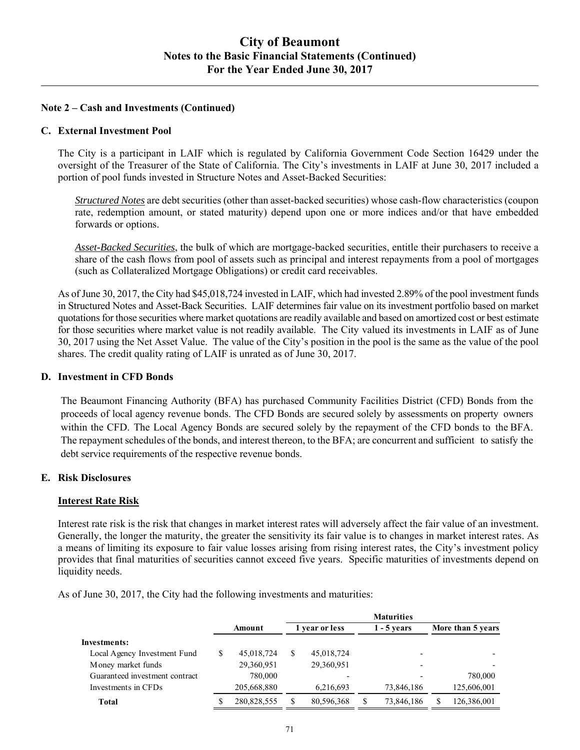### Note 2 – Cash and Investments (Continued)

#### C. External Investment Pool

The City is a participant in LAIF which is regulated by California Government Code Section 16429 under the oversight of the Treasurer of the State of California. The City's investments in LAIF at June 30, 2017 included a portion of pool funds invested in Structure Notes and Asset-Backed Securities:

*Structured Notes* are debt securities (other than asset-backed securities) whose cash-flow characteristics (coupon rate, redemption amount, or stated maturity) depend upon one or more indices and/or that have embedded forwards or options.

*Asset-Backed Securities*, the bulk of which are mortgage-backed securities, entitle their purchasers to receive a share of the cash flows from pool of assets such as principal and interest repayments from a pool of mortgages (such as Collateralized Mortgage Obligations) or credit card receivables.

As of June 30, 2017, the City had $45,018,724 invested in LAIF, which had invested 2.89% of the pool investment funds in Structured Notes and Asset-Back Securities. LAIF determines fair value on its investment portfolio based on market quotations for those securities where market quotations are readily available and based on amortized cost or best estimate for those securities where market value is not readily available. The City valued its investments in LAIF as of June 30, 2017 using the Net Asset Value. The value of the City's position in the pool is the same as the value of the pool shares. The credit quality rating of LAIF is unrated as of June 30, 2017.

#### D. Investment in CFD Bonds

The Beaumont Financing Authority (BFA) has purchased Community Facilities District (CFD) Bonds from the proceeds of local agency revenue bonds. The CFD Bonds are secured solely by assessments on property owners within the CFD. The Local Agency Bonds are secured solely by the repayment of the CFD bonds to the BFA. The repayment schedules of the bonds, and interest thereon, to the BFA; are concurrent and sufficient to satisfy the debt service requirements of the respective revenue bonds.

#### E. Risk Disclosures

**Interest Rate Risk**

Interest rate risk is the risk that changes in market interest rates will adversely affect the fair value of an investment. Generally, the longer the maturity, the greater the sensitivity its fair value is to changes in market interest rates. As a means of limiting its exposure to fair value losses arising from rising interest rates, the City's investment policy provides that final maturities of securities cannot exceed five years. Specific maturities of investments depend on liquidity needs.

As of June 30, 2017, the City had the following investments and maturities:

| | | Maturities | | |
|---|---|---|---|---|
| | Amount | 1 year or less | 1 - 5 years | More than 5 years |
| **Investments:** | | | | |
| Local Agency Investment Fund | $ 45,018,724 | $ 45,018,724 | - | - |
| Money market funds | 29,360,951 | 29,360,951 | - | - |
| Guaranteed investment contract | 780,000 | - | - | 780,000 |
| Investments in CFDs | 205,668,880 | 6,216,693 | 73,846,186 | 125,606,001 |
| **Total** | $ 280,828,555 | $ 80,596,368 | $ 73,846,186 | $ 126,386,001 |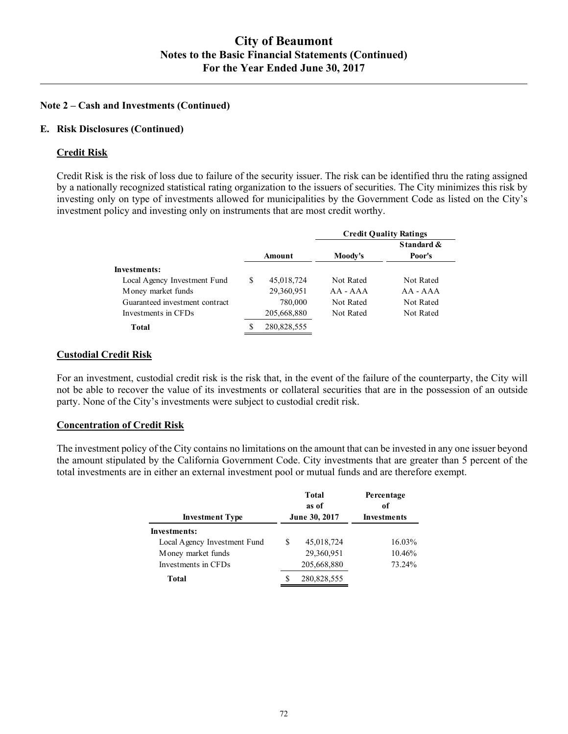# City of Beaumont
## Notes to the Basic Financial Statements (Continued)
## For the Year Ended June 30, 2017

### Note 2 – Cash and Investments (Continued)

#### E. Risk Disclosures (Continued)

**Credit Risk**

Credit Risk is the risk of loss due to failure of the security issuer. The risk can be identified thru the rating assigned by a nationally recognized statistical rating organization to the issuers of securities. The City minimizes this risk by investing only on type of investments allowed for municipalities by the Government Code as listed on the City's investment policy and investing only on instruments that are most credit worthy.

| | | Credit Quality Ratings | |
|---|---|---|---|
| | Amount | Moody's | Standard & Poor's |
| **Investments:** | | | |
| Local Agency Investment Fund | $ 45,018,724 | Not Rated | Not Rated |
| Money market funds | 29,360,951 | AA - AAA | AA - AAA |
| Guaranteed investment contract | 780,000 | Not Rated | Not Rated |
| Investments in CFDs | 205,668,880 | Not Rated | Not Rated |
| **Total** | $ 280,828,555 | | |

**Custodial Credit Risk**

For an investment, custodial credit risk is the risk that, in the event of the failure of the counterparty, the City will not be able to recover the value of its investments or collateral securities that are in the possession of an outside party. None of the City's investments were subject to custodial credit risk.

**Concentration of Credit Risk**

The investment policy of the City contains no limitations on the amount that can be invested in any one issuer beyond the amount stipulated by the California Government Code. City investments that are greater than 5 percent of the total investments are in either an external investment pool or mutual funds and are therefore exempt.

| Investment Type | Total as of June 30, 2017 | Percentage of Investments |
|---|---|---|
| **Investments:** | | |
| Local Agency Investment Fund | $ 45,018,724 | 16.03% |
| Money market funds | 29,360,951 | 10.46% |
| Investments in CFDs | 205,668,880 | 73.24% |
| **Total** | $ 280,828,555 | |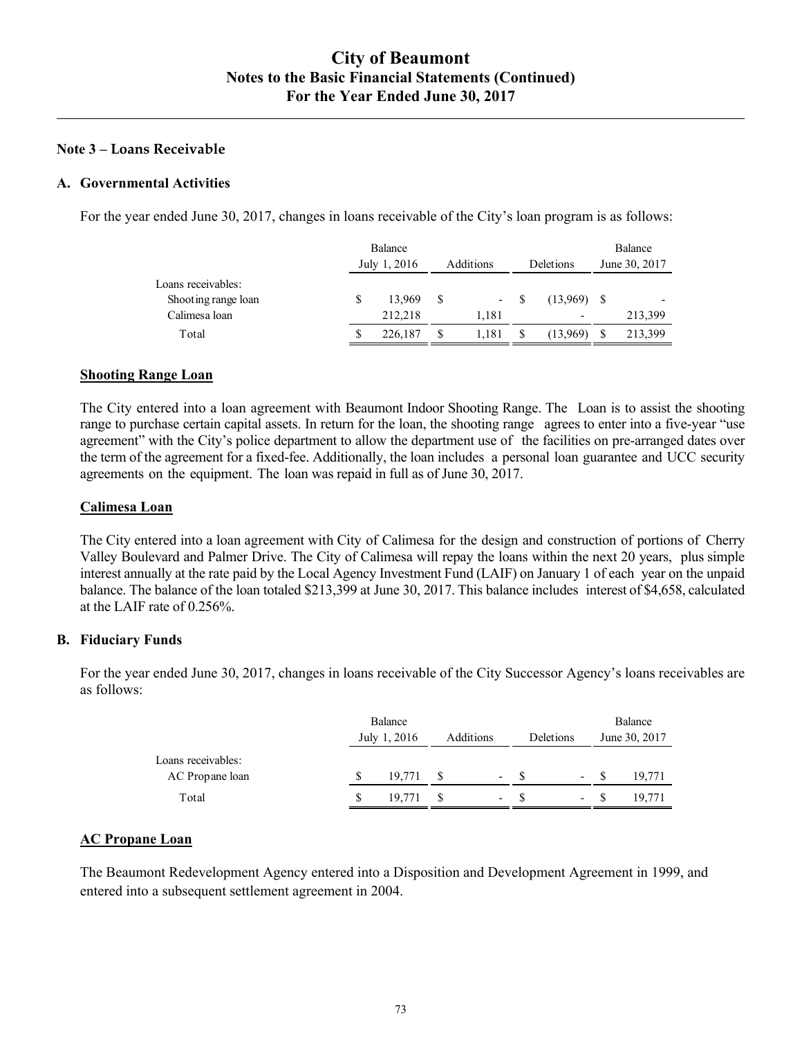## Note 3 – Loans Receivable

### A. Governmental Activities

For the year ended June 30, 2017, changes in loans receivable of the City's loan program is as follows:

| | Balance July 1, 2016 | Additions | Deletions | Balance June 30, 2017 |
|---|---|---|---|---|
| Loans receivables: | | | | |
| Shooting range loan | $ 13,969 | $ - | $ (13,969) | $ - |
| Calimesa loan | 212,218 | 1,181 | - | 213,399 |
| Total | $ 226,187 | $ 1,181 | $ (13,969) | $ 213,399 |

**Shooting Range Loan**

The City entered into a loan agreement with Beaumont Indoor Shooting Range. The Loan is to assist the shooting range to purchase certain capital assets. In return for the loan, the shooting range agrees to enter into a five-year "use agreement" with the City's police department to allow the department use of the facilities on pre-arranged dates over the term of the agreement for a fixed-fee. Additionally, the loan includes a personal loan guarantee and UCC security agreements on the equipment. The loan was repaid in full as of June 30, 2017.

**Calimesa Loan**

The City entered into a loan agreement with City of Calimesa for the design and construction of portions of Cherry Valley Boulevard and Palmer Drive. The City of Calimesa will repay the loans within the next 20 years, plus simple interest annually at the rate paid by the Local Agency Investment Fund (LAIF) on January 1 of each year on the unpaid balance. The balance of the loan totaled $213,399 at June 30, 2017. This balance includes interest of $4,658, calculated at the LAIF rate of 0.256%.

### B. Fiduciary Funds

For the year ended June 30, 2017, changes in loans receivable of the City Successor Agency's loans receivables are as follows:

| | Balance July 1, 2016 | Additions | Deletions | Balance June 30, 2017 |
|---|---|---|---|---|
| Loans receivables: | | | | |
| AC Propane loan | $ 19,771 | $ - | $ - | $ 19,771 |
| Total | $ 19,771 | $ - | $ - | $ 19,771 |

**AC Propane Loan**

The Beaumont Redevelopment Agency entered into a Disposition and Development Agreement in 1999, and entered into a subsequent settlement agreement in 2004.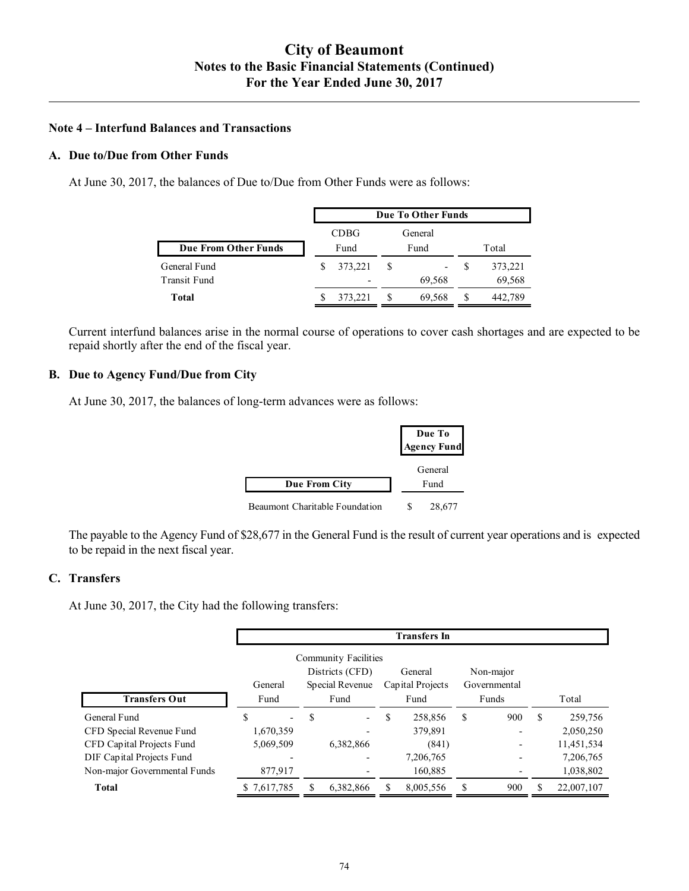## Note 4 – Interfund Balances and Transactions

### A. Due to/Due from Other Funds

At June 30, 2017, the balances of Due to/Due from Other Funds were as follows:

| | Due To Other Funds | | |
|---|---|---|---|
| **Due From Other Funds** | CDBG Fund | General Fund | Total |
| General Fund | $ 373,221 | $ - | $ 373,221 |
| Transit Fund | - | 69,568 | 69,568 |
| **Total** | $ 373,221 | $ 69,568 | $ 442,789 |

Current interfund balances arise in the normal course of operations to cover cash shortages and are expected to be repaid shortly after the end of the fiscal year.

### B. Due to Agency Fund/Due from City

At June 30, 2017, the balances of long-term advances were as follows:

| | Due To Agency Fund |
|---|---|
| **Due From City** | General Fund |
| Beaumont Charitable Foundation | $ 28,677 |

The payable to the Agency Fund of $28,677 in the General Fund is the result of current year operations and is expected to be repaid in the next fiscal year.

### C. Transfers

At June 30, 2017, the City had the following transfers:

| | Transfers In | | | | |
|---|---|---|---|---|---|
| **Transfers Out** | General Fund | Community Facilities Districts (CFD) Special Revenue Fund | General Capital Projects Fund | Non-major Governmental Funds | Total |
| General Fund | $ - | $ - | $ 258,856 | $ 900 | $ 259,756 |
| CFD Special Revenue Fund | 1,670,359 | - | 379,891 | - | 2,050,250 |
| CFD Capital Projects Fund | 5,069,509 | 6,382,866 | (841) | - | 11,451,534 |
| DIF Capital Projects Fund | - | - | 7,206,765 | - | 7,206,765 |
| Non-major Governmental Funds | 877,917 | - | 160,885 | - | 1,038,802 |
| **Total** | $ 7,617,785 | $ 6,382,866 | $ 8,005,556 | $ 900 | $ 22,007,107 |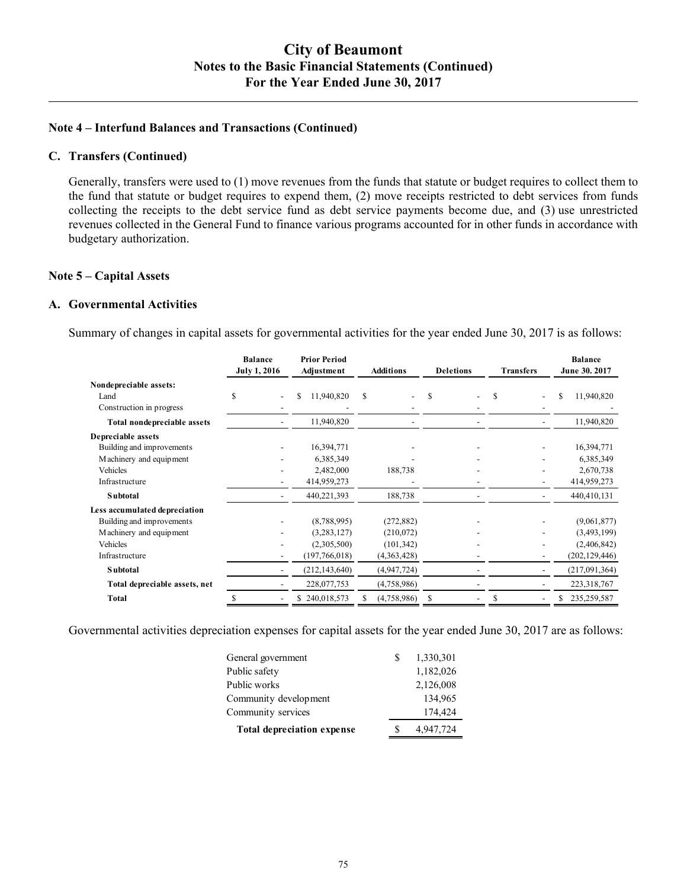## Note 4 – Interfund Balances and Transactions (Continued)

### C. Transfers (Continued)

Generally, transfers were used to (1) move revenues from the funds that statute or budget requires to collect them to the fund that statute or budget requires to expend them, (2) move receipts restricted to debt services from funds collecting the receipts to the debt service fund as debt service payments become due, and (3) use unrestricted revenues collected in the General Fund to finance various programs accounted for in other funds in accordance with budgetary authorization.

## Note 5 – Capital Assets

### A. Governmental Activities

Summary of changes in capital assets for governmental activities for the year ended June 30, 2017 is as follows:

| | Balance July 1, 2016 | Prior Period Adjustment | Additions | Deletions | Transfers | Balance June 30. 2017 |
|---|---|---|---|---|---|---|
| **Nondepreciable assets:** | | | | | | |
| Land | $ - | $ 11,940,820 | $ - | $ - | $ - | $ 11,940,820 |
| Construction in progress | - | - | - | - | - | - |
| **Total nondepreciable assets** | - | 11,940,820 | - | - | - | 11,940,820 |
| **Depreciable assets** | | | | | | |
| Building and improvements | - | 16,394,771 | - | - | - | 16,394,771 |
| Machinery and equipment | - | 6,385,349 | - | - | - | 6,385,349 |
| Vehicles | - | 2,482,000 | 188,738 | - | - | 2,670,738 |
| Infrastructure | - | 414,959,273 | - | - | - | 414,959,273 |
| **Subtotal** | - | 440,221,393 | 188,738 | - | - | 440,410,131 |
| **Less accumulated depreciation** | | | | | | |
| Building and improvements | - | (8,788,995) | (272,882) | - | - | (9,061,877) |
| Machinery and equipment | - | (3,283,127) | (210,072) | - | - | (3,493,199) |
| Vehicles | - | (2,305,500) | (101,342) | - | - | (2,406,842) |
| Infrastructure | - | (197,766,018) | (4,363,428) | - | - | (202,129,446) |
| **Subtotal** | - | (212,143,640) | (4,947,724) | - | - | (217,091,364) |
| **Total depreciable assets, net** | - | 228,077,753 | (4,758,986) | - | - | 223,318,767 |
| **Total** | $ - | $ 240,018,573 | $ (4,758,986) | $ - | $ - | $ 235,259,587 |

Governmental activities depreciation expenses for capital assets for the year ended June 30, 2017 are as follows:

| | |
|---|---|
| General government | $ 1,330,301 |
| Public safety | 1,182,026 |
| Public works | 2,126,008 |
| Community development | 134,965 |
| Community services | 174,424 |
| **Total depreciation expense** | $ 4,947,724 |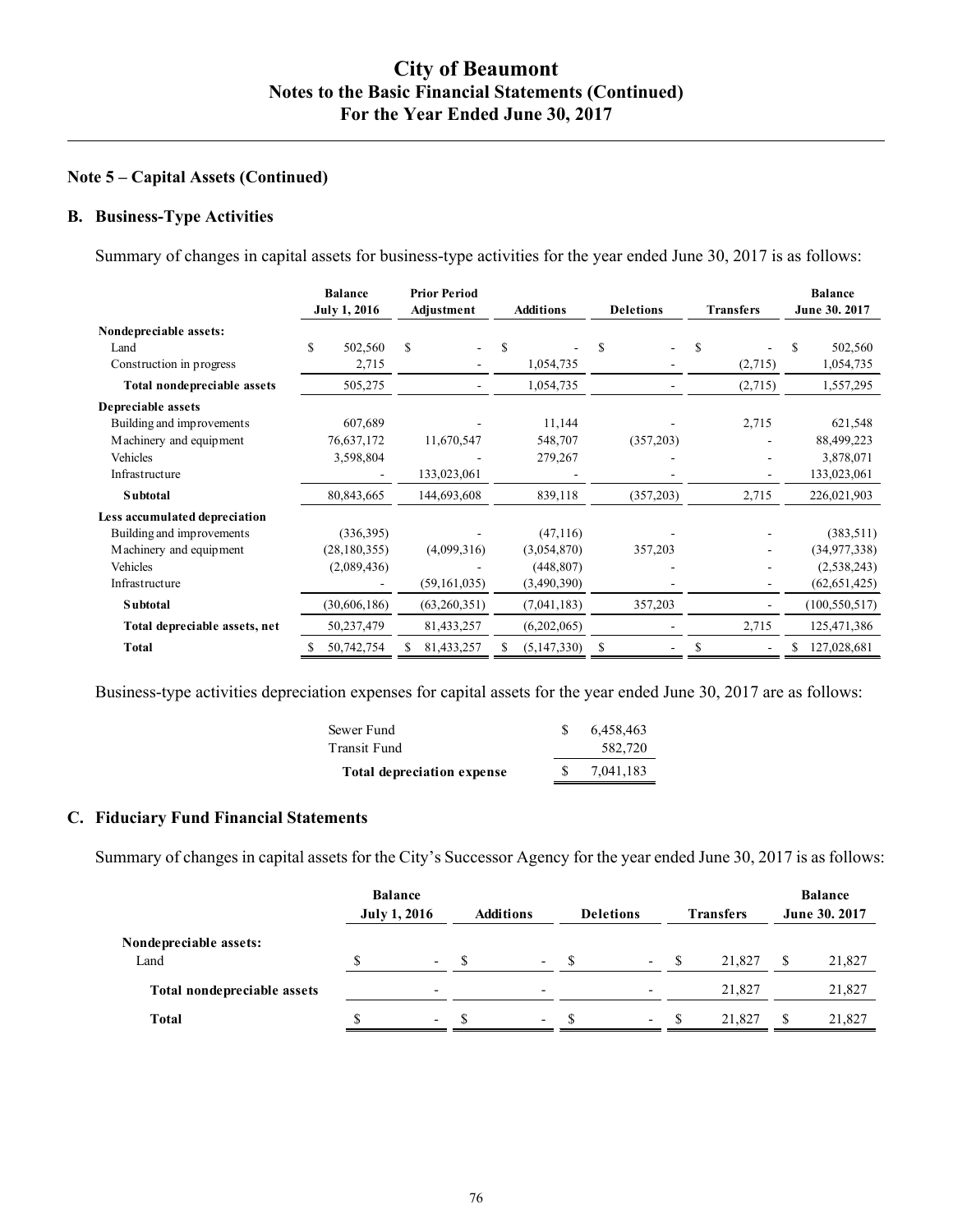## Note 5 – Capital Assets (Continued)

### B. Business-Type Activities

Summary of changes in capital assets for business-type activities for the year ended June 30, 2017 is as follows:

| | Balance July 1, 2016 | Prior Period Adjustment | Additions | Deletions | Transfers | Balance June 30. 2017 |
|---|---|---|---|---|---|---|
| **Nondepreciable assets:** | | | | | | |
| Land | $ 502,560 | $ - | $ - | $ - | $ - | $ 502,560 |
| Construction in progress | 2,715 | - | 1,054,735 | - | (2,715) | 1,054,735 |
| **Total nondepreciable assets** | 505,275 | - | 1,054,735 | - | (2,715) | 1,557,295 |
| **Depreciable assets** | | | | | | |
| Building and improvements | 607,689 | - | 11,144 | - | 2,715 | 621,548 |
| Machinery and equipment | 76,637,172 | 11,670,547 | 548,707 | (357,203) | - | 88,499,223 |
| Vehicles | 3,598,804 | - | 279,267 | - | - | 3,878,071 |
| Infrastructure | - | 133,023,061 | - | - | - | 133,023,061 |
| **Subtotal** | 80,843,665 | 144,693,608 | 839,118 | (357,203) | 2,715 | 226,021,903 |
| **Less accumulated depreciation** | | | | | | |
| Building and improvements | (336,395) | - | (47,116) | - | - | (383,511) |
| Machinery and equipment | (28,180,355) | (4,099,316) | (3,054,870) | 357,203 | - | (34,977,338) |
| Vehicles | (2,089,436) | - | (448,807) | - | - | (2,538,243) |
| Infrastructure | - | (59,161,035) | (3,490,390) | - | - | (62,651,425) |
| **Subtotal** | (30,606,186) | (63,260,351) | (7,041,183) | 357,203 | - | (100,550,517) |
| **Total depreciable assets, net** | 50,237,479 | 81,433,257 | (6,202,065) | - | 2,715 | 125,471,386 |
| **Total** | $ 50,742,754 | $ 81,433,257 | $ (5,147,330) | $ - | $ - | $ 127,028,681 |

Business-type activities depreciation expenses for capital assets for the year ended June 30, 2017 are as follows:

| | |
|---|---|
| Sewer Fund | $ 6,458,463 |
| Transit Fund | 582,720 |
| **Total depreciation expense** | $ 7,041,183 |

### C. Fiduciary Fund Financial Statements

Summary of changes in capital assets for the City's Successor Agency for the year ended June 30, 2017 is as follows:

| | Balance July 1, 2016 | Additions | Deletions | Transfers | Balance June 30. 2017 |
|---|---|---|---|---|---|
| **Nondepreciable assets:** | | | | | |
| Land | $ - | $ - | $ - | $ 21,827 | $ 21,827 |
| **Total nondepreciable assets** | - | - | - | 21,827 | 21,827 |
| **Total** | $ - | $ - | $ - | $ 21,827 | $ 21,827 |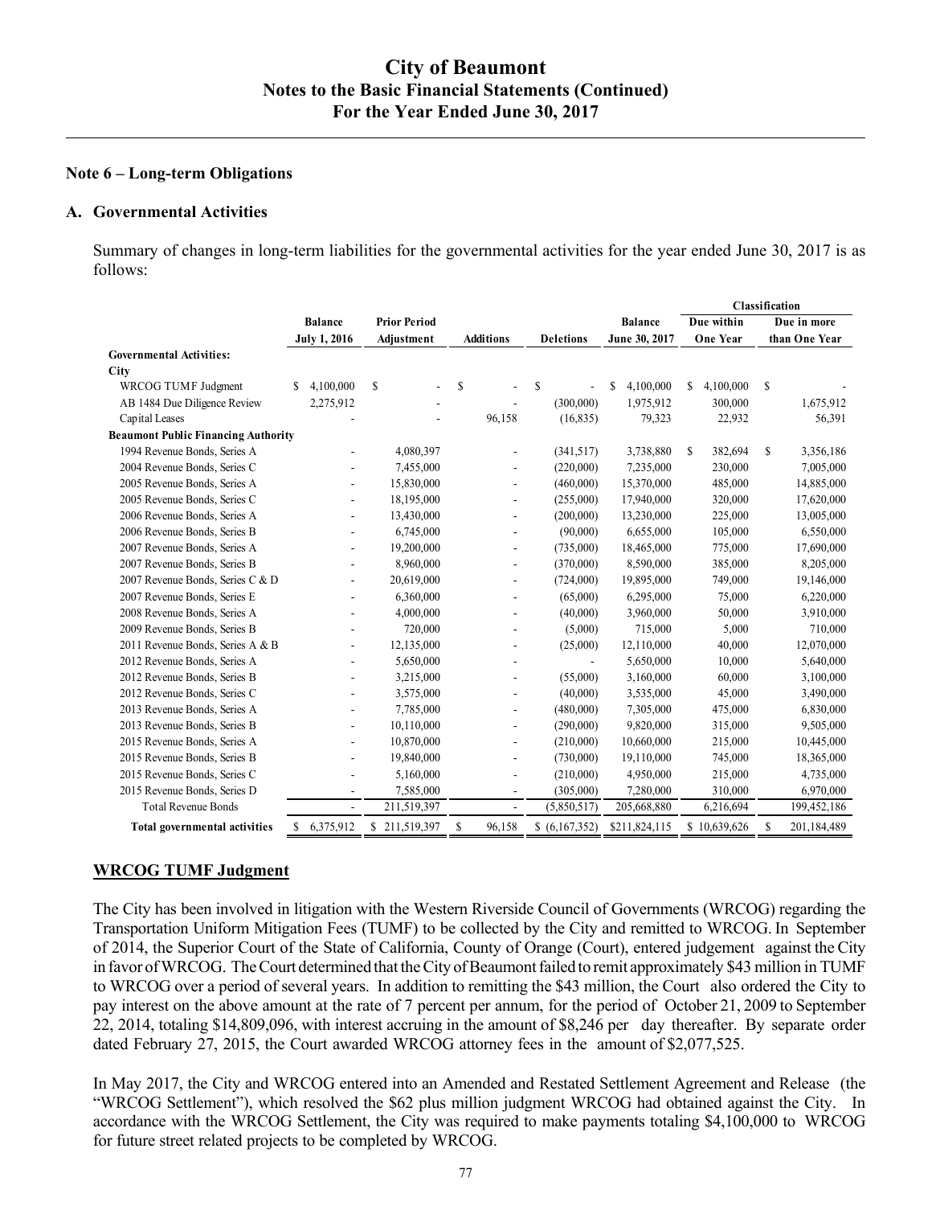## Note 6 – Long-term Obligations

### A. Governmental Activities

Summary of changes in long-term liabilities for the governmental activities for the year ended June 30, 2017 is as follows:

| | Balance July 1, 2016 | Prior Period Adjustment | Additions | Deletions | Balance June 30, 2017 | Classification Due within One Year | Classification Due in more than One Year |
|---|---|---|---|---|---|---|---|
| **Governmental Activities:** | | | | | | | |
| **City** | | | | | | | |
| WRCOG TUMF Judgment | $ 4,100,000 | $ - | $ - | $ - | $ 4,100,000 | $ 4,100,000 | $ - |
| AB 1484 Due Diligence Review | 2,275,912 | - | - | (300,000) | 1,975,912 | 300,000 | 1,675,912 |
| Capital Leases | - | - | 96,158 | (16,835) | 79,323 | 22,932 | 56,391 |
| **Beaumont Public Financing Authority** | | | | | | | |
| 1994 Revenue Bonds, Series A | - | 4,080,397 | - | (341,517) | 3,738,880 | $ 382,694 | $ 3,356,186 |
| 2004 Revenue Bonds, Series C | - | 7,455,000 | - | (220,000) | 7,235,000 | 230,000 | 7,005,000 |
| 2005 Revenue Bonds, Series A | - | 15,830,000 | - | (460,000) | 15,370,000 | 485,000 | 14,885,000 |
| 2005 Revenue Bonds, Series C | - | 18,195,000 | - | (255,000) | 17,940,000 | 320,000 | 17,620,000 |
| 2006 Revenue Bonds, Series A | - | 13,430,000 | - | (200,000) | 13,230,000 | 225,000 | 13,005,000 |
| 2006 Revenue Bonds, Series B | - | 6,745,000 | - | (90,000) | 6,655,000 | 105,000 | 6,550,000 |
| 2007 Revenue Bonds, Series A | - | 19,200,000 | - | (735,000) | 18,465,000 | 775,000 | 17,690,000 |
| 2007 Revenue Bonds, Series B | - | 8,960,000 | - | (370,000) | 8,590,000 | 385,000 | 8,205,000 |
| 2007 Revenue Bonds, Series C & D | - | 20,619,000 | - | (724,000) | 19,895,000 | 749,000 | 19,146,000 |
| 2007 Revenue Bonds, Series E | - | 6,360,000 | - | (65,000) | 6,295,000 | 75,000 | 6,220,000 |
| 2008 Revenue Bonds, Series A | - | 4,000,000 | - | (40,000) | 3,960,000 | 50,000 | 3,910,000 |
| 2009 Revenue Bonds, Series B | - | 720,000 | - | (5,000) | 715,000 | 5,000 | 710,000 |
| 2011 Revenue Bonds, Series A & B | - | 12,135,000 | - | (25,000) | 12,110,000 | 40,000 | 12,070,000 |
| 2012 Revenue Bonds, Series A | - | 5,650,000 | - | - | 5,650,000 | 10,000 | 5,640,000 |
| 2012 Revenue Bonds, Series B | - | 3,215,000 | - | (55,000) | 3,160,000 | 60,000 | 3,100,000 |
| 2012 Revenue Bonds, Series C | - | 3,575,000 | - | (40,000) | 3,535,000 | 45,000 | 3,490,000 |
| 2013 Revenue Bonds, Series A | - | 7,785,000 | - | (480,000) | 7,305,000 | 475,000 | 6,830,000 |
| 2013 Revenue Bonds, Series B | - | 10,110,000 | - | (290,000) | 9,820,000 | 315,000 | 9,505,000 |
| 2015 Revenue Bonds, Series A | - | 10,870,000 | - | (210,000) | 10,660,000 | 215,000 | 10,445,000 |
| 2015 Revenue Bonds, Series B | - | 19,840,000 | - | (730,000) | 19,110,000 | 745,000 | 18,365,000 |
| 2015 Revenue Bonds, Series C | - | 5,160,000 | - | (210,000) | 4,950,000 | 215,000 | 4,735,000 |
| 2015 Revenue Bonds, Series D | - | 7,585,000 | - | (305,000) | 7,280,000 | 310,000 | 6,970,000 |
| Total Revenue Bonds | - | 211,519,397 | - | (5,850,517) | 205,668,880 | 6,216,694 | 199,452,186 |
| **Total governmental activities** | $ 6,375,912 | $ 211,519,397 | $ 96,158 | $ (6,167,352) | $211,824,115 | $ 10,639,626 | $ 201,184,489 |

**WRCOG TUMF Judgment**

The City has been involved in litigation with the Western Riverside Council of Governments (WRCOG) regarding the Transportation Uniform Mitigation Fees (TUMF) to be collected by the City and remitted to WRCOG. In September of 2014, the Superior Court of the State of California, County of Orange (Court), entered judgement against the City in favor of WRCOG. The Court determined that the City of Beaumont failed to remit approximately $43 million in TUMF to WRCOG over a period of several years. In addition to remitting the $43 million, the Court also ordered the City to pay interest on the above amount at the rate of 7 percent per annum, for the period of October 21, 2009 to September 22, 2014, totaling $14,809,096, with interest accruing in the amount of $8,246 per day thereafter. By separate order dated February 27, 2015, the Court awarded WRCOG attorney fees in the amount of $2,077,525.

In May 2017, the City and WRCOG entered into an Amended and Restated Settlement Agreement and Release (the "WRCOG Settlement"), which resolved the $62 plus million judgment WRCOG had obtained against the City. In accordance with the WRCOG Settlement, the City was required to make payments totaling $4,100,000 to WRCOG for future street related projects to be completed by WRCOG.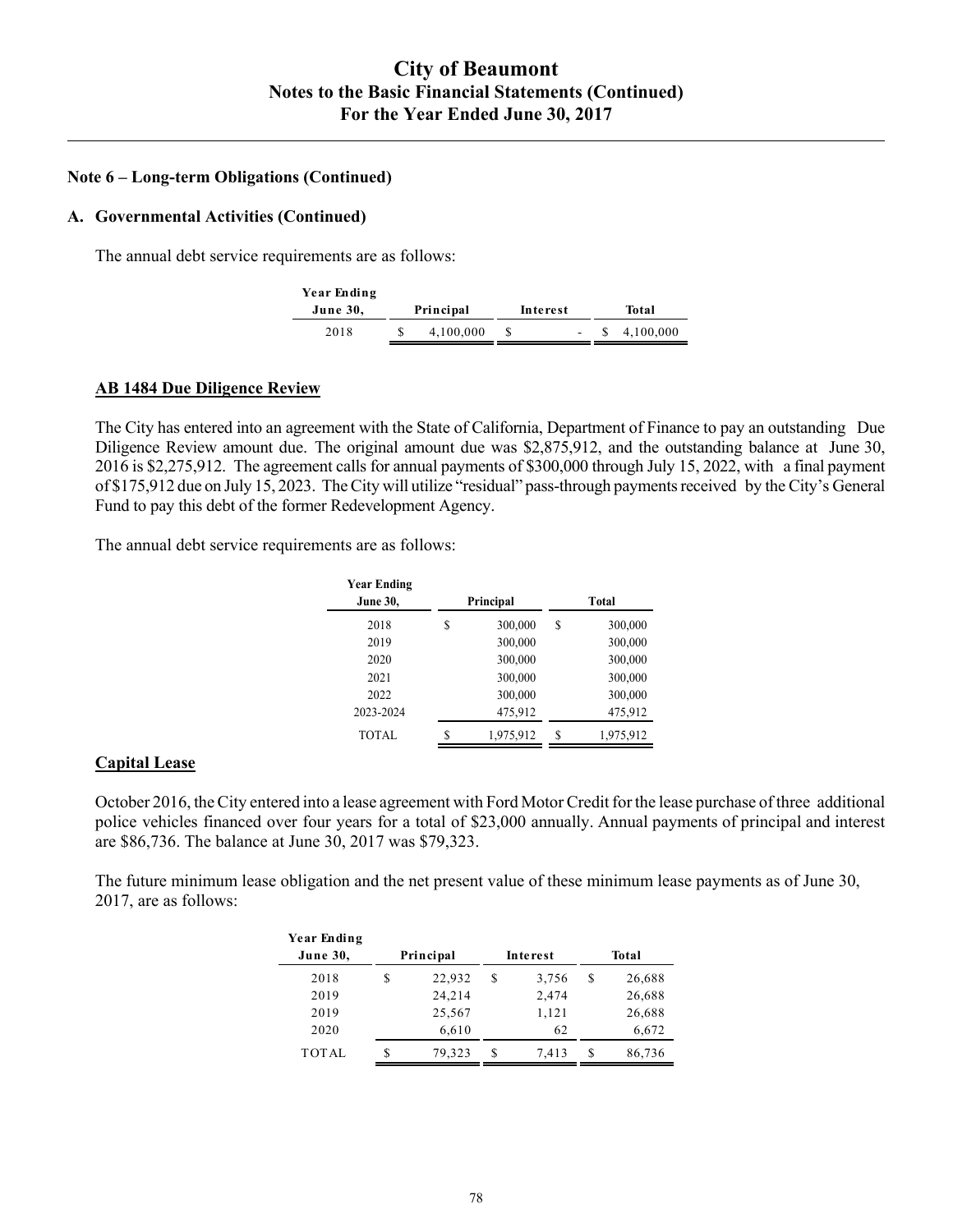# City of Beaumont
## Notes to the Basic Financial Statements (Continued)
## For the Year Ended June 30, 2017

**Note 6 – Long-term Obligations (Continued)**

**A. Governmental Activities (Continued)**

The annual debt service requirements are as follows:

| Year Ending June 30, | Principal | Interest | Total |
|---|---|---|---|
| 2018 | $ 4,100,000 | $ - | $ 4,100,000 |

**AB 1484 Due Diligence Review**

The City has entered into an agreement with the State of California, Department of Finance to pay an outstanding Due Diligence Review amount due. The original amount due was $2,875,912, and the outstanding balance at June 30, 2016 is $2,275,912. The agreement calls for annual payments of $300,000 through July 15, 2022, with a final payment of $175,912 due on July 15, 2023. The City will utilize "residual" pass-through payments received by the City's General Fund to pay this debt of the former Redevelopment Agency.

The annual debt service requirements are as follows:

| Year Ending June 30, | Principal | Total |
|---|---|---|
| 2018 | $ 300,000 | $ 300,000 |
| 2019 | 300,000 | 300,000 |
| 2020 | 300,000 | 300,000 |
| 2021 | 300,000 | 300,000 |
| 2022 | 300,000 | 300,000 |
| 2023-2024 | 475,912 | 475,912 |
| TOTAL | $ 1,975,912 | $ 1,975,912 |

**Capital Lease**

October 2016, the City entered into a lease agreement with Ford Motor Credit for the lease purchase of three additional police vehicles financed over four years for a total of $23,000 annually. Annual payments of principal and interest are $86,736. The balance at June 30, 2017 was $79,323.

The future minimum lease obligation and the net present value of these minimum lease payments as of June 30, 2017, are as follows:

| Year Ending June 30, | Principal | Interest | Total |
|---|---|---|---|
| 2018 | $ 22,932 | $ 3,756 | $ 26,688 |
| 2019 | 24,214 | 2,474 | 26,688 |
| 2019 | 25,567 | 1,121 | 26,688 |
| 2020 | 6,610 | 62 | 6,672 |
| TOTAL | $ 79,323 | $ 7,413 | $ 86,736 |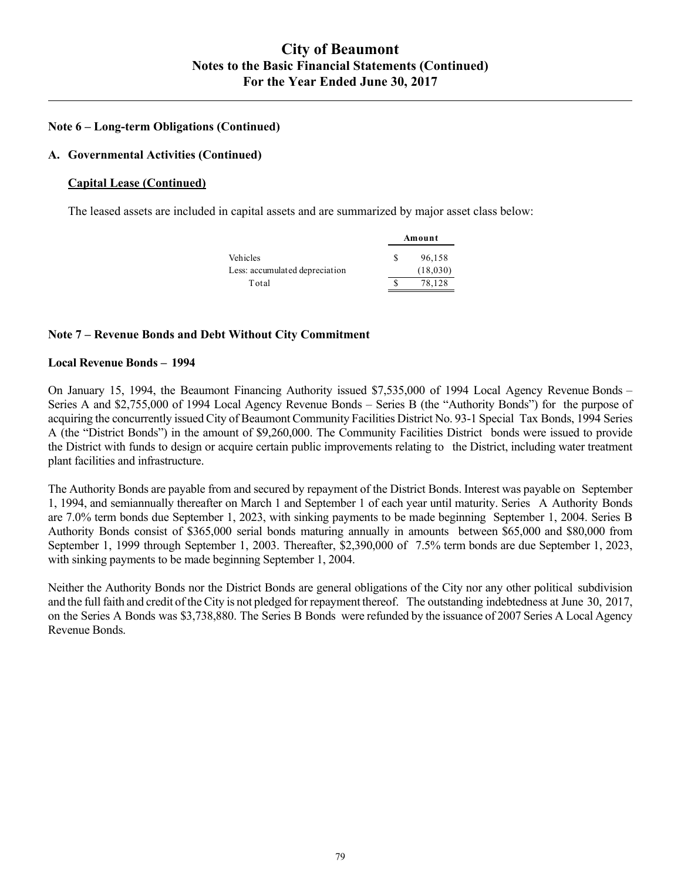## Note 6 – Long-term Obligations (Continued)

### A. Governmental Activities (Continued)

**Capital Lease (Continued)**

The leased assets are included in capital assets and are summarized by major asset class below:

| | Amount |
|---|---|
| Vehicles | $ 96,158 |
| Less: accumulated depreciation | (18,030) |
| Total | $ 78,128 |

## Note 7 – Revenue Bonds and Debt Without City Commitment

### Local Revenue Bonds – 1994

On January 15, 1994, the Beaumont Financing Authority issued $7,535,000 of 1994 Local Agency Revenue Bonds – Series A and $2,755,000 of 1994 Local Agency Revenue Bonds – Series B (the "Authority Bonds") for the purpose of acquiring the concurrently issued City of Beaumont Community Facilities District No. 93-1 Special Tax Bonds, 1994 Series A (the "District Bonds") in the amount of $9,260,000. The Community Facilities District bonds were issued to provide the District with funds to design or acquire certain public improvements relating to the District, including water treatment plant facilities and infrastructure.

The Authority Bonds are payable from and secured by repayment of the District Bonds. Interest was payable on September 1, 1994, and semiannually thereafter on March 1 and September 1 of each year until maturity. Series A Authority Bonds are 7.0% term bonds due September 1, 2023, with sinking payments to be made beginning September 1, 2004. Series B Authority Bonds consist of $365,000 serial bonds maturing annually in amounts between $65,000 and $80,000 from September 1, 1999 through September 1, 2003. Thereafter, $2,390,000 of 7.5% term bonds are due September 1, 2023, with sinking payments to be made beginning September 1, 2004.

Neither the Authority Bonds nor the District Bonds are general obligations of the City nor any other political subdivision and the full faith and credit of the City is not pledged for repayment thereof. The outstanding indebtedness at June 30, 2017, on the Series A Bonds was $3,738,880. The Series B Bonds were refunded by the issuance of 2007 Series A Local Agency Revenue Bonds.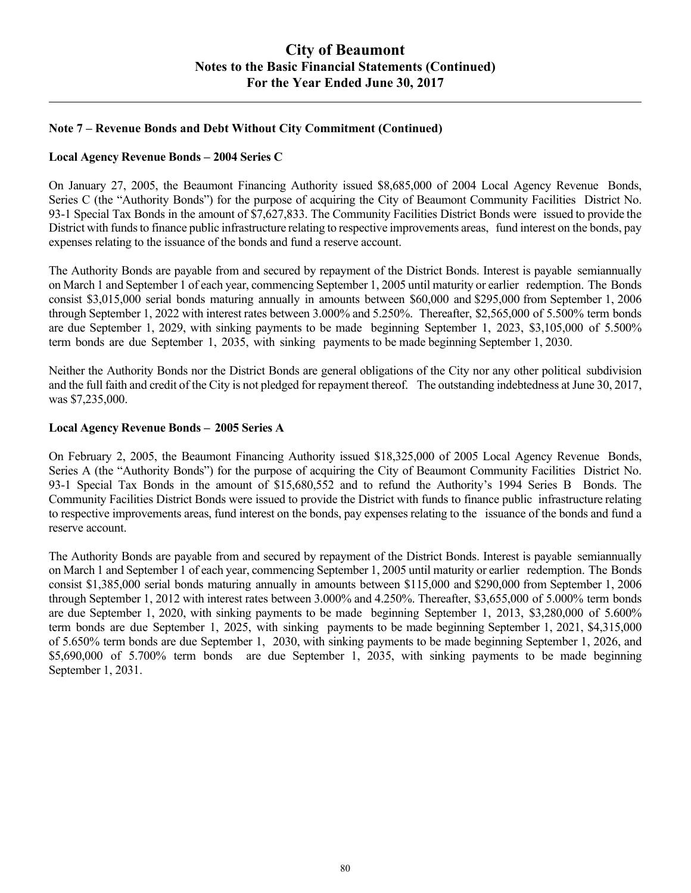## Note 7 – Revenue Bonds and Debt Without City Commitment (Continued)

### Local Agency Revenue Bonds – 2004 Series C

On January 27, 2005, the Beaumont Financing Authority issued \$8,685,000 of 2004 Local Agency Revenue Bonds, Series C (the "Authority Bonds") for the purpose of acquiring the City of Beaumont Community Facilities District No. 93-1 Special Tax Bonds in the amount of \$7,627,833. The Community Facilities District Bonds were issued to provide the District with funds to finance public infrastructure relating to respective improvements areas, fund interest on the bonds, pay expenses relating to the issuance of the bonds and fund a reserve account.

The Authority Bonds are payable from and secured by repayment of the District Bonds. Interest is payable semiannually on March 1 and September 1 of each year, commencing September 1, 2005 until maturity or earlier redemption. The Bonds consist \$3,015,000 serial bonds maturing annually in amounts between \$60,000 and \$295,000 from September 1, 2006 through September 1, 2022 with interest rates between 3.000% and 5.250%. Thereafter, \$2,565,000 of 5.500% term bonds are due September 1, 2029, with sinking payments to be made beginning September 1, 2023, \$3,105,000 of 5.500% term bonds are due September 1, 2035, with sinking payments to be made beginning September 1, 2030.

Neither the Authority Bonds nor the District Bonds are general obligations of the City nor any other political subdivision and the full faith and credit of the City is not pledged for repayment thereof. The outstanding indebtedness at June 30, 2017, was \$7,235,000.

### Local Agency Revenue Bonds – 2005 Series A

On February 2, 2005, the Beaumont Financing Authority issued \$18,325,000 of 2005 Local Agency Revenue Bonds, Series A (the "Authority Bonds") for the purpose of acquiring the City of Beaumont Community Facilities District No. 93-1 Special Tax Bonds in the amount of \$15,680,552 and to refund the Authority's 1994 Series B Bonds. The Community Facilities District Bonds were issued to provide the District with funds to finance public infrastructure relating to respective improvements areas, fund interest on the bonds, pay expenses relating to the issuance of the bonds and fund a reserve account.

The Authority Bonds are payable from and secured by repayment of the District Bonds. Interest is payable semiannually on March 1 and September 1 of each year, commencing September 1, 2005 until maturity or earlier redemption. The Bonds consist \$1,385,000 serial bonds maturing annually in amounts between \$115,000 and \$290,000 from September 1, 2006 through September 1, 2012 with interest rates between 3.000% and 4.250%. Thereafter, \$3,655,000 of 5.000% term bonds are due September 1, 2020, with sinking payments to be made beginning September 1, 2013, \$3,280,000 of 5.600% term bonds are due September 1, 2025, with sinking payments to be made beginning September 1, 2021, \$4,315,000 of 5.650% term bonds are due September 1, 2030, with sinking payments to be made beginning September 1, 2026, and \$5,690,000 of 5.700% term bonds are due September 1, 2035, with sinking payments to be made beginning September 1, 2031.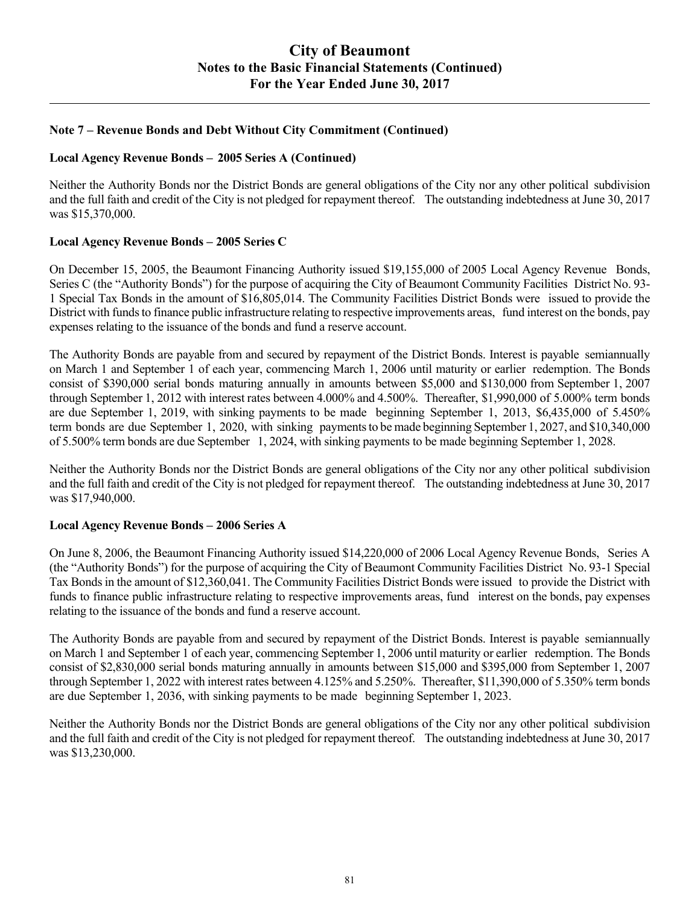## Note 7 – Revenue Bonds and Debt Without City Commitment (Continued)

### Local Agency Revenue Bonds – 2005 Series A (Continued)

Neither the Authority Bonds nor the District Bonds are general obligations of the City nor any other political subdivision and the full faith and credit of the City is not pledged for repayment thereof. The outstanding indebtedness at June 30, 2017 was $15,370,000.

### Local Agency Revenue Bonds – 2005 Series C

On December 15, 2005, the Beaumont Financing Authority issued $19,155,000 of 2005 Local Agency Revenue Bonds, Series C (the "Authority Bonds") for the purpose of acquiring the City of Beaumont Community Facilities District No. 93-1 Special Tax Bonds in the amount of $16,805,014. The Community Facilities District Bonds were issued to provide the District with funds to finance public infrastructure relating to respective improvements areas, fund interest on the bonds, pay expenses relating to the issuance of the bonds and fund a reserve account.

The Authority Bonds are payable from and secured by repayment of the District Bonds. Interest is payable semiannually on March 1 and September 1 of each year, commencing March 1, 2006 until maturity or earlier redemption. The Bonds consist of $390,000 serial bonds maturing annually in amounts between $5,000 and $130,000 from September 1, 2007 through September 1, 2012 with interest rates between 4.000% and 4.500%. Thereafter, $1,990,000 of 5.000% term bonds are due September 1, 2019, with sinking payments to be made beginning September 1, 2013, $6,435,000 of 5.450% term bonds are due September 1, 2020, with sinking payments to be made beginning September 1, 2027, and $10,340,000 of 5.500% term bonds are due September 1, 2024, with sinking payments to be made beginning September 1, 2028.

Neither the Authority Bonds nor the District Bonds are general obligations of the City nor any other political subdivision and the full faith and credit of the City is not pledged for repayment thereof. The outstanding indebtedness at June 30, 2017 was $17,940,000.

### Local Agency Revenue Bonds – 2006 Series A

On June 8, 2006, the Beaumont Financing Authority issued $14,220,000 of 2006 Local Agency Revenue Bonds, Series A (the "Authority Bonds") for the purpose of acquiring the City of Beaumont Community Facilities District No. 93-1 Special Tax Bonds in the amount of $12,360,041. The Community Facilities District Bonds were issued to provide the District with funds to finance public infrastructure relating to respective improvements areas, fund interest on the bonds, pay expenses relating to the issuance of the bonds and fund a reserve account.

The Authority Bonds are payable from and secured by repayment of the District Bonds. Interest is payable semiannually on March 1 and September 1 of each year, commencing September 1, 2006 until maturity or earlier redemption. The Bonds consist of $2,830,000 serial bonds maturing annually in amounts between $15,000 and $395,000 from September 1, 2007 through September 1, 2022 with interest rates between 4.125% and 5.250%. Thereafter, $11,390,000 of 5.350% term bonds are due September 1, 2036, with sinking payments to be made beginning September 1, 2023.

Neither the Authority Bonds nor the District Bonds are general obligations of the City nor any other political subdivision and the full faith and credit of the City is not pledged for repayment thereof. The outstanding indebtedness at June 30, 2017 was $13,230,000.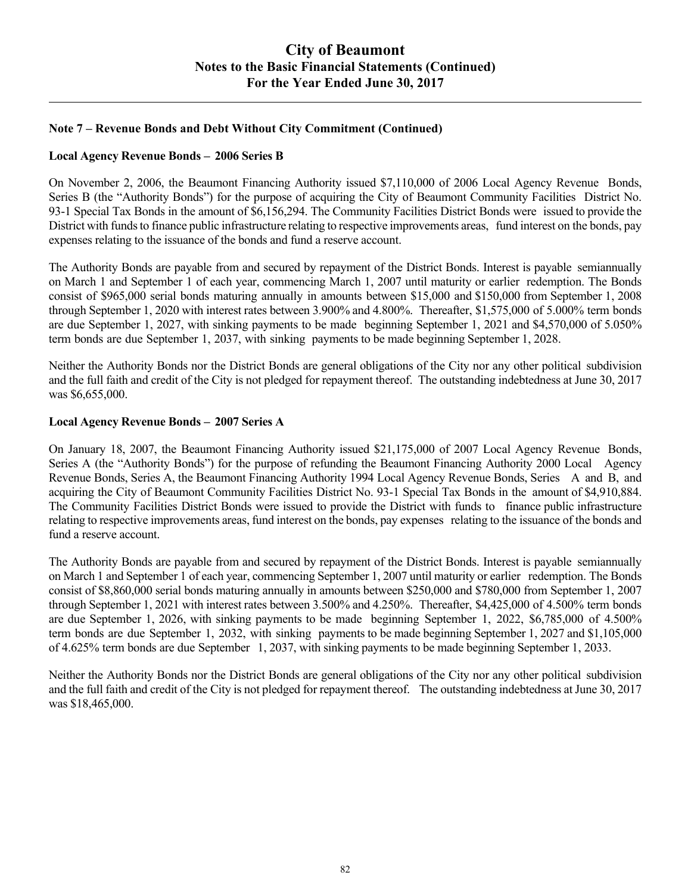# City of Beaumont
## Notes to the Basic Financial Statements (Continued)
## For the Year Ended June 30, 2017

### Note 7 – Revenue Bonds and Debt Without City Commitment (Continued)

**Local Agency Revenue Bonds – 2006 Series B**

On November 2, 2006, the Beaumont Financing Authority issued $7,110,000 of 2006 Local Agency Revenue Bonds, Series B (the "Authority Bonds") for the purpose of acquiring the City of Beaumont Community Facilities District No. 93-1 Special Tax Bonds in the amount of $6,156,294. The Community Facilities District Bonds were issued to provide the District with funds to finance public infrastructure relating to respective improvements areas, fund interest on the bonds, pay expenses relating to the issuance of the bonds and fund a reserve account.

The Authority Bonds are payable from and secured by repayment of the District Bonds. Interest is payable semiannually on March 1 and September 1 of each year, commencing March 1, 2007 until maturity or earlier redemption. The Bonds consist of $965,000 serial bonds maturing annually in amounts between $15,000 and $150,000 from September 1, 2008 through September 1, 2020 with interest rates between 3.900% and 4.800%. Thereafter, $1,575,000 of 5.000% term bonds are due September 1, 2027, with sinking payments to be made beginning September 1, 2021 and $4,570,000 of 5.050% term bonds are due September 1, 2037, with sinking payments to be made beginning September 1, 2028.

Neither the Authority Bonds nor the District Bonds are general obligations of the City nor any other political subdivision and the full faith and credit of the City is not pledged for repayment thereof. The outstanding indebtedness at June 30, 2017 was $6,655,000.

**Local Agency Revenue Bonds – 2007 Series A**

On January 18, 2007, the Beaumont Financing Authority issued $21,175,000 of 2007 Local Agency Revenue Bonds, Series A (the "Authority Bonds") for the purpose of refunding the Beaumont Financing Authority 2000 Local Agency Revenue Bonds, Series A, the Beaumont Financing Authority 1994 Local Agency Revenue Bonds, Series A and B, and acquiring the City of Beaumont Community Facilities District No. 93-1 Special Tax Bonds in the amount of $4,910,884. The Community Facilities District Bonds were issued to provide the District with funds to finance public infrastructure relating to respective improvements areas, fund interest on the bonds, pay expenses relating to the issuance of the bonds and fund a reserve account.

The Authority Bonds are payable from and secured by repayment of the District Bonds. Interest is payable semiannually on March 1 and September 1 of each year, commencing September 1, 2007 until maturity or earlier redemption. The Bonds consist of $8,860,000 serial bonds maturing annually in amounts between $250,000 and $780,000 from September 1, 2007 through September 1, 2021 with interest rates between 3.500% and 4.250%. Thereafter, $4,425,000 of 4.500% term bonds are due September 1, 2026, with sinking payments to be made beginning September 1, 2022, $6,785,000 of 4.500% term bonds are due September 1, 2032, with sinking payments to be made beginning September 1, 2027 and $1,105,000 of 4.625% term bonds are due September 1, 2037, with sinking payments to be made beginning September 1, 2033.

Neither the Authority Bonds nor the District Bonds are general obligations of the City nor any other political subdivision and the full faith and credit of the City is not pledged for repayment thereof. The outstanding indebtedness at June 30, 2017 was $18,465,000.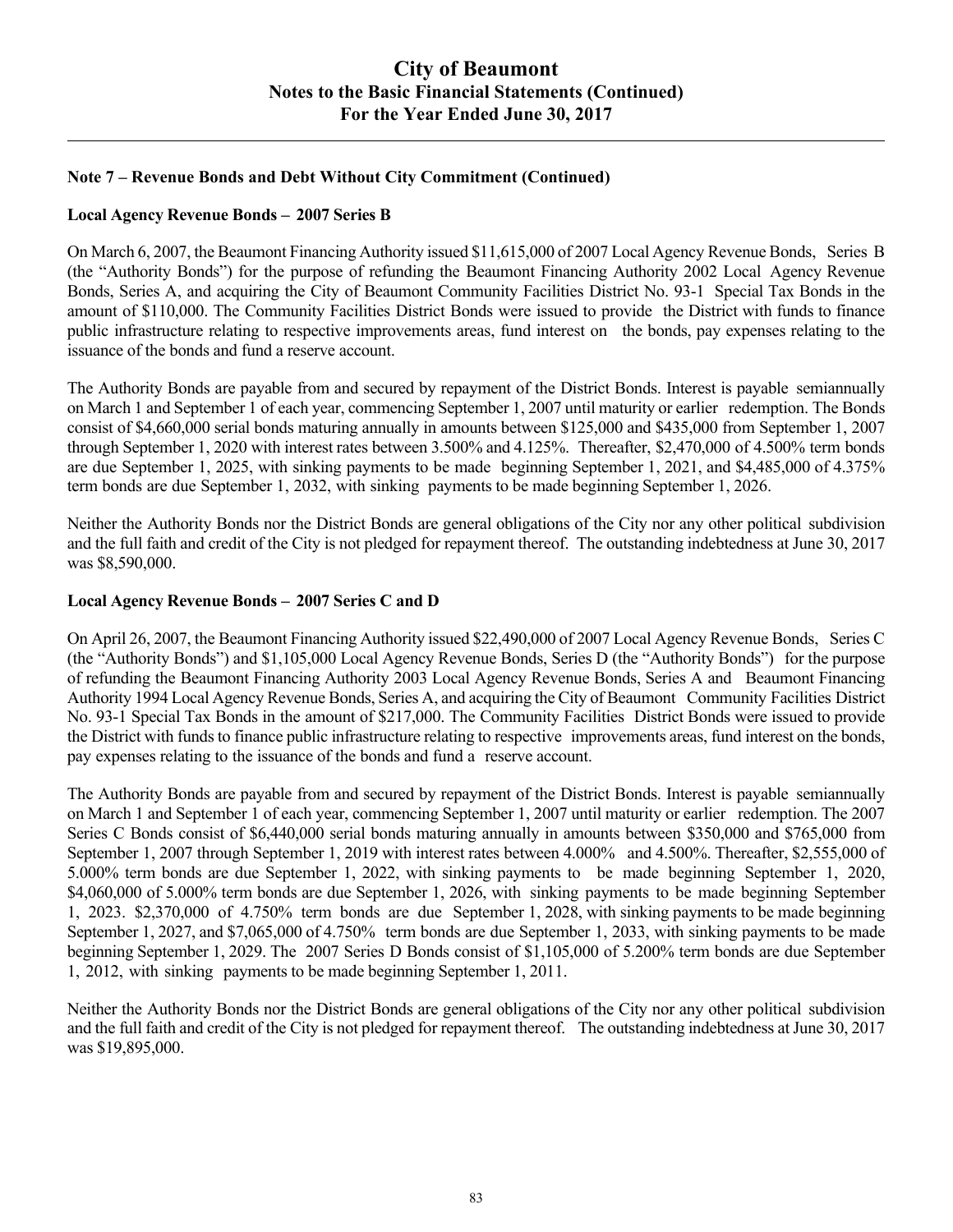## Note 7 – Revenue Bonds and Debt Without City Commitment (Continued)

### Local Agency Revenue Bonds – 2007 Series B

On March 6, 2007, the Beaumont Financing Authority issued $11,615,000 of 2007 Local Agency Revenue Bonds, Series B (the "Authority Bonds") for the purpose of refunding the Beaumont Financing Authority 2002 Local Agency Revenue Bonds, Series A, and acquiring the City of Beaumont Community Facilities District No. 93-1 Special Tax Bonds in the amount of $110,000. The Community Facilities District Bonds were issued to provide the District with funds to finance public infrastructure relating to respective improvements areas, fund interest on the bonds, pay expenses relating to the issuance of the bonds and fund a reserve account.

The Authority Bonds are payable from and secured by repayment of the District Bonds. Interest is payable semiannually on March 1 and September 1 of each year, commencing September 1, 2007 until maturity or earlier redemption. The Bonds consist of $4,660,000 serial bonds maturing annually in amounts between $125,000 and $435,000 from September 1, 2007 through September 1, 2020 with interest rates between 3.500% and 4.125%. Thereafter, $2,470,000 of 4.500% term bonds are due September 1, 2025, with sinking payments to be made beginning September 1, 2021, and $4,485,000 of 4.375% term bonds are due September 1, 2032, with sinking payments to be made beginning September 1, 2026.

Neither the Authority Bonds nor the District Bonds are general obligations of the City nor any other political subdivision and the full faith and credit of the City is not pledged for repayment thereof. The outstanding indebtedness at June 30, 2017 was $8,590,000.

### Local Agency Revenue Bonds – 2007 Series C and D

On April 26, 2007, the Beaumont Financing Authority issued $22,490,000 of 2007 Local Agency Revenue Bonds, Series C (the "Authority Bonds") and $1,105,000 Local Agency Revenue Bonds, Series D (the "Authority Bonds") for the purpose of refunding the Beaumont Financing Authority 2003 Local Agency Revenue Bonds, Series A and Beaumont Financing Authority 1994 Local Agency Revenue Bonds, Series A, and acquiring the City of Beaumont Community Facilities District No. 93-1 Special Tax Bonds in the amount of $217,000. The Community Facilities District Bonds were issued to provide the District with funds to finance public infrastructure relating to respective improvements areas, fund interest on the bonds, pay expenses relating to the issuance of the bonds and fund a reserve account.

The Authority Bonds are payable from and secured by repayment of the District Bonds. Interest is payable semiannually on March 1 and September 1 of each year, commencing September 1, 2007 until maturity or earlier redemption. The 2007 Series C Bonds consist of $6,440,000 serial bonds maturing annually in amounts between $350,000 and $765,000 from September 1, 2007 through September 1, 2019 with interest rates between 4.000% and 4.500%. Thereafter, $2,555,000 of 5.000% term bonds are due September 1, 2022, with sinking payments to be made beginning September 1, 2020, $4,060,000 of 5.000% term bonds are due September 1, 2026, with sinking payments to be made beginning September 1, 2023. $2,370,000 of 4.750% term bonds are due September 1, 2028, with sinking payments to be made beginning September 1, 2027, and $7,065,000 of 4.750% term bonds are due September 1, 2033, with sinking payments to be made beginning September 1, 2029. The 2007 Series D Bonds consist of $1,105,000 of 5.200% term bonds are due September 1, 2012, with sinking payments to be made beginning September 1, 2011.

Neither the Authority Bonds nor the District Bonds are general obligations of the City nor any other political subdivision and the full faith and credit of the City is not pledged for repayment thereof. The outstanding indebtedness at June 30, 2017 was $19,895,000.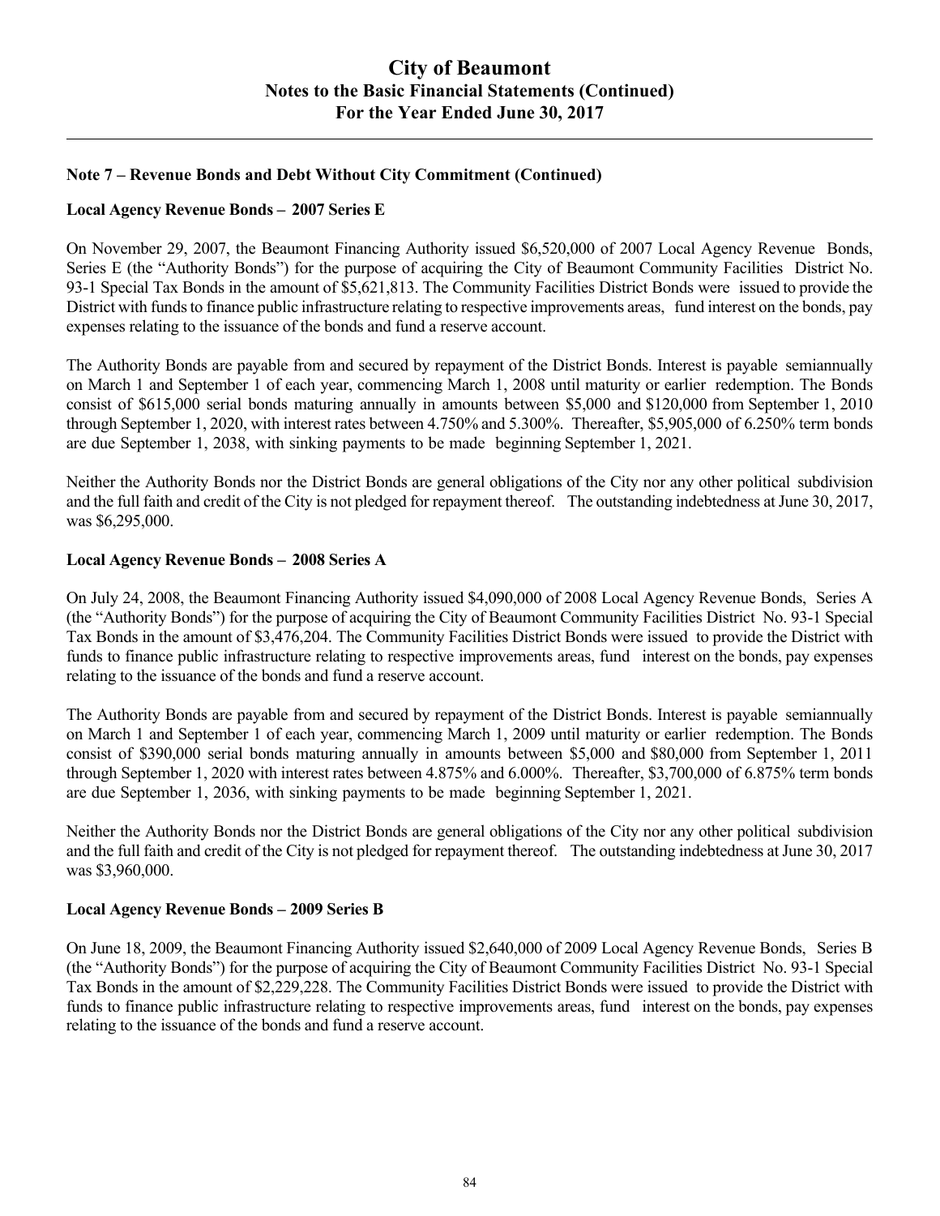## Note 7 – Revenue Bonds and Debt Without City Commitment (Continued)

### Local Agency Revenue Bonds – 2007 Series E

On November 29, 2007, the Beaumont Financing Authority issued $6,520,000 of 2007 Local Agency Revenue Bonds, Series E (the "Authority Bonds") for the purpose of acquiring the City of Beaumont Community Facilities District No. 93-1 Special Tax Bonds in the amount of $5,621,813. The Community Facilities District Bonds were issued to provide the District with funds to finance public infrastructure relating to respective improvements areas, fund interest on the bonds, pay expenses relating to the issuance of the bonds and fund a reserve account.

The Authority Bonds are payable from and secured by repayment of the District Bonds. Interest is payable semiannually on March 1 and September 1 of each year, commencing March 1, 2008 until maturity or earlier redemption. The Bonds consist of $615,000 serial bonds maturing annually in amounts between $5,000 and $120,000 from September 1, 2010 through September 1, 2020, with interest rates between 4.750% and 5.300%. Thereafter, $5,905,000 of 6.250% term bonds are due September 1, 2038, with sinking payments to be made beginning September 1, 2021.

Neither the Authority Bonds nor the District Bonds are general obligations of the City nor any other political subdivision and the full faith and credit of the City is not pledged for repayment thereof. The outstanding indebtedness at June 30, 2017, was $6,295,000.

### Local Agency Revenue Bonds – 2008 Series A

On July 24, 2008, the Beaumont Financing Authority issued $4,090,000 of 2008 Local Agency Revenue Bonds, Series A (the "Authority Bonds") for the purpose of acquiring the City of Beaumont Community Facilities District No. 93-1 Special Tax Bonds in the amount of $3,476,204. The Community Facilities District Bonds were issued to provide the District with funds to finance public infrastructure relating to respective improvements areas, fund interest on the bonds, pay expenses relating to the issuance of the bonds and fund a reserve account.

The Authority Bonds are payable from and secured by repayment of the District Bonds. Interest is payable semiannually on March 1 and September 1 of each year, commencing March 1, 2009 until maturity or earlier redemption. The Bonds consist of $390,000 serial bonds maturing annually in amounts between $5,000 and $80,000 from September 1, 2011 through September 1, 2020 with interest rates between 4.875% and 6.000%. Thereafter, $3,700,000 of 6.875% term bonds are due September 1, 2036, with sinking payments to be made beginning September 1, 2021.

Neither the Authority Bonds nor the District Bonds are general obligations of the City nor any other political subdivision and the full faith and credit of the City is not pledged for repayment thereof. The outstanding indebtedness at June 30, 2017 was $3,960,000.

### Local Agency Revenue Bonds – 2009 Series B

On June 18, 2009, the Beaumont Financing Authority issued $2,640,000 of 2009 Local Agency Revenue Bonds, Series B (the "Authority Bonds") for the purpose of acquiring the City of Beaumont Community Facilities District No. 93-1 Special Tax Bonds in the amount of $2,229,228. The Community Facilities District Bonds were issued to provide the District with funds to finance public infrastructure relating to respective improvements areas, fund interest on the bonds, pay expenses relating to the issuance of the bonds and fund a reserve account.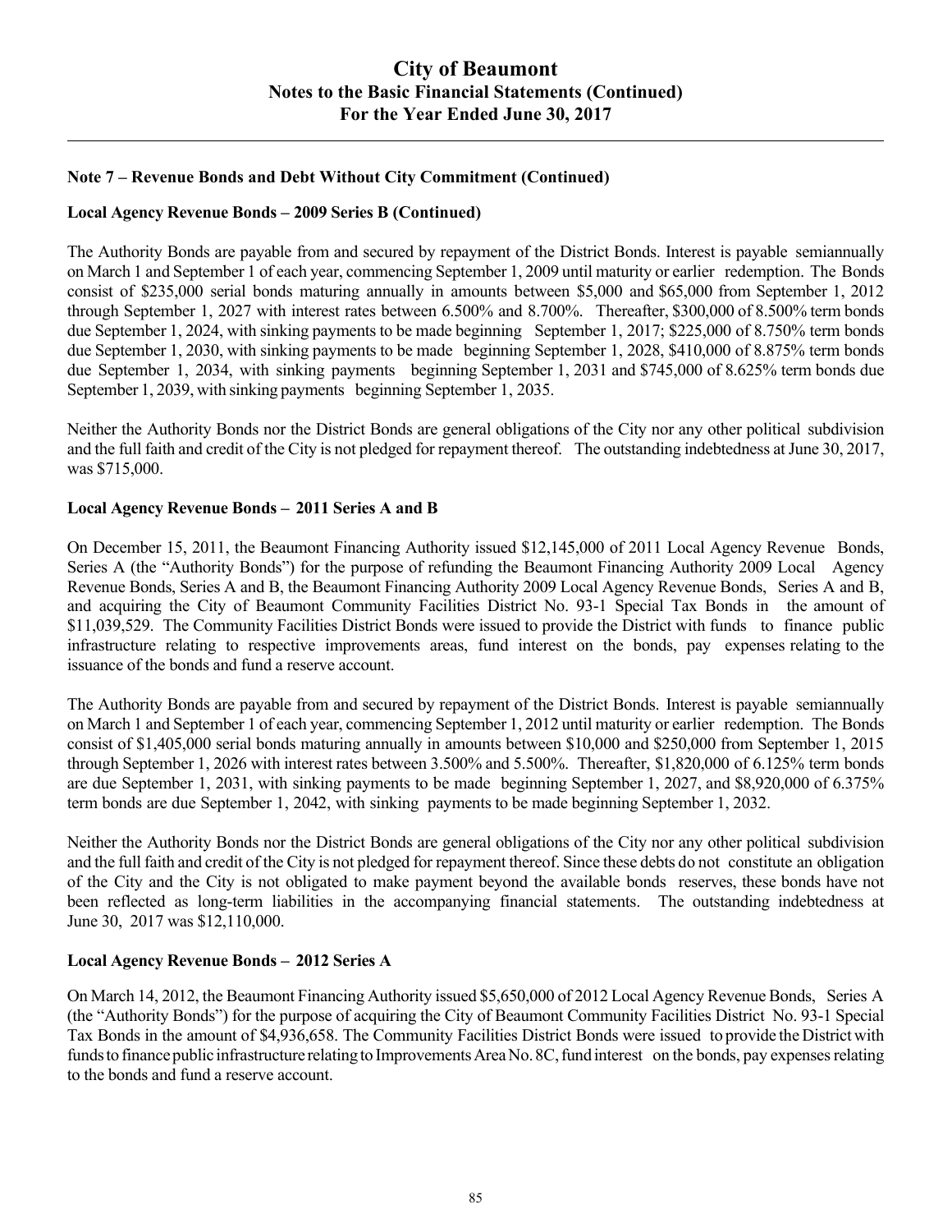## Note 7 – Revenue Bonds and Debt Without City Commitment (Continued)

### Local Agency Revenue Bonds – 2009 Series B (Continued)

The Authority Bonds are payable from and secured by repayment of the District Bonds. Interest is payable semiannually on March 1 and September 1 of each year, commencing September 1, 2009 until maturity or earlier redemption. The Bonds consist of $235,000 serial bonds maturing annually in amounts between $5,000 and $65,000 from September 1, 2012 through September 1, 2027 with interest rates between 6.500% and 8.700%. Thereafter, $300,000 of 8.500% term bonds due September 1, 2024, with sinking payments to be made beginning September 1, 2017; $225,000 of 8.750% term bonds due September 1, 2030, with sinking payments to be made beginning September 1, 2028, $410,000 of 8.875% term bonds due September 1, 2034, with sinking payments beginning September 1, 2031 and $745,000 of 8.625% term bonds due September 1, 2039, with sinking payments beginning September 1, 2035.

Neither the Authority Bonds nor the District Bonds are general obligations of the City nor any other political subdivision and the full faith and credit of the City is not pledged for repayment thereof. The outstanding indebtedness at June 30, 2017, was $715,000.

### Local Agency Revenue Bonds – 2011 Series A and B

On December 15, 2011, the Beaumont Financing Authority issued $12,145,000 of 2011 Local Agency Revenue Bonds, Series A (the "Authority Bonds") for the purpose of refunding the Beaumont Financing Authority 2009 Local Agency Revenue Bonds, Series A and B, the Beaumont Financing Authority 2009 Local Agency Revenue Bonds, Series A and B, and acquiring the City of Beaumont Community Facilities District No. 93-1 Special Tax Bonds in the amount of $11,039,529. The Community Facilities District Bonds were issued to provide the District with funds to finance public infrastructure relating to respective improvements areas, fund interest on the bonds, pay expenses relating to the issuance of the bonds and fund a reserve account.

The Authority Bonds are payable from and secured by repayment of the District Bonds. Interest is payable semiannually on March 1 and September 1 of each year, commencing September 1, 2012 until maturity or earlier redemption. The Bonds consist of $1,405,000 serial bonds maturing annually in amounts between $10,000 and $250,000 from September 1, 2015 through September 1, 2026 with interest rates between 3.500% and 5.500%. Thereafter, $1,820,000 of 6.125% term bonds are due September 1, 2031, with sinking payments to be made beginning September 1, 2027, and $8,920,000 of 6.375% term bonds are due September 1, 2042, with sinking payments to be made beginning September 1, 2032.

Neither the Authority Bonds nor the District Bonds are general obligations of the City nor any other political subdivision and the full faith and credit of the City is not pledged for repayment thereof. Since these debts do not constitute an obligation of the City and the City is not obligated to make payment beyond the available bonds reserves, these bonds have not been reflected as long-term liabilities in the accompanying financial statements. The outstanding indebtedness at June 30, 2017 was $12,110,000.

### Local Agency Revenue Bonds – 2012 Series A

On March 14, 2012, the Beaumont Financing Authority issued $5,650,000 of 2012 Local Agency Revenue Bonds, Series A (the "Authority Bonds") for the purpose of acquiring the City of Beaumont Community Facilities District No. 93-1 Special Tax Bonds in the amount of $4,936,658. The Community Facilities District Bonds were issued to provide the District with funds to finance public infrastructure relating to Improvements Area No. 8C, fund interest on the bonds, pay expenses relating to the bonds and fund a reserve account.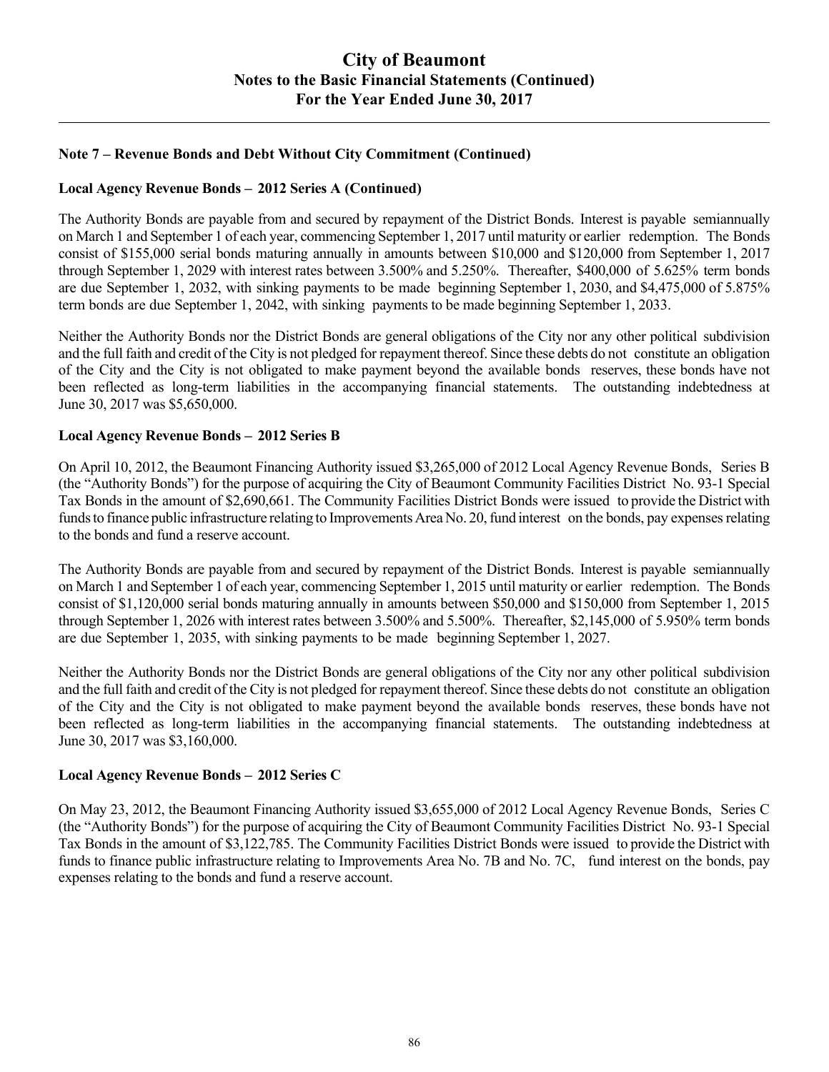## Note 7 – Revenue Bonds and Debt Without City Commitment (Continued)

### Local Agency Revenue Bonds – 2012 Series A (Continued)

The Authority Bonds are payable from and secured by repayment of the District Bonds. Interest is payable semiannually on March 1 and September 1 of each year, commencing September 1, 2017 until maturity or earlier redemption. The Bonds consist of $155,000 serial bonds maturing annually in amounts between $10,000 and $120,000 from September 1, 2017 through September 1, 2029 with interest rates between 3.500% and 5.250%. Thereafter, $400,000 of 5.625% term bonds are due September 1, 2032, with sinking payments to be made beginning September 1, 2030, and $4,475,000 of 5.875% term bonds are due September 1, 2042, with sinking payments to be made beginning September 1, 2033.

Neither the Authority Bonds nor the District Bonds are general obligations of the City nor any other political subdivision and the full faith and credit of the City is not pledged for repayment thereof. Since these debts do not constitute an obligation of the City and the City is not obligated to make payment beyond the available bonds reserves, these bonds have not been reflected as long-term liabilities in the accompanying financial statements. The outstanding indebtedness at June 30, 2017 was $5,650,000.

### Local Agency Revenue Bonds – 2012 Series B

On April 10, 2012, the Beaumont Financing Authority issued $3,265,000 of 2012 Local Agency Revenue Bonds, Series B (the "Authority Bonds") for the purpose of acquiring the City of Beaumont Community Facilities District No. 93-1 Special Tax Bonds in the amount of $2,690,661. The Community Facilities District Bonds were issued to provide the District with funds to finance public infrastructure relating to Improvements Area No. 20, fund interest on the bonds, pay expenses relating to the bonds and fund a reserve account.

The Authority Bonds are payable from and secured by repayment of the District Bonds. Interest is payable semiannually on March 1 and September 1 of each year, commencing September 1, 2015 until maturity or earlier redemption. The Bonds consist of $1,120,000 serial bonds maturing annually in amounts between $50,000 and $150,000 from September 1, 2015 through September 1, 2026 with interest rates between 3.500% and 5.500%. Thereafter, $2,145,000 of 5.950% term bonds are due September 1, 2035, with sinking payments to be made beginning September 1, 2027.

Neither the Authority Bonds nor the District Bonds are general obligations of the City nor any other political subdivision and the full faith and credit of the City is not pledged for repayment thereof. Since these debts do not constitute an obligation of the City and the City is not obligated to make payment beyond the available bonds reserves, these bonds have not been reflected as long-term liabilities in the accompanying financial statements. The outstanding indebtedness at June 30, 2017 was $3,160,000.

### Local Agency Revenue Bonds – 2012 Series C

On May 23, 2012, the Beaumont Financing Authority issued $3,655,000 of 2012 Local Agency Revenue Bonds, Series C (the "Authority Bonds") for the purpose of acquiring the City of Beaumont Community Facilities District No. 93-1 Special Tax Bonds in the amount of $3,122,785. The Community Facilities District Bonds were issued to provide the District with funds to finance public infrastructure relating to Improvements Area No. 7B and No. 7C, fund interest on the bonds, pay expenses relating to the bonds and fund a reserve account.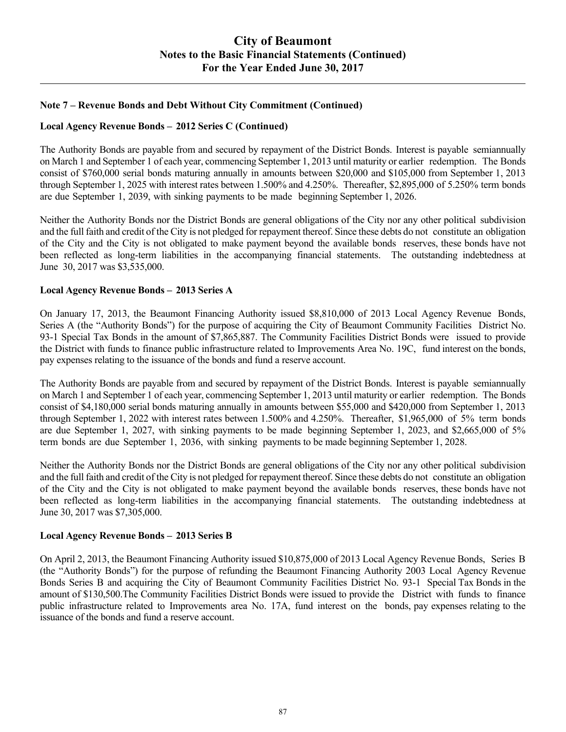## Note 7 – Revenue Bonds and Debt Without City Commitment (Continued)

### Local Agency Revenue Bonds – 2012 Series C (Continued)

The Authority Bonds are payable from and secured by repayment of the District Bonds. Interest is payable semiannually on March 1 and September 1 of each year, commencing September 1, 2013 until maturity or earlier redemption. The Bonds consist of $760,000 serial bonds maturing annually in amounts between $20,000 and $105,000 from September 1, 2013 through September 1, 2025 with interest rates between 1.500% and 4.250%. Thereafter, $2,895,000 of 5.250% term bonds are due September 1, 2039, with sinking payments to be made beginning September 1, 2026.

Neither the Authority Bonds nor the District Bonds are general obligations of the City nor any other political subdivision and the full faith and credit of the City is not pledged for repayment thereof. Since these debts do not constitute an obligation of the City and the City is not obligated to make payment beyond the available bonds reserves, these bonds have not been reflected as long-term liabilities in the accompanying financial statements. The outstanding indebtedness at June 30, 2017 was $3,535,000.

### Local Agency Revenue Bonds – 2013 Series A

On January 17, 2013, the Beaumont Financing Authority issued $8,810,000 of 2013 Local Agency Revenue Bonds, Series A (the "Authority Bonds") for the purpose of acquiring the City of Beaumont Community Facilities District No. 93-1 Special Tax Bonds in the amount of $7,865,887. The Community Facilities District Bonds were issued to provide the District with funds to finance public infrastructure related to Improvements Area No. 19C, fund interest on the bonds, pay expenses relating to the issuance of the bonds and fund a reserve account.

The Authority Bonds are payable from and secured by repayment of the District Bonds. Interest is payable semiannually on March 1 and September 1 of each year, commencing September 1, 2013 until maturity or earlier redemption. The Bonds consist of $4,180,000 serial bonds maturing annually in amounts between $55,000 and $420,000 from September 1, 2013 through September 1, 2022 with interest rates between 1.500% and 4.250%. Thereafter, $1,965,000 of 5% term bonds are due September 1, 2027, with sinking payments to be made beginning September 1, 2023, and $2,665,000 of 5% term bonds are due September 1, 2036, with sinking payments to be made beginning September 1, 2028.

Neither the Authority Bonds nor the District Bonds are general obligations of the City nor any other political subdivision and the full faith and credit of the City is not pledged for repayment thereof. Since these debts do not constitute an obligation of the City and the City is not obligated to make payment beyond the available bonds reserves, these bonds have not been reflected as long-term liabilities in the accompanying financial statements. The outstanding indebtedness at June 30, 2017 was $7,305,000.

### Local Agency Revenue Bonds – 2013 Series B

On April 2, 2013, the Beaumont Financing Authority issued $10,875,000 of 2013 Local Agency Revenue Bonds, Series B (the "Authority Bonds") for the purpose of refunding the Beaumont Financing Authority 2003 Local Agency Revenue Bonds Series B and acquiring the City of Beaumont Community Facilities District No. 93-1 Special Tax Bonds in the amount of $130,500.The Community Facilities District Bonds were issued to provide the District with funds to finance public infrastructure related to Improvements area No. 17A, fund interest on the bonds, pay expenses relating to the issuance of the bonds and fund a reserve account.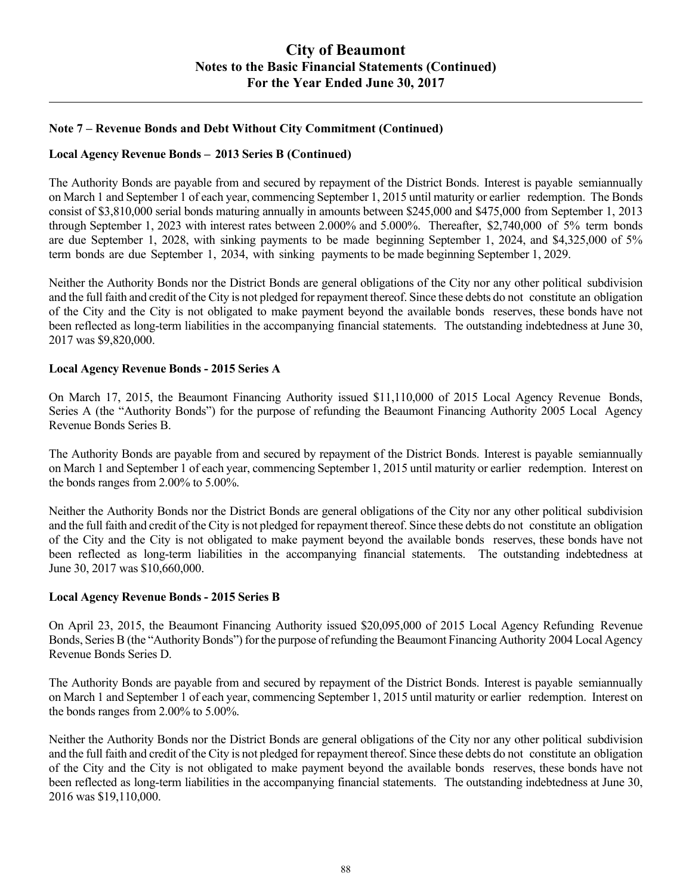## Note 7 – Revenue Bonds and Debt Without City Commitment (Continued)

### Local Agency Revenue Bonds – 2013 Series B (Continued)

The Authority Bonds are payable from and secured by repayment of the District Bonds. Interest is payable semiannually on March 1 and September 1 of each year, commencing September 1, 2015 until maturity or earlier redemption. The Bonds consist of $3,810,000 serial bonds maturing annually in amounts between $245,000 and $475,000 from September 1, 2013 through September 1, 2023 with interest rates between 2.000% and 5.000%. Thereafter, $2,740,000 of 5% term bonds are due September 1, 2028, with sinking payments to be made beginning September 1, 2024, and $4,325,000 of 5% term bonds are due September 1, 2034, with sinking payments to be made beginning September 1, 2029.

Neither the Authority Bonds nor the District Bonds are general obligations of the City nor any other political subdivision and the full faith and credit of the City is not pledged for repayment thereof. Since these debts do not constitute an obligation of the City and the City is not obligated to make payment beyond the available bonds reserves, these bonds have not been reflected as long-term liabilities in the accompanying financial statements. The outstanding indebtedness at June 30, 2017 was $9,820,000.

### Local Agency Revenue Bonds - 2015 Series A

On March 17, 2015, the Beaumont Financing Authority issued $11,110,000 of 2015 Local Agency Revenue Bonds, Series A (the "Authority Bonds") for the purpose of refunding the Beaumont Financing Authority 2005 Local Agency Revenue Bonds Series B.

The Authority Bonds are payable from and secured by repayment of the District Bonds. Interest is payable semiannually on March 1 and September 1 of each year, commencing September 1, 2015 until maturity or earlier redemption. Interest on the bonds ranges from 2.00% to 5.00%.

Neither the Authority Bonds nor the District Bonds are general obligations of the City nor any other political subdivision and the full faith and credit of the City is not pledged for repayment thereof. Since these debts do not constitute an obligation of the City and the City is not obligated to make payment beyond the available bonds reserves, these bonds have not been reflected as long-term liabilities in the accompanying financial statements. The outstanding indebtedness at June 30, 2017 was $10,660,000.

### Local Agency Revenue Bonds - 2015 Series B

On April 23, 2015, the Beaumont Financing Authority issued $20,095,000 of 2015 Local Agency Refunding Revenue Bonds, Series B (the "Authority Bonds") for the purpose of refunding the Beaumont Financing Authority 2004 Local Agency Revenue Bonds Series D.

The Authority Bonds are payable from and secured by repayment of the District Bonds. Interest is payable semiannually on March 1 and September 1 of each year, commencing September 1, 2015 until maturity or earlier redemption. Interest on the bonds ranges from 2.00% to 5.00%.

Neither the Authority Bonds nor the District Bonds are general obligations of the City nor any other political subdivision and the full faith and credit of the City is not pledged for repayment thereof. Since these debts do not constitute an obligation of the City and the City is not obligated to make payment beyond the available bonds reserves, these bonds have not been reflected as long-term liabilities in the accompanying financial statements. The outstanding indebtedness at June 30, 2016 was $19,110,000.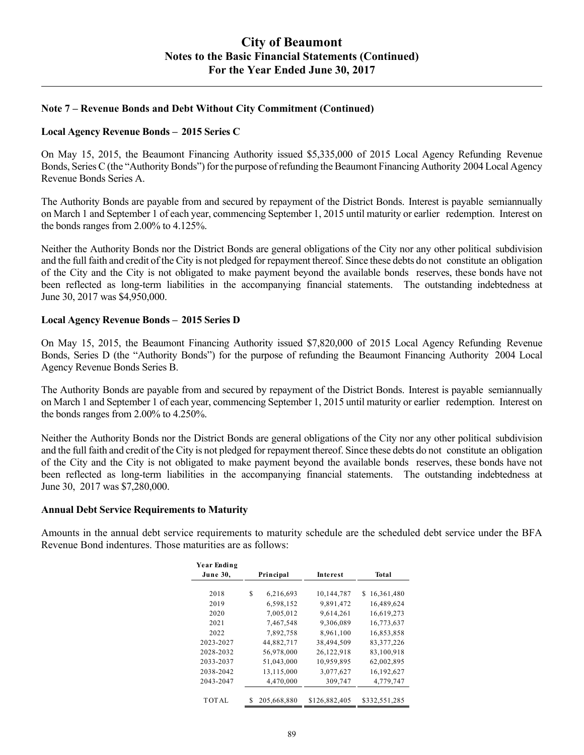## Note 7 – Revenue Bonds and Debt Without City Commitment (Continued)

### Local Agency Revenue Bonds – 2015 Series C

On May 15, 2015, the Beaumont Financing Authority issued $5,335,000 of 2015 Local Agency Refunding Revenue Bonds, Series C (the "Authority Bonds") for the purpose of refunding the Beaumont Financing Authority 2004 Local Agency Revenue Bonds Series A.

The Authority Bonds are payable from and secured by repayment of the District Bonds. Interest is payable semiannually on March 1 and September 1 of each year, commencing September 1, 2015 until maturity or earlier redemption. Interest on the bonds ranges from 2.00% to 4.125%.

Neither the Authority Bonds nor the District Bonds are general obligations of the City nor any other political subdivision and the full faith and credit of the City is not pledged for repayment thereof. Since these debts do not constitute an obligation of the City and the City is not obligated to make payment beyond the available bonds reserves, these bonds have not been reflected as long-term liabilities in the accompanying financial statements. The outstanding indebtedness at June 30, 2017 was $4,950,000.

### Local Agency Revenue Bonds – 2015 Series D

On May 15, 2015, the Beaumont Financing Authority issued $7,820,000 of 2015 Local Agency Refunding Revenue Bonds, Series D (the "Authority Bonds") for the purpose of refunding the Beaumont Financing Authority 2004 Local Agency Revenue Bonds Series B.

The Authority Bonds are payable from and secured by repayment of the District Bonds. Interest is payable semiannually on March 1 and September 1 of each year, commencing September 1, 2015 until maturity or earlier redemption. Interest on the bonds ranges from 2.00% to 4.250%.

Neither the Authority Bonds nor the District Bonds are general obligations of the City nor any other political subdivision and the full faith and credit of the City is not pledged for repayment thereof. Since these debts do not constitute an obligation of the City and the City is not obligated to make payment beyond the available bonds reserves, these bonds have not been reflected as long-term liabilities in the accompanying financial statements. The outstanding indebtedness at June 30, 2017 was $7,280,000.

### Annual Debt Service Requirements to Maturity

Amounts in the annual debt service requirements to maturity schedule are the scheduled debt service under the BFA Revenue Bond indentures. Those maturities are as follows:

| Year Ending June 30, | Principal | Interest | Total |
|---|---|---|---|
| 2018 | $ 6,216,693 | 10,144,787 | $ 16,361,480 |
| 2019 | 6,598,152 | 9,891,472 | 16,489,624 |
| 2020 | 7,005,012 | 9,614,261 | 16,619,273 |
| 2021 | 7,467,548 | 9,306,089 | 16,773,637 |
| 2022 | 7,892,758 | 8,961,100 | 16,853,858 |
| 2023-2027 | 44,882,717 | 38,494,509 | 83,377,226 |
| 2028-2032 | 56,978,000 | 26,122,918 | 83,100,918 |
| 2033-2037 | 51,043,000 | 10,959,895 | 62,002,895 |
| 2038-2042 | 13,115,000 | 3,077,627 | 16,192,627 |
| 2043-2047 | 4,470,000 | 309,747 | 4,779,747 |
| TOTAL | $ 205,668,880 | $126,882,405 | $332,551,285 |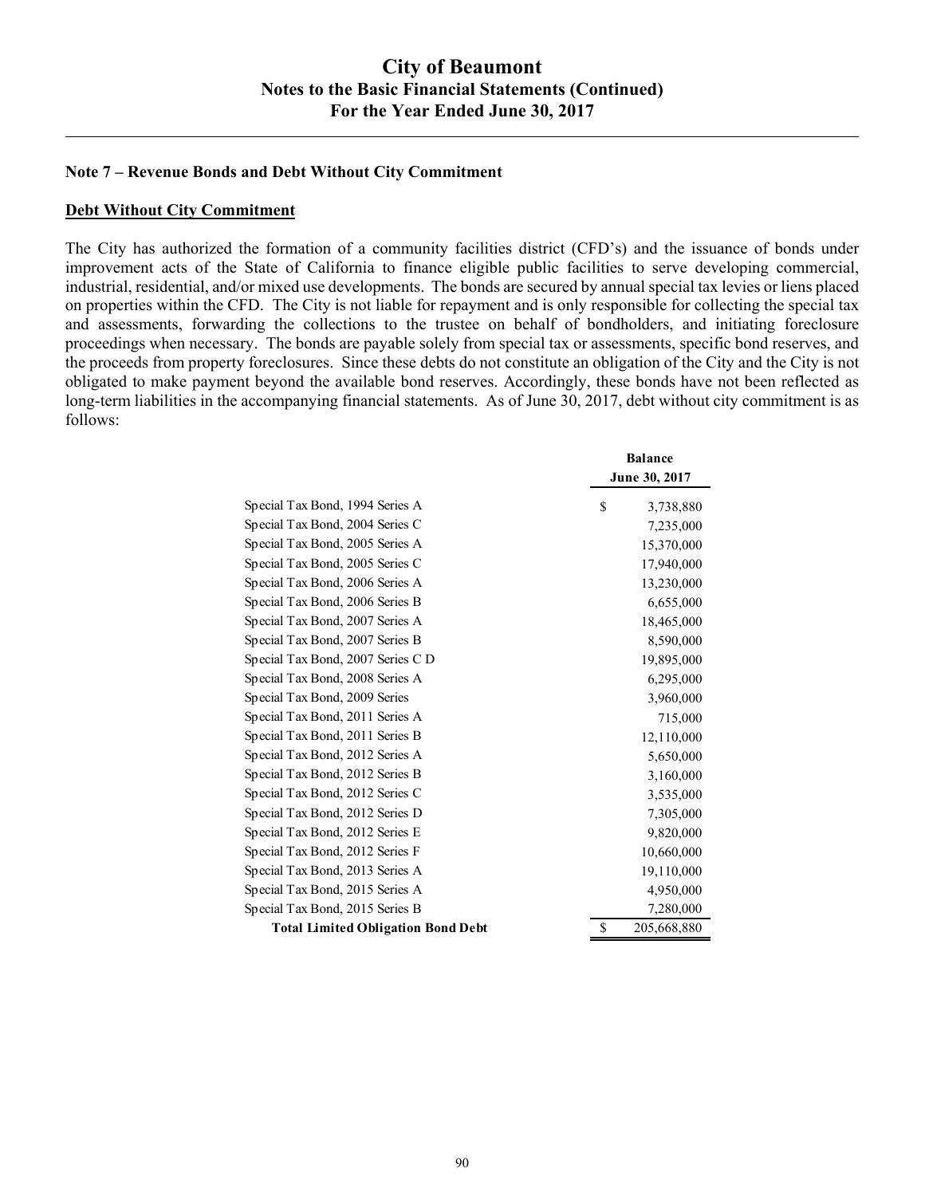## Note 7 – Revenue Bonds and Debt Without City Commitment

**Debt Without City Commitment**

The City has authorized the formation of a community facilities district (CFD's) and the issuance of bonds under improvement acts of the State of California to finance eligible public facilities to serve developing commercial, industrial, residential, and/or mixed use developments. The bonds are secured by annual special tax levies or liens placed on properties within the CFD. The City is not liable for repayment and is only responsible for collecting the special tax and assessments, forwarding the collections to the trustee on behalf of bondholders, and initiating foreclosure proceedings when necessary. The bonds are payable solely from special tax or assessments, specific bond reserves, and the proceeds from property foreclosures. Since these debts do not constitute an obligation of the City and the City is not obligated to make payment beyond the available bond reserves. Accordingly, these bonds have not been reflected as long-term liabilities in the accompanying financial statements. As of June 30, 2017, debt without city commitment is as follows:

| | Balance June 30, 2017 |
|---|---|
| Special Tax Bond, 1994 Series A | $ 3,738,880 |
| Special Tax Bond, 2004 Series C | 7,235,000 |
| Special Tax Bond, 2005 Series A | 15,370,000 |
| Special Tax Bond, 2005 Series C | 17,940,000 |
| Special Tax Bond, 2006 Series A | 13,230,000 |
| Special Tax Bond, 2006 Series B | 6,655,000 |
| Special Tax Bond, 2007 Series A | 18,465,000 |
| Special Tax Bond, 2007 Series B | 8,590,000 |
| Special Tax Bond, 2007 Series C D | 19,895,000 |
| Special Tax Bond, 2008 Series A | 6,295,000 |
| Special Tax Bond, 2009 Series | 3,960,000 |
| Special Tax Bond, 2011 Series A | 715,000 |
| Special Tax Bond, 2011 Series B | 12,110,000 |
| Special Tax Bond, 2012 Series A | 5,650,000 |
| Special Tax Bond, 2012 Series B | 3,160,000 |
| Special Tax Bond, 2012 Series C | 3,535,000 |
| Special Tax Bond, 2012 Series D | 7,305,000 |
| Special Tax Bond, 2012 Series E | 9,820,000 |
| Special Tax Bond, 2012 Series F | 10,660,000 |
| Special Tax Bond, 2013 Series A | 19,110,000 |
| Special Tax Bond, 2015 Series A | 4,950,000 |
| Special Tax Bond, 2015 Series B | 7,280,000 |
| **Total Limited Obligation Bond Debt** | $ 205,668,880 |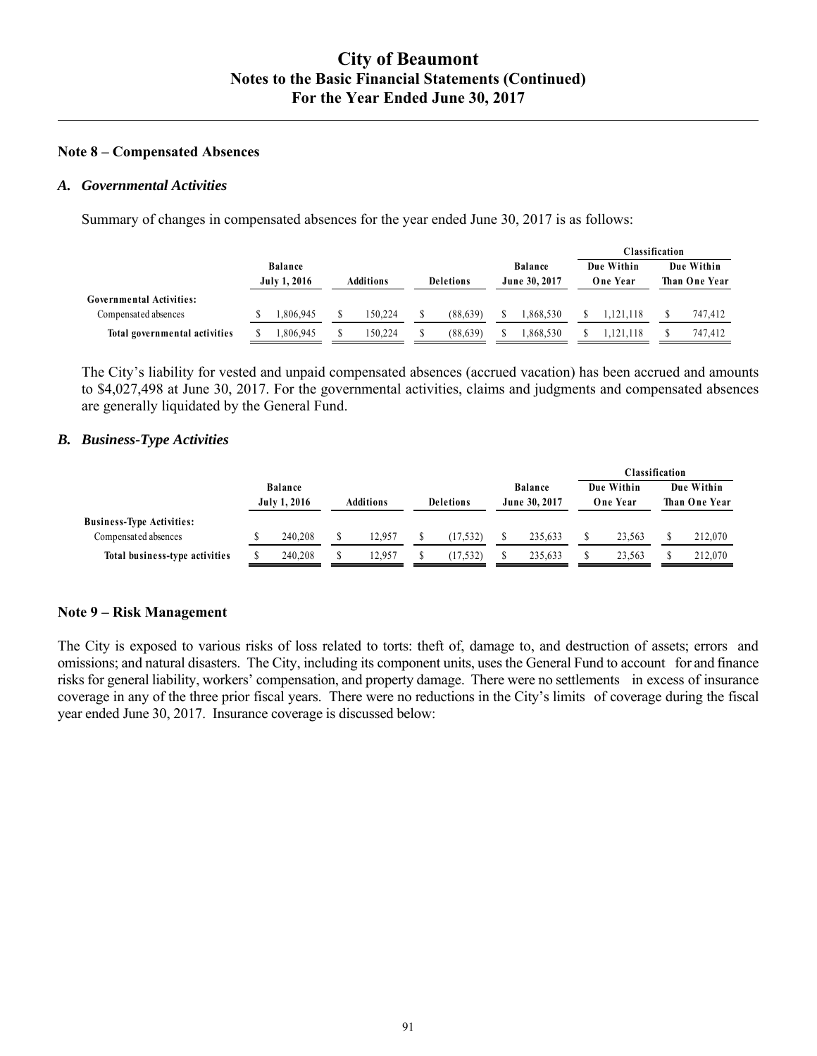## Note 8 – Compensated Absences

### *A. Governmental Activities*

Summary of changes in compensated absences for the year ended June 30, 2017 is as follows:

| | Balance July 1, 2016 | Additions | Deletions | Balance June 30, 2017 | Classification | |
|---|---|---|---|---|---|---|
| | | | | | Due Within One Year | Due Within Than One Year |
| **Governmental Activities:** | | | | | | |
| Compensated absences | $ 1,806,945 | $ 150,224 | $ (88,639) | $ 1,868,530 | $ 1,121,118 | $ 747,412 |
| **Total governmental activities** | $ 1,806,945 | $ 150,224 | $ (88,639) | $ 1,868,530 | $ 1,121,118 | $ 747,412 |

The City's liability for vested and unpaid compensated absences (accrued vacation) has been accrued and amounts to $4,027,498 at June 30, 2017. For the governmental activities, claims and judgments and compensated absences are generally liquidated by the General Fund.

### *B. Business-Type Activities*

| | Balance July 1, 2016 | Additions | Deletions | Balance June 30, 2017 | Classification | |
|---|---|---|---|---|---|---|
| | | | | | Due Within One Year | Due Within Than One Year |
| **Business-Type Activities:** | | | | | | |
| Compensated absences | $ 240,208 | $ 12,957 | $ (17,532) | $ 235,633 | $ 23,563 | $ 212,070 |
| **Total business-type activities** | $ 240,208 | $ 12,957 | $ (17,532) | $ 235,633 | $ 23,563 | $ 212,070 |

## Note 9 – Risk Management

The City is exposed to various risks of loss related to torts: theft of, damage to, and destruction of assets; errors and omissions; and natural disasters. The City, including its component units, uses the General Fund to account for and finance risks for general liability, workers' compensation, and property damage. There were no settlements in excess of insurance coverage in any of the three prior fiscal years. There were no reductions in the City's limits of coverage during the fiscal year ended June 30, 2017. Insurance coverage is discussed below: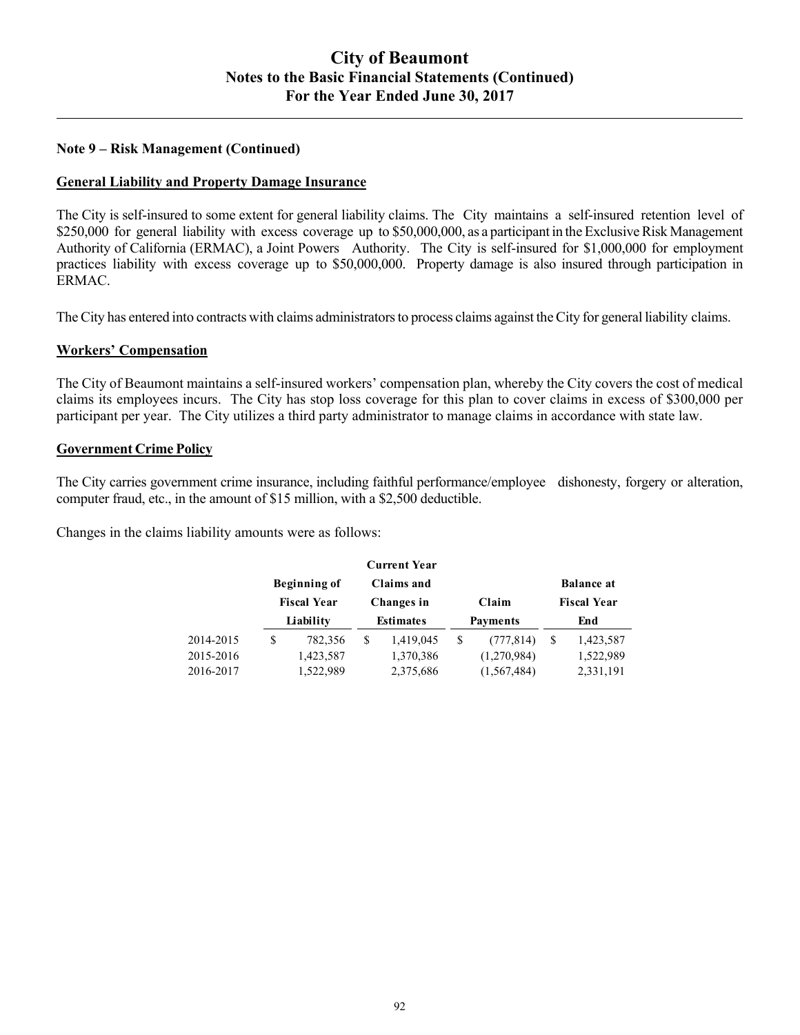## Note 9 – Risk Management (Continued)

### General Liability and Property Damage Insurance

The City is self-insured to some extent for general liability claims. The City maintains a self-insured retention level of \$250,000 for general liability with excess coverage up to \$50,000,000, as a participant in the Exclusive Risk Management Authority of California (ERMAC), a Joint Powers Authority. The City is self-insured for \$1,000,000 for employment practices liability with excess coverage up to \$50,000,000. Property damage is also insured through participation in ERMAC.

The City has entered into contracts with claims administrators to process claims against the City for general liability claims.

### Workers' Compensation

The City of Beaumont maintains a self-insured workers' compensation plan, whereby the City covers the cost of medical claims its employees incurs. The City has stop loss coverage for this plan to cover claims in excess of \$300,000 per participant per year. The City utilizes a third party administrator to manage claims in accordance with state law.

### Government Crime Policy

The City carries government crime insurance, including faithful performance/employee dishonesty, forgery or alteration, computer fraud, etc., in the amount of \$15 million, with a \$2,500 deductible.

Changes in the claims liability amounts were as follows:

| | Beginning of Fiscal Year Liability | Current Year Claims and Changes in Estimates | Claim Payments | Balance at Fiscal Year End |
|---|---|---|---|---|
| 2014-2015 | $ 782,356 | $ 1,419,045 | $ (777,814) | $ 1,423,587 |
| 2015-2016 | 1,423,587 | 1,370,386 | (1,270,984) | 1,522,989 |
| 2016-2017 | 1,522,989 | 2,375,686 | (1,567,484) | 2,331,191 |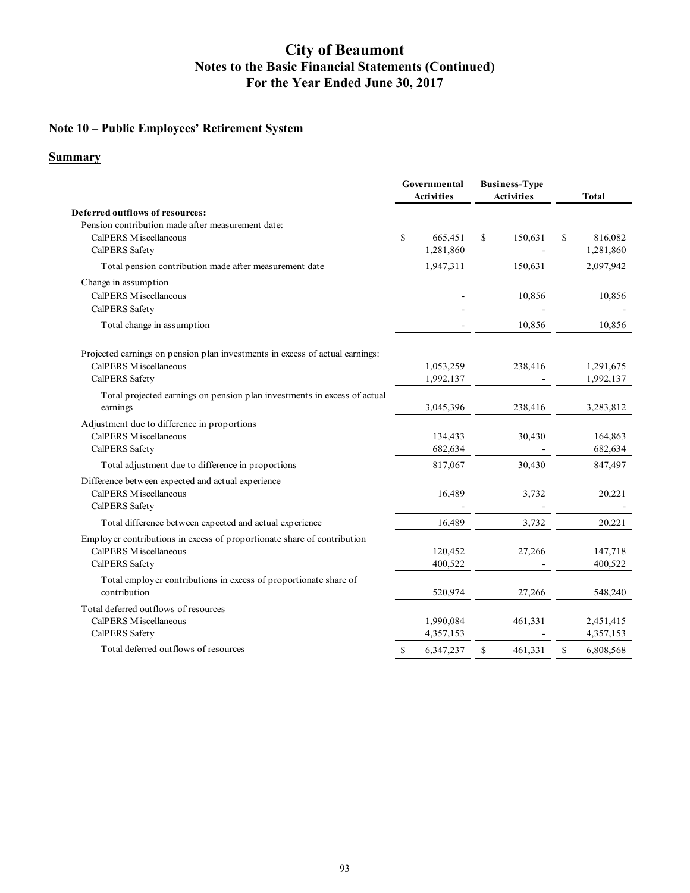## Note 10 – Public Employees' Retirement System

### Summary

| | Governmental Activities | Business-Type Activities | Total |
|---|---|---|---|
| **Deferred outflows of resources:** | | | |
| Pension contribution made after measurement date: | | | |
| CalPERS Miscellaneous | $ 665,451 | $ 150,631 | $ 816,082 |
| CalPERS Safety | 1,281,860 | - | 1,281,860 |
| Total pension contribution made after measurement date | 1,947,311 | 150,631 | 2,097,942 |
| Change in assumption | | | |
| CalPERS Miscellaneous | - | 10,856 | 10,856 |
| CalPERS Safety | - | - | - |
| Total change in assumption | - | 10,856 | 10,856 |
| Projected earnings on pension plan investments in excess of actual earnings: | | | |
| CalPERS Miscellaneous | 1,053,259 | 238,416 | 1,291,675 |
| CalPERS Safety | 1,992,137 | - | 1,992,137 |
| Total projected earnings on pension plan investments in excess of actual earnings | 3,045,396 | 238,416 | 3,283,812 |
| Adjustment due to difference in proportions | | | |
| CalPERS Miscellaneous | 134,433 | 30,430 | 164,863 |
| CalPERS Safety | 682,634 | - | 682,634 |
| Total adjustment due to difference in proportions | 817,067 | 30,430 | 847,497 |
| Difference between expected and actual experience | | | |
| CalPERS Miscellaneous | 16,489 | 3,732 | 20,221 |
| CalPERS Safety | - | - | - |
| Total difference between expected and actual experience | 16,489 | 3,732 | 20,221 |
| Employer contributions in excess of proportionate share of contribution | | | |
| CalPERS Miscellaneous | 120,452 | 27,266 | 147,718 |
| CalPERS Safety | 400,522 | - | 400,522 |
| Total employer contributions in excess of proportionate share of contribution | 520,974 | 27,266 | 548,240 |
| Total deferred outflows of resources | | | |
| CalPERS Miscellaneous | 1,990,084 | 461,331 | 2,451,415 |
| CalPERS Safety | 4,357,153 | - | 4,357,153 |
| Total deferred outflows of resources | $ 6,347,237 | $ 461,331 | $ 6,808,568 |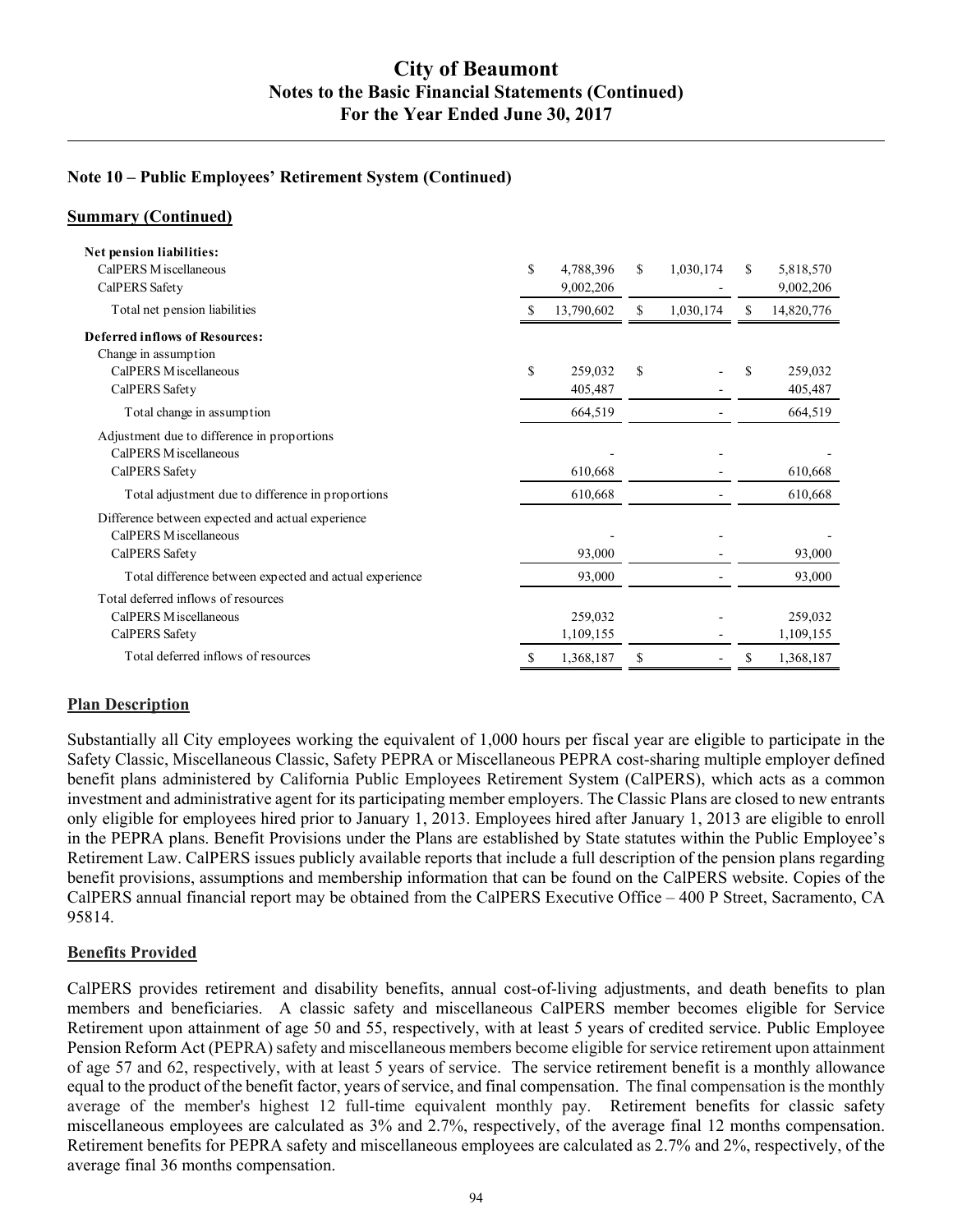### Note 10 – Public Employees' Retirement System (Continued)

**Summary (Continued)**

| | | | |
|---|---|---|---|
| **Net pension liabilities:** | | | |
| CalPERS Miscellaneous | $ 4,788,396 | $ 1,030,174 | $ 5,818,570 |
| CalPERS Safety | 9,002,206 | - | 9,002,206 |
| Total net pension liabilities | $ 13,790,602 | $ 1,030,174 | $ 14,820,776 |
| **Deferred inflows of Resources:** | | | |
| Change in assumption | | | |
| CalPERS Miscellaneous | $ 259,032 | $ - | $ 259,032 |
| CalPERS Safety | 405,487 | - | 405,487 |
| Total change in assumption | 664,519 | - | 664,519 |
| Adjustment due to difference in proportions | | | |
| CalPERS Miscellaneous | - | - | - |
| CalPERS Safety | 610,668 | - | 610,668 |
| Total adjustment due to difference in proportions | 610,668 | - | 610,668 |
| Difference between expected and actual experience | | | |
| CalPERS Miscellaneous | - | - | - |
| CalPERS Safety | 93,000 | - | 93,000 |
| Total difference between expected and actual experience | 93,000 | - | 93,000 |
| Total deferred inflows of resources | | | |
| CalPERS Miscellaneous | 259,032 | - | 259,032 |
| CalPERS Safety | 1,109,155 | - | 1,109,155 |
| Total deferred inflows of resources | $ 1,368,187 | $ - | $ 1,368,187 |

**Plan Description**

Substantially all City employees working the equivalent of 1,000 hours per fiscal year are eligible to participate in the Safety Classic, Miscellaneous Classic, Safety PEPRA or Miscellaneous PEPRA cost-sharing multiple employer defined benefit plans administered by California Public Employees Retirement System (CalPERS), which acts as a common investment and administrative agent for its participating member employers. The Classic Plans are closed to new entrants only eligible for employees hired prior to January 1, 2013. Employees hired after January 1, 2013 are eligible to enroll in the PEPRA plans. Benefit Provisions under the Plans are established by State statutes within the Public Employee's Retirement Law. CalPERS issues publicly available reports that include a full description of the pension plans regarding benefit provisions, assumptions and membership information that can be found on the CalPERS website. Copies of the CalPERS annual financial report may be obtained from the CalPERS Executive Office – 400 P Street, Sacramento, CA 95814.

**Benefits Provided**

CalPERS provides retirement and disability benefits, annual cost-of-living adjustments, and death benefits to plan members and beneficiaries. A classic safety and miscellaneous CalPERS member becomes eligible for Service Retirement upon attainment of age 50 and 55, respectively, with at least 5 years of credited service. Public Employee Pension Reform Act (PEPRA) safety and miscellaneous members become eligible for service retirement upon attainment of age 57 and 62, respectively, with at least 5 years of service. The service retirement benefit is a monthly allowance equal to the product of the benefit factor, years of service, and final compensation. The final compensation is the monthly average of the member's highest 12 full-time equivalent monthly pay. Retirement benefits for classic safety miscellaneous employees are calculated as 3% and 2.7%, respectively, of the average final 12 months compensation. Retirement benefits for PEPRA safety and miscellaneous employees are calculated as 2.7% and 2%, respectively, of the average final 36 months compensation.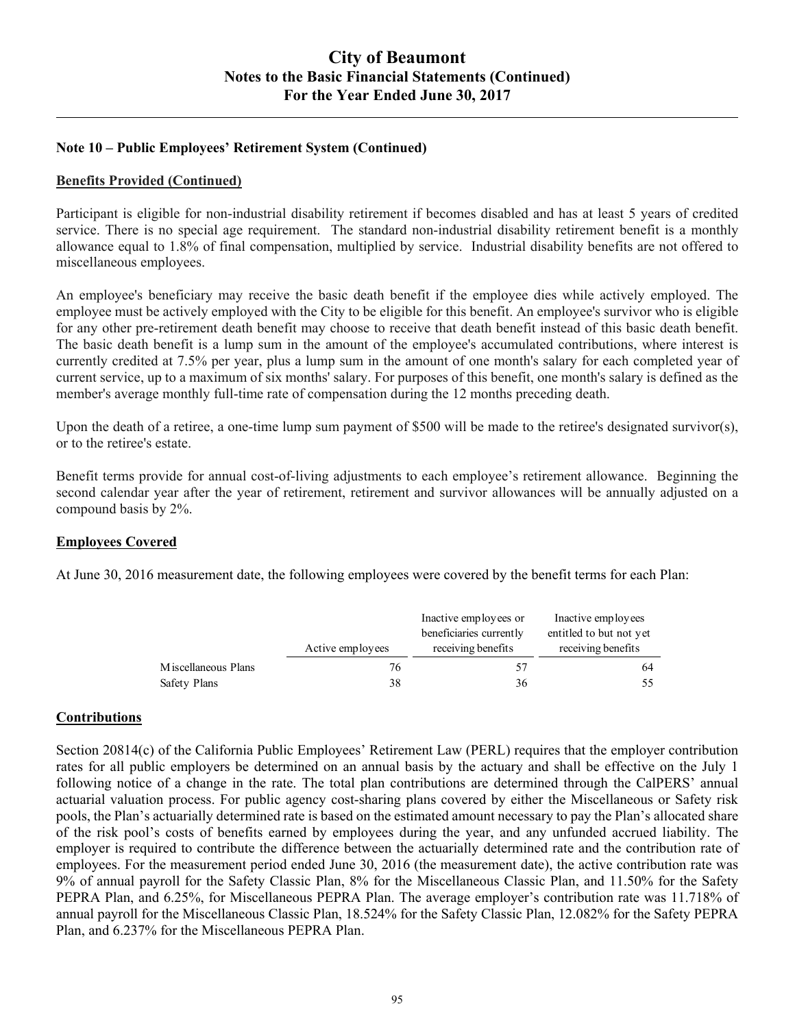## Note 10 – Public Employees' Retirement System (Continued)

**Benefits Provided (Continued)**

Participant is eligible for non-industrial disability retirement if becomes disabled and has at least 5 years of credited service. There is no special age requirement. The standard non-industrial disability retirement benefit is a monthly allowance equal to 1.8% of final compensation, multiplied by service. Industrial disability benefits are not offered to miscellaneous employees.

An employee's beneficiary may receive the basic death benefit if the employee dies while actively employed. The employee must be actively employed with the City to be eligible for this benefit. An employee's survivor who is eligible for any other pre-retirement death benefit may choose to receive that death benefit instead of this basic death benefit. The basic death benefit is a lump sum in the amount of the employee's accumulated contributions, where interest is currently credited at 7.5% per year, plus a lump sum in the amount of one month's salary for each completed year of current service, up to a maximum of six months' salary. For purposes of this benefit, one month's salary is defined as the member's average monthly full-time rate of compensation during the 12 months preceding death.

Upon the death of a retiree, a one-time lump sum payment of $500 will be made to the retiree's designated survivor(s), or to the retiree's estate.

Benefit terms provide for annual cost-of-living adjustments to each employee's retirement allowance. Beginning the second calendar year after the year of retirement, retirement and survivor allowances will be annually adjusted on a compound basis by 2%.

**Employees Covered**

At June 30, 2016 measurement date, the following employees were covered by the benefit terms for each Plan:

| | Active employees | Inactive employees or beneficiaries currently receiving benefits | Inactive employees entitled to but not yet receiving benefits |
|---|---|---|---|
| Miscellaneous Plans | 76 | 57 | 64 |
| Safety Plans | 38 | 36 | 55 |

**Contributions**

Section 20814(c) of the California Public Employees' Retirement Law (PERL) requires that the employer contribution rates for all public employers be determined on an annual basis by the actuary and shall be effective on the July 1 following notice of a change in the rate. The total plan contributions are determined through the CalPERS' annual actuarial valuation process. For public agency cost-sharing plans covered by either the Miscellaneous or Safety risk pools, the Plan's actuarially determined rate is based on the estimated amount necessary to pay the Plan's allocated share of the risk pool's costs of benefits earned by employees during the year, and any unfunded accrued liability. The employer is required to contribute the difference between the actuarially determined rate and the contribution rate of employees. For the measurement period ended June 30, 2016 (the measurement date), the active contribution rate was 9% of annual payroll for the Safety Classic Plan, 8% for the Miscellaneous Classic Plan, and 11.50% for the Safety PEPRA Plan, and 6.25%, for Miscellaneous PEPRA Plan. The average employer's contribution rate was 11.718% of annual payroll for the Miscellaneous Classic Plan, 18.524% for the Safety Classic Plan, 12.082% for the Safety PEPRA Plan, and 6.237% for the Miscellaneous PEPRA Plan.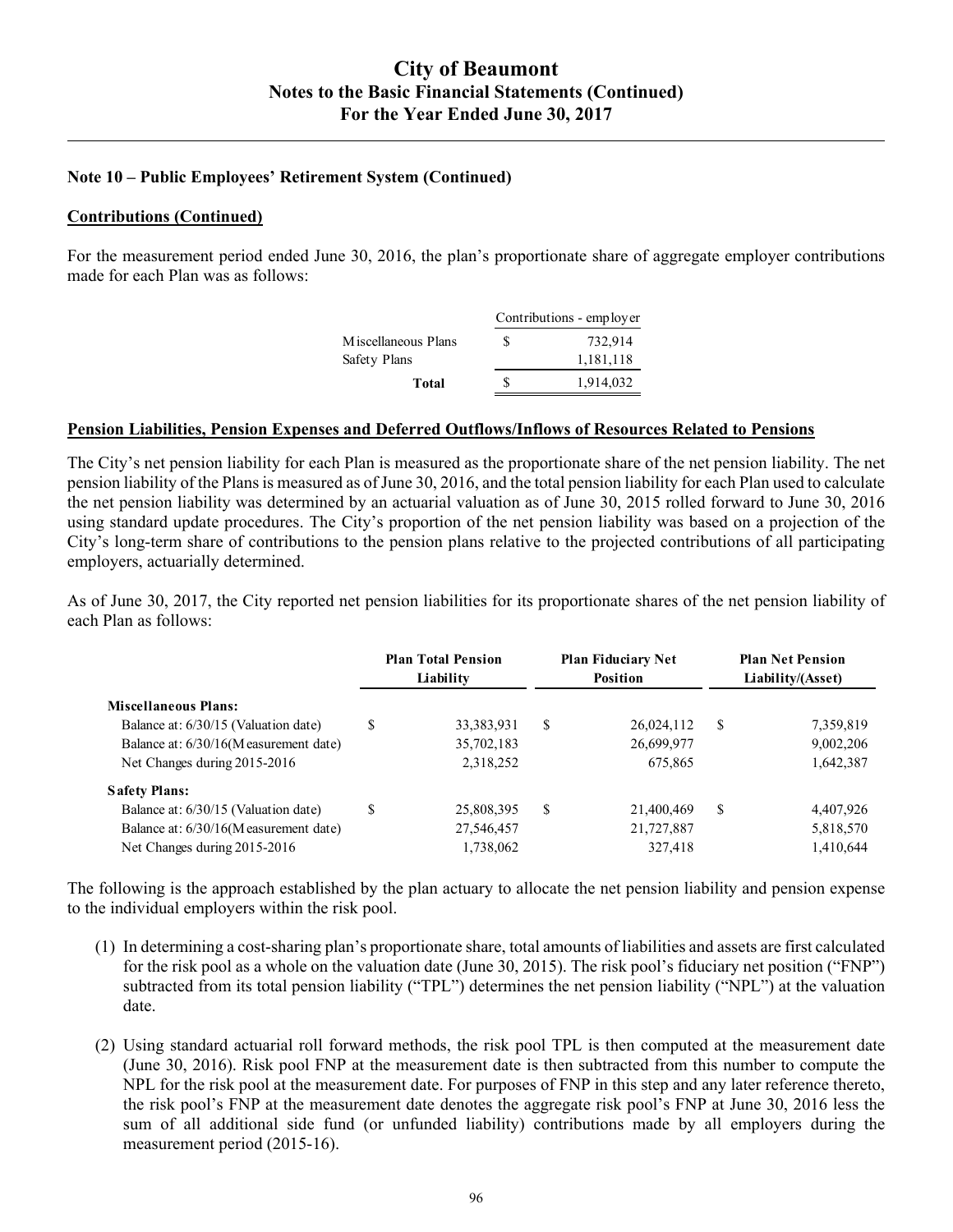### Note 10 – Public Employees' Retirement System (Continued)

**Contributions (Continued)**

For the measurement period ended June 30, 2016, the plan's proportionate share of aggregate employer contributions made for each Plan was as follows:

| | Contributions - employer |
|---|---|
| Miscellaneous Plans | $ 732,914 |
| Safety Plans | 1,181,118 |
| **Total** | $ 1,914,032 |

**Pension Liabilities, Pension Expenses and Deferred Outflows/Inflows of Resources Related to Pensions**

The City's net pension liability for each Plan is measured as the proportionate share of the net pension liability. The net pension liability of the Plans is measured as of June 30, 2016, and the total pension liability for each Plan used to calculate the net pension liability was determined by an actuarial valuation as of June 30, 2015 rolled forward to June 30, 2016 using standard update procedures. The City's proportion of the net pension liability was based on a projection of the City's long-term share of contributions to the pension plans relative to the projected contributions of all participating employers, actuarially determined.

As of June 30, 2017, the City reported net pension liabilities for its proportionate shares of the net pension liability of each Plan as follows:

| | Plan Total Pension Liability | Plan Fiduciary Net Position | Plan Net Pension Liability/(Asset) |
|---|---|---|---|
| **Miscellaneous Plans:** | | | |
| Balance at: 6/30/15 (Valuation date) | $ 33,383,931 | $ 26,024,112 | $ 7,359,819 |
| Balance at: 6/30/16(Measurement date) | 35,702,183 | 26,699,977 | 9,002,206 |
| Net Changes during 2015-2016 | 2,318,252 | 675,865 | 1,642,387 |
| **Safety Plans:** | | | |
| Balance at: 6/30/15 (Valuation date) | $ 25,808,395 | $ 21,400,469 | $ 4,407,926 |
| Balance at: 6/30/16(Measurement date) | 27,546,457 | 21,727,887 | 5,818,570 |
| Net Changes during 2015-2016 | 1,738,062 | 327,418 | 1,410,644 |

The following is the approach established by the plan actuary to allocate the net pension liability and pension expense to the individual employers within the risk pool.

(1) In determining a cost-sharing plan's proportionate share, total amounts of liabilities and assets are first calculated for the risk pool as a whole on the valuation date (June 30, 2015). The risk pool's fiduciary net position ("FNP") subtracted from its total pension liability ("TPL") determines the net pension liability ("NPL") at the valuation date.

(2) Using standard actuarial roll forward methods, the risk pool TPL is then computed at the measurement date (June 30, 2016). Risk pool FNP at the measurement date is then subtracted from this number to compute the NPL for the risk pool at the measurement date. For purposes of FNP in this step and any later reference thereto, the risk pool's FNP at the measurement date denotes the aggregate risk pool's FNP at June 30, 2016 less the sum of all additional side fund (or unfunded liability) contributions made by all employers during the measurement period (2015-16).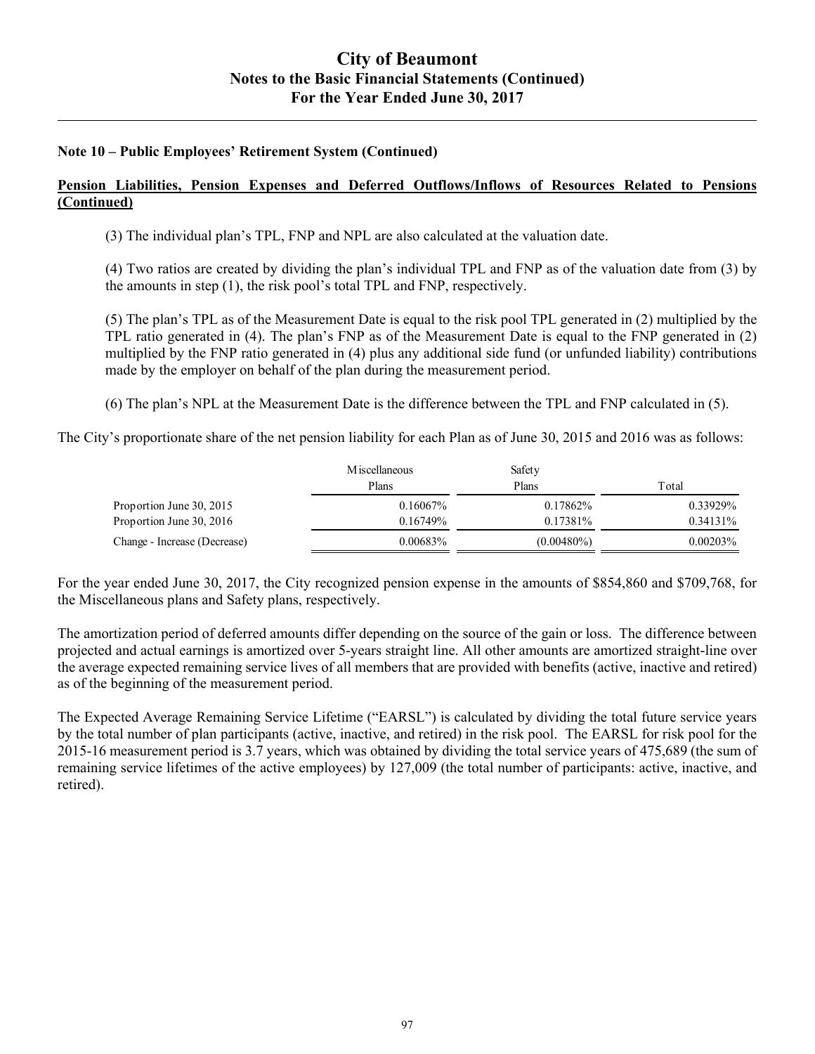## Note 10 – Public Employees' Retirement System (Continued)

**Pension Liabilities, Pension Expenses and Deferred Outflows/Inflows of Resources Related to Pensions (Continued)**

(3) The individual plan's TPL, FNP and NPL are also calculated at the valuation date.

(4) Two ratios are created by dividing the plan's individual TPL and FNP as of the valuation date from (3) by the amounts in step (1), the risk pool's total TPL and FNP, respectively.

(5) The plan's TPL as of the Measurement Date is equal to the risk pool TPL generated in (2) multiplied by the TPL ratio generated in (4). The plan's FNP as of the Measurement Date is equal to the FNP generated in (2) multiplied by the FNP ratio generated in (4) plus any additional side fund (or unfunded liability) contributions made by the employer on behalf of the plan during the measurement period.

(6) The plan's NPL at the Measurement Date is the difference between the TPL and FNP calculated in (5).

The City's proportionate share of the net pension liability for each Plan as of June 30, 2015 and 2016 was as follows:

| | Miscellaneous Plans | Safety Plans | Total |
|---|---|---|---|
| Proportion June 30, 2015 | 0.16067% | 0.17862% | 0.33929% |
| Proportion June 30, 2016 | 0.16749% | 0.17381% | 0.34131% |
| Change - Increase (Decrease) | 0.00683% | (0.00480%) | 0.00203% |

For the year ended June 30, 2017, the City recognized pension expense in the amounts of $854,860 and $709,768, for the Miscellaneous plans and Safety plans, respectively.

The amortization period of deferred amounts differ depending on the source of the gain or loss. The difference between projected and actual earnings is amortized over 5-years straight line. All other amounts are amortized straight-line over the average expected remaining service lives of all members that are provided with benefits (active, inactive and retired) as of the beginning of the measurement period.

The Expected Average Remaining Service Lifetime ("EARSL") is calculated by dividing the total future service years by the total number of plan participants (active, inactive, and retired) in the risk pool. The EARSL for risk pool for the 2015-16 measurement period is 3.7 years, which was obtained by dividing the total service years of 475,689 (the sum of remaining service lifetimes of the active employees) by 127,009 (the total number of participants: active, inactive, and retired).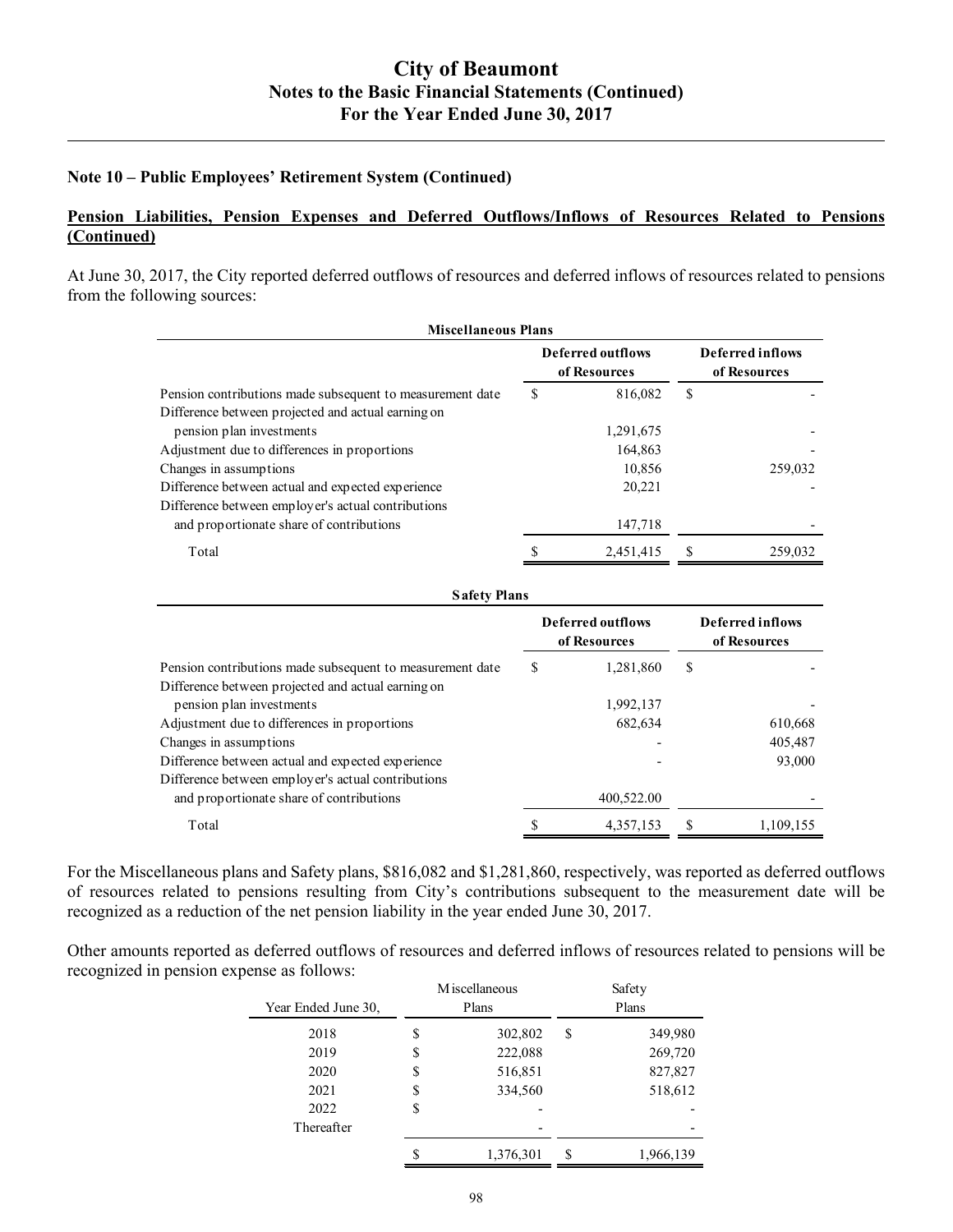### Note 10 – Public Employees' Retirement System (Continued)

**Pension Liabilities, Pension Expenses and Deferred Outflows/Inflows of Resources Related to Pensions (Continued)**

At June 30, 2017, the City reported deferred outflows of resources and deferred inflows of resources related to pensions from the following sources:

**Miscellaneous Plans**

| | Deferred outflows of Resources | Deferred inflows of Resources |
|---|---|---|
| Pension contributions made subsequent to measurement date | $ 816,082 | $ - |
| Difference between projected and actual earning on pension plan investments | 1,291,675 | - |
| Adjustment due to differences in proportions | 164,863 | - |
| Changes in assumptions | 10,856 | 259,032 |
| Difference between actual and expected experience | 20,221 | - |
| Difference between employer's actual contributions and proportionate share of contributions | 147,718 | - |
| Total | $ 2,451,415 | $ 259,032 |

**Safety Plans**

| | Deferred outflows of Resources | Deferred inflows of Resources |
|---|---|---|
| Pension contributions made subsequent to measurement date | $ 1,281,860 | $ - |
| Difference between projected and actual earning on pension plan investments | 1,992,137 | - |
| Adjustment due to differences in proportions | 682,634 | 610,668 |
| Changes in assumptions | - | 405,487 |
| Difference between actual and expected experience | - | 93,000 |
| Difference between employer's actual contributions and proportionate share of contributions | 400,522.00 | - |
| Total | $ 4,357,153 | $ 1,109,155 |

For the Miscellaneous plans and Safety plans, $816,082 and $1,281,860, respectively, was reported as deferred outflows of resources related to pensions resulting from City's contributions subsequent to the measurement date will be recognized as a reduction of the net pension liability in the year ended June 30, 2017.

Other amounts reported as deferred outflows of resources and deferred inflows of resources related to pensions will be recognized in pension expense as follows:

| Year Ended June 30, | Miscellaneous Plans | Safety Plans |
|---|---|---|
| 2018 | $ 302,802 | $ 349,980 |
| 2019 | $ 222,088 | 269,720 |
| 2020 | $ 516,851 | 827,827 |
| 2021 | $ 334,560 | 518,612 |
| 2022 | $ - | - |
| Thereafter | - | - |
| | $ 1,376,301 | $ 1,966,139 |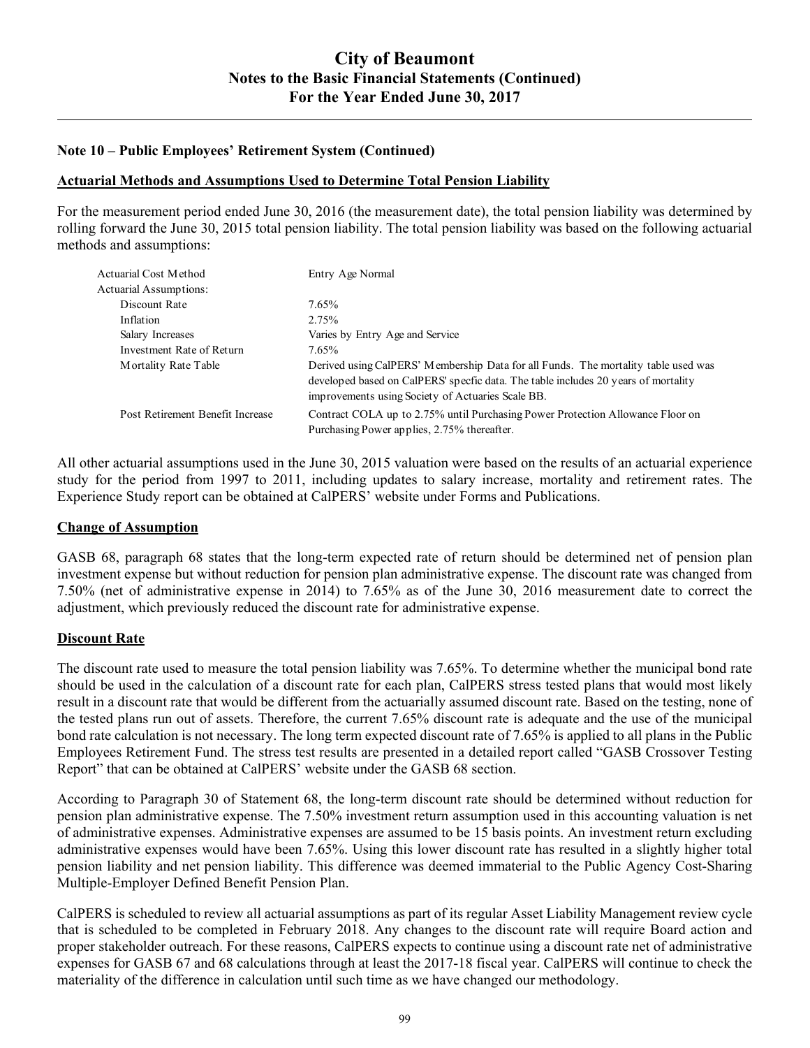## Note 10 – Public Employees' Retirement System (Continued)

### Actuarial Methods and Assumptions Used to Determine Total Pension Liability

For the measurement period ended June 30, 2016 (the measurement date), the total pension liability was determined by rolling forward the June 30, 2015 total pension liability. The total pension liability was based on the following actuarial methods and assumptions:

| | |
|---|---|
| Actuarial Cost Method | Entry Age Normal |
| Actuarial Assumptions: | |
| Discount Rate | 7.65% |
| Inflation | 2.75% |
| Salary Increases | Varies by Entry Age and Service |
| Investment Rate of Return | 7.65% |
| Mortality Rate Table | Derived using CalPERS' Membership Data for all Funds. The mortality table used was developed based on CalPERS' specfic data. The table includes 20 years of mortality improvements using Society of Actuaries Scale BB. |
| Post Retirement Benefit Increase | Contract COLA up to 2.75% until Purchasing Power Protection Allowance Floor on Purchasing Power applies, 2.75% thereafter. |

All other actuarial assumptions used in the June 30, 2015 valuation were based on the results of an actuarial experience study for the period from 1997 to 2011, including updates to salary increase, mortality and retirement rates. The Experience Study report can be obtained at CalPERS' website under Forms and Publications.

### Change of Assumption

GASB 68, paragraph 68 states that the long-term expected rate of return should be determined net of pension plan investment expense but without reduction for pension plan administrative expense. The discount rate was changed from 7.50% (net of administrative expense in 2014) to 7.65% as of the June 30, 2016 measurement date to correct the adjustment, which previously reduced the discount rate for administrative expense.

### Discount Rate

The discount rate used to measure the total pension liability was 7.65%. To determine whether the municipal bond rate should be used in the calculation of a discount rate for each plan, CalPERS stress tested plans that would most likely result in a discount rate that would be different from the actuarially assumed discount rate. Based on the testing, none of the tested plans run out of assets. Therefore, the current 7.65% discount rate is adequate and the use of the municipal bond rate calculation is not necessary. The long term expected discount rate of 7.65% is applied to all plans in the Public Employees Retirement Fund. The stress test results are presented in a detailed report called "GASB Crossover Testing Report" that can be obtained at CalPERS' website under the GASB 68 section.

According to Paragraph 30 of Statement 68, the long-term discount rate should be determined without reduction for pension plan administrative expense. The 7.50% investment return assumption used in this accounting valuation is net of administrative expenses. Administrative expenses are assumed to be 15 basis points. An investment return excluding administrative expenses would have been 7.65%. Using this lower discount rate has resulted in a slightly higher total pension liability and net pension liability. This difference was deemed immaterial to the Public Agency Cost-Sharing Multiple-Employer Defined Benefit Pension Plan.

CalPERS is scheduled to review all actuarial assumptions as part of its regular Asset Liability Management review cycle that is scheduled to be completed in February 2018. Any changes to the discount rate will require Board action and proper stakeholder outreach. For these reasons, CalPERS expects to continue using a discount rate net of administrative expenses for GASB 67 and 68 calculations through at least the 2017-18 fiscal year. CalPERS will continue to check the materiality of the difference in calculation until such time as we have changed our methodology.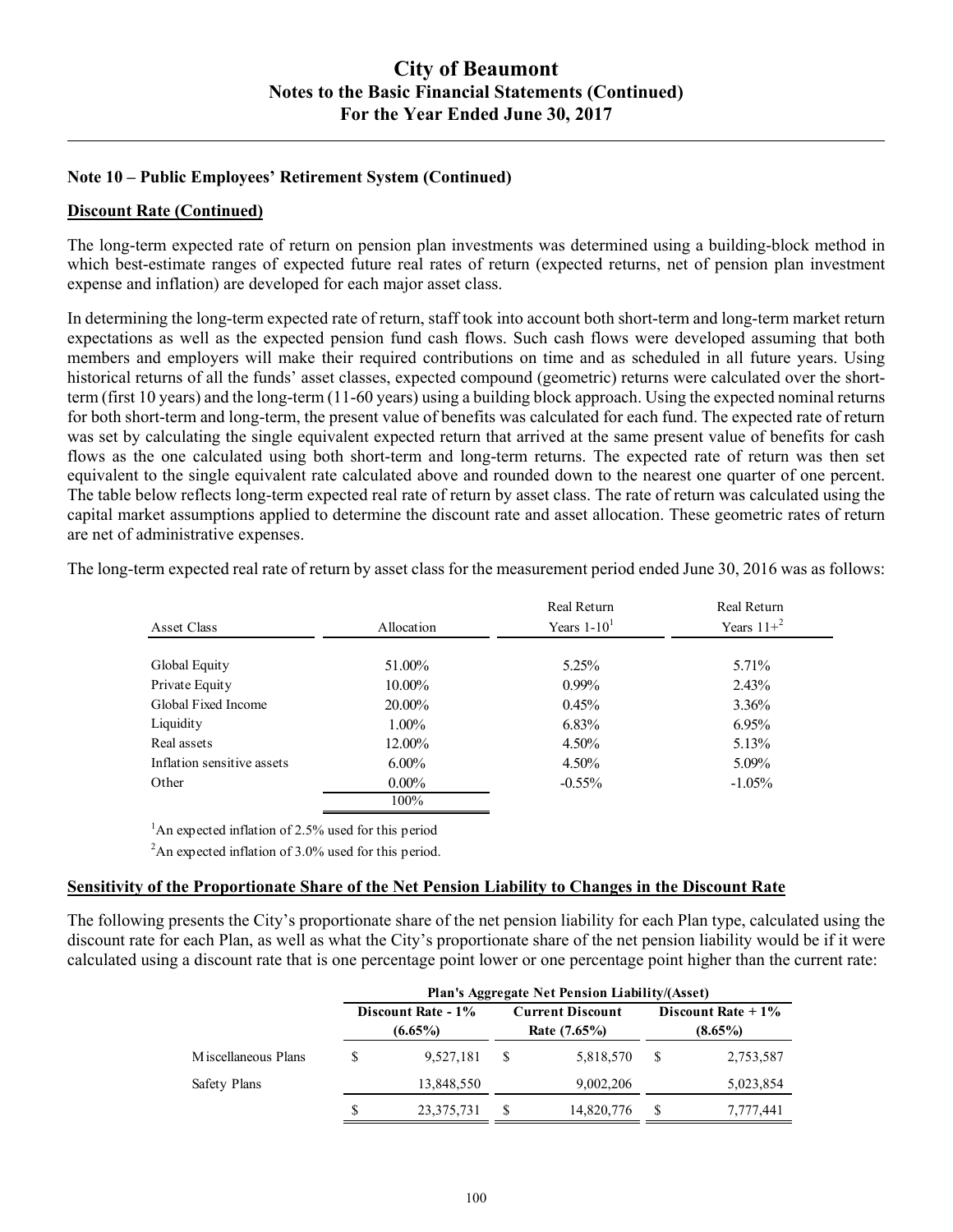# City of Beaumont
## Notes to the Basic Financial Statements (Continued)
## For the Year Ended June 30, 2017

### Note 10 – Public Employees' Retirement System (Continued)

**Discount Rate (Continued)**

The long-term expected rate of return on pension plan investments was determined using a building-block method in which best-estimate ranges of expected future real rates of return (expected returns, net of pension plan investment expense and inflation) are developed for each major asset class.

In determining the long-term expected rate of return, staff took into account both short-term and long-term market return expectations as well as the expected pension fund cash flows. Such cash flows were developed assuming that both members and employers will make their required contributions on time and as scheduled in all future years. Using historical returns of all the funds' asset classes, expected compound (geometric) returns were calculated over the short-term (first 10 years) and the long-term (11-60 years) using a building block approach. Using the expected nominal returns for both short-term and long-term, the present value of benefits was calculated for each fund. The expected rate of return was set by calculating the single equivalent expected return that arrived at the same present value of benefits for cash flows as the one calculated using both short-term and long-term returns. The expected rate of return was then set equivalent to the single equivalent rate calculated above and rounded down to the nearest one quarter of one percent. The table below reflects long-term expected real rate of return by asset class. The rate of return was calculated using the capital market assumptions applied to determine the discount rate and asset allocation. These geometric rates of return are net of administrative expenses.

The long-term expected real rate of return by asset class for the measurement period ended June 30, 2016 was as follows:

| Asset Class | Allocation | Real Return Years 1-10[1] | Real Return Years 11+[2] |
|---|---|---|---|
| Global Equity | 51.00% | 5.25% | 5.71% |
| Private Equity | 10.00% | 0.99% | 2.43% |
| Global Fixed Income | 20.00% | 0.45% | 3.36% |
| Liquidity | 1.00% | 6.83% | 6.95% |
| Real assets | 12.00% | 4.50% | 5.13% |
| Inflation sensitive assets | 6.00% | 4.50% | 5.09% |
| Other | 0.00% | -0.55% | -1.05% |
| | 100% | | |

[1]An expected inflation of 2.5% used for this period

[2]An expected inflation of 3.0% used for this period.

**Sensitivity of the Proportionate Share of the Net Pension Liability to Changes in the Discount Rate**

The following presents the City's proportionate share of the net pension liability for each Plan type, calculated using the discount rate for each Plan, as well as what the City's proportionate share of the net pension liability would be if it were calculated using a discount rate that is one percentage point lower or one percentage point higher than the current rate:

| | Plan's Aggregate Net Pension Liability/(Asset) | | |
|---|---|---|---|
| | Discount Rate - 1% (6.65%) | Current Discount Rate (7.65%) | Discount Rate + 1% (8.65%) |
| Miscellaneous Plans | $ 9,527,181 | $ 5,818,570 | $ 2,753,587 |
| Safety Plans | 13,848,550 | 9,002,206 | 5,023,854 |
| | $ 23,375,731 | $ 14,820,776 | $ 7,777,441 |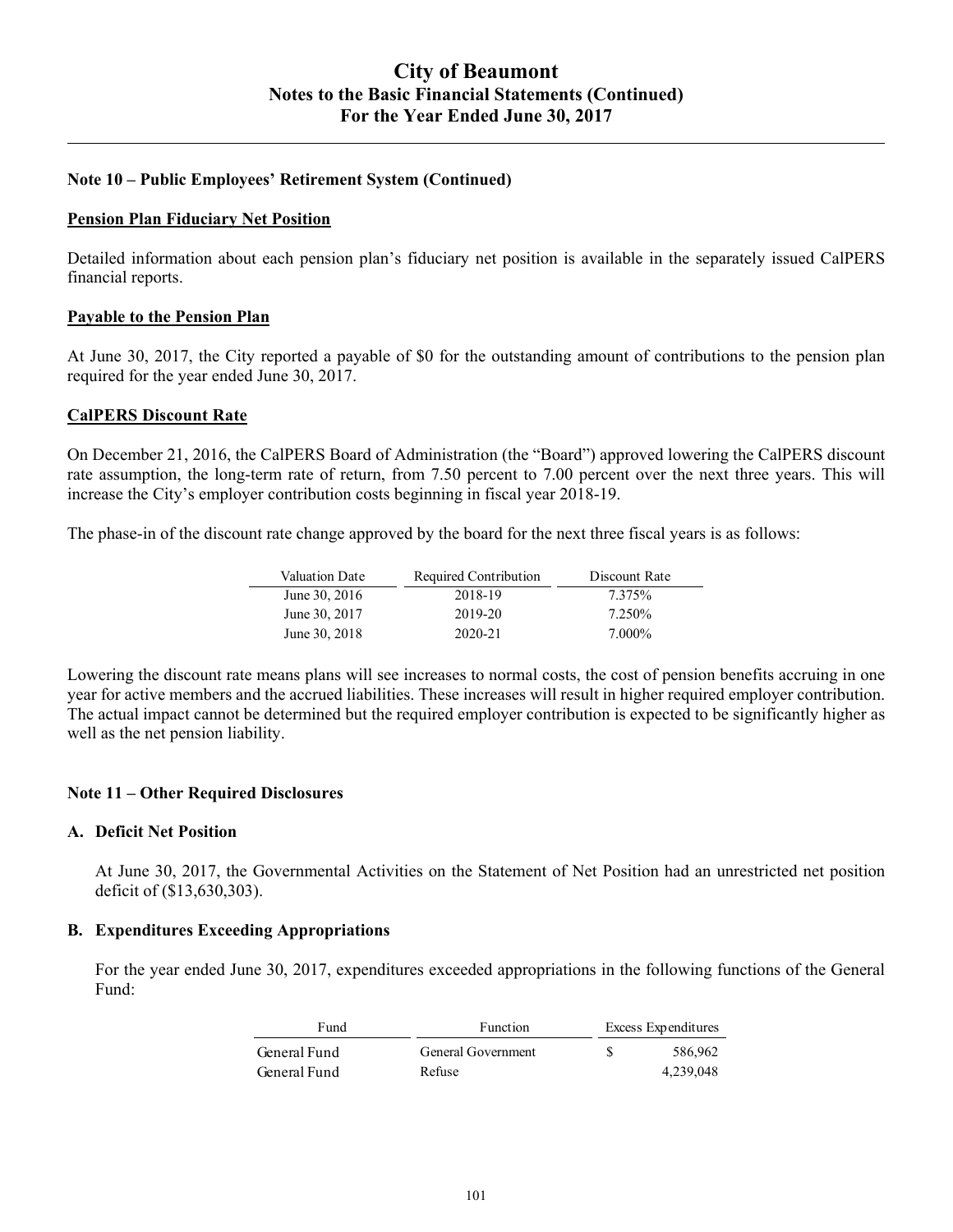# City of Beaumont
## Notes to the Basic Financial Statements (Continued)
## For the Year Ended June 30, 2017

### Note 10 – Public Employees' Retirement System (Continued)

**Pension Plan Fiduciary Net Position**

Detailed information about each pension plan's fiduciary net position is available in the separately issued CalPERS financial reports.

**Payable to the Pension Plan**

At June 30, 2017, the City reported a payable of $0 for the outstanding amount of contributions to the pension plan required for the year ended June 30, 2017.

**CalPERS Discount Rate**

On December 21, 2016, the CalPERS Board of Administration (the "Board") approved lowering the CalPERS discount rate assumption, the long-term rate of return, from 7.50 percent to 7.00 percent over the next three years. This will increase the City's employer contribution costs beginning in fiscal year 2018-19.

The phase-in of the discount rate change approved by the board for the next three fiscal years is as follows:

| Valuation Date | Required Contribution | Discount Rate |
|---|---|---|
| June 30, 2016 | 2018-19 | 7.375% |
| June 30, 2017 | 2019-20 | 7.250% |
| June 30, 2018 | 2020-21 | 7.000% |

Lowering the discount rate means plans will see increases to normal costs, the cost of pension benefits accruing in one year for active members and the accrued liabilities. These increases will result in higher required employer contribution. The actual impact cannot be determined but the required employer contribution is expected to be significantly higher as well as the net pension liability.

### Note 11 – Other Required Disclosures

**A. Deficit Net Position**

At June 30, 2017, the Governmental Activities on the Statement of Net Position had an unrestricted net position deficit of ($13,630,303).

**B. Expenditures Exceeding Appropriations**

For the year ended June 30, 2017, expenditures exceeded appropriations in the following functions of the General Fund:

| Fund | Function | Excess Expenditures |
|---|---|---|
| General Fund | General Government | $ 586,962 |
| General Fund | Refuse | 4,239,048 |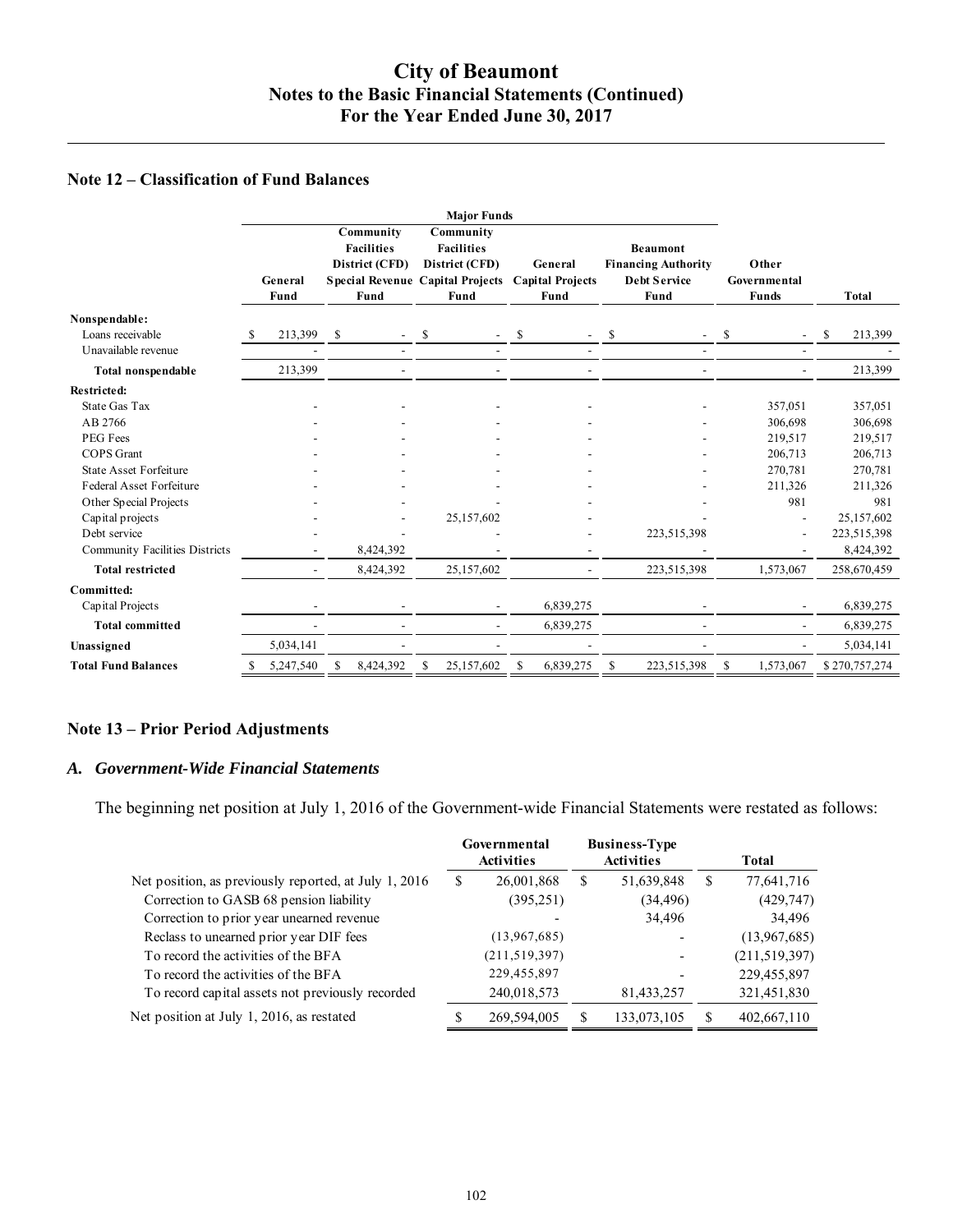## Note 12 – Classification of Fund Balances

| | Major Funds | | | | | | |
|---|---|---|---|---|---|---|---|
| | General Fund | Community Facilities District (CFD) Special Revenue Fund | Community Facilities District (CFD) Capital Projects Fund | General Capital Projects Fund | Beaumont Financing Authority Debt Service Fund | Other Governmental Funds | Total |
| **Nonspendable:** | | | | | | | |
| Loans receivable | $ 213,399 | $ - | $ - | $ - | $ - | $ - | $ 213,399 |
| Unavailable revenue | - | - | - | - | - | - | - |
| **Total nonspendable** | 213,399 | - | - | - | - | - | 213,399 |
| **Restricted:** | | | | | | | |
| State Gas Tax | - | - | - | - | - | 357,051 | 357,051 |
| AB 2766 | - | - | - | - | - | 306,698 | 306,698 |
| PEG Fees | - | - | - | - | - | 219,517 | 219,517 |
| COPS Grant | - | - | - | - | - | 206,713 | 206,713 |
| State Asset Forfeiture | - | - | - | - | - | 270,781 | 270,781 |
| Federal Asset Forfeiture | - | - | - | - | - | 211,326 | 211,326 |
| Other Special Projects | - | - | - | - | - | 981 | 981 |
| Capital projects | - | - | 25,157,602 | - | - | - | 25,157,602 |
| Debt service | - | - | - | - | 223,515,398 | - | 223,515,398 |
| Community Facilities Districts | - | 8,424,392 | - | - | - | - | 8,424,392 |
| **Total restricted** | - | 8,424,392 | 25,157,602 | - | 223,515,398 | 1,573,067 | 258,670,459 |
| **Committed:** | | | | | | | |
| Capital Projects | - | - | - | 6,839,275 | - | - | 6,839,275 |
| **Total committed** | - | - | - | 6,839,275 | - | - | 6,839,275 |
| **Unassigned** | 5,034,141 | - | - | - | - | - | 5,034,141 |
| **Total Fund Balances** | $ 5,247,540 | $ 8,424,392 | $ 25,157,602 | $ 6,839,275 | $ 223,515,398 | $ 1,573,067 | $ 270,757,274 |

## Note 13 – Prior Period Adjustments

### *A. Government-Wide Financial Statements*

The beginning net position at July 1, 2016 of the Government-wide Financial Statements were restated as follows:

| | Governmental Activities | Business-Type Activities | Total |
|---|---|---|---|
| Net position, as previously reported, at July 1, 2016 | $ 26,001,868 | $ 51,639,848 | $ 77,641,716 |
| Correction to GASB 68 pension liability | (395,251) | (34,496) | (429,747) |
| Correction to prior year unearned revenue | - | 34,496 | 34,496 |
| Reclass to unearned prior year DIF fees | (13,967,685) | - | (13,967,685) |
| To record the activities of the BFA | (211,519,397) | - | (211,519,397) |
| To record the activities of the BFA | 229,455,897 | - | 229,455,897 |
| To record capital assets not previously recorded | 240,018,573 | 81,433,257 | 321,451,830 |
| Net position at July 1, 2016, as restated | $ 269,594,005 | $ 133,073,105 | $ 402,667,110 |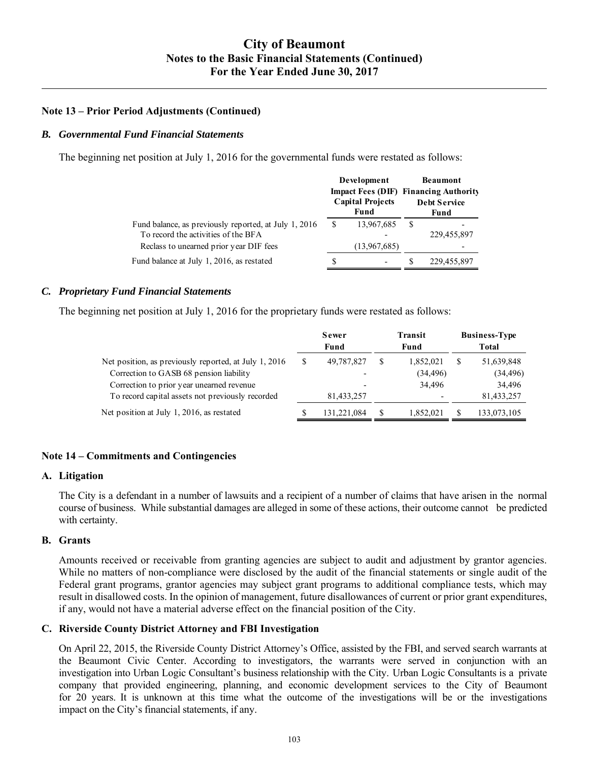## Note 13 – Prior Period Adjustments (Continued)

### *B. Governmental Fund Financial Statements*

The beginning net position at July 1, 2016 for the governmental funds were restated as follows:

| | Development Impact Fees (DIF) Capital Projects Fund | Beaumont Financing Authority Debt Service Fund |
|---|---|---|
| Fund balance, as previously reported, at July 1, 2016 | $ 13,967,685 | $ - |
| To record the activities of the BFA | - | 229,455,897 |
| Reclass to unearned prior year DIF fees | (13,967,685) | - |
| Fund balance at July 1, 2016, as restated | $ - | $ 229,455,897 |

### *C. Proprietary Fund Financial Statements*

The beginning net position at July 1, 2016 for the proprietary funds were restated as follows:

| | Sewer Fund | Transit Fund | Business-Type Total |
|---|---|---|---|
| Net position, as previously reported, at July 1, 2016 | $ 49,787,827 | $ 1,852,021 | $ 51,639,848 |
| Correction to GASB 68 pension liability | - | (34,496) | (34,496) |
| Correction to prior year unearned revenue | - | 34,496 | 34,496 |
| To record capital assets not previously recorded | 81,433,257 | - | 81,433,257 |
| Net position at July 1, 2016, as restated | $ 131,221,084 | $ 1,852,021 | $ 133,073,105 |

## Note 14 – Commitments and Contingencies

### A. Litigation

The City is a defendant in a number of lawsuits and a recipient of a number of claims that have arisen in the normal course of business. While substantial damages are alleged in some of these actions, their outcome cannot be predicted with certainty.

### B. Grants

Amounts received or receivable from granting agencies are subject to audit and adjustment by grantor agencies. While no matters of non-compliance were disclosed by the audit of the financial statements or single audit of the Federal grant programs, grantor agencies may subject grant programs to additional compliance tests, which may result in disallowed costs. In the opinion of management, future disallowances of current or prior grant expenditures, if any, would not have a material adverse effect on the financial position of the City.

### C. Riverside County District Attorney and FBI Investigation

On April 22, 2015, the Riverside County District Attorney's Office, assisted by the FBI, and served search warrants at the Beaumont Civic Center. According to investigators, the warrants were served in conjunction with an investigation into Urban Logic Consultant's business relationship with the City. Urban Logic Consultants is a private company that provided engineering, planning, and economic development services to the City of Beaumont for 20 years. It is unknown at this time what the outcome of the investigations will be or the investigations impact on the City's financial statements, if any.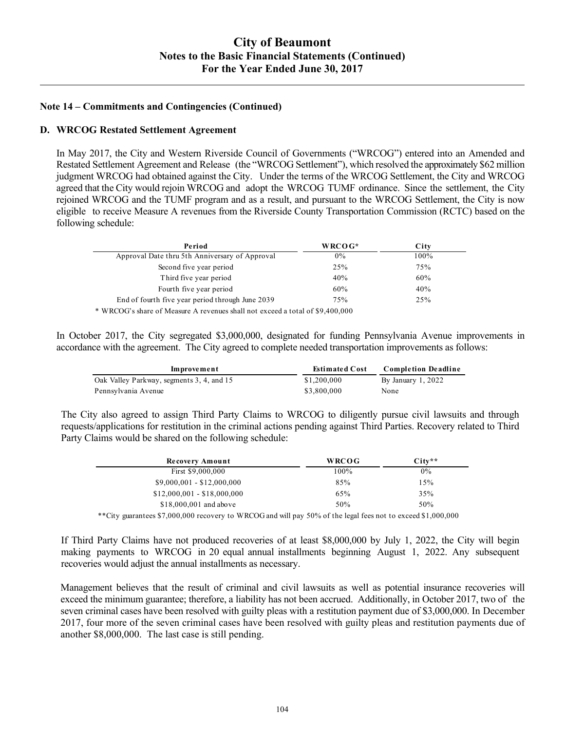# City of Beaumont
## Notes to the Basic Financial Statements (Continued)
## For the Year Ended June 30, 2017

### Note 14 – Commitments and Contingencies (Continued)

#### D. WRCOG Restated Settlement Agreement

In May 2017, the City and Western Riverside Council of Governments ("WRCOG") entered into an Amended and Restated Settlement Agreement and Release (the "WRCOG Settlement"), which resolved the approximately $62 million judgment WRCOG had obtained against the City. Under the terms of the WRCOG Settlement, the City and WRCOG agreed that the City would rejoin WRCOG and adopt the WRCOG TUMF ordinance. Since the settlement, the City rejoined WRCOG and the TUMF program and as a result, and pursuant to the WRCOG Settlement, the City is now eligible to receive Measure A revenues from the Riverside County Transportation Commission (RCTC) based on the following schedule:

| Period | WRCOG* | City |
|---|---|---|
| Approval Date thru 5th Anniversary of Approval | 0% | 100% |
| Second five year period | 25% | 75% |
| Third five year period | 40% | 60% |
| Fourth five year period | 60% | 40% |
| End of fourth five year period through June 2039 | 75% | 25% |

\* WRCOG's share of Measure A revenues shall not exceed a total of $9,400,000

In October 2017, the City segregated $3,000,000, designated for funding Pennsylvania Avenue improvements in accordance with the agreement. The City agreed to complete needed transportation improvements as follows:

| Improvement | Estimated Cost | Completion Deadline |
|---|---|---|
| Oak Valley Parkway, segments 3, 4, and 15 | $1,200,000 | By January 1, 2022 |
| Pennsylvania Avenue | $3,800,000 | None |

The City also agreed to assign Third Party Claims to WRCOG to diligently pursue civil lawsuits and through requests/applications for restitution in the criminal actions pending against Third Parties. Recovery related to Third Party Claims would be shared on the following schedule:

| Recovery Amount | WRCOG | City** |
|---|---|---|
| First $9,000,000 | 100% | 0% |
| $9,000,001 - $12,000,000 | 85% | 15% |
| $12,000,001 - $18,000,000 | 65% | 35% |
| $18,000,001 and above | 50% | 50% |

\*\*City guarantees $7,000,000 recovery to WRCOG and will pay 50% of the legal fees not to exceed $1,000,000

If Third Party Claims have not produced recoveries of at least $8,000,000 by July 1, 2022, the City will begin making payments to WRCOG in 20 equal annual installments beginning August 1, 2022. Any subsequent recoveries would adjust the annual installments as necessary.

Management believes that the result of criminal and civil lawsuits as well as potential insurance recoveries will exceed the minimum guarantee; therefore, a liability has not been accrued. Additionally, in October 2017, two of the seven criminal cases have been resolved with guilty pleas with a restitution payment due of $3,000,000. In December 2017, four more of the seven criminal cases have been resolved with guilty pleas and restitution payments due of another $8,000,000. The last case is still pending.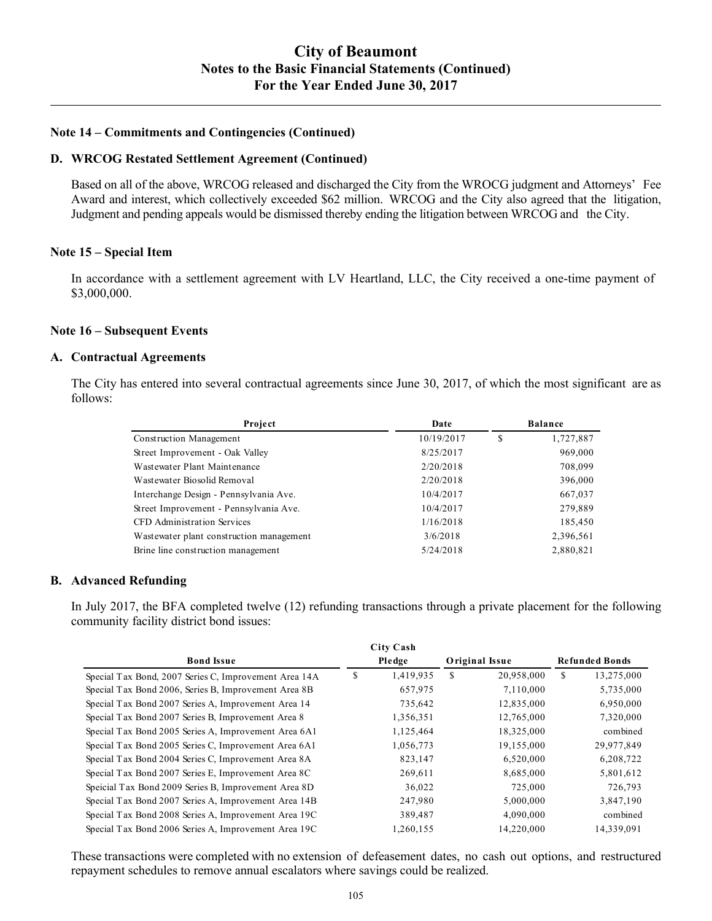# City of Beaumont
## Notes to the Basic Financial Statements (Continued)
## For the Year Ended June 30, 2017

### Note 14 – Commitments and Contingencies (Continued)

#### D. WRCOG Restated Settlement Agreement (Continued)

Based on all of the above, WRCOG released and discharged the City from the WROCG judgment and Attorneys' Fee Award and interest, which collectively exceeded $62 million. WRCOG and the City also agreed that the litigation, Judgment and pending appeals would be dismissed thereby ending the litigation between WRCOG and the City.

### Note 15 – Special Item

In accordance with a settlement agreement with LV Heartland, LLC, the City received a one-time payment of $3,000,000.

### Note 16 – Subsequent Events

#### A. Contractual Agreements

The City has entered into several contractual agreements since June 30, 2017, of which the most significant are as follows:

| Project | Date | Balance |
|---|---|---|
| Construction Management | 10/19/2017 | $ 1,727,887 |
| Street Improvement - Oak Valley | 8/25/2017 | 969,000 |
| Wastewater Plant Maintenance | 2/20/2018 | 708,099 |
| Wastewater Biosolid Removal | 2/20/2018 | 396,000 |
| Interchange Design - Pennsylvania Ave. | 10/4/2017 | 667,037 |
| Street Improvement - Pennsylvania Ave. | 10/4/2017 | 279,889 |
| CFD Administration Services | 1/16/2018 | 185,450 |
| Wastewater plant construction management | 3/6/2018 | 2,396,561 |
| Brine line construction management | 5/24/2018 | 2,880,821 |

#### B. Advanced Refunding

In July 2017, the BFA completed twelve (12) refunding transactions through a private placement for the following community facility district bond issues:

| Bond Issue | City Cash Pledge | Original Issue | Refunded Bonds |
|---|---|---|---|
| Special Tax Bond, 2007 Series C, Improvement Area 14A | $ 1,419,935 | $ 20,958,000 | $ 13,275,000 |
| Special Tax Bond 2006, Series B, Improvement Area 8B | 657,975 | 7,110,000 | 5,735,000 |
| Special Tax Bond 2007 Series A, Improvement Area 14 | 735,642 | 12,835,000 | 6,950,000 |
| Special Tax Bond 2007 Series B, Improvement Area 8 | 1,356,351 | 12,765,000 | 7,320,000 |
| Special Tax Bond 2005 Series A, Improvement Area 6A1 | 1,125,464 | 18,325,000 | combined |
| Special Tax Bond 2005 Series C, Improvement Area 6A1 | 1,056,773 | 19,155,000 | 29,977,849 |
| Special Tax Bond 2004 Series C, Improvement Area 8A | 823,147 | 6,520,000 | 6,208,722 |
| Special Tax Bond 2007 Series E, Improvement Area 8C | 269,611 | 8,685,000 | 5,801,612 |
| Speicial Tax Bond 2009 Series B, Improvement Area 8D | 36,022 | 725,000 | 726,793 |
| Special Tax Bond 2007 Series A, Improvement Area 14B | 247,980 | 5,000,000 | 3,847,190 |
| Special Tax Bond 2008 Series A, Improvement Area 19C | 389,487 | 4,090,000 | combined |
| Special Tax Bond 2006 Series A, Improvement Area 19C | 1,260,155 | 14,220,000 | 14,339,091 |

These transactions were completed with no extension of defeasement dates, no cash out options, and restructured repayment schedules to remove annual escalators where savings could be realized.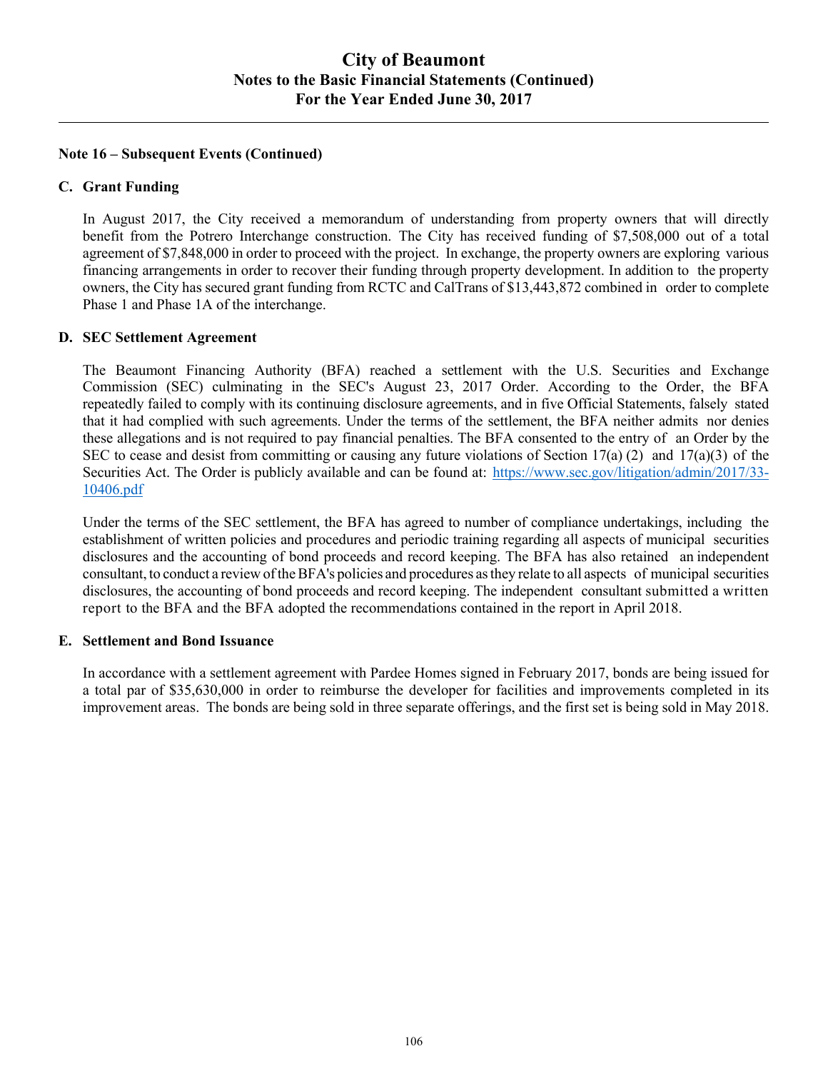## Note 16 – Subsequent Events (Continued)

### C. Grant Funding

In August 2017, the City received a memorandum of understanding from property owners that will directly benefit from the Potrero Interchange construction. The City has received funding of $7,508,000 out of a total agreement of $7,848,000 in order to proceed with the project. In exchange, the property owners are exploring various financing arrangements in order to recover their funding through property development. In addition to the property owners, the City has secured grant funding from RCTC and CalTrans of $13,443,872 combined in order to complete Phase 1 and Phase 1A of the interchange.

### D. SEC Settlement Agreement

The Beaumont Financing Authority (BFA) reached a settlement with the U.S. Securities and Exchange Commission (SEC) culminating in the SEC's August 23, 2017 Order. According to the Order, the BFA repeatedly failed to comply with its continuing disclosure agreements, and in five Official Statements, falsely stated that it had complied with such agreements. Under the terms of the settlement, the BFA neither admits nor denies these allegations and is not required to pay financial penalties. The BFA consented to the entry of an Order by the SEC to cease and desist from committing or causing any future violations of Section 17(a) (2) and 17(a)(3) of the Securities Act. The Order is publicly available and can be found at: https://www.sec.gov/litigation/admin/2017/33-10406.pdf

Under the terms of the SEC settlement, the BFA has agreed to number of compliance undertakings, including the establishment of written policies and procedures and periodic training regarding all aspects of municipal securities disclosures and the accounting of bond proceeds and record keeping. The BFA has also retained an independent consultant, to conduct a review of the BFA's policies and procedures as they relate to all aspects of municipal securities disclosures, the accounting of bond proceeds and record keeping. The independent consultant submitted a written report to the BFA and the BFA adopted the recommendations contained in the report in April 2018.

### E. Settlement and Bond Issuance

In accordance with a settlement agreement with Pardee Homes signed in February 2017, bonds are being issued for a total par of $35,630,000 in order to reimburse the developer for facilities and improvements completed in its improvement areas. The bonds are being sold in three separate offerings, and the first set is being sold in May 2018.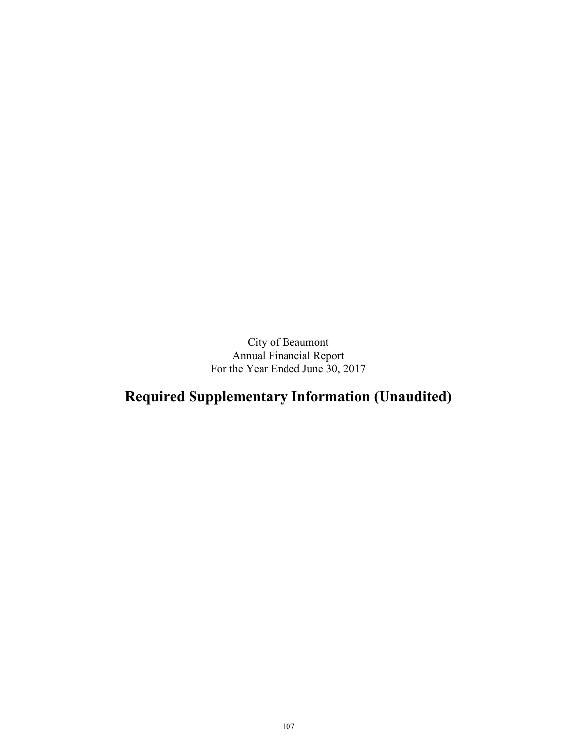City of Beaumont
Annual Financial Report
For the Year Ended June 30, 2017

# Required Supplementary Information (Unaudited)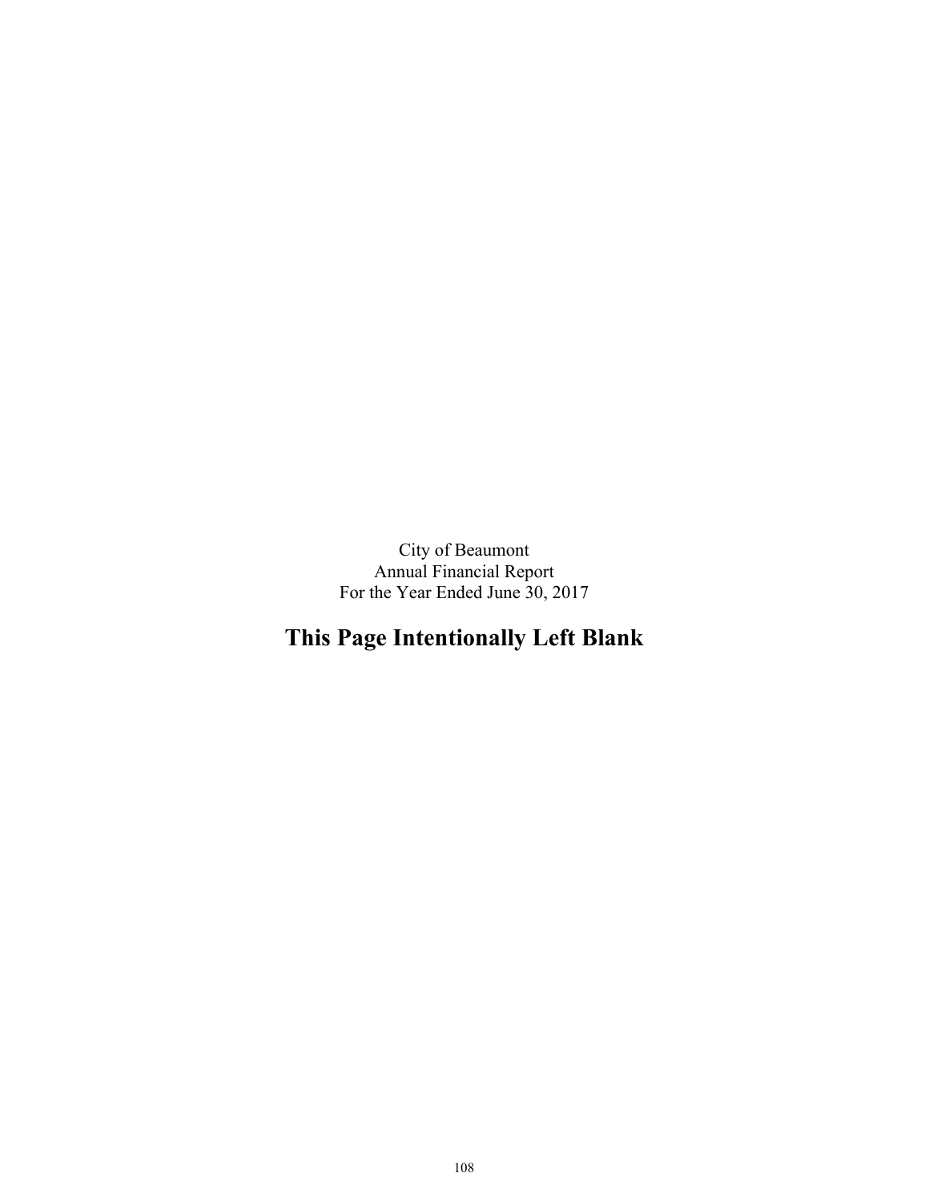City of Beaumont
Annual Financial Report
For the Year Ended June 30, 2017

**This Page Intentionally Left Blank**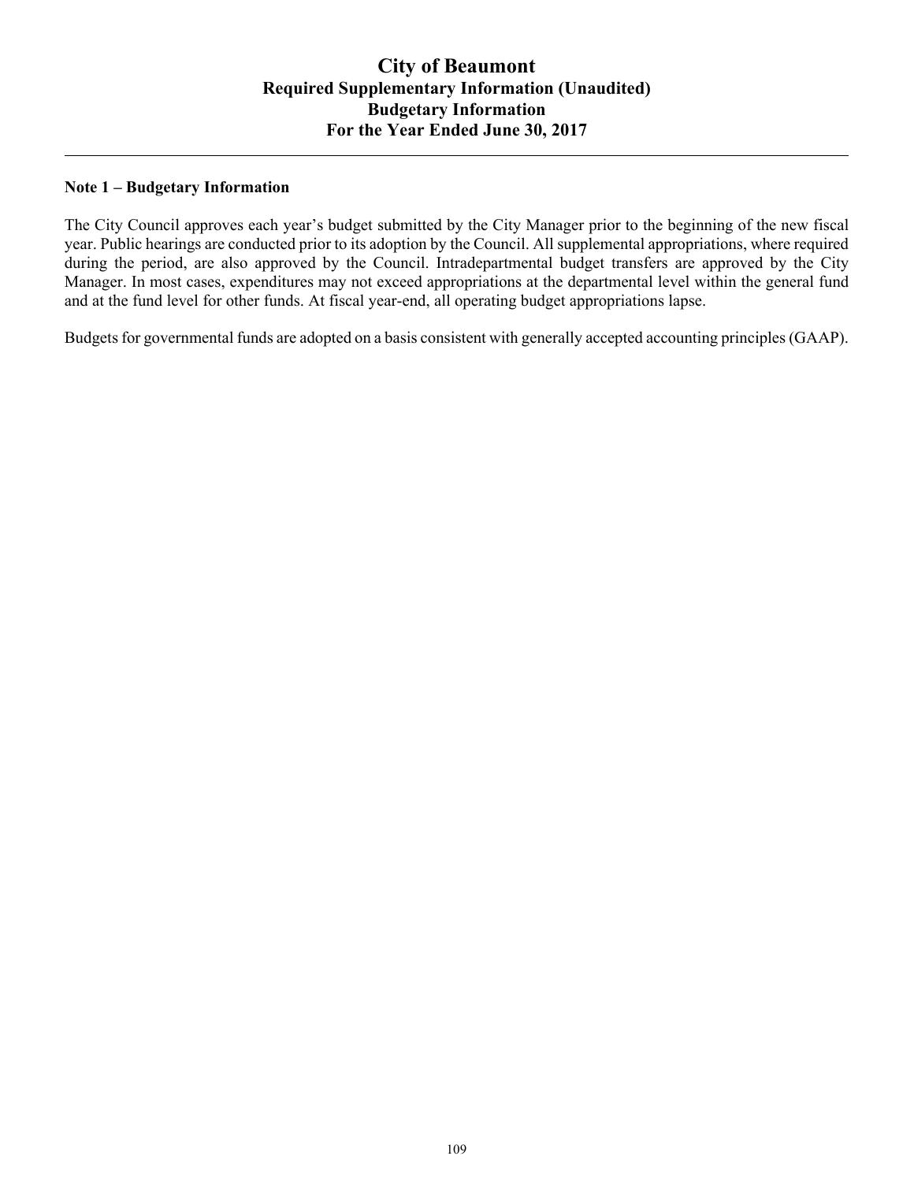# City of Beaumont
## Required Supplementary Information (Unaudited)
## Budgetary Information
## For the Year Ended June 30, 2017

**Note 1 – Budgetary Information**

The City Council approves each year's budget submitted by the City Manager prior to the beginning of the new fiscal year. Public hearings are conducted prior to its adoption by the Council. All supplemental appropriations, where required during the period, are also approved by the Council. Intradepartmental budget transfers are approved by the City Manager. In most cases, expenditures may not exceed appropriations at the departmental level within the general fund and at the fund level for other funds. At fiscal year-end, all operating budget appropriations lapse.

Budgets for governmental funds are adopted on a basis consistent with generally accepted accounting principles (GAAP).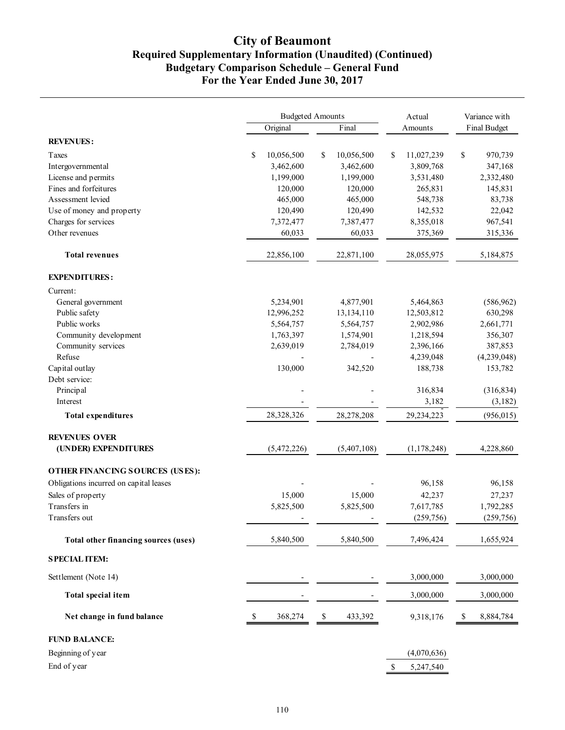# City of Beaumont
## Required Supplementary Information (Unaudited) (Continued)
## Budgetary Comparison Schedule – General Fund
## For the Year Ended June 30, 2017

| | Budgeted Amounts | | Actual | Variance with |
|---|---|---|---|---|
| | Original | Final | Amounts | Final Budget |
| **REVENUES:** | | | | |
| Taxes | $ 10,056,500 | $ 10,056,500 | $ 11,027,239 | $ 970,739 |
| Intergovernmental | 3,462,600 | 3,462,600 | 3,809,768 | 347,168 |
| License and permits | 1,199,000 | 1,199,000 | 3,531,480 | 2,332,480 |
| Fines and forfeitures | 120,000 | 120,000 | 265,831 | 145,831 |
| Assessment levied | 465,000 | 465,000 | 548,738 | 83,738 |
| Use of money and property | 120,490 | 120,490 | 142,532 | 22,042 |
| Charges for services | 7,372,477 | 7,387,477 | 8,355,018 | 967,541 |
| Other revenues | 60,033 | 60,033 | 375,369 | 315,336 |
| **Total revenues** | 22,856,100 | 22,871,100 | 28,055,975 | 5,184,875 |
| **EXPENDITURES:** | | | | |
| Current: | | | | |
| General government | 5,234,901 | 4,877,901 | 5,464,863 | (586,962) |
| Public safety | 12,996,252 | 13,134,110 | 12,503,812 | 630,298 |
| Public works | 5,564,757 | 5,564,757 | 2,902,986 | 2,661,771 |
| Community development | 1,763,397 | 1,574,901 | 1,218,594 | 356,307 |
| Community services | 2,639,019 | 2,784,019 | 2,396,166 | 387,853 |
| Refuse | - | - | 4,239,048 | (4,239,048) |
| Capital outlay | 130,000 | 342,520 | 188,738 | 153,782 |
| Debt service: | | | | |
| Principal | - | - | 316,834 | (316,834) |
| Interest | - | - | 3,182 | (3,182) |
| **Total expenditures** | 28,328,326 | 28,278,208 | 29,234,223 | (956,015) |
| **REVENUES OVER (UNDER) EXPENDITURES** | (5,472,226) | (5,407,108) | (1,178,248) | 4,228,860 |
| **OTHER FINANCING SOURCES (USES):** | | | | |
| Obligations incurred on capital leases | - | - | 96,158 | 96,158 |
| Sales of property | 15,000 | 15,000 | 42,237 | 27,237 |
| Transfers in | 5,825,500 | 5,825,500 | 7,617,785 | 1,792,285 |
| Transfers out | - | - | (259,756) | (259,756) |
| **Total other financing sources (uses)** | 5,840,500 | 5,840,500 | 7,496,424 | 1,655,924 |
| **SPECIAL ITEM:** | | | | |
| Settlement (Note 14) | - | - | 3,000,000 | 3,000,000 |
| **Total special item** | - | - | 3,000,000 | 3,000,000 |
| **Net change in fund balance** | $ 368,274 | $ 433,392 | 9,318,176 | $ 8,884,784 |
| **FUND BALANCE:** | | | | |
| Beginning of year | | | (4,070,636) | |
| End of year | | | $ 5,247,540 | |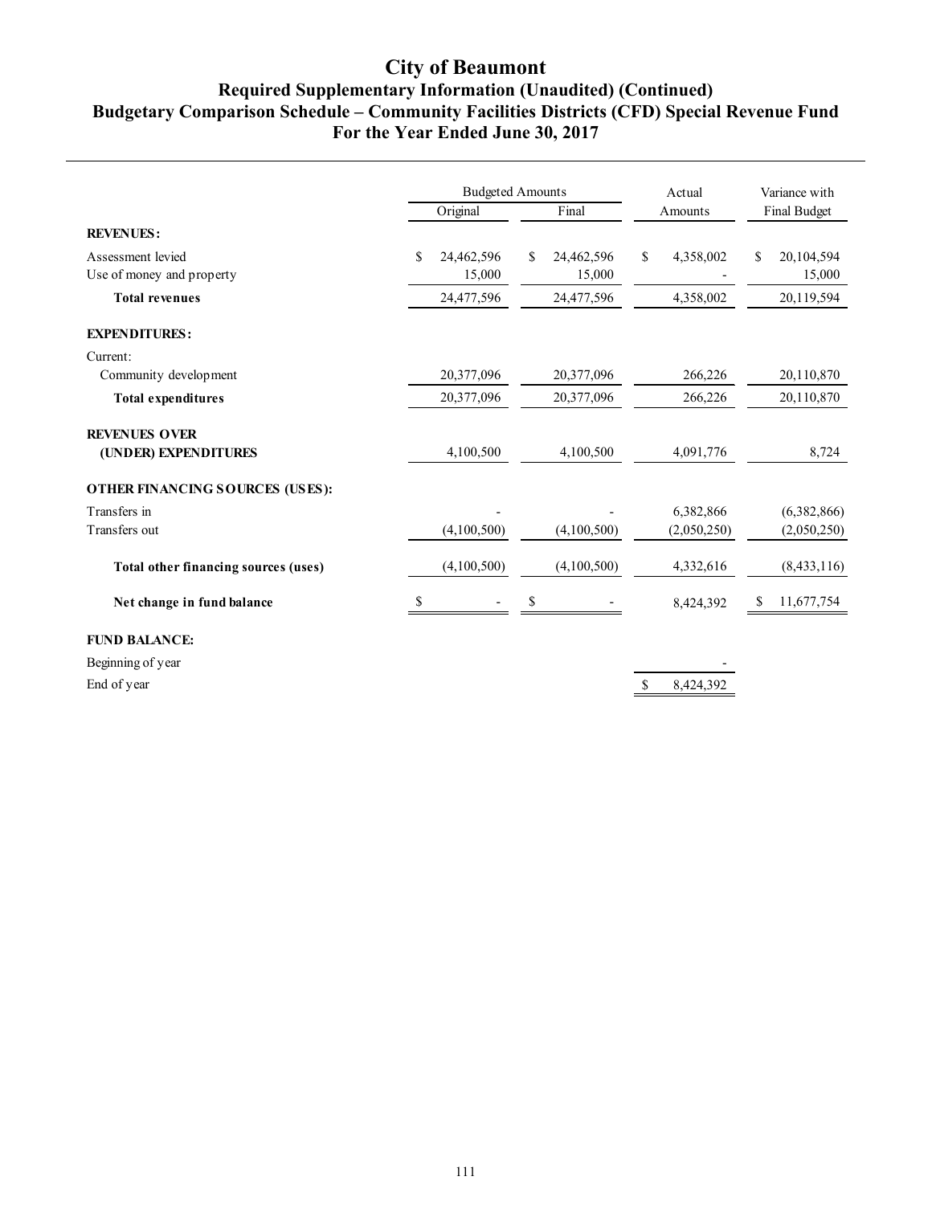# City of Beaumont

## Required Supplementary Information (Unaudited) (Continued)

## Budgetary Comparison Schedule – Community Facilities Districts (CFD) Special Revenue Fund

## For the Year Ended June 30, 2017

| | Budgeted Amounts | | Actual | Variance with |
|---|---|---|---|---|
| | Original | Final | Amounts | Final Budget |
| **REVENUES:** | | | | |
| Assessment levied | $ 24,462,596 | $ 24,462,596 | $ 4,358,002 | $ 20,104,594 |
| Use of money and property | 15,000 | 15,000 | - | 15,000 |
| **Total revenues** | 24,477,596 | 24,477,596 | 4,358,002 | 20,119,594 |
| **EXPENDITURES:** | | | | |
| Current: | | | | |
| Community development | 20,377,096 | 20,377,096 | 266,226 | 20,110,870 |
| **Total expenditures** | 20,377,096 | 20,377,096 | 266,226 | 20,110,870 |
| **REVENUES OVER (UNDER) EXPENDITURES** | 4,100,500 | 4,100,500 | 4,091,776 | 8,724 |
| **OTHER FINANCING SOURCES (USES):** | | | | |
| Transfers in | - | - | 6,382,866 | (6,382,866) |
| Transfers out | (4,100,500) | (4,100,500) | (2,050,250) | (2,050,250) |
| **Total other financing sources (uses)** | (4,100,500) | (4,100,500) | 4,332,616 | (8,433,116) |
| **Net change in fund balance** | $ - | $ - | 8,424,392 | $ 11,677,754 |
| **FUND BALANCE:** | | | | |
| Beginning of year | | | - | |
| End of year | | | $ 8,424,392 | |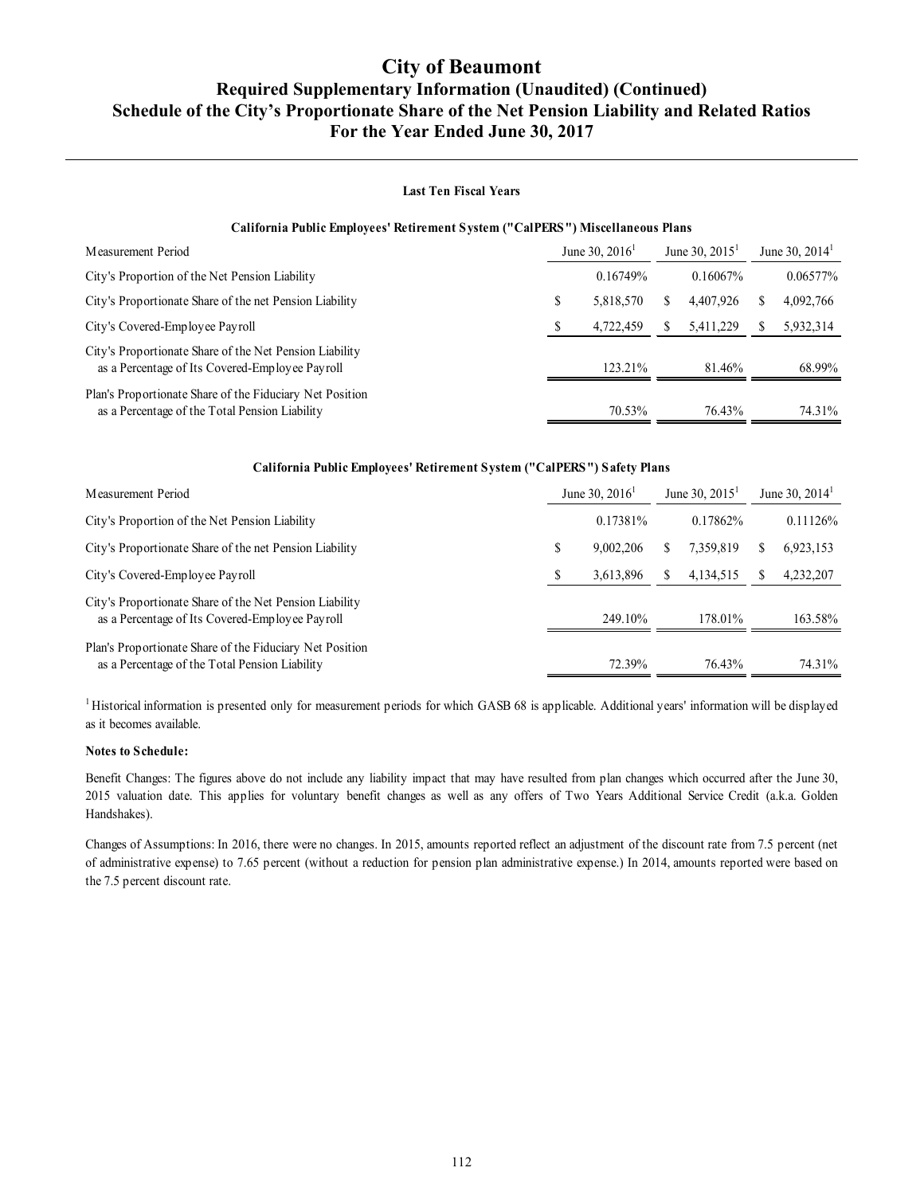# City of Beaumont

## Required Supplementary Information (Unaudited) (Continued)

## Schedule of the City's Proportionate Share of the Net Pension Liability and Related Ratios

## For the Year Ended June 30, 2017

**Last Ten Fiscal Years**

**California Public Employees' Retirement System ("CalPERS") Miscellaneous Plans**

| Measurement Period | June 30, 2016[1] | June 30, 2015[1] | June 30, 2014[1] |
|---|---|---|---|
| City's Proportion of the Net Pension Liability | 0.16749% | 0.16067% | 0.06577% |
| City's Proportionate Share of the net Pension Liability | $ 5,818,570 | $ 4,407,926 | $ 4,092,766 |
| City's Covered-Employee Payroll | $ 4,722,459 | $ 5,411,229 | $ 5,932,314 |
| City's Proportionate Share of the Net Pension Liability as a Percentage of Its Covered-Employee Payroll | 123.21% | 81.46% | 68.99% |
| Plan's Proportionate Share of the Fiduciary Net Position as a Percentage of the Total Pension Liability | 70.53% | 76.43% | 74.31% |

**California Public Employees' Retirement System ("CalPERS") Safety Plans**

| Measurement Period | June 30, 2016[1] | June 30, 2015[1] | June 30, 2014[1] |
|---|---|---|---|
| City's Proportion of the Net Pension Liability | 0.17381% | 0.17862% | 0.11126% |
| City's Proportionate Share of the net Pension Liability | $ 9,002,206 | $ 7,359,819 | $ 6,923,153 |
| City's Covered-Employee Payroll | $ 3,613,896 | $ 4,134,515 | $ 4,232,207 |
| City's Proportionate Share of the Net Pension Liability as a Percentage of Its Covered-Employee Payroll | 249.10% | 178.01% | 163.58% |
| Plan's Proportionate Share of the Fiduciary Net Position as a Percentage of the Total Pension Liability | 72.39% | 76.43% | 74.31% |

[1] Historical information is presented only for measurement periods for which GASB 68 is applicable. Additional years' information will be displayed as it becomes available.

**Notes to Schedule:**

Benefit Changes: The figures above do not include any liability impact that may have resulted from plan changes which occurred after the June 30, 2015 valuation date. This applies for voluntary benefit changes as well as any offers of Two Years Additional Service Credit (a.k.a. Golden Handshakes).

Changes of Assumptions: In 2016, there were no changes. In 2015, amounts reported reflect an adjustment of the discount rate from 7.5 percent (net of administrative expense) to 7.65 percent (without a reduction for pension plan administrative expense.) In 2014, amounts reported were based on the 7.5 percent discount rate.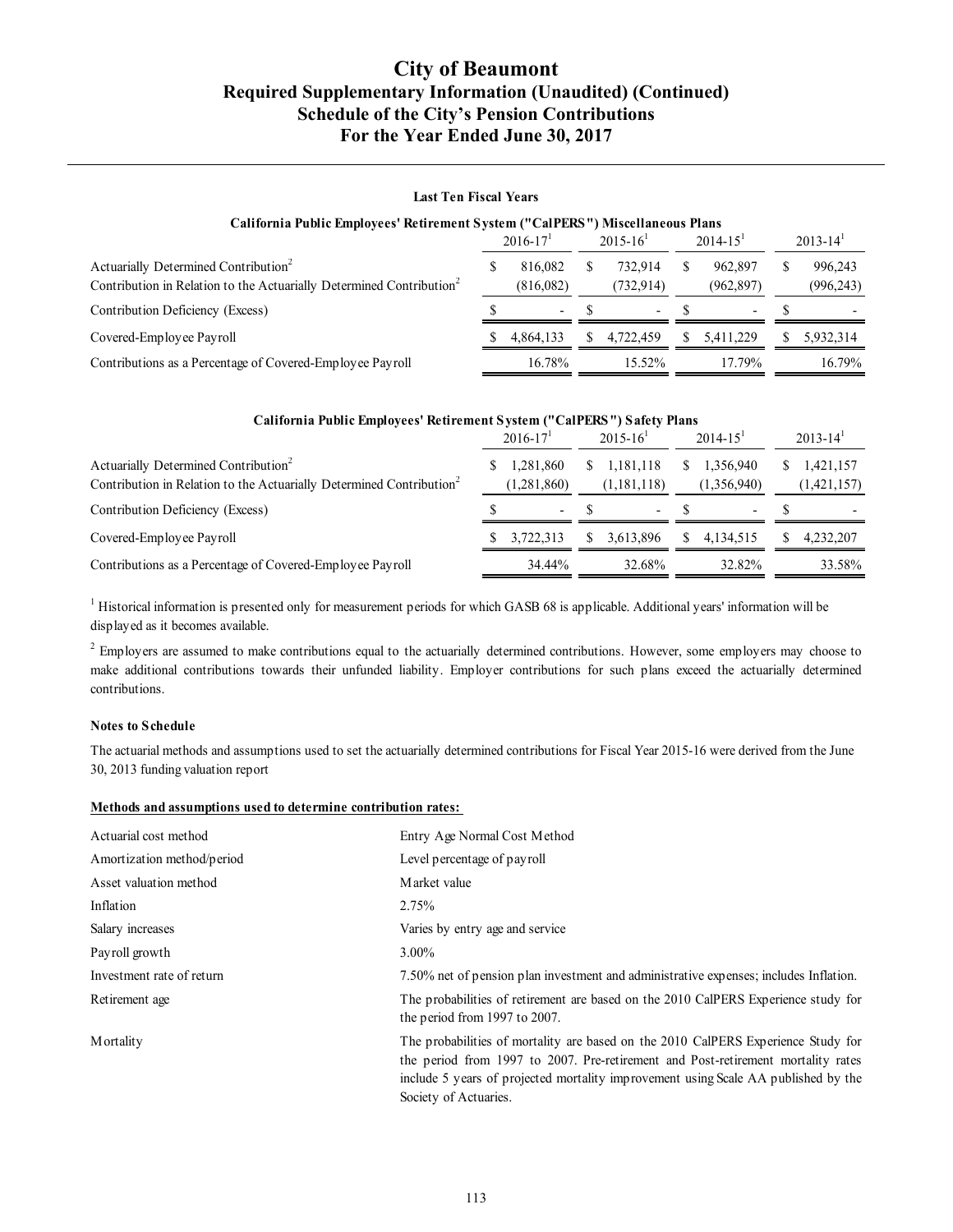# City of Beaumont
## Required Supplementary Information (Unaudited) (Continued)
## Schedule of the City's Pension Contributions
## For the Year Ended June 30, 2017

**Last Ten Fiscal Years**

**California Public Employees' Retirement System ("CalPERS") Miscellaneous Plans**

| | 2016-17[1] | 2015-16[1] | 2014-15[1] | 2013-14[1] |
|---|---|---|---|---|
| Actuarially Determined Contribution[2] | $ 816,082 | $ 732,914 | $ 962,897 | $ 996,243 |
| Contribution in Relation to the Actuarially Determined Contribution[2] | (816,082) | (732,914) | (962,897) | (996,243) |
| Contribution Deficiency (Excess) | $ - | $ - | $ - | $ - |
| Covered-Employee Payroll | $ 4,864,133 | $ 4,722,459 | $ 5,411,229 | $ 5,932,314 |
| Contributions as a Percentage of Covered-Employee Payroll | 16.78% | 15.52% | 17.79% | 16.79% |

**California Public Employees' Retirement System ("CalPERS") Safety Plans**

| | 2016-17[1] | 2015-16[1] | 2014-15[1] | 2013-14[1] |
|---|---|---|---|---|
| Actuarially Determined Contribution[2] | $ 1,281,860 | $ 1,181,118 | $ 1,356,940 | $ 1,421,157 |
| Contribution in Relation to the Actuarially Determined Contribution[2] | (1,281,860) | (1,181,118) | (1,356,940) | (1,421,157) |
| Contribution Deficiency (Excess) | $ - | $ - | $ - | $ - |
| Covered-Employee Payroll | $ 3,722,313 | $ 3,613,896 | $ 4,134,515 | $ 4,232,207 |
| Contributions as a Percentage of Covered-Employee Payroll | 34.44% | 32.68% | 32.82% | 33.58% |

[1] Historical information is presented only for measurement periods for which GASB 68 is applicable. Additional years' information will be displayed as it becomes available.

[2] Employers are assumed to make contributions equal to the actuarially determined contributions. However, some employers may choose to make additional contributions towards their unfunded liability. Employer contributions for such plans exceed the actuarially determined contributions.

**Notes to Schedule**

The actuarial methods and assumptions used to set the actuarially determined contributions for Fiscal Year 2015-16 were derived from the June 30, 2013 funding valuation report

**Methods and assumptions used to determine contribution rates:**

| | |
|---|---|
| Actuarial cost method | Entry Age Normal Cost Method |
| Amortization method/period | Level percentage of payroll |
| Asset valuation method | Market value |
| Inflation | 2.75% |
| Salary increases | Varies by entry age and service |
| Payroll growth | 3.00% |
| Investment rate of return | 7.50% net of pension plan investment and administrative expenses; includes Inflation. |
| Retirement age | The probabilities of retirement are based on the 2010 CalPERS Experience study for the period from 1997 to 2007. |
| Mortality | The probabilities of mortality are based on the 2010 CalPERS Experience Study for the period from 1997 to 2007. Pre-retirement and Post-retirement mortality rates include 5 years of projected mortality improvement using Scale AA published by the Society of Actuaries. |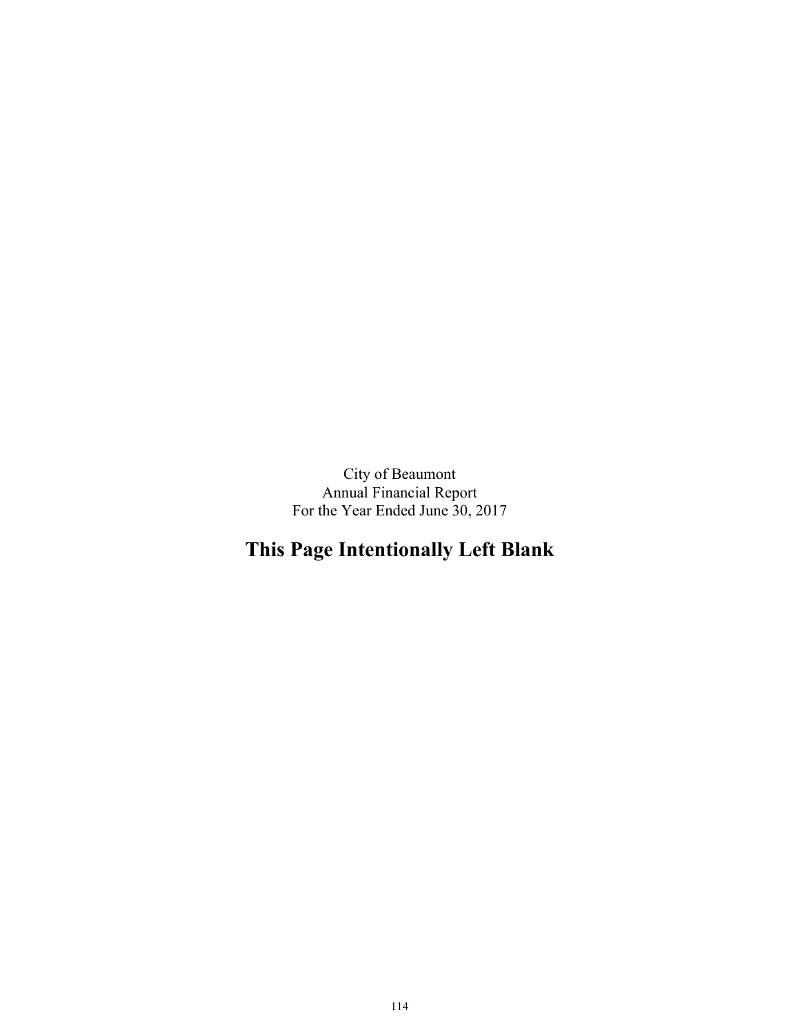City of Beaumont
Annual Financial Report
For the Year Ended June 30, 2017

**This Page Intentionally Left Blank**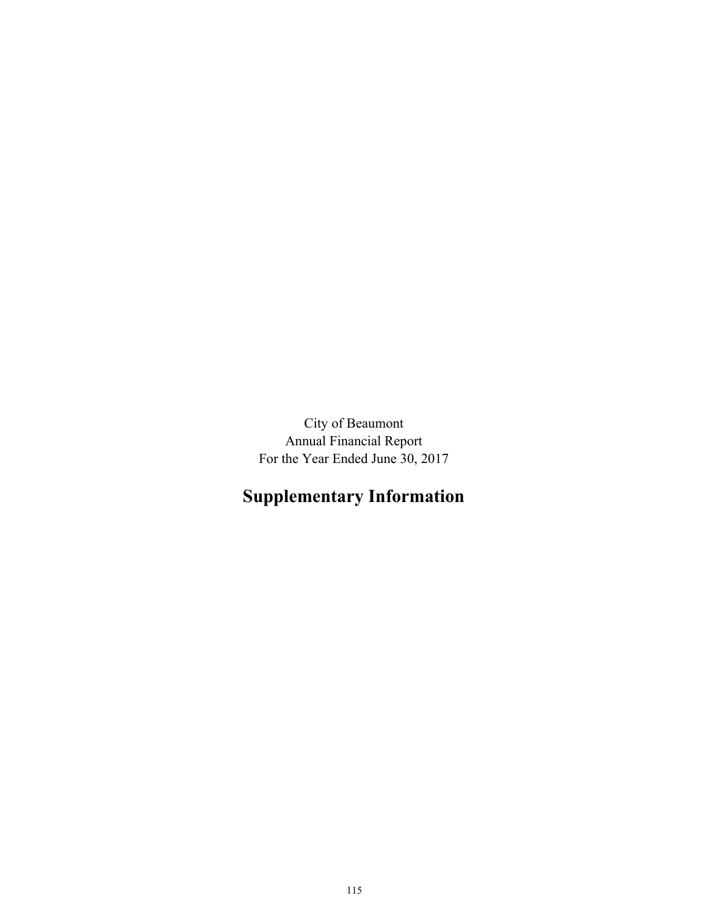City of Beaumont
Annual Financial Report
For the Year Ended June 30, 2017

# Supplementary Information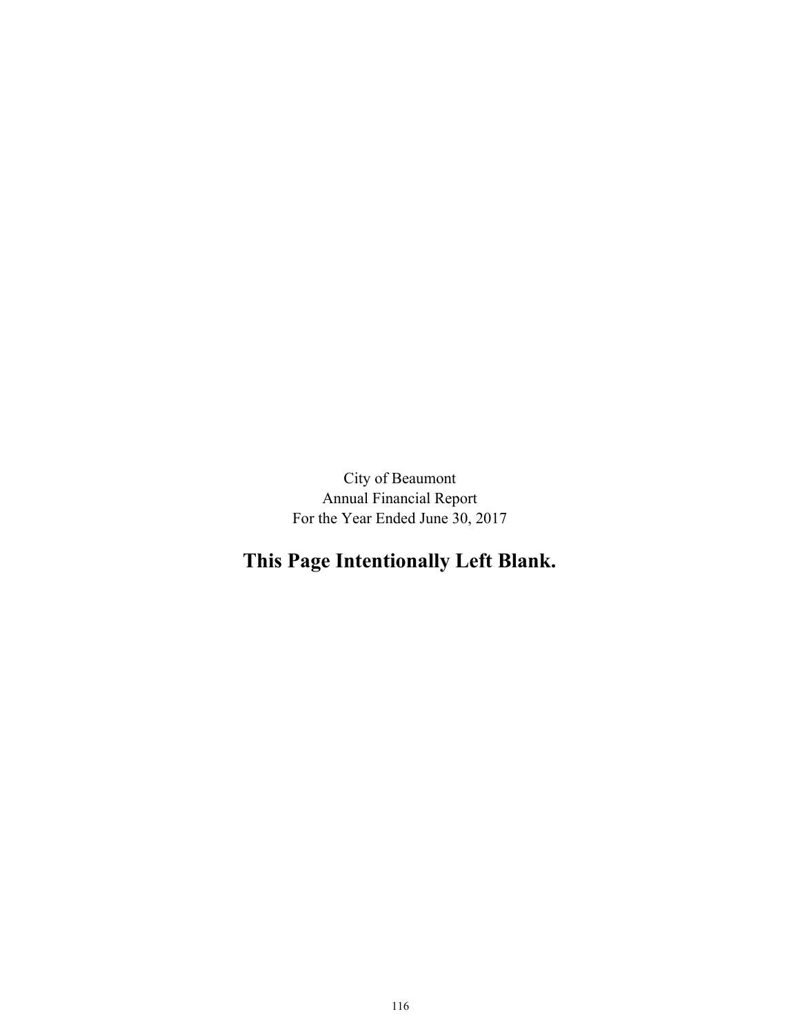City of Beaumont
Annual Financial Report
For the Year Ended June 30, 2017

**This Page Intentionally Left Blank.**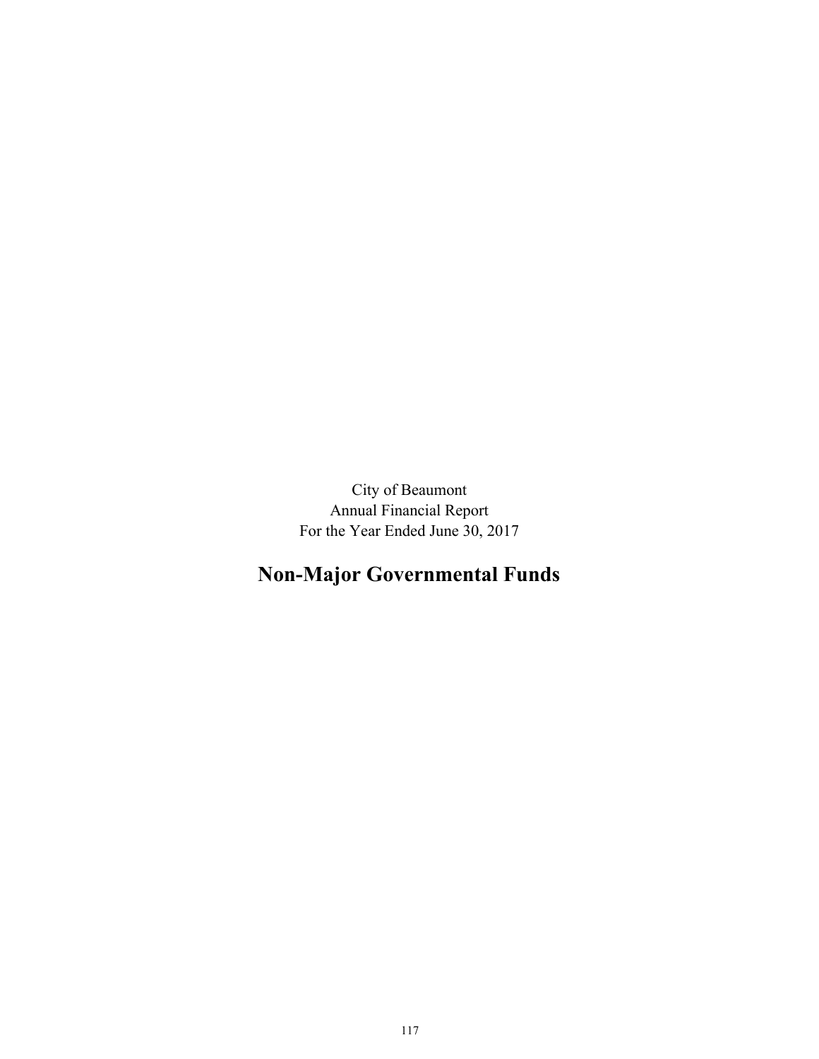City of Beaumont
Annual Financial Report
For the Year Ended June 30, 2017

# Non-Major Governmental Funds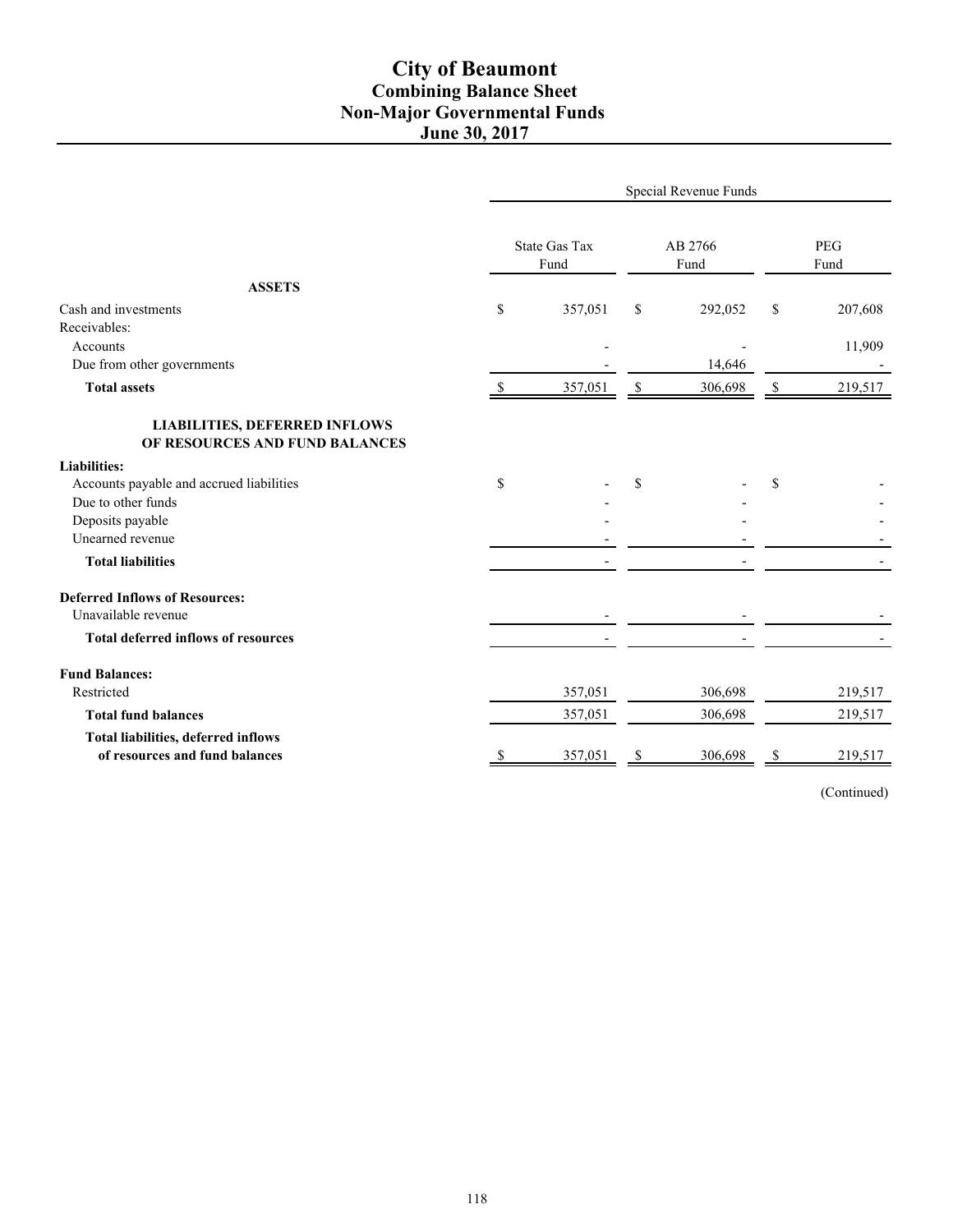# City of Beaumont
## Combining Balance Sheet
## Non-Major Governmental Funds
## June 30, 2017

| | Special Revenue Funds | | |
|---|---|---|---|
| | State Gas Tax Fund | AB 2766 Fund | PEG Fund |
| **ASSETS** | | | |
| Cash and investments | $ 357,051 | $ 292,052 | $ 207,608 |
| Receivables: | | | |
| Accounts | - | - | 11,909 |
| Due from other governments | - | 14,646 | - |
| **Total assets** | $ 357,051 | $ 306,698 | $ 219,517 |
| **LIABILITIES, DEFERRED INFLOWS OF RESOURCES AND FUND BALANCES** | | | |
| **Liabilities:** | | | |
| Accounts payable and accrued liabilities | $ - | $ - | $ - |
| Due to other funds | - | - | - |
| Deposits payable | - | - | - |
| Unearned revenue | - | - | - |
| **Total liabilities** | - | - | - |
| **Deferred Inflows of Resources:** | | | |
| Unavailable revenue | - | - | - |
| **Total deferred inflows of resources** | - | - | - |
| **Fund Balances:** | | | |
| Restricted | 357,051 | 306,698 | 219,517 |
| **Total fund balances** | 357,051 | 306,698 | 219,517 |
| **Total liabilities, deferred inflows of resources and fund balances** | $ 357,051 | $ 306,698 | $ 219,517 |

(Continued)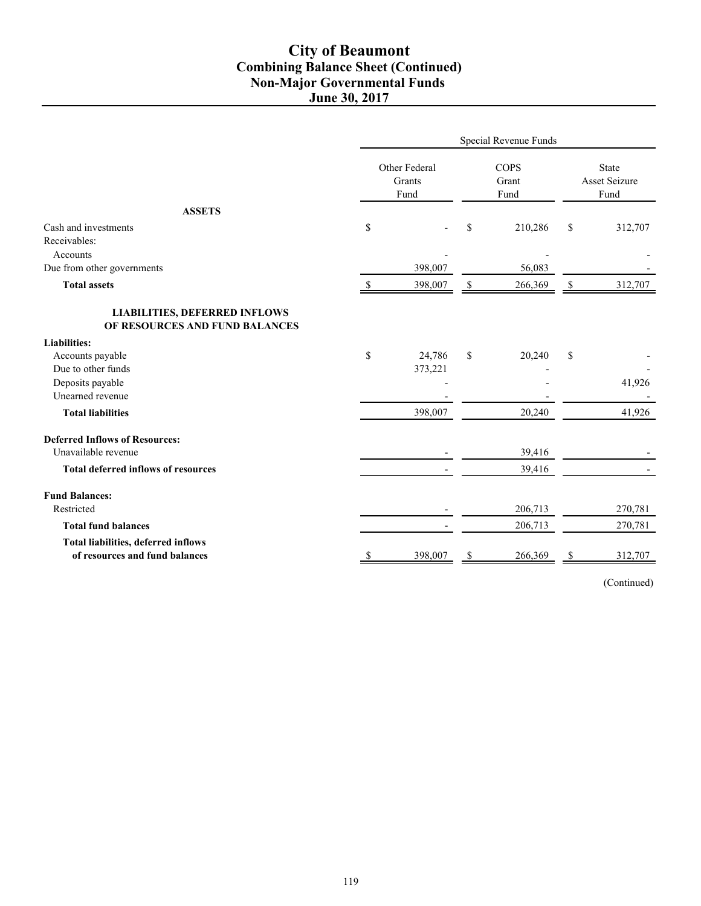# City of Beaumont
## Combining Balance Sheet (Continued)
## Non-Major Governmental Funds
## June 30, 2017

| | Special Revenue Funds | | |
|---|---|---|---|
| | Other Federal Grants Fund | COPS Grant Fund | State Asset Seizure Fund |
| **ASSETS** | | | |
| Cash and investments | $ - | $ 210,286 | $ 312,707 |
| Receivables: | | | |
| Accounts | - | - | - |
| Due from other governments | 398,007 | 56,083 | - |
| **Total assets** | $ 398,007 | $ 266,369 | $ 312,707 |
| **LIABILITIES, DEFERRED INFLOWS OF RESOURCES AND FUND BALANCES** | | | |
| **Liabilities:** | | | |
| Accounts payable | $ 24,786 | $ 20,240 | $ - |
| Due to other funds | 373,221 | - | - |
| Deposits payable | - | - | 41,926 |
| Unearned revenue | - | - | - |
| **Total liabilities** | 398,007 | 20,240 | 41,926 |
| **Deferred Inflows of Resources:** | | | |
| Unavailable revenue | - | 39,416 | - |
| **Total deferred inflows of resources** | - | 39,416 | - |
| **Fund Balances:** | | | |
| Restricted | - | 206,713 | 270,781 |
| **Total fund balances** | - | 206,713 | 270,781 |
| **Total liabilities, deferred inflows of resources and fund balances** | $ 398,007 | $ 266,369 | $ 312,707 |

(Continued)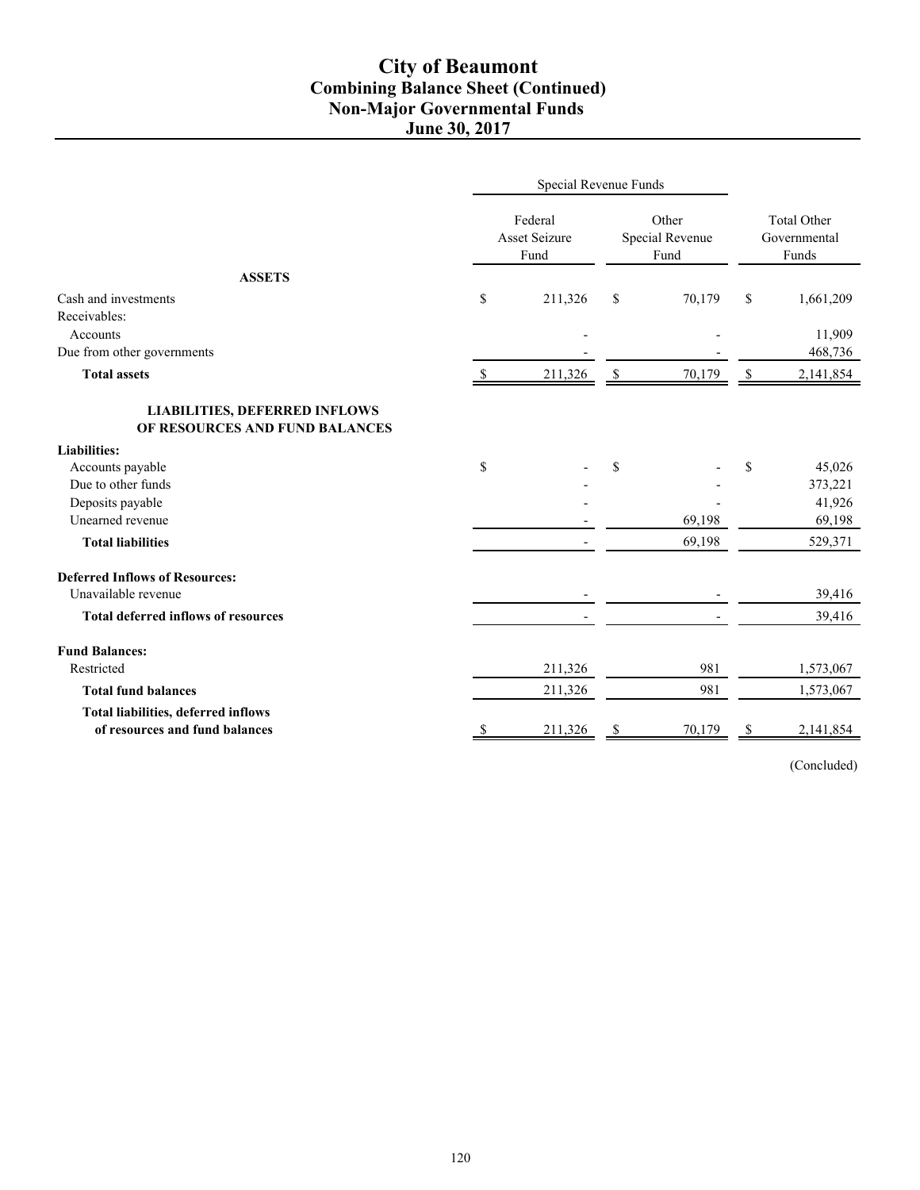# City of Beaumont
## Combining Balance Sheet (Continued)
## Non-Major Governmental Funds
## June 30, 2017

| | Special Revenue Funds | | |
|---|---|---|---|
| | Federal Asset Seizure Fund | Other Special Revenue Fund | Total Other Governmental Funds |
| **ASSETS** | | | |
| Cash and investments | $ 211,326 | $ 70,179 | $ 1,661,209 |
| Receivables: | | | |
| Accounts | - | - | 11,909 |
| Due from other governments | - | - | 468,736 |
| **Total assets** | $ 211,326 | $ 70,179 | $ 2,141,854 |
| **LIABILITIES, DEFERRED INFLOWS OF RESOURCES AND FUND BALANCES** | | | |
| **Liabilities:** | | | |
| Accounts payable | $ - | $ - | $ 45,026 |
| Due to other funds | - | - | 373,221 |
| Deposits payable | - | - | 41,926 |
| Unearned revenue | - | 69,198 | 69,198 |
| **Total liabilities** | - | 69,198 | 529,371 |
| **Deferred Inflows of Resources:** | | | |
| Unavailable revenue | - | - | 39,416 |
| **Total deferred inflows of resources** | - | - | 39,416 |
| **Fund Balances:** | | | |
| Restricted | 211,326 | 981 | 1,573,067 |
| **Total fund balances** | 211,326 | 981 | 1,573,067 |
| **Total liabilities, deferred inflows of resources and fund balances** | $ 211,326 | $ 70,179 | $ 2,141,854 |

(Concluded)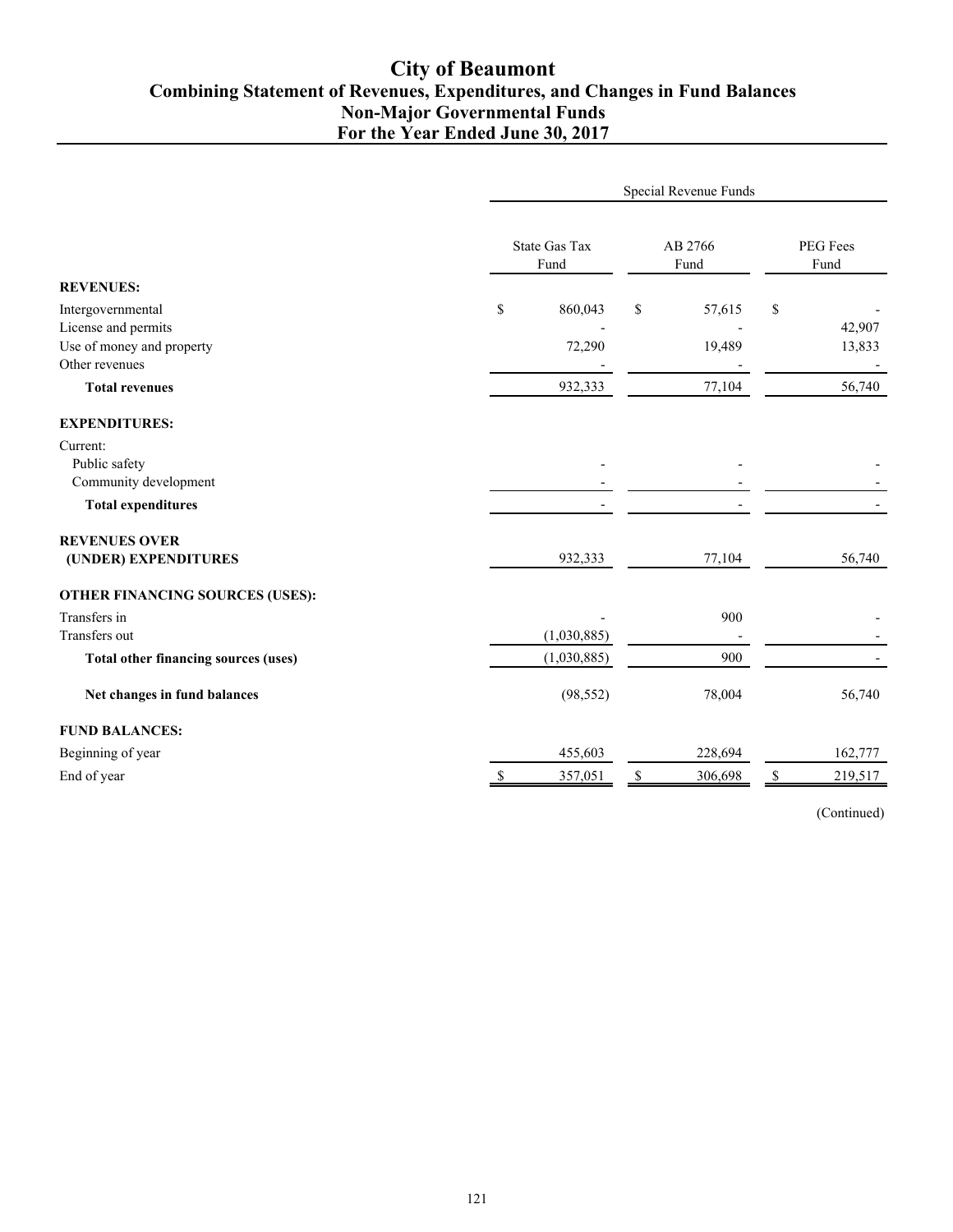# City of Beaumont
## Combining Statement of Revenues, Expenditures, and Changes in Fund Balances
## Non-Major Governmental Funds
## For the Year Ended June 30, 2017

| | Special Revenue Funds | | |
|---|---|---|---|
| | State Gas Tax Fund | AB 2766 Fund | PEG Fees Fund |
| **REVENUES:** | | | |
| Intergovernmental | $ 860,043 | $ 57,615 | $ - |
| License and permits | - | - | 42,907 |
| Use of money and property | 72,290 | 19,489 | 13,833 |
| Other revenues | - | - | - |
| **Total revenues** | 932,333 | 77,104 | 56,740 |
| **EXPENDITURES:** | | | |
| Current: | | | |
| Public safety | - | - | - |
| Community development | - | - | - |
| **Total expenditures** | - | - | - |
| **REVENUES OVER (UNDER) EXPENDITURES** | 932,333 | 77,104 | 56,740 |
| **OTHER FINANCING SOURCES (USES):** | | | |
| Transfers in | - | 900 | - |
| Transfers out | (1,030,885) | - | - |
| **Total other financing sources (uses)** | (1,030,885) | 900 | - |
| **Net changes in fund balances** | (98,552) | 78,004 | 56,740 |
| **FUND BALANCES:** | | | |
| Beginning of year | 455,603 | 228,694 | 162,777 |
| End of year | $ 357,051 | $ 306,698 | $ 219,517 |

(Continued)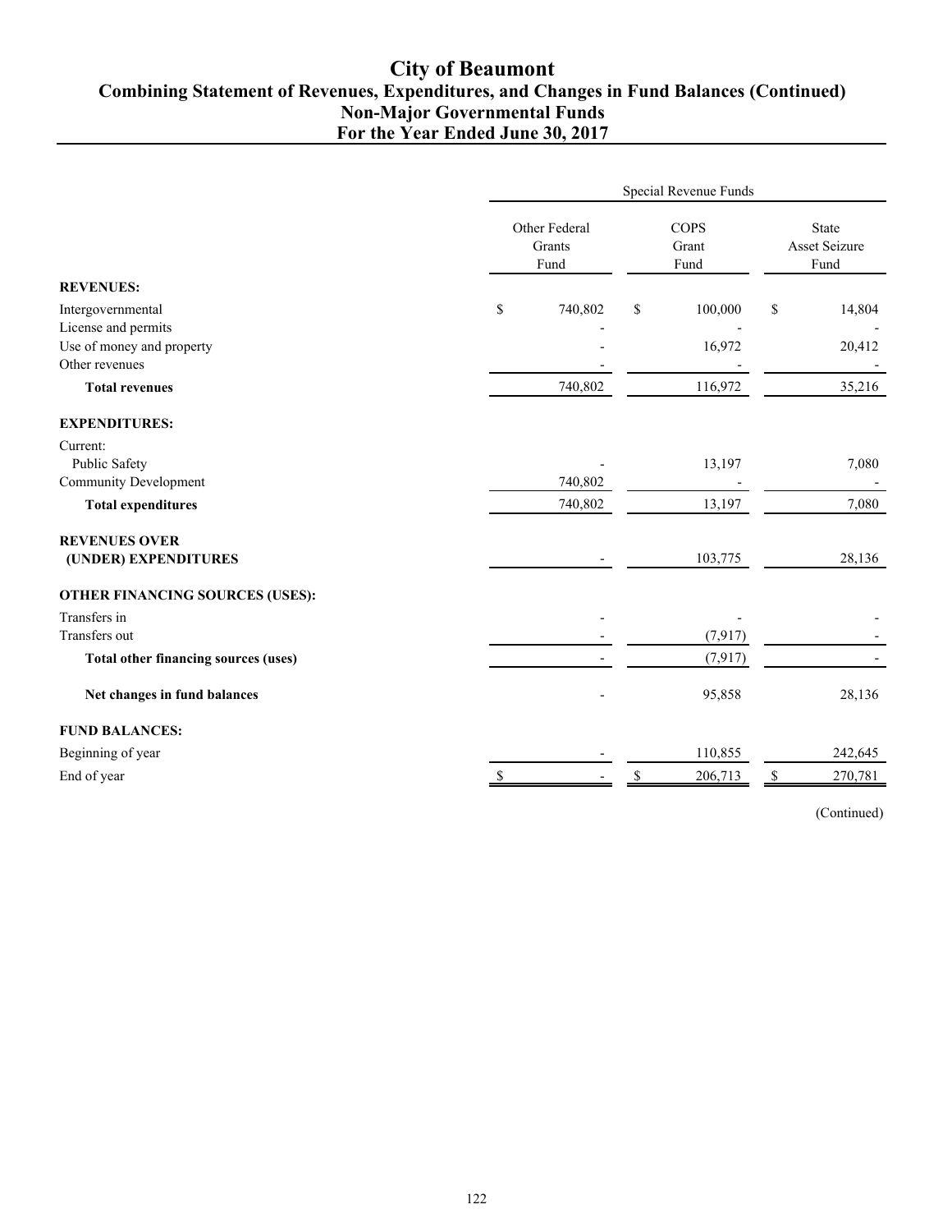# City of Beaumont
## Combining Statement of Revenues, Expenditures, and Changes in Fund Balances (Continued)
## Non-Major Governmental Funds
## For the Year Ended June 30, 2017

| | Special Revenue Funds | | |
|---|---|---|---|
| | Other Federal Grants Fund | COPS Grant Fund | State Asset Seizure Fund |
| **REVENUES:** | | | |
| Intergovernmental | $ 740,802 | $ 100,000 | $ 14,804 |
| License and permits | - | - | - |
| Use of money and property | - | 16,972 | 20,412 |
| Other revenues | - | - | - |
| **Total revenues** | 740,802 | 116,972 | 35,216 |
| **EXPENDITURES:** | | | |
| Current: | | | |
| Public Safety | - | 13,197 | 7,080 |
| Community Development | 740,802 | - | - |
| **Total expenditures** | 740,802 | 13,197 | 7,080 |
| **REVENUES OVER (UNDER) EXPENDITURES** | - | 103,775 | 28,136 |
| **OTHER FINANCING SOURCES (USES):** | | | |
| Transfers in | - | - | - |
| Transfers out | - | (7,917) | - |
| **Total other financing sources (uses)** | - | (7,917) | - |
| **Net changes in fund balances** | - | 95,858 | 28,136 |
| **FUND BALANCES:** | | | |
| Beginning of year | - | 110,855 | 242,645 |
| End of year | $ - | $ 206,713 | $ 270,781 |

(Continued)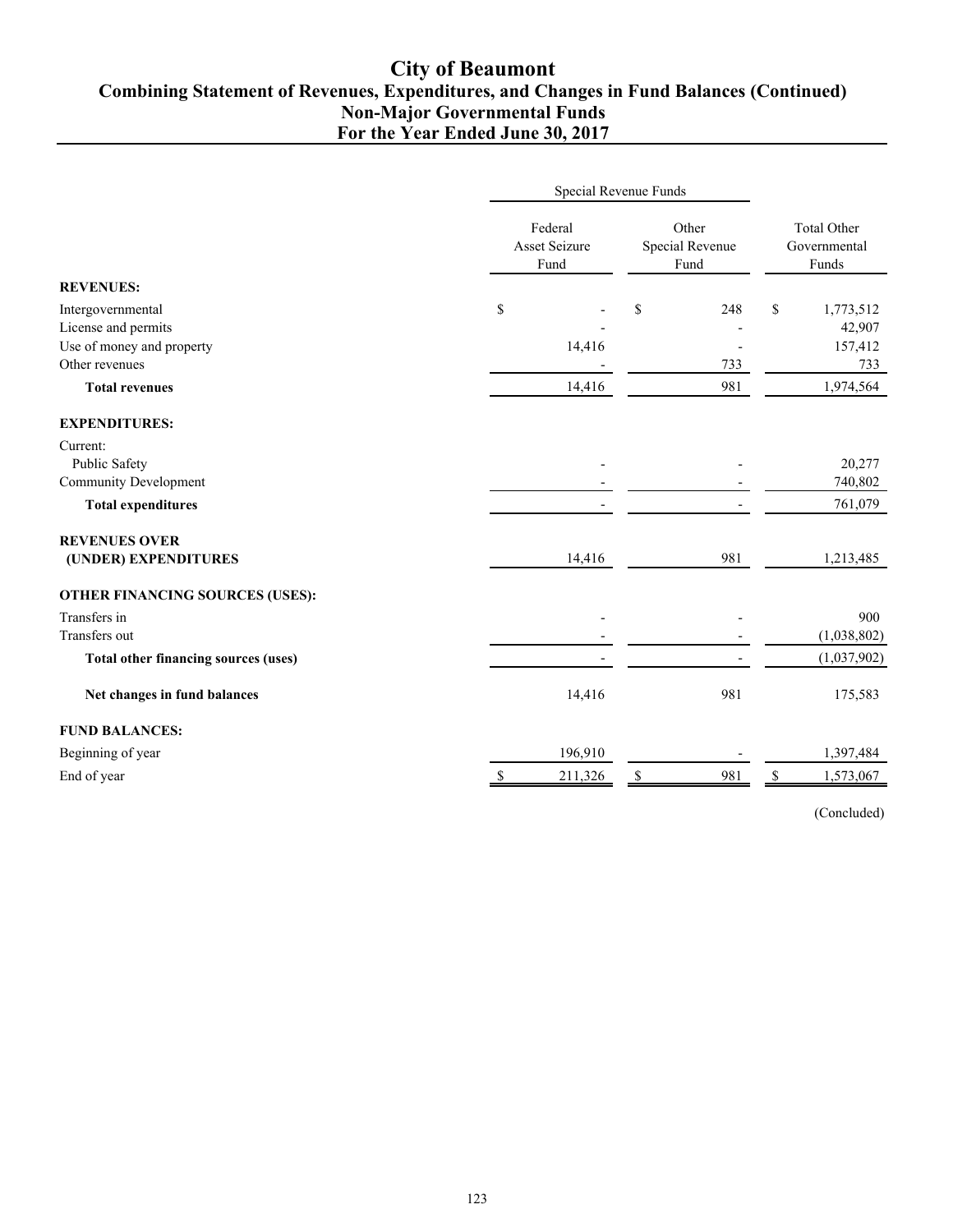# City of Beaumont

## Combining Statement of Revenues, Expenditures, and Changes in Fund Balances (Continued)

## Non-Major Governmental Funds

## For the Year Ended June 30, 2017

| | Special Revenue Funds | | |
|---|---|---|---|
| | Federal Asset Seizure Fund | Other Special Revenue Fund | Total Other Governmental Funds |
| **REVENUES:** | | | |
| Intergovernmental | $ - | $ 248 | $ 1,773,512 |
| License and permits | - | - | 42,907 |
| Use of money and property | 14,416 | - | 157,412 |
| Other revenues | - | 733 | 733 |
| **Total revenues** | 14,416 | 981 | 1,974,564 |
| **EXPENDITURES:** | | | |
| Current: | | | |
| Public Safety | - | - | 20,277 |
| Community Development | - | - | 740,802 |
| **Total expenditures** | - | - | 761,079 |
| **REVENUES OVER (UNDER) EXPENDITURES** | 14,416 | 981 | 1,213,485 |
| **OTHER FINANCING SOURCES (USES):** | | | |
| Transfers in | - | - | 900 |
| Transfers out | - | - | (1,038,802) |
| **Total other financing sources (uses)** | - | - | (1,037,902) |
| **Net changes in fund balances** | 14,416 | 981 | 175,583 |
| **FUND BALANCES:** | | | |
| Beginning of year | 196,910 | - | 1,397,484 |
| End of year | $ 211,326 | $ 981 | $ 1,573,067 |

(Concluded)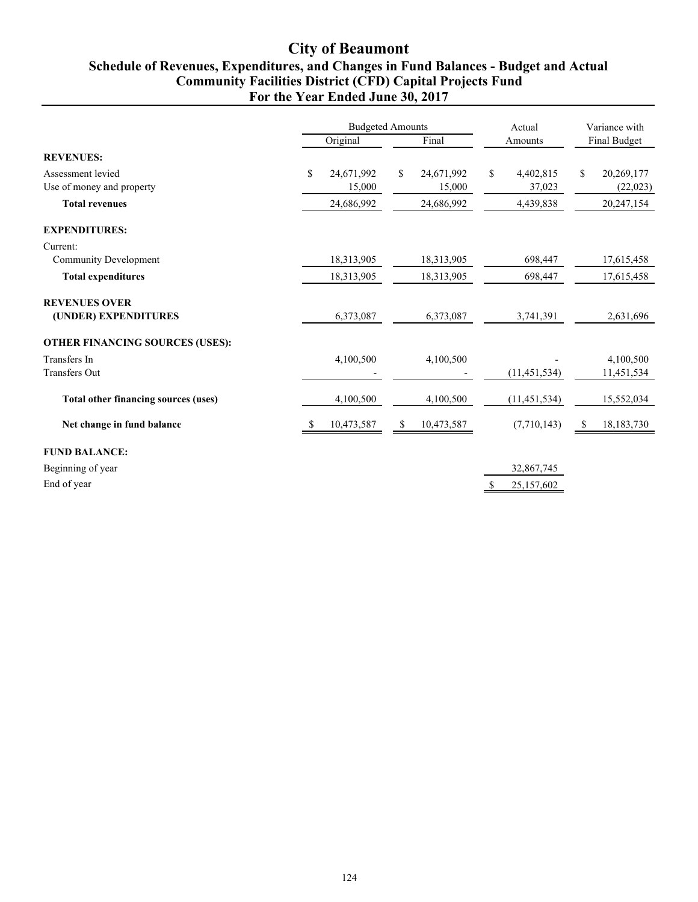# City of Beaumont

## Schedule of Revenues, Expenditures, and Changes in Fund Balances - Budget and Actual
## Community Facilities District (CFD) Capital Projects Fund
## For the Year Ended June 30, 2017

| | Budgeted Amounts | | Actual | Variance with |
|---|---|---|---|---|
| | Original | Final | Amounts | Final Budget |
| **REVENUES:** | | | | |
| Assessment levied | $ 24,671,992 | $ 24,671,992 | $ 4,402,815 | $ 20,269,177 |
| Use of money and property | 15,000 | 15,000 | 37,023 | (22,023) |
| **Total revenues** | 24,686,992 | 24,686,992 | 4,439,838 | 20,247,154 |
| **EXPENDITURES:** | | | | |
| Current: | | | | |
| Community Development | 18,313,905 | 18,313,905 | 698,447 | 17,615,458 |
| **Total expenditures** | 18,313,905 | 18,313,905 | 698,447 | 17,615,458 |
| **REVENUES OVER (UNDER) EXPENDITURES** | 6,373,087 | 6,373,087 | 3,741,391 | 2,631,696 |
| **OTHER FINANCING SOURCES (USES):** | | | | |
| Transfers In | 4,100,500 | 4,100,500 | - | 4,100,500 |
| Transfers Out | - | - | (11,451,534) | 11,451,534 |
| **Total other financing sources (uses)** | 4,100,500 | 4,100,500 | (11,451,534) | 15,552,034 |
| **Net change in fund balance** | $ 10,473,587 | $ 10,473,587 | (7,710,143) | $ 18,183,730 |
| **FUND BALANCE:** | | | | |
| Beginning of year | | | 32,867,745 | |
| End of year | | | $ 25,157,602 | |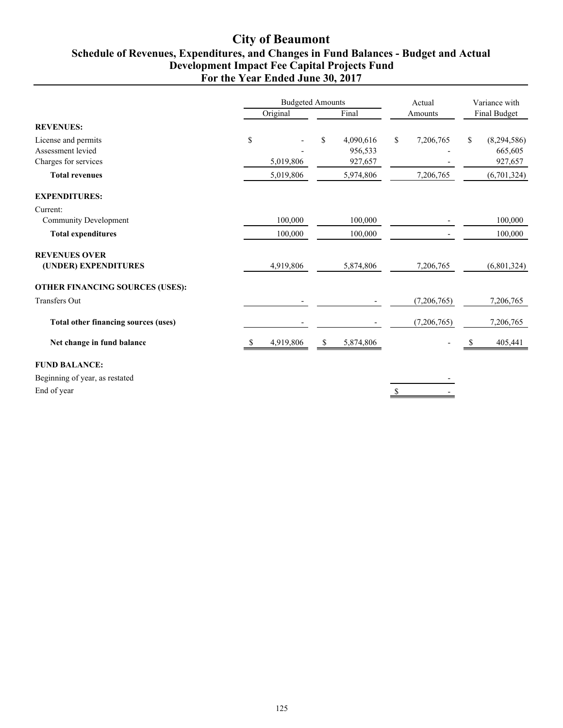# City of Beaumont

## Schedule of Revenues, Expenditures, and Changes in Fund Balances - Budget and Actual

## Development Impact Fee Capital Projects Fund

## For the Year Ended June 30, 2017

| | Budgeted Amounts | | Actual | Variance with |
|---|---|---|---|---|
| | Original | Final | Amounts | Final Budget |
| **REVENUES:** | | | | |
| License and permits | $ - | $ 4,090,616 | $ 7,206,765 | $ (8,294,586) |
| Assessment levied | - | 956,533 | - | 665,605 |
| Charges for services | 5,019,806 | 927,657 | - | 927,657 |
| **Total revenues** | 5,019,806 | 5,974,806 | 7,206,765 | (6,701,324) |
| **EXPENDITURES:** | | | | |
| Current: | | | | |
| Community Development | 100,000 | 100,000 | - | 100,000 |
| **Total expenditures** | 100,000 | 100,000 | - | 100,000 |
| **REVENUES OVER (UNDER) EXPENDITURES** | 4,919,806 | 5,874,806 | 7,206,765 | (6,801,324) |
| **OTHER FINANCING SOURCES (USES):** | | | | |
| Transfers Out | - | - | (7,206,765) | 7,206,765 |
| **Total other financing sources (uses)** | - | - | (7,206,765) | 7,206,765 |
| **Net change in fund balance** | $ 4,919,806 | $ 5,874,806 | - | $ 405,441 |
| **FUND BALANCE:** | | | | |
| Beginning of year, as restated | | | - | |
| End of year | | | $ - | |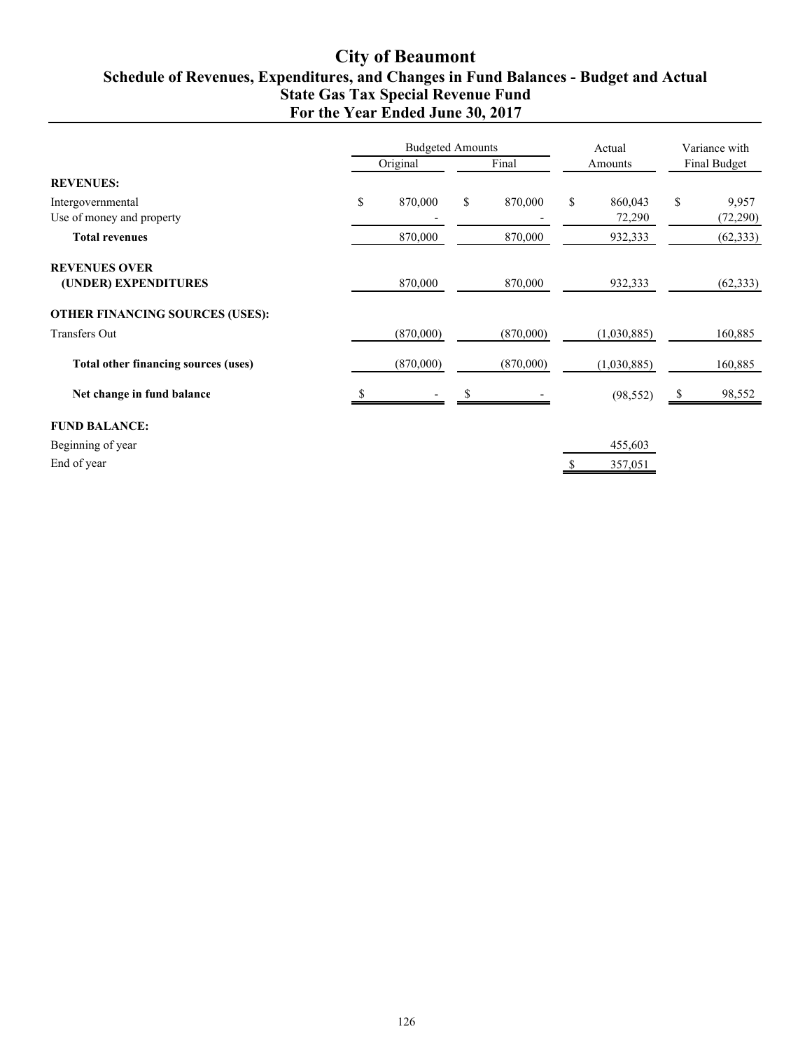# City of Beaumont

## Schedule of Revenues, Expenditures, and Changes in Fund Balances - Budget and Actual
## State Gas Tax Special Revenue Fund
## For the Year Ended June 30, 2017

| | Budgeted Amounts | | Actual | Variance with |
|---|---|---|---|---|
| | Original | Final | Amounts | Final Budget |
| **REVENUES:** | | | | |
| Intergovernmental | $ 870,000 | $ 870,000 | $ 860,043 | $ 9,957 |
| Use of money and property | - | - | 72,290 | (72,290) |
| **Total revenues** | 870,000 | 870,000 | 932,333 | (62,333) |
| **REVENUES OVER (UNDER) EXPENDITURES** | 870,000 | 870,000 | 932,333 | (62,333) |
| **OTHER FINANCING SOURCES (USES):** | | | | |
| Transfers Out | (870,000) | (870,000) | (1,030,885) | 160,885 |
| **Total other financing sources (uses)** | (870,000) | (870,000) | (1,030,885) | 160,885 |
| **Net change in fund balance** | $ - | $ - | (98,552) | $ 98,552 |
| **FUND BALANCE:** | | | | |
| Beginning of year | | | 455,603 | |
| End of year | | | $ 357,051 | |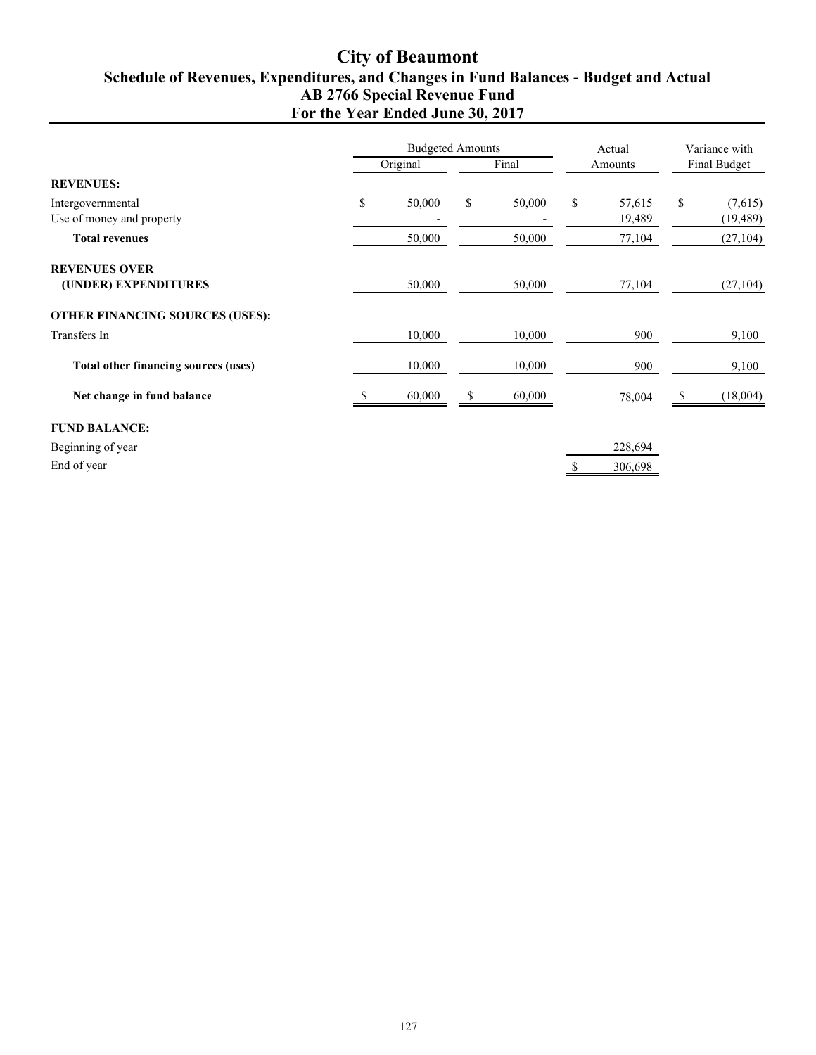# City of Beaumont
## Schedule of Revenues, Expenditures, and Changes in Fund Balances - Budget and Actual
## AB 2766 Special Revenue Fund
## For the Year Ended June 30, 2017

| | Budgeted Amounts | | Actual | Variance with |
|---|---|---|---|---|
| | Original | Final | Amounts | Final Budget |
| **REVENUES:** | | | | |
| Intergovernmental | $ 50,000 | $ 50,000 | $ 57,615 | $ (7,615) |
| Use of money and property | - | - | 19,489 | (19,489) |
| **Total revenues** | 50,000 | 50,000 | 77,104 | (27,104) |
| **REVENUES OVER (UNDER) EXPENDITURES** | 50,000 | 50,000 | 77,104 | (27,104) |
| **OTHER FINANCING SOURCES (USES):** | | | | |
| Transfers In | 10,000 | 10,000 | 900 | 9,100 |
| **Total other financing sources (uses)** | 10,000 | 10,000 | 900 | 9,100 |
| **Net change in fund balance** | $ 60,000 | $ 60,000 | 78,004 | $ (18,004) |
| **FUND BALANCE:** | | | | |
| Beginning of year | | | 228,694 | |
| End of year | | | $ 306,698 | |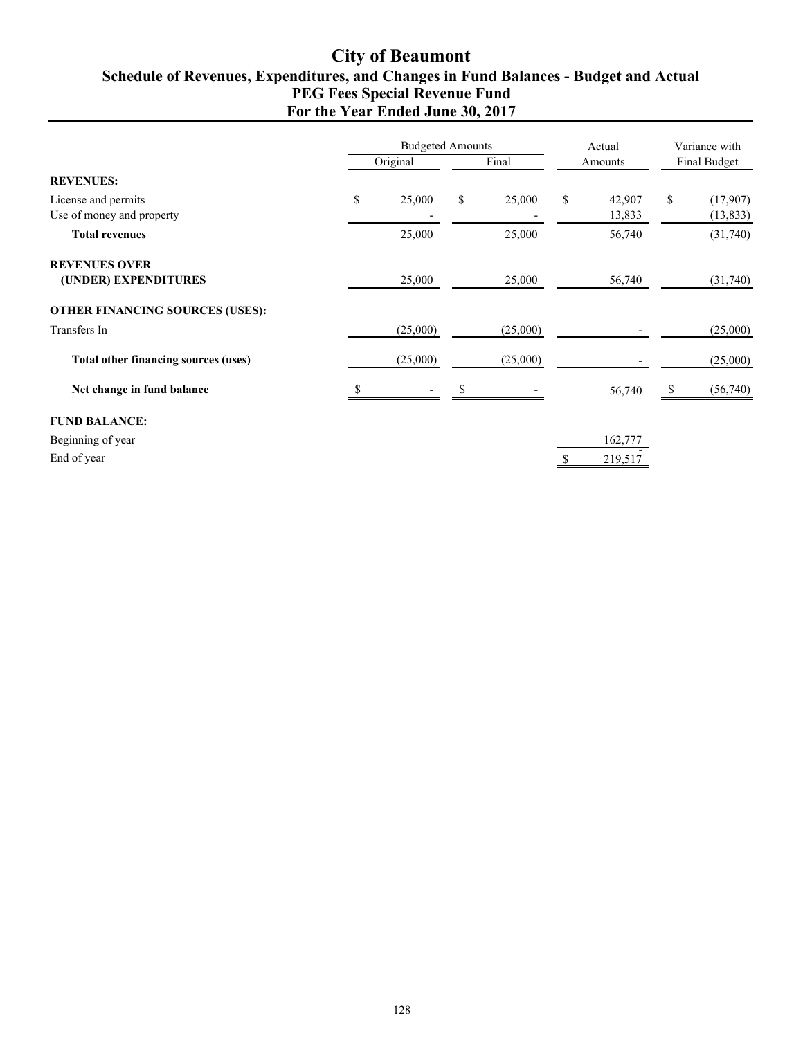# City of Beaumont
## Schedule of Revenues, Expenditures, and Changes in Fund Balances - Budget and Actual
## PEG Fees Special Revenue Fund
## For the Year Ended June 30, 2017

| | Budgeted Amounts | | Actual | Variance with |
|---|---|---|---|---|
| | Original | Final | Amounts | Final Budget |
| **REVENUES:** | | | | |
| License and permits | $ 25,000 | $ 25,000 | $ 42,907 | $ (17,907) |
| Use of money and property | - | - | 13,833 | (13,833) |
| **Total revenues** | 25,000 | 25,000 | 56,740 | (31,740) |
| **REVENUES OVER (UNDER) EXPENDITURES** | 25,000 | 25,000 | 56,740 | (31,740) |
| **OTHER FINANCING SOURCES (USES):** | | | | |
| Transfers In | (25,000) | (25,000) | - | (25,000) |
| **Total other financing sources (uses)** | (25,000) | (25,000) | - | (25,000) |
| **Net change in fund balance** | $ - | $ - | 56,740 | $ (56,740) |
| **FUND BALANCE:** | | | | |
| Beginning of year | | | 162,777 | |
| End of year | | | $ 219,517 | |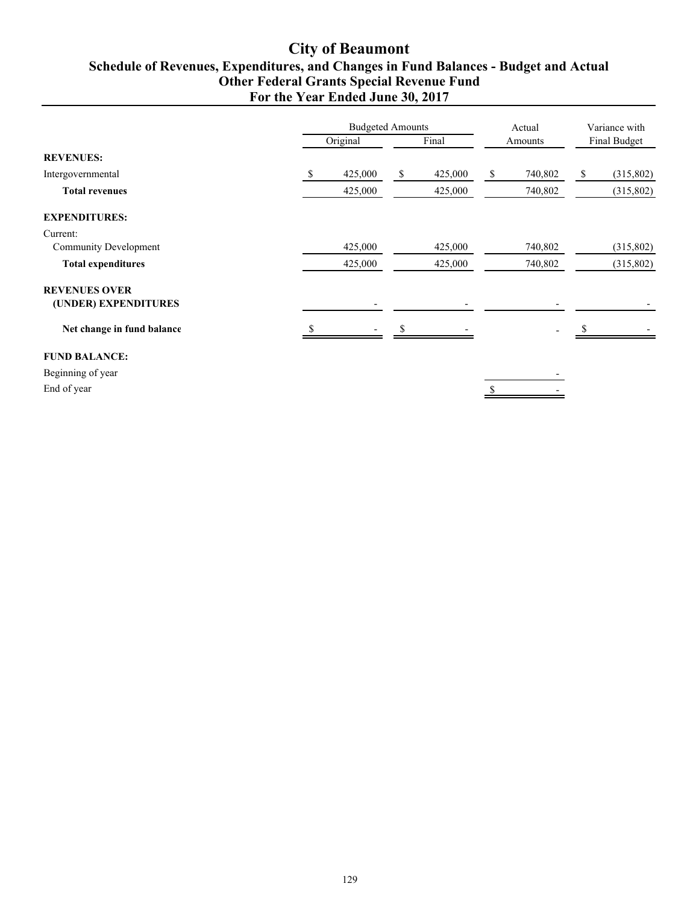# City of Beaumont
## Schedule of Revenues, Expenditures, and Changes in Fund Balances - Budget and Actual
## Other Federal Grants Special Revenue Fund
## For the Year Ended June 30, 2017

| | Budgeted Amounts | | Actual | Variance with |
|---|---|---|---|---|
| | Original | Final | Amounts | Final Budget |
| **REVENUES:** | | | | |
| Intergovernmental | $ 425,000 | $ 425,000 | $ 740,802 | $ (315,802) |
| **Total revenues** | 425,000 | 425,000 | 740,802 | (315,802) |
| **EXPENDITURES:** | | | | |
| Current: | | | | |
| Community Development | 425,000 | 425,000 | 740,802 | (315,802) |
| **Total expenditures** | 425,000 | 425,000 | 740,802 | (315,802) |
| **REVENUES OVER (UNDER) EXPENDITURES** | - | - | - | - |
| **Net change in fund balance** | $ - | $ - | - | $ - |
| **FUND BALANCE:** | | | | |
| Beginning of year | | | - | |
| End of year | | | $ - | |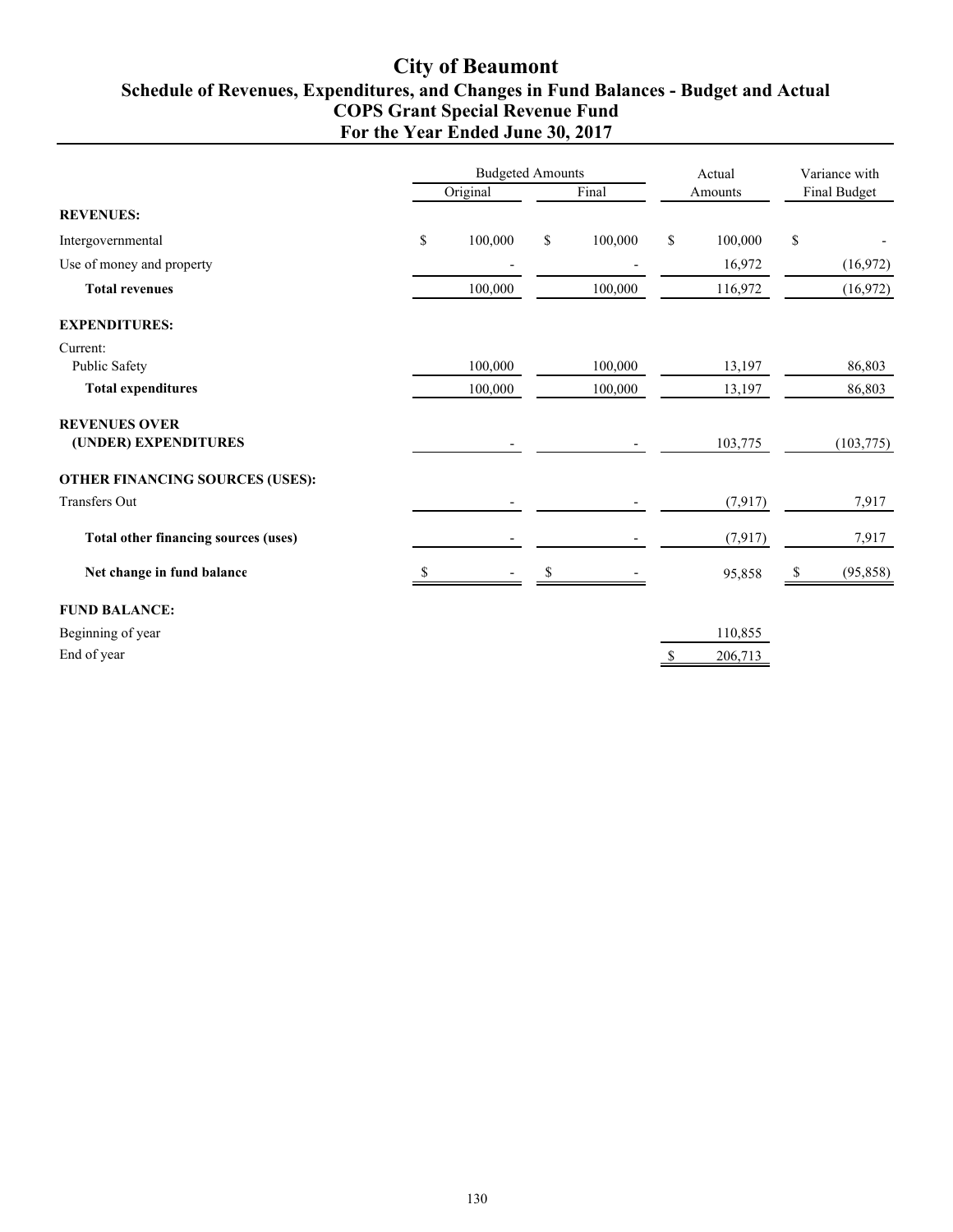# City of Beaumont

## Schedule of Revenues, Expenditures, and Changes in Fund Balances - Budget and Actual
## COPS Grant Special Revenue Fund
## For the Year Ended June 30, 2017

| | Budgeted Amounts | | Actual | Variance with |
|---|---|---|---|---|
| | Original | Final | Amounts | Final Budget |
| **REVENUES:** | | | | |
| Intergovernmental | $ 100,000 | $ 100,000 | $ 100,000 | $ - |
| Use of money and property | - | - | 16,972 | (16,972) |
| **Total revenues** | 100,000 | 100,000 | 116,972 | (16,972) |
| **EXPENDITURES:** | | | | |
| Current: | | | | |
| Public Safety | 100,000 | 100,000 | 13,197 | 86,803 |
| **Total expenditures** | 100,000 | 100,000 | 13,197 | 86,803 |
| **REVENUES OVER (UNDER) EXPENDITURES** | - | - | 103,775 | (103,775) |
| **OTHER FINANCING SOURCES (USES):** | | | | |
| Transfers Out | - | - | (7,917) | 7,917 |
| **Total other financing sources (uses)** | - | - | (7,917) | 7,917 |
| **Net change in fund balance** | $ - | $ - | 95,858 | $ (95,858) |
| **FUND BALANCE:** | | | | |
| Beginning of year | | | 110,855 | |
| End of year | | | $ 206,713 | |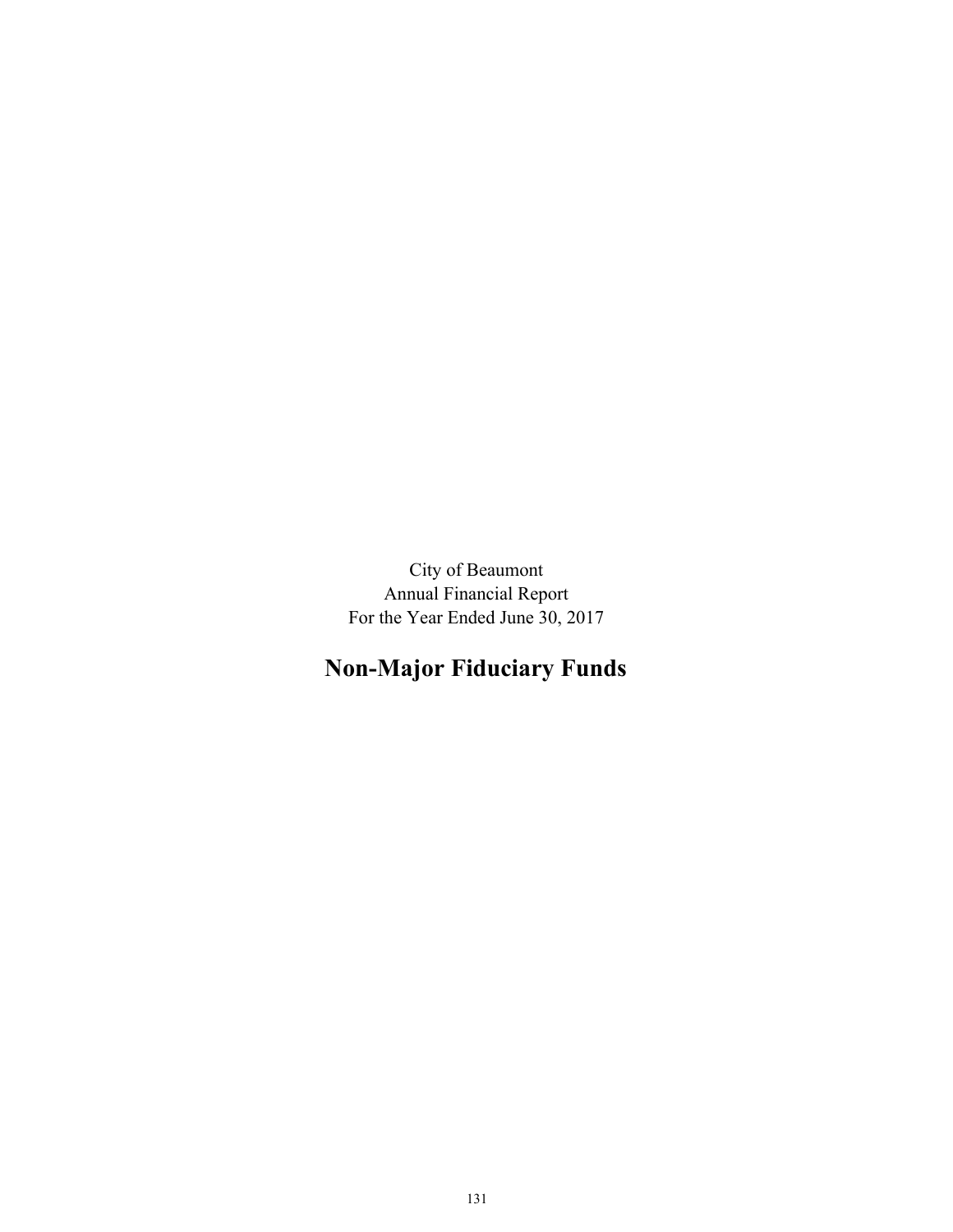City of Beaumont
Annual Financial Report
For the Year Ended June 30, 2017

# Non-Major Fiduciary Funds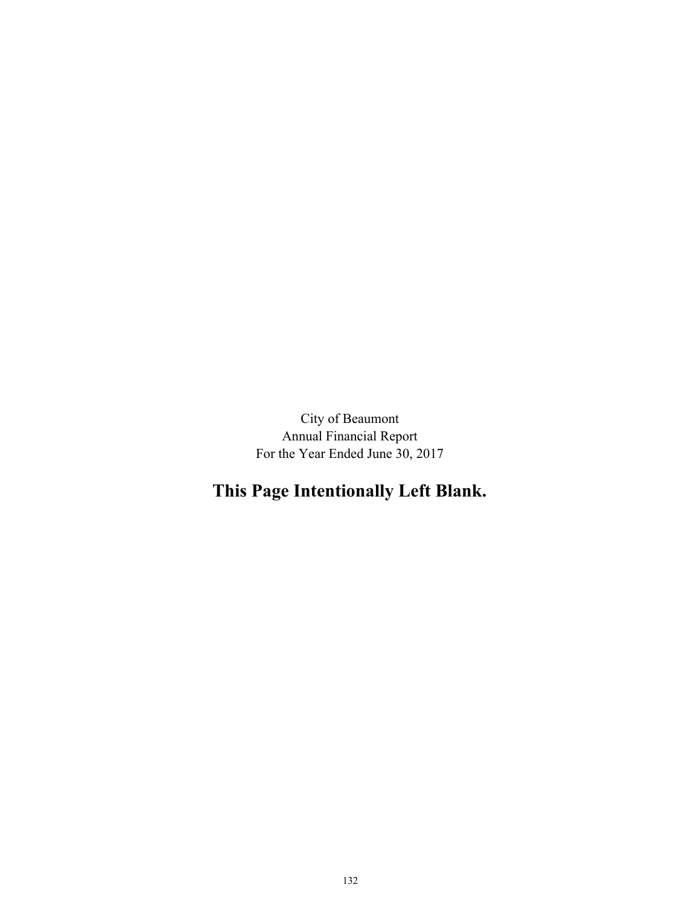City of Beaumont
Annual Financial Report
For the Year Ended June 30, 2017

**This Page Intentionally Left Blank.**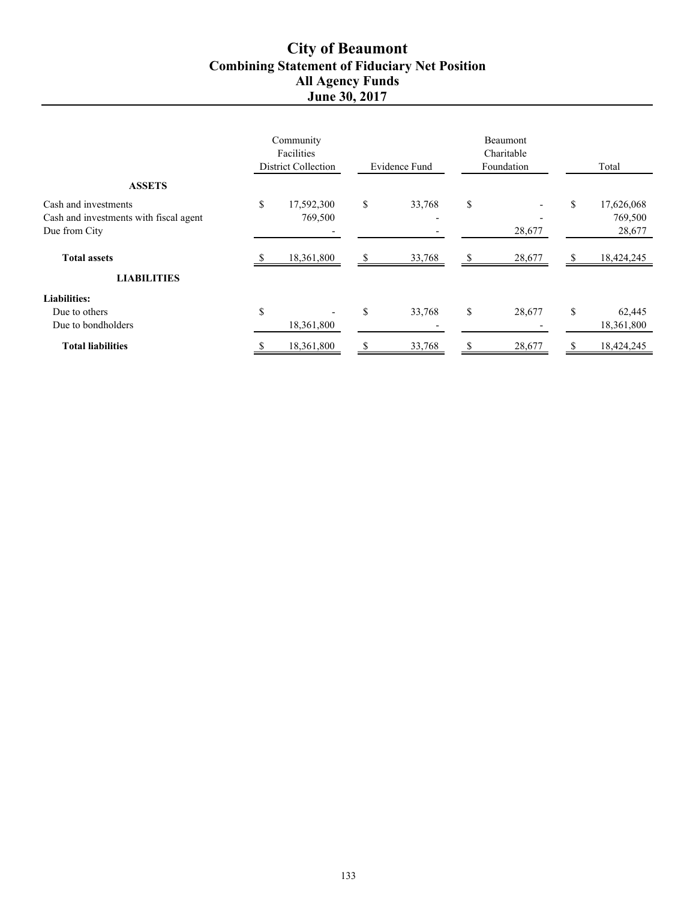# City of Beaumont
## Combining Statement of Fiduciary Net Position
## All Agency Funds
## June 30, 2017

| | Community Facilities District Collection | Evidence Fund | Beaumont Charitable Foundation | Total |
|---|---|---|---|---|
| **ASSETS** | | | | |
| Cash and investments | $ 17,592,300 | $ 33,768 | $ - | $ 17,626,068 |
| Cash and investments with fiscal agent | 769,500 | - | - | 769,500 |
| Due from City | - | - | 28,677 | 28,677 |
| **Total assets** | $ 18,361,800 | $ 33,768 | $ 28,677 | $ 18,424,245 |
| **LIABILITIES** | | | | |
| **Liabilities:** | | | | |
| Due to others | $ - | $ 33,768 | $ 28,677 | $ 62,445 |
| Due to bondholders | 18,361,800 | - | - | 18,361,800 |
| **Total liabilities** | $ 18,361,800 | $ 33,768 | $ 28,677 | $ 18,424,245 |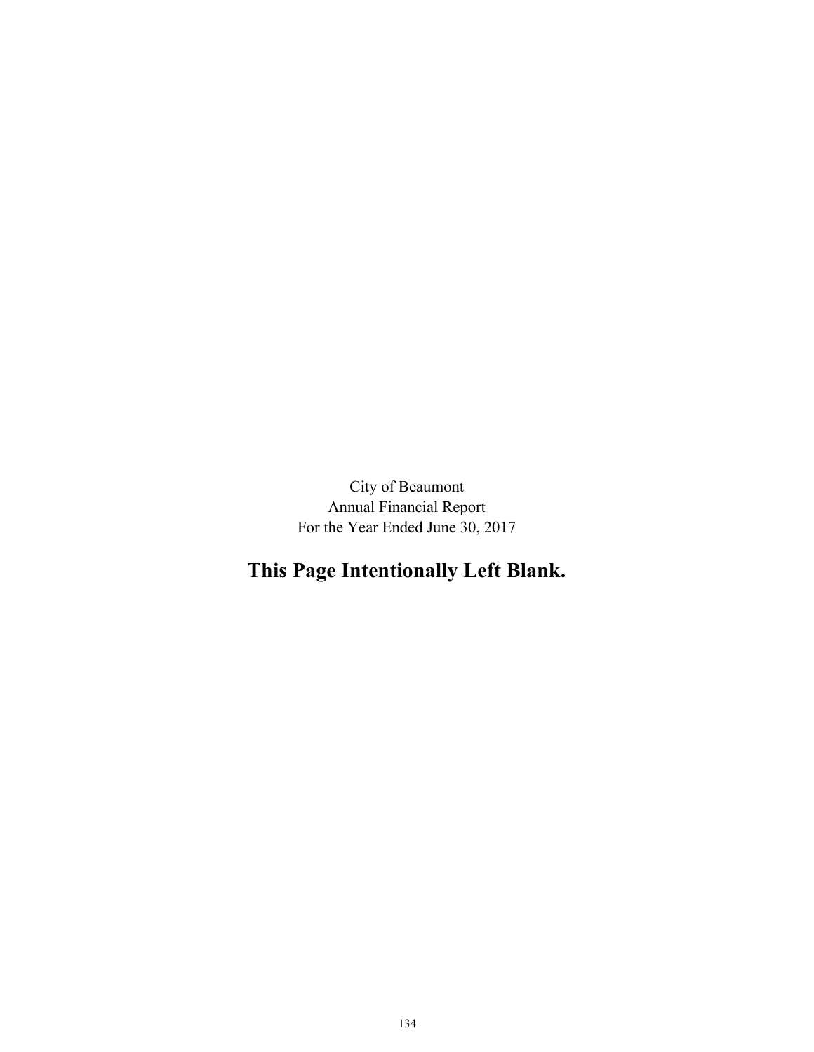City of Beaumont
Annual Financial Report
For the Year Ended June 30, 2017

**This Page Intentionally Left Blank.**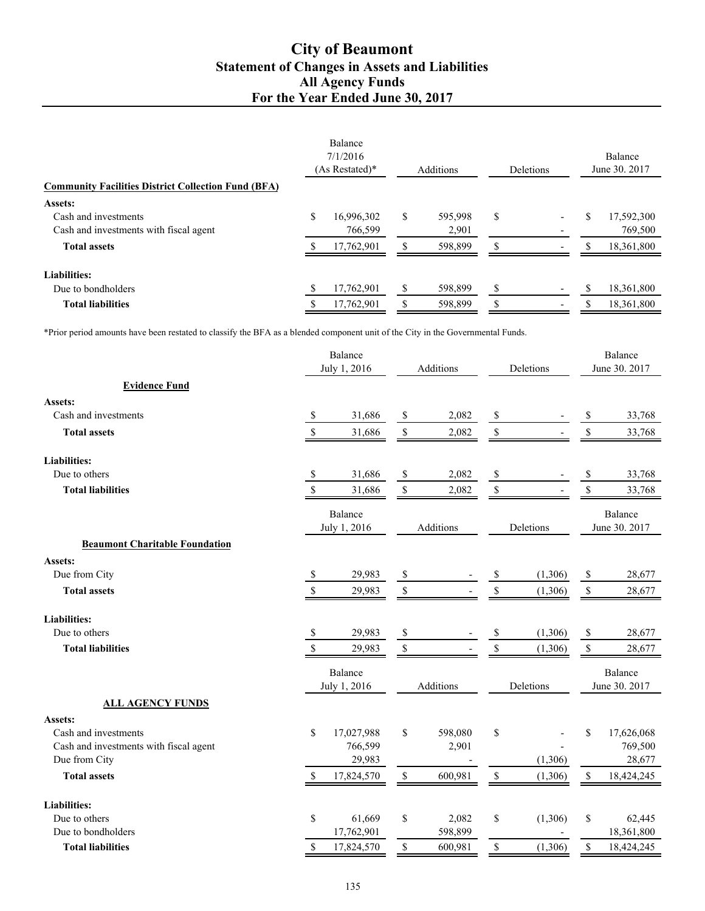# City of Beaumont
## Statement of Changes in Assets and Liabilities
## All Agency Funds
## For the Year Ended June 30, 2017

| | Balance 7/1/2016 (As Restated)* | Additions | Deletions | Balance June 30. 2017 |
|---|---|---|---|---|
| **Community Facilities District Collection Fund (BFA)** | | | | |
| **Assets:** | | | | |
| Cash and investments | $ 16,996,302 | $ 595,998 | $ - | $ 17,592,300 |
| Cash and investments with fiscal agent | 766,599 | 2,901 | - | 769,500 |
| **Total assets** | $ 17,762,901 | $ 598,899 | $ - | $ 18,361,800 |
| **Liabilities:** | | | | |
| Due to bondholders | $ 17,762,901 | $ 598,899 | $ - | $ 18,361,800 |
| **Total liabilities** | $ 17,762,901 | $ 598,899 | $ - | $ 18,361,800 |

*Prior period amounts have been restated to classify the BFA as a blended component unit of the City in the Governmental Funds.

| | Balance July 1, 2016 | Additions | Deletions | Balance June 30. 2017 |
|---|---|---|---|---|
| **Evidence Fund** | | | | |
| **Assets:** | | | | |
| Cash and investments | $ 31,686 | $ 2,082 | $ - | $ 33,768 |
| **Total assets** | $ 31,686 | $ 2,082 | $ - | $ 33,768 |
| **Liabilities:** | | | | |
| Due to others | $ 31,686 | $ 2,082 | $ - | $ 33,768 |
| **Total liabilities** | $ 31,686 | $ 2,082 | $ - | $ 33,768 |

| | Balance July 1, 2016 | Additions | Deletions | Balance June 30. 2017 |
|---|---|---|---|---|
| **Beaumont Charitable Foundation** | | | | |
| **Assets:** | | | | |
| Due from City | $ 29,983 | $ - | $ (1,306) | $ 28,677 |
| **Total assets** | $ 29,983 | $ - | $ (1,306) | $ 28,677 |
| **Liabilities:** | | | | |
| Due to others | $ 29,983 | $ - | $ (1,306) | $ 28,677 |
| **Total liabilities** | $ 29,983 | $ - | $ (1,306) | $ 28,677 |

| | Balance July 1, 2016 | Additions | Deletions | Balance June 30. 2017 |
|---|---|---|---|---|
| **ALL AGENCY FUNDS** | | | | |
| **Assets:** | | | | |
| Cash and investments | $ 17,027,988 | $ 598,080 | $ - | $ 17,626,068 |
| Cash and investments with fiscal agent | 766,599 | 2,901 | - | 769,500 |
| Due from City | 29,983 | - | (1,306) | 28,677 |
| **Total assets** | $ 17,824,570 | $ 600,981 | $ (1,306) | $ 18,424,245 |
| **Liabilities:** | | | | |
| Due to others | $ 61,669 | $ 2,082 | $ (1,306) | $ 62,445 |
| Due to bondholders | 17,762,901 | 598,899 | - | 18,361,800 |
| **Total liabilities** | $ 17,824,570 | $ 600,981 | $ (1,306) | $ 18,424,245 |